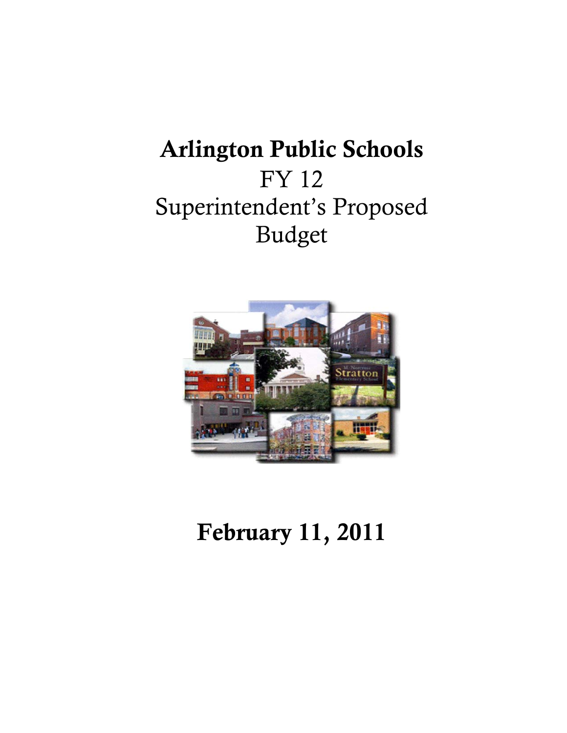# Arlington Public Schools

FY 12

Superintendent's Proposed Budget

**February 11, 2011**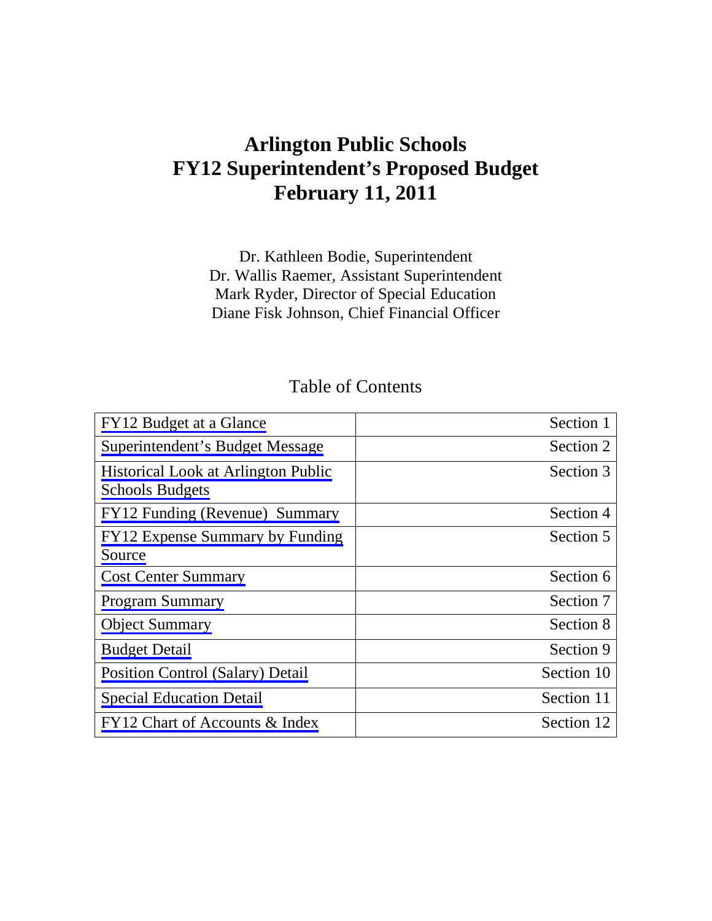# Arlington Public Schools
# FY12 Superintendent's Proposed Budget
# February 11, 2011

Dr. Kathleen Bodie, Superintendent
Dr. Wallis Raemer, Assistant Superintendent
Mark Ryder, Director of Special Education
Diane Fisk Johnson, Chief Financial Officer

## Table of Contents

| | |
|---|---|
| FY12 Budget at a Glance | Section 1 |
| Superintendent's Budget Message | Section 2 |
| Historical Look at Arlington Public Schools Budgets | Section 3 |
| FY12 Funding (Revenue) Summary | Section 4 |
| FY12 Expense Summary by Funding Source | Section 5 |
| Cost Center Summary | Section 6 |
| Program Summary | Section 7 |
| Object Summary | Section 8 |
| Budget Detail | Section 9 |
| Position Control (Salary) Detail | Section 10 |
| Special Education Detail | Section 11 |
| FY12 Chart of Accounts & Index | Section 12 |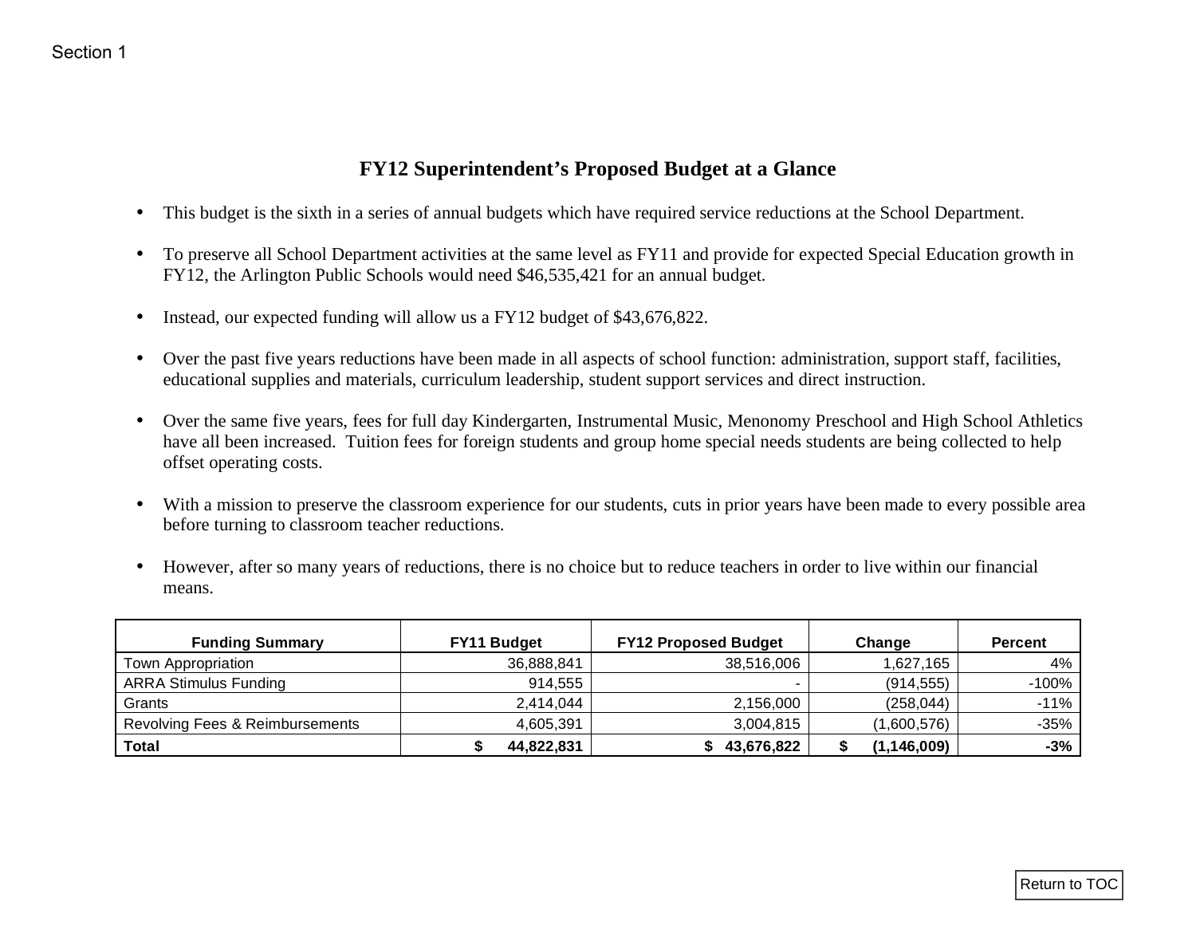Section 1

# FY12 Superintendent's Proposed Budget at a Glance

- This budget is the sixth in a series of annual budgets which have required service reductions at the School Department.
- To preserve all School Department activities at the same level as FY11 and provide for expected Special Education growth in FY12, the Arlington Public Schools would need $46,535,421 for an annual budget.
- Instead, our expected funding will allow us a FY12 budget of $43,676,822.
- Over the past five years reductions have been made in all aspects of school function: administration, support staff, facilities, educational supplies and materials, curriculum leadership, student support services and direct instruction.
- Over the same five years, fees for full day Kindergarten, Instrumental Music, Menonomy Preschool and High School Athletics have all been increased. Tuition fees for foreign students and group home special needs students are being collected to help offset operating costs.
- With a mission to preserve the classroom experience for our students, cuts in prior years have been made to every possible area before turning to classroom teacher reductions.
- However, after so many years of reductions, there is no choice but to reduce teachers in order to live within our financial means.

| Funding Summary | FY11 Budget | FY12 Proposed Budget | Change | Percent |
|---|---:|---:|---:|---:|
| Town Appropriation | 36,888,841 | 38,516,006 | 1,627,165 | 4% |
| ARRA Stimulus Funding | 914,555 | - | (914,555) | -100% |
| Grants | 2,414,044 | 2,156,000 | (258,044) | -11% |
| Revolving Fees & Reimbursements | 4,605,391 | 3,004,815 | (1,600,576) | -35% |
| **Total** | **$ 44,822,831** | **$ 43,676,822** | **$ (1,146,009)** | **-3%** |

Return to TOC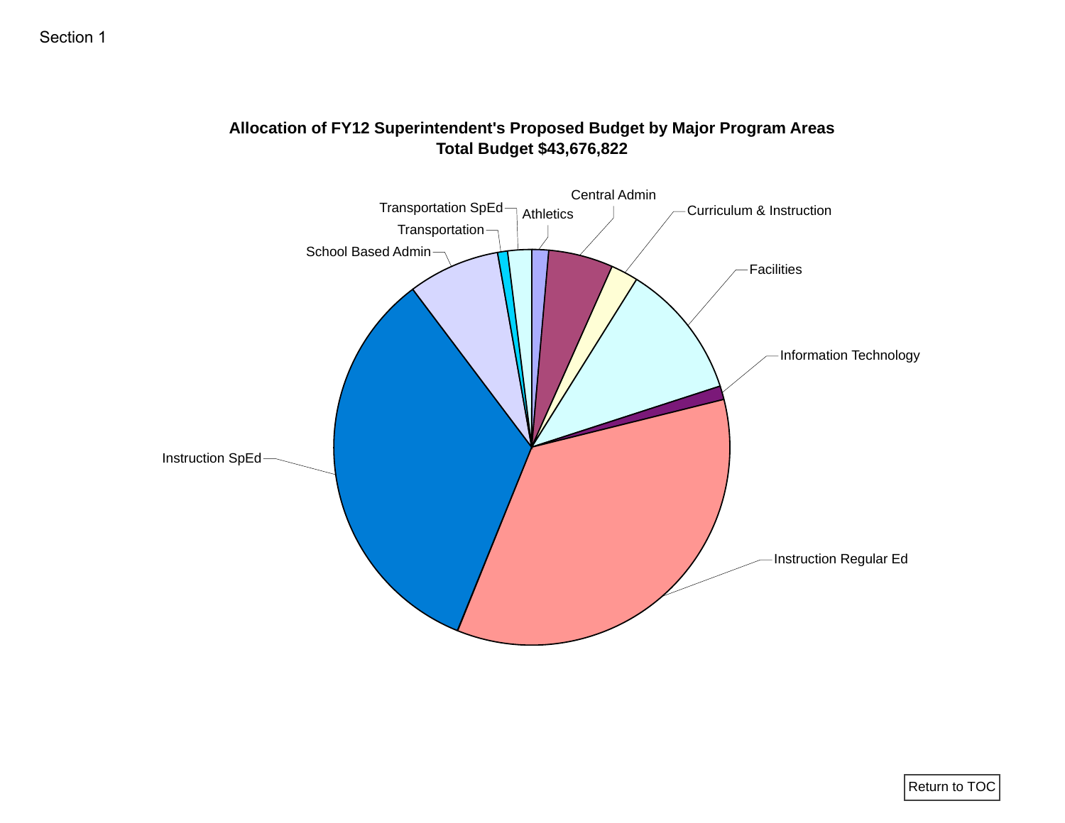Section 1

**Allocation of FY12 Superintendent's Proposed Budget by Major Program Areas**
**Total Budget $43,676,822**

- Athletics
- Central Admin
- Curriculum & Instruction
- Facilities
- Information Technology
- Instruction Regular Ed
- Instruction SpEd
- School Based Admin
- Transportation
- Transportation SpEd

Return to TOC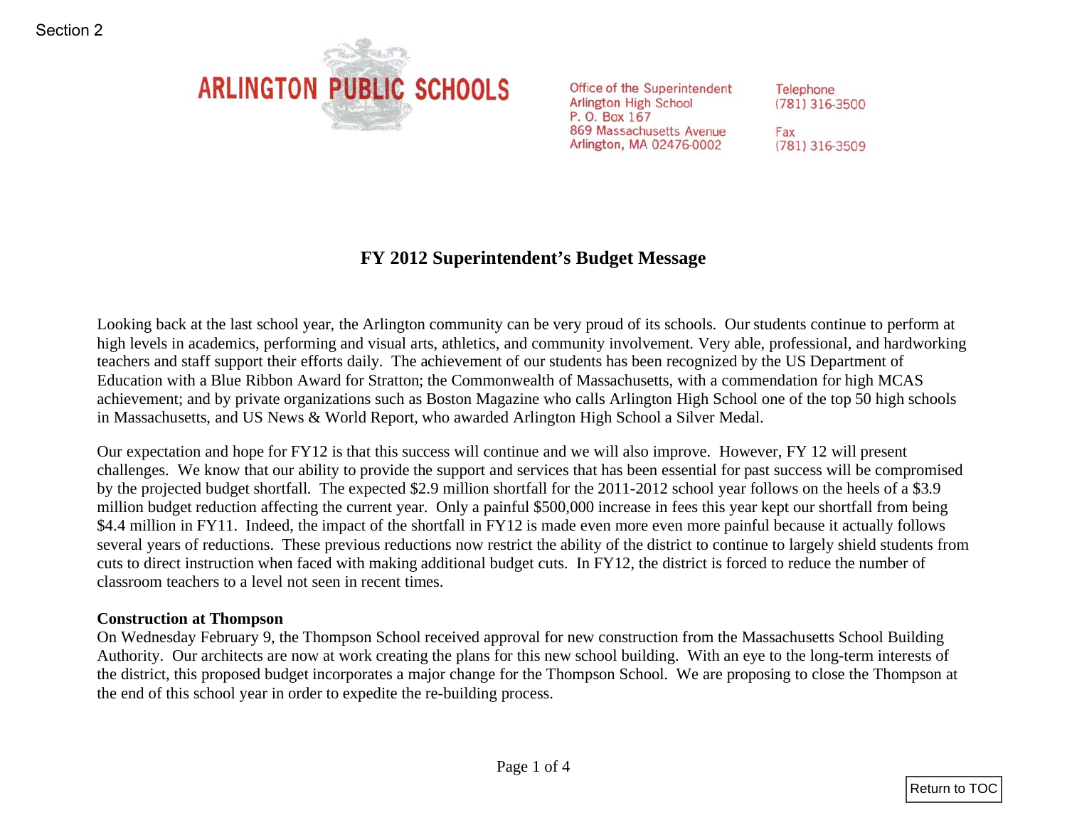Section 2

ARLINGTON PUBLIC SCHOOLS

Office of the Superintendent
Arlington High School
P. O. Box 167
869 Massachusetts Avenue
Arlington, MA 02476-0002

Telephone
(781) 316-3500

Fax
(781) 316-3509

# FY 2012 Superintendent's Budget Message

Looking back at the last school year, the Arlington community can be very proud of its schools. Our students continue to perform at high levels in academics, performing and visual arts, athletics, and community involvement. Very able, professional, and hardworking teachers and staff support their efforts daily. The achievement of our students has been recognized by the US Department of Education with a Blue Ribbon Award for Stratton; the Commonwealth of Massachusetts, with a commendation for high MCAS achievement; and by private organizations such as Boston Magazine who calls Arlington High School one of the top 50 high schools in Massachusetts, and US News & World Report, who awarded Arlington High School a Silver Medal.

Our expectation and hope for FY12 is that this success will continue and we will also improve. However, FY 12 will present challenges. We know that our ability to provide the support and services that has been essential for past success will be compromised by the projected budget shortfall. The expected $2.9 million shortfall for the 2011-2012 school year follows on the heels of a $3.9 million budget reduction affecting the current year. Only a painful $500,000 increase in fees this year kept our shortfall from being $4.4 million in FY11. Indeed, the impact of the shortfall in FY12 is made even more even more painful because it actually follows several years of reductions. These previous reductions now restrict the ability of the district to continue to largely shield students from cuts to direct instruction when faced with making additional budget cuts. In FY12, the district is forced to reduce the number of classroom teachers to a level not seen in recent times.

**Construction at Thompson**

On Wednesday February 9, the Thompson School received approval for new construction from the Massachusetts School Building Authority. Our architects are now at work creating the plans for this new school building. With an eye to the long-term interests of the district, this proposed budget incorporates a major change for the Thompson School. We are proposing to close the Thompson at the end of this school year in order to expedite the re-building process.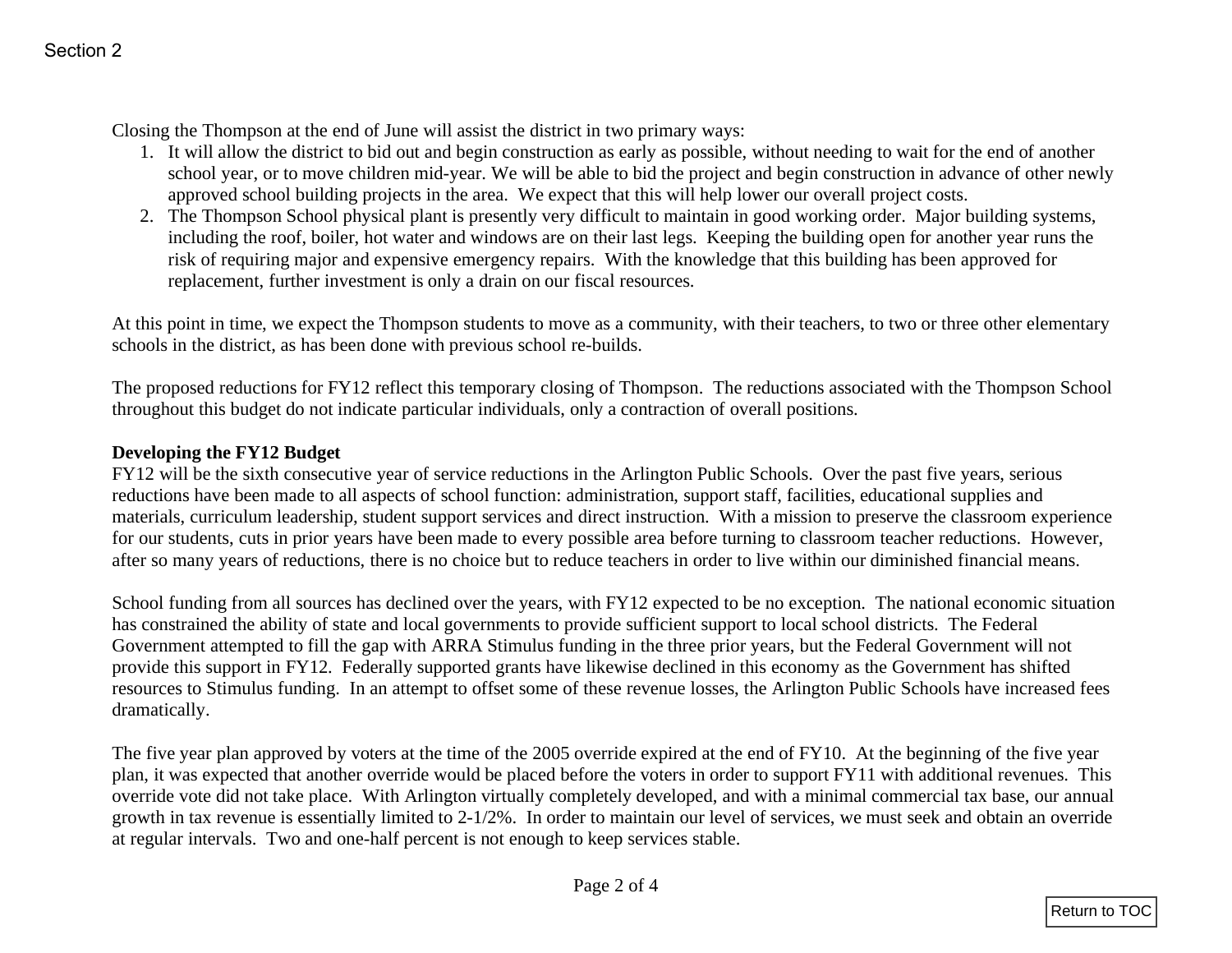Closing the Thompson at the end of June will assist the district in two primary ways:

1. It will allow the district to bid out and begin construction as early as possible, without needing to wait for the end of another school year, or to move children mid-year. We will be able to bid the project and begin construction in advance of other newly approved school building projects in the area. We expect that this will help lower our overall project costs.
2. The Thompson School physical plant is presently very difficult to maintain in good working order. Major building systems, including the roof, boiler, hot water and windows are on their last legs. Keeping the building open for another year runs the risk of requiring major and expensive emergency repairs. With the knowledge that this building has been approved for replacement, further investment is only a drain on our fiscal resources.

At this point in time, we expect the Thompson students to move as a community, with their teachers, to two or three other elementary schools in the district, as has been done with previous school re-builds.

The proposed reductions for FY12 reflect this temporary closing of Thompson. The reductions associated with the Thompson School throughout this budget do not indicate particular individuals, only a contraction of overall positions.

**Developing the FY12 Budget**

FY12 will be the sixth consecutive year of service reductions in the Arlington Public Schools. Over the past five years, serious reductions have been made to all aspects of school function: administration, support staff, facilities, educational supplies and materials, curriculum leadership, student support services and direct instruction. With a mission to preserve the classroom experience for our students, cuts in prior years have been made to every possible area before turning to classroom teacher reductions. However, after so many years of reductions, there is no choice but to reduce teachers in order to live within our diminished financial means.

School funding from all sources has declined over the years, with FY12 expected to be no exception. The national economic situation has constrained the ability of state and local governments to provide sufficient support to local school districts. The Federal Government attempted to fill the gap with ARRA Stimulus funding in the three prior years, but the Federal Government will not provide this support in FY12. Federally supported grants have likewise declined in this economy as the Government has shifted resources to Stimulus funding. In an attempt to offset some of these revenue losses, the Arlington Public Schools have increased fees dramatically.

The five year plan approved by voters at the time of the 2005 override expired at the end of FY10. At the beginning of the five year plan, it was expected that another override would be placed before the voters in order to support FY11 with additional revenues. This override vote did not take place. With Arlington virtually completely developed, and with a minimal commercial tax base, our annual growth in tax revenue is essentially limited to 2-1/2%. In order to maintain our level of services, we must seek and obtain an override at regular intervals. Two and one-half percent is not enough to keep services stable.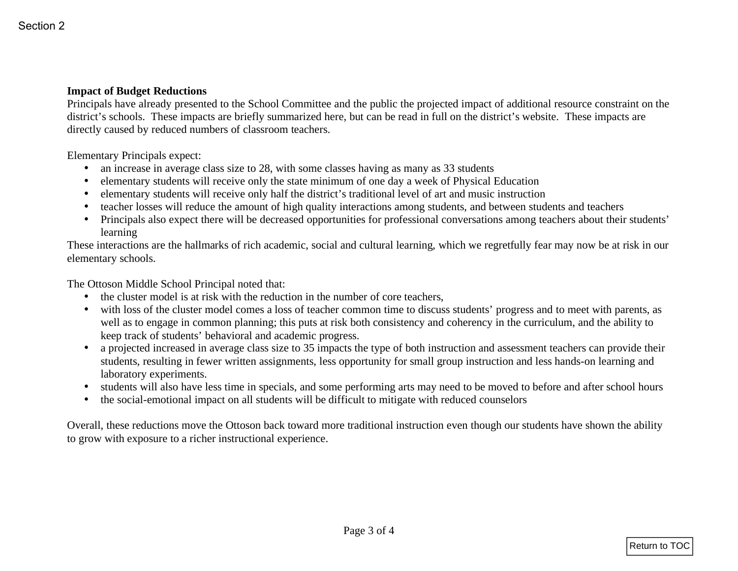**Impact of Budget Reductions**

Principals have already presented to the School Committee and the public the projected impact of additional resource constraint on the district's schools. These impacts are briefly summarized here, but can be read in full on the district's website. These impacts are directly caused by reduced numbers of classroom teachers.

Elementary Principals expect:

- an increase in average class size to 28, with some classes having as many as 33 students
- elementary students will receive only the state minimum of one day a week of Physical Education
- elementary students will receive only half the district's traditional level of art and music instruction
- teacher losses will reduce the amount of high quality interactions among students, and between students and teachers
- Principals also expect there will be decreased opportunities for professional conversations among teachers about their students' learning

These interactions are the hallmarks of rich academic, social and cultural learning, which we regretfully fear may now be at risk in our elementary schools.

The Ottoson Middle School Principal noted that:

- the cluster model is at risk with the reduction in the number of core teachers,
- with loss of the cluster model comes a loss of teacher common time to discuss students' progress and to meet with parents, as well as to engage in common planning; this puts at risk both consistency and coherency in the curriculum, and the ability to keep track of students' behavioral and academic progress.
- a projected increased in average class size to 35 impacts the type of both instruction and assessment teachers can provide their students, resulting in fewer written assignments, less opportunity for small group instruction and less hands-on learning and laboratory experiments.
- students will also have less time in specials, and some performing arts may need to be moved to before and after school hours
- the social-emotional impact on all students will be difficult to mitigate with reduced counselors

Overall, these reductions move the Ottoson back toward more traditional instruction even though our students have shown the ability to grow with exposure to a richer instructional experience.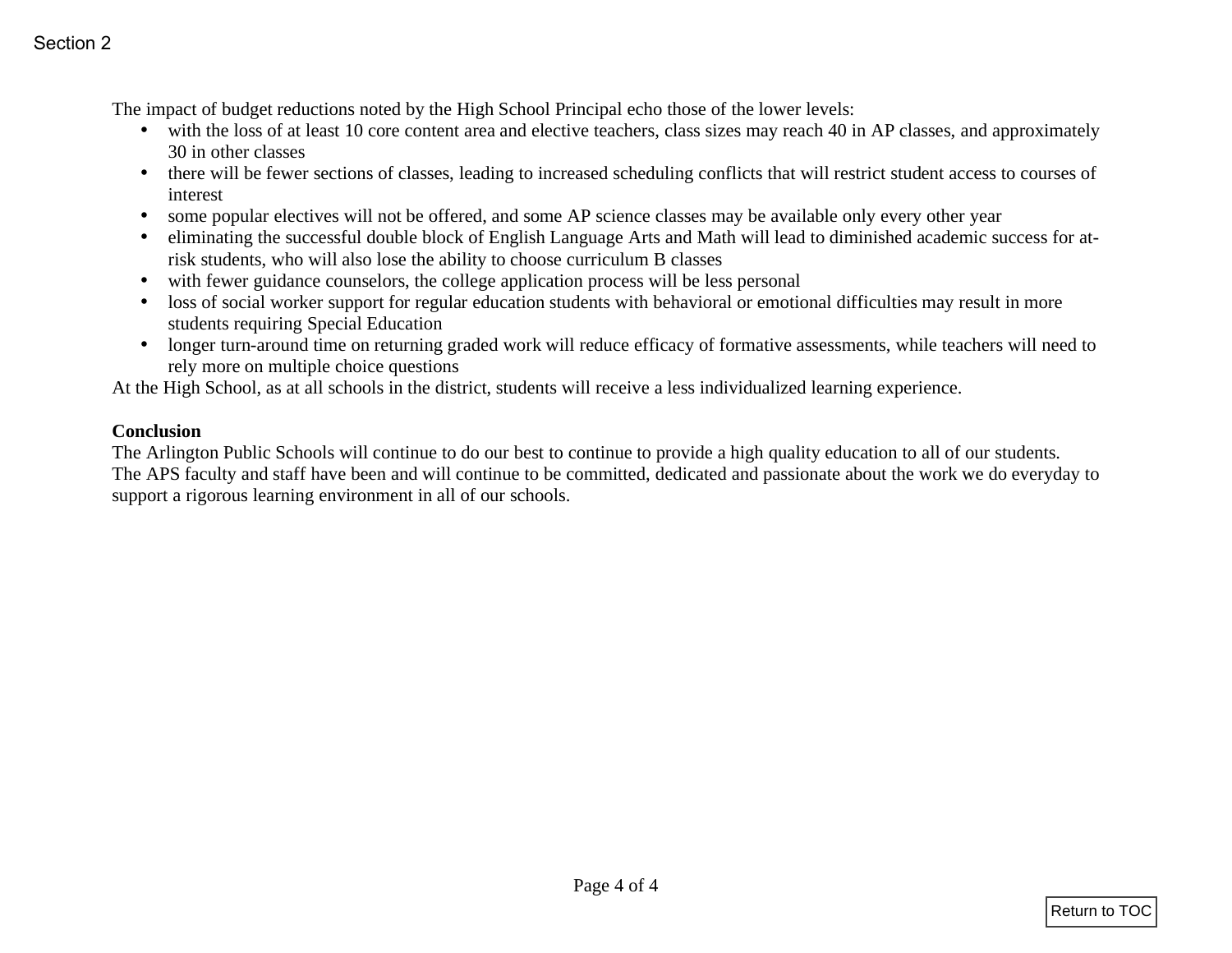The impact of budget reductions noted by the High School Principal echo those of the lower levels:

- with the loss of at least 10 core content area and elective teachers, class sizes may reach 40 in AP classes, and approximately 30 in other classes
- there will be fewer sections of classes, leading to increased scheduling conflicts that will restrict student access to courses of interest
- some popular electives will not be offered, and some AP science classes may be available only every other year
- eliminating the successful double block of English Language Arts and Math will lead to diminished academic success for at-risk students, who will also lose the ability to choose curriculum B classes
- with fewer guidance counselors, the college application process will be less personal
- loss of social worker support for regular education students with behavioral or emotional difficulties may result in more students requiring Special Education
- longer turn-around time on returning graded work will reduce efficacy of formative assessments, while teachers will need to rely more on multiple choice questions

At the High School, as at all schools in the district, students will receive a less individualized learning experience.

**Conclusion**

The Arlington Public Schools will continue to do our best to continue to provide a high quality education to all of our students. The APS faculty and staff have been and will continue to be committed, dedicated and passionate about the work we do everyday to support a rigorous learning environment in all of our schools.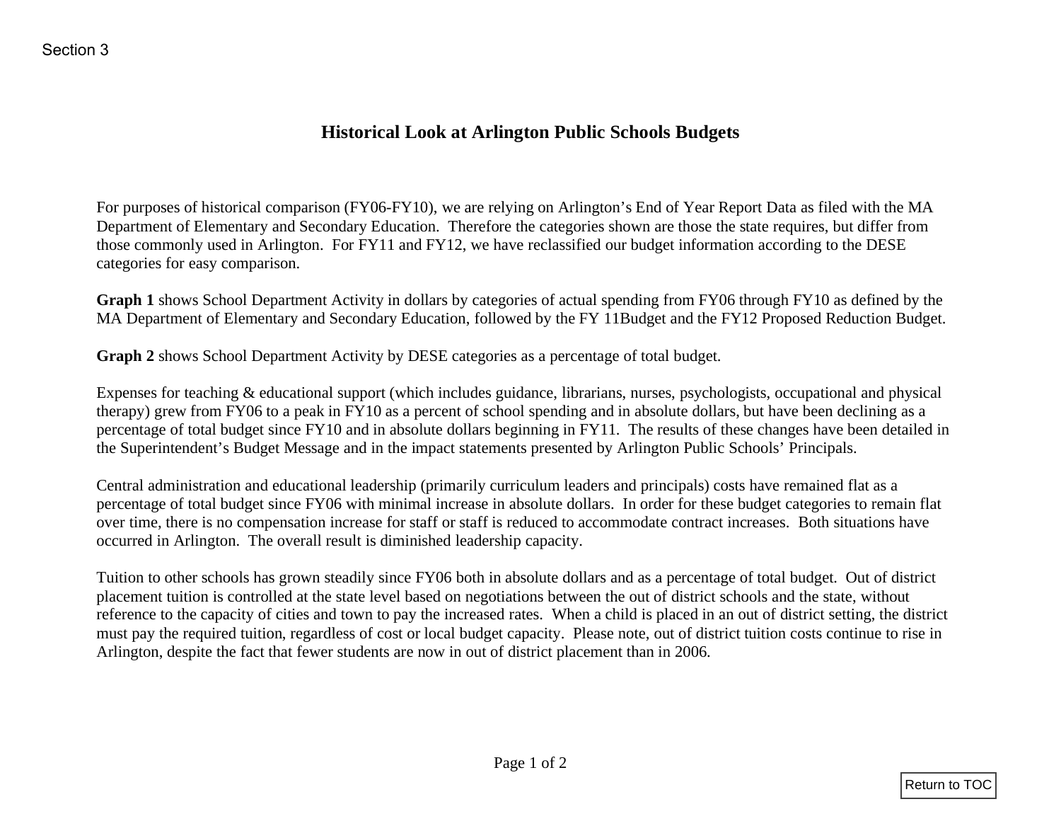Section 3

# Historical Look at Arlington Public Schools Budgets

For purposes of historical comparison (FY06-FY10), we are relying on Arlington's End of Year Report Data as filed with the MA Department of Elementary and Secondary Education. Therefore the categories shown are those the state requires, but differ from those commonly used in Arlington. For FY11 and FY12, we have reclassified our budget information according to the DESE categories for easy comparison.

**Graph 1** shows School Department Activity in dollars by categories of actual spending from FY06 through FY10 as defined by the MA Department of Elementary and Secondary Education, followed by the FY 11Budget and the FY12 Proposed Reduction Budget.

**Graph 2** shows School Department Activity by DESE categories as a percentage of total budget.

Expenses for teaching & educational support (which includes guidance, librarians, nurses, psychologists, occupational and physical therapy) grew from FY06 to a peak in FY10 as a percent of school spending and in absolute dollars, but have been declining as a percentage of total budget since FY10 and in absolute dollars beginning in FY11. The results of these changes have been detailed in the Superintendent's Budget Message and in the impact statements presented by Arlington Public Schools' Principals.

Central administration and educational leadership (primarily curriculum leaders and principals) costs have remained flat as a percentage of total budget since FY06 with minimal increase in absolute dollars. In order for these budget categories to remain flat over time, there is no compensation increase for staff or staff is reduced to accommodate contract increases. Both situations have occurred in Arlington. The overall result is diminished leadership capacity.

Tuition to other schools has grown steadily since FY06 both in absolute dollars and as a percentage of total budget. Out of district placement tuition is controlled at the state level based on negotiations between the out of district schools and the state, without reference to the capacity of cities and town to pay the increased rates. When a child is placed in an out of district setting, the district must pay the required tuition, regardless of cost or local budget capacity. Please note, out of district tuition costs continue to rise in Arlington, despite the fact that fewer students are now in out of district placement than in 2006.

Return to TOC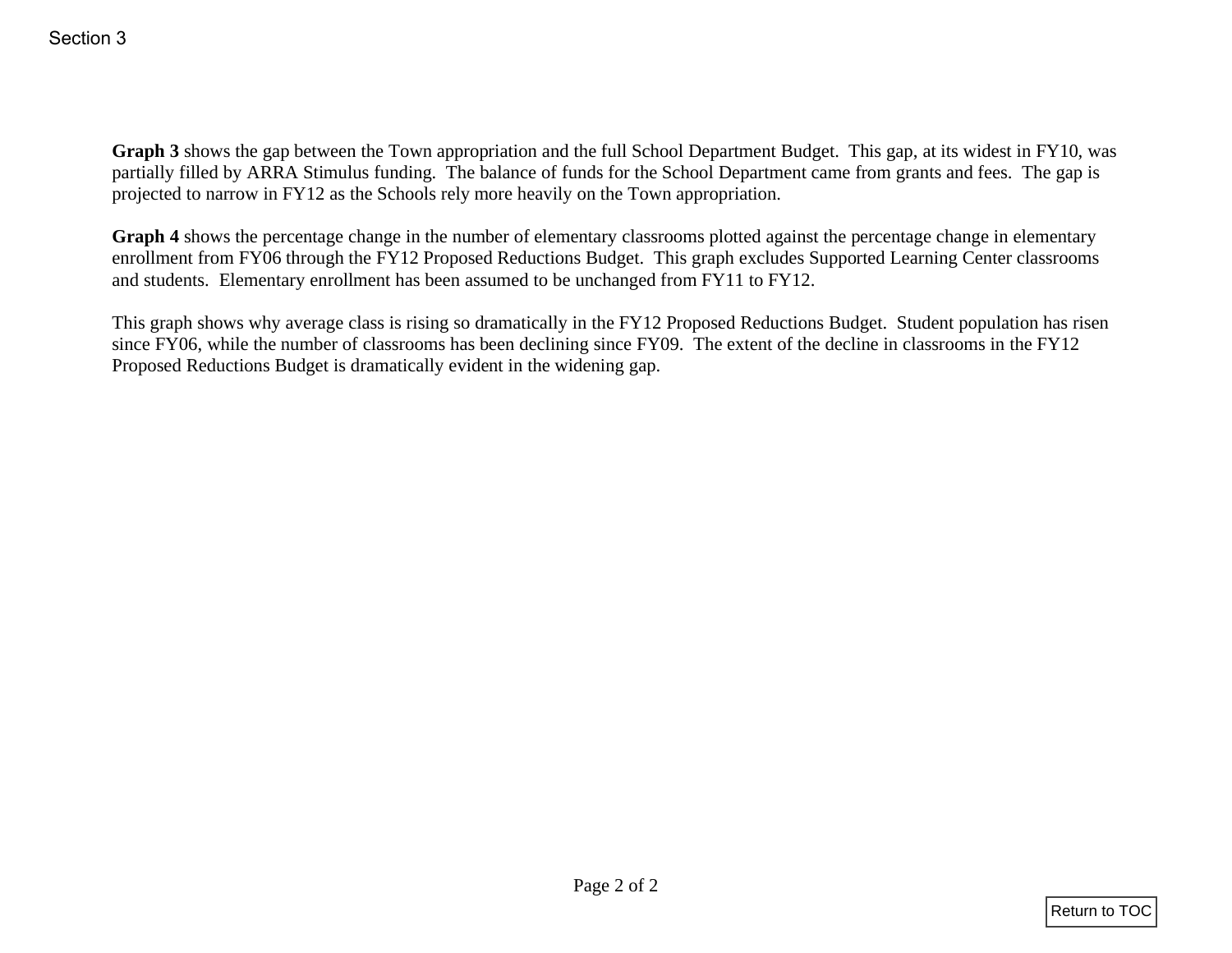**Graph 3** shows the gap between the Town appropriation and the full School Department Budget. This gap, at its widest in FY10, was partially filled by ARRA Stimulus funding. The balance of funds for the School Department came from grants and fees. The gap is projected to narrow in FY12 as the Schools rely more heavily on the Town appropriation.

**Graph 4** shows the percentage change in the number of elementary classrooms plotted against the percentage change in elementary enrollment from FY06 through the FY12 Proposed Reductions Budget. This graph excludes Supported Learning Center classrooms and students. Elementary enrollment has been assumed to be unchanged from FY11 to FY12.

This graph shows why average class is rising so dramatically in the FY12 Proposed Reductions Budget. Student population has risen since FY06, while the number of classrooms has been declining since FY09. The extent of the decline in classrooms in the FY12 Proposed Reductions Budget is dramatically evident in the widening gap.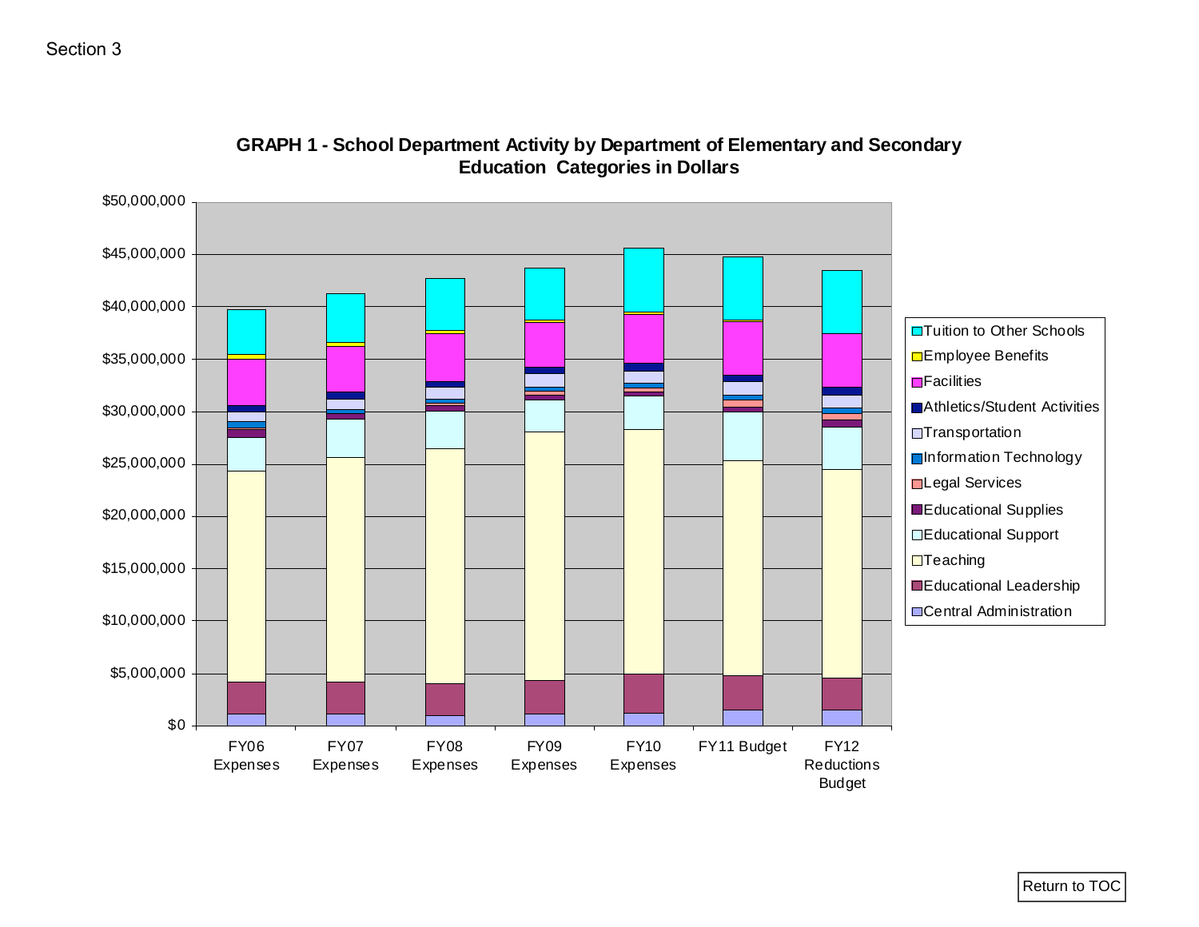Section 3

## GRAPH 1 - School Department Activity by Department of Elementary and Secondary Education Categories in Dollars

$50,000,000
$45,000,000
$40,000,000
$35,000,000
$30,000,000
$25,000,000
$20,000,000
$15,000,000
$10,000,000
$5,000,000
$0

FY06 Expenses | FY07 Expenses | FY08 Expenses | FY09 Expenses | FY10 Expenses | FY11 Budget | FY12 Reductions Budget

- Tuition to Other Schools
- Employee Benefits
- Facilities
- Athletics/Student Activities
- Transportation
- Information Technology
- Legal Services
- Educational Supplies
- Educational Support
- Teaching
- Educational Leadership
- Central Administration

Return to TOC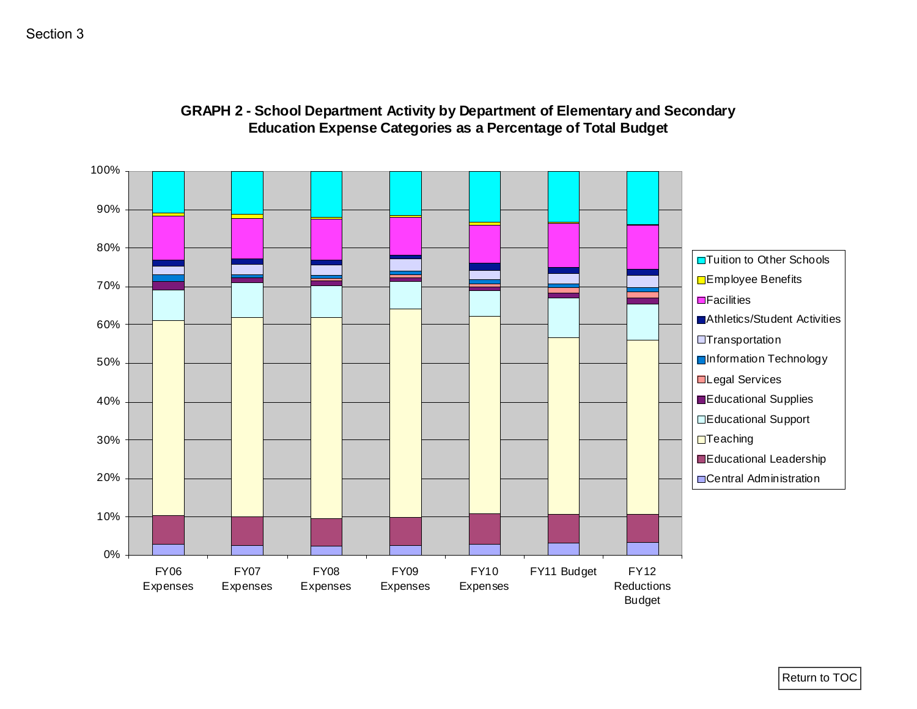Section 3

## GRAPH 2 - School Department Activity by Department of Elementary and Secondary Education Expense Categories as a Percentage of Total Budget

100%
90%
80%
70%
60%
50%
40%
30%
20%
10%
0%

FY06 Expenses | FY07 Expenses | FY08 Expenses | FY09 Expenses | FY10 Expenses | FY11 Budget | FY12 Reductions Budget

- Tuition to Other Schools
- Employee Benefits
- Facilities
- Athletics/Student Activities
- Transportation
- Information Technology
- Legal Services
- Educational Supplies
- Educational Support
- Teaching
- Educational Leadership
- Central Administration

Return to TOC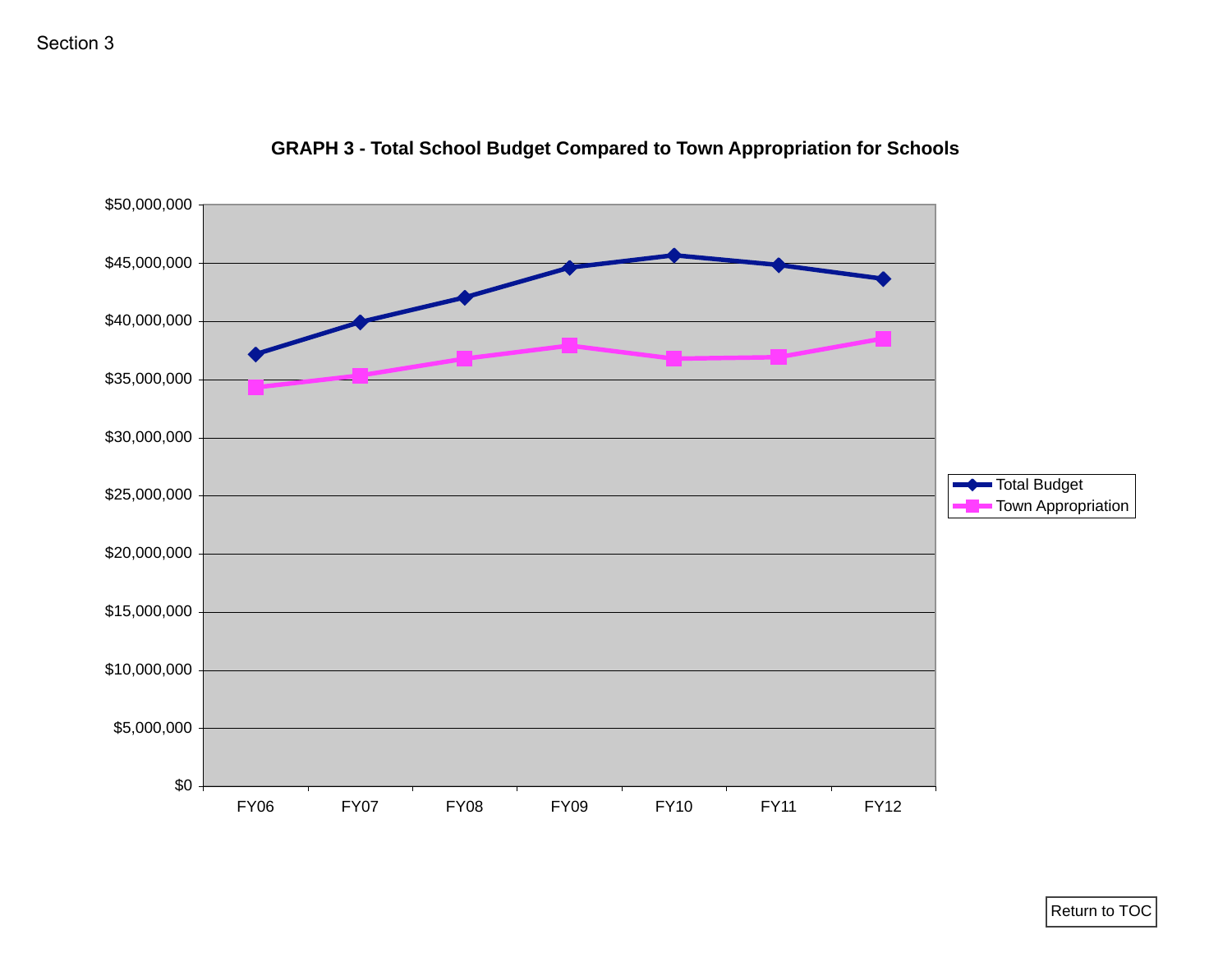Section 3

## GRAPH 3 - Total School Budget Compared to Town Appropriation for Schools

$50,000,000
$45,000,000
$40,000,000
$35,000,000
$30,000,000
$25,000,000
$20,000,000
$15,000,000
$10,000,000
$5,000,000
$0

FY06 FY07 FY08 FY09 FY10 FY11 FY12

Total Budget
Town Appropriation

Return to TOC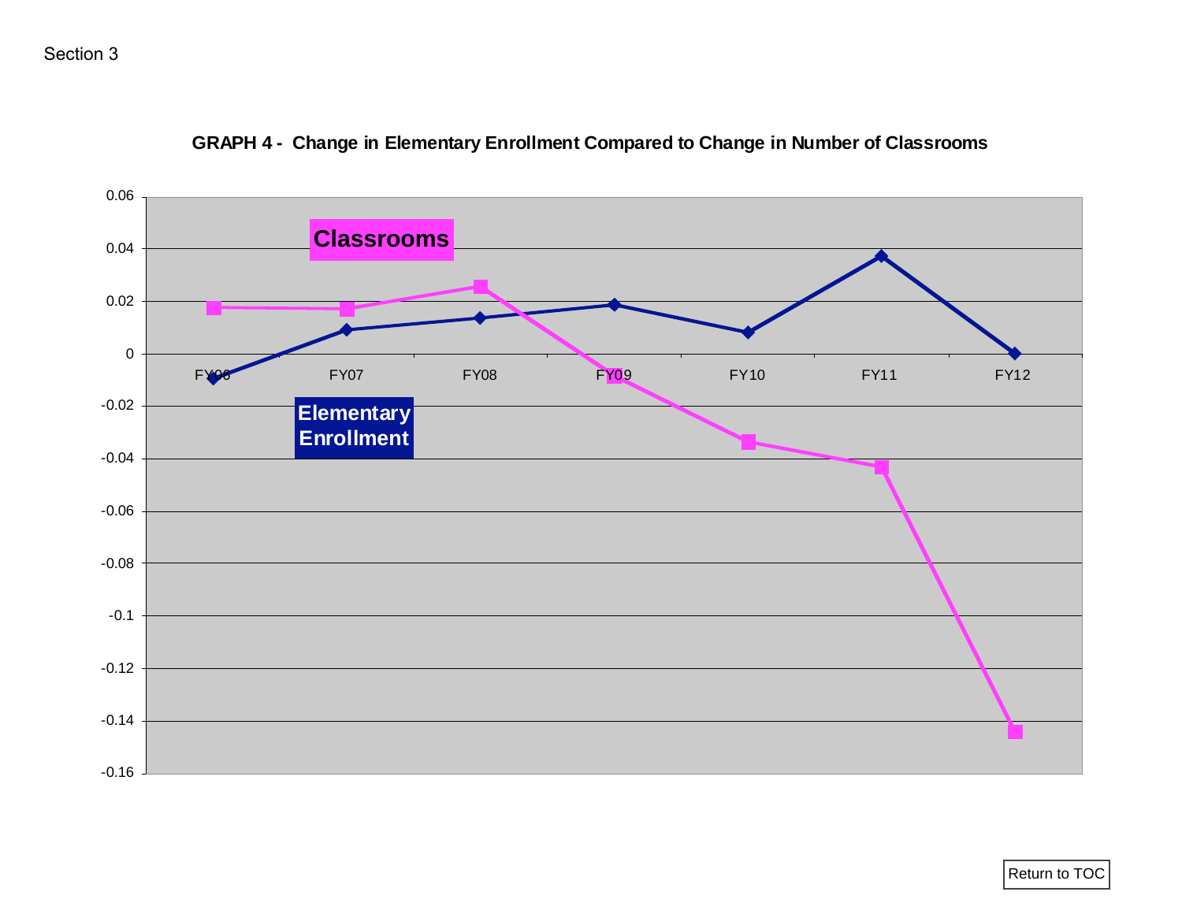**GRAPH 4 - Change in Elementary Enrollment Compared to Change in Number of Classrooms**

Classrooms

Elementary Enrollment

0.06
0.04
0.02
0
-0.02
-0.04
-0.06
-0.08
-0.1
-0.12
-0.14
-0.16

FY06 FY07 FY08 FY09 FY10 FY11 FY12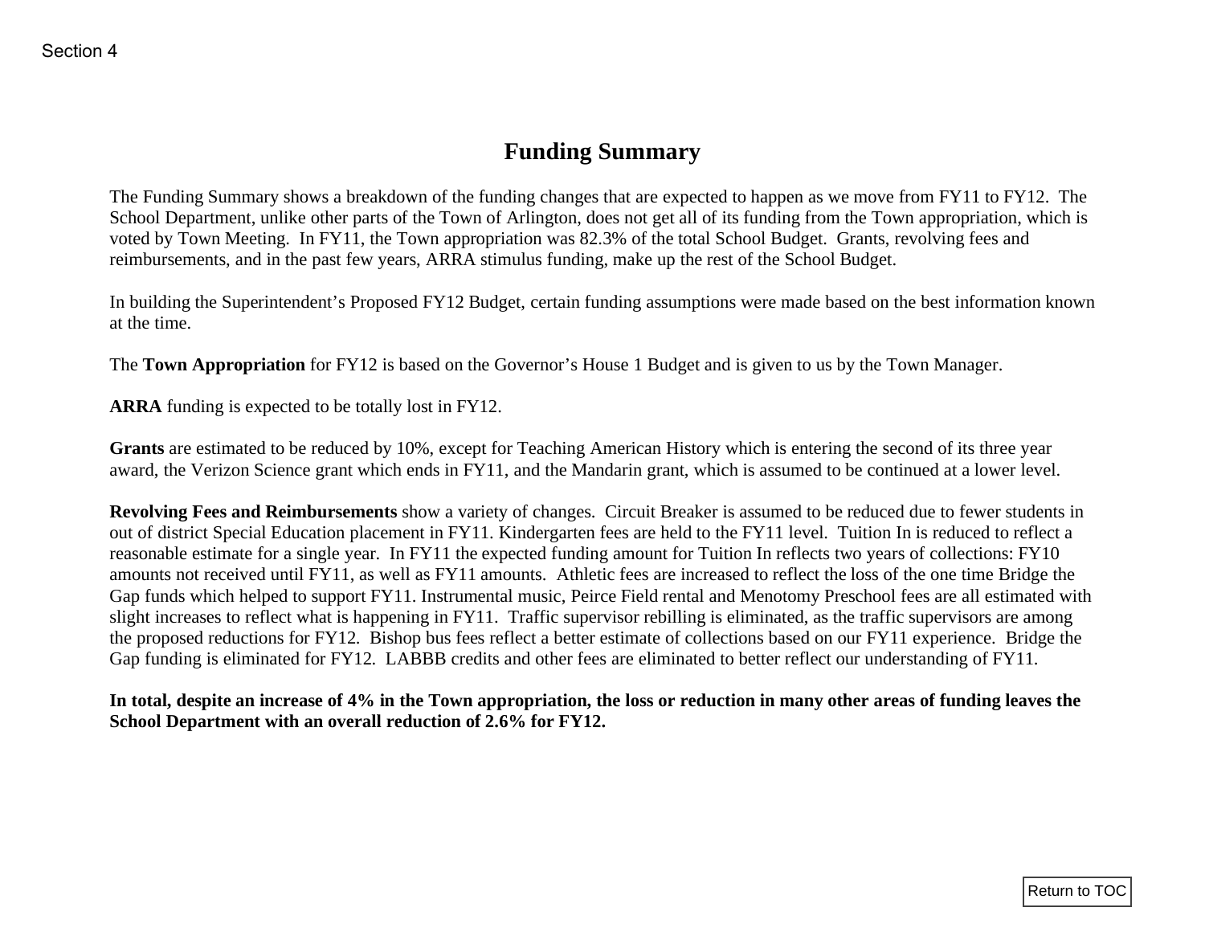# Funding Summary

The Funding Summary shows a breakdown of the funding changes that are expected to happen as we move from FY11 to FY12. The School Department, unlike other parts of the Town of Arlington, does not get all of its funding from the Town appropriation, which is voted by Town Meeting. In FY11, the Town appropriation was 82.3% of the total School Budget. Grants, revolving fees and reimbursements, and in the past few years, ARRA stimulus funding, make up the rest of the School Budget.

In building the Superintendent's Proposed FY12 Budget, certain funding assumptions were made based on the best information known at the time.

The **Town Appropriation** for FY12 is based on the Governor's House 1 Budget and is given to us by the Town Manager.

**ARRA** funding is expected to be totally lost in FY12.

**Grants** are estimated to be reduced by 10%, except for Teaching American History which is entering the second of its three year award, the Verizon Science grant which ends in FY11, and the Mandarin grant, which is assumed to be continued at a lower level.

**Revolving Fees and Reimbursements** show a variety of changes. Circuit Breaker is assumed to be reduced due to fewer students in out of district Special Education placement in FY11. Kindergarten fees are held to the FY11 level. Tuition In is reduced to reflect a reasonable estimate for a single year. In FY11 the expected funding amount for Tuition In reflects two years of collections: FY10 amounts not received until FY11, as well as FY11 amounts. Athletic fees are increased to reflect the loss of the one time Bridge the Gap funds which helped to support FY11. Instrumental music, Peirce Field rental and Menotomy Preschool fees are all estimated with slight increases to reflect what is happening in FY11. Traffic supervisor rebilling is eliminated, as the traffic supervisors are among the proposed reductions for FY12. Bishop bus fees reflect a better estimate of collections based on our FY11 experience. Bridge the Gap funding is eliminated for FY12. LABBB credits and other fees are eliminated to better reflect our understanding of FY11.

**In total, despite an increase of 4% in the Town appropriation, the loss or reduction in many other areas of funding leaves the School Department with an overall reduction of 2.6% for FY12.**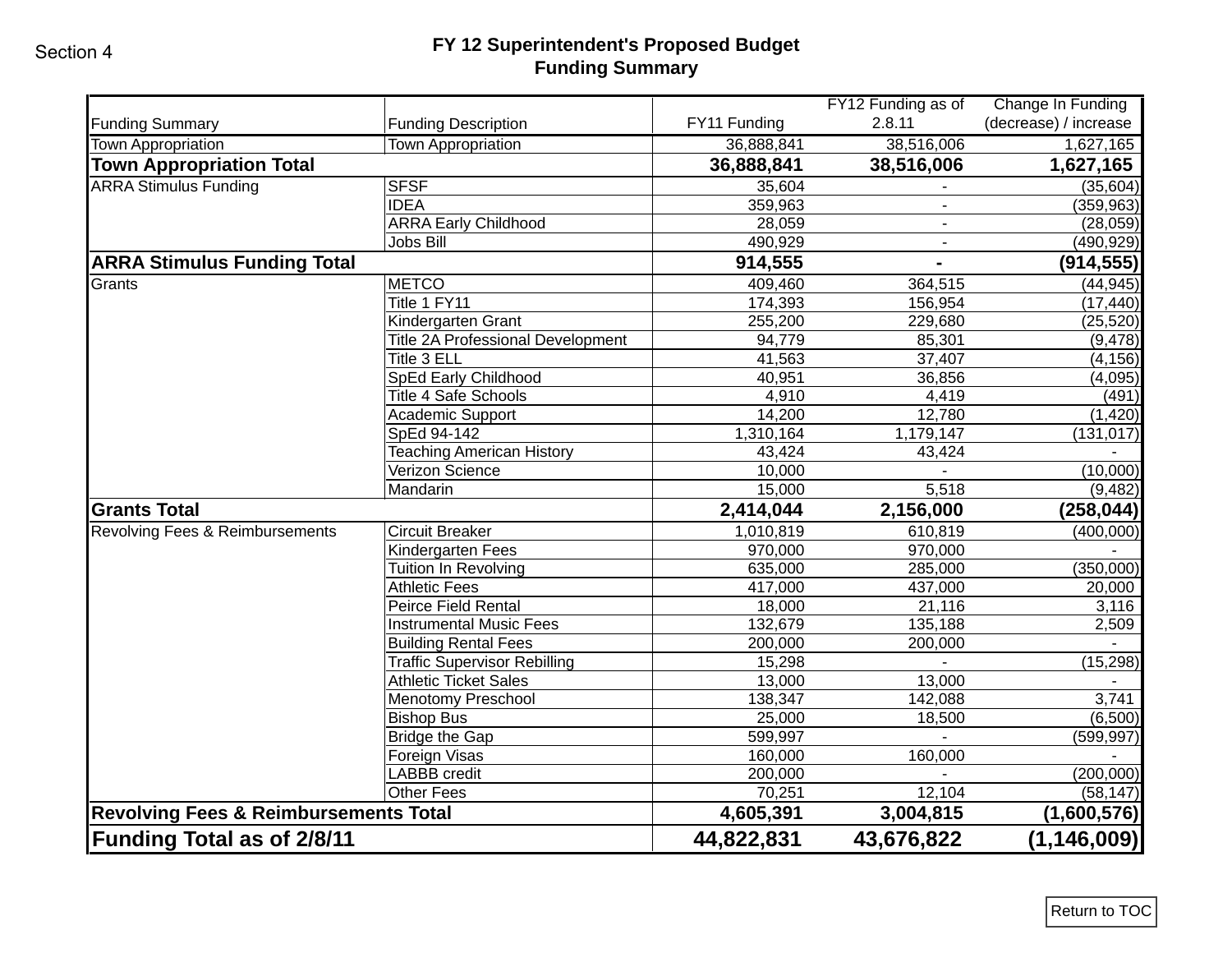Section 4

# FY 12 Superintendent's Proposed Budget
## Funding Summary

| Funding Summary | Funding Description | FY11 Funding | FY12 Funding as of 2.8.11 | Change In Funding (decrease) / increase |
|---|---|---|---|---|
| Town Appropriation | Town Appropriation | 36,888,841 | 38,516,006 | 1,627,165 |
| **Town Appropriation Total** | | **36,888,841** | **38,516,006** | **1,627,165** |
| ARRA Stimulus Funding | SFSF | 35,604 | - | (35,604) |
| | IDEA | 359,963 | - | (359,963) |
| | ARRA Early Childhood | 28,059 | - | (28,059) |
| | Jobs Bill | 490,929 | - | (490,929) |
| **ARRA Stimulus Funding Total** | | **914,555** | **-** | **(914,555)** |
| Grants | METCO | 409,460 | 364,515 | (44,945) |
| | Title 1 FY11 | 174,393 | 156,954 | (17,440) |
| | Kindergarten Grant | 255,200 | 229,680 | (25,520) |
| | Title 2A Professional Development | 94,779 | 85,301 | (9,478) |
| | Title 3 ELL | 41,563 | 37,407 | (4,156) |
| | SpEd Early Childhood | 40,951 | 36,856 | (4,095) |
| | Title 4 Safe Schools | 4,910 | 4,419 | (491) |
| | Academic Support | 14,200 | 12,780 | (1,420) |
| | SpEd 94-142 | 1,310,164 | 1,179,147 | (131,017) |
| | Teaching American History | 43,424 | 43,424 | - |
| | Verizon Science | 10,000 | - | (10,000) |
| | Mandarin | 15,000 | 5,518 | (9,482) |
| **Grants Total** | | **2,414,044** | **2,156,000** | **(258,044)** |
| Revolving Fees & Reimbursements | Circuit Breaker | 1,010,819 | 610,819 | (400,000) |
| | Kindergarten Fees | 970,000 | 970,000 | - |
| | Tuition In Revolving | 635,000 | 285,000 | (350,000) |
| | Athletic Fees | 417,000 | 437,000 | 20,000 |
| | Peirce Field Rental | 18,000 | 21,116 | 3,116 |
| | Instrumental Music Fees | 132,679 | 135,188 | 2,509 |
| | Building Rental Fees | 200,000 | 200,000 | - |
| | Traffic Supervisor Rebilling | 15,298 | - | (15,298) |
| | Athletic Ticket Sales | 13,000 | 13,000 | - |
| | Menotomy Preschool | 138,347 | 142,088 | 3,741 |
| | Bishop Bus | 25,000 | 18,500 | (6,500) |
| | Bridge the Gap | 599,997 | - | (599,997) |
| | Foreign Visas | 160,000 | 160,000 | - |
| | LABBB credit | 200,000 | - | (200,000) |
| | Other Fees | 70,251 | 12,104 | (58,147) |
| **Revolving Fees & Reimbursements Total** | | **4,605,391** | **3,004,815** | **(1,600,576)** |
| **Funding Total as of 2/8/11** | | **44,822,831** | **43,676,822** | **(1,146,009)** |

Return to TOC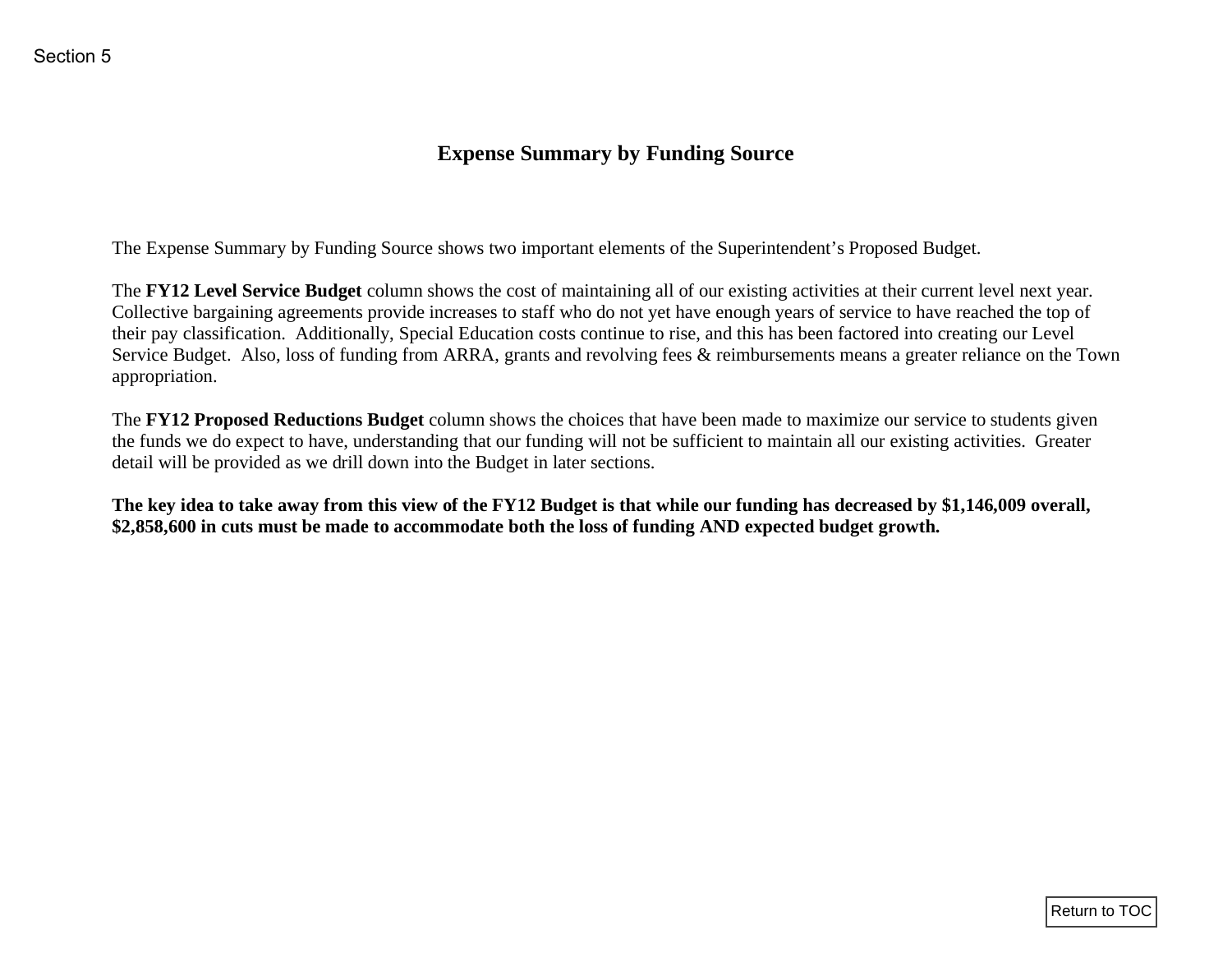Section 5

# Expense Summary by Funding Source

The Expense Summary by Funding Source shows two important elements of the Superintendent's Proposed Budget.

The **FY12 Level Service Budget** column shows the cost of maintaining all of our existing activities at their current level next year. Collective bargaining agreements provide increases to staff who do not yet have enough years of service to have reached the top of their pay classification. Additionally, Special Education costs continue to rise, and this has been factored into creating our Level Service Budget. Also, loss of funding from ARRA, grants and revolving fees & reimbursements means a greater reliance on the Town appropriation.

The **FY12 Proposed Reductions Budget** column shows the choices that have been made to maximize our service to students given the funds we do expect to have, understanding that our funding will not be sufficient to maintain all our existing activities. Greater detail will be provided as we drill down into the Budget in later sections.

**The key idea to take away from this view of the FY12 Budget is that while our funding has decreased by $1,146,009 overall, $2,858,600 in cuts must be made to accommodate both the loss of funding AND expected budget growth.**

Return to TOC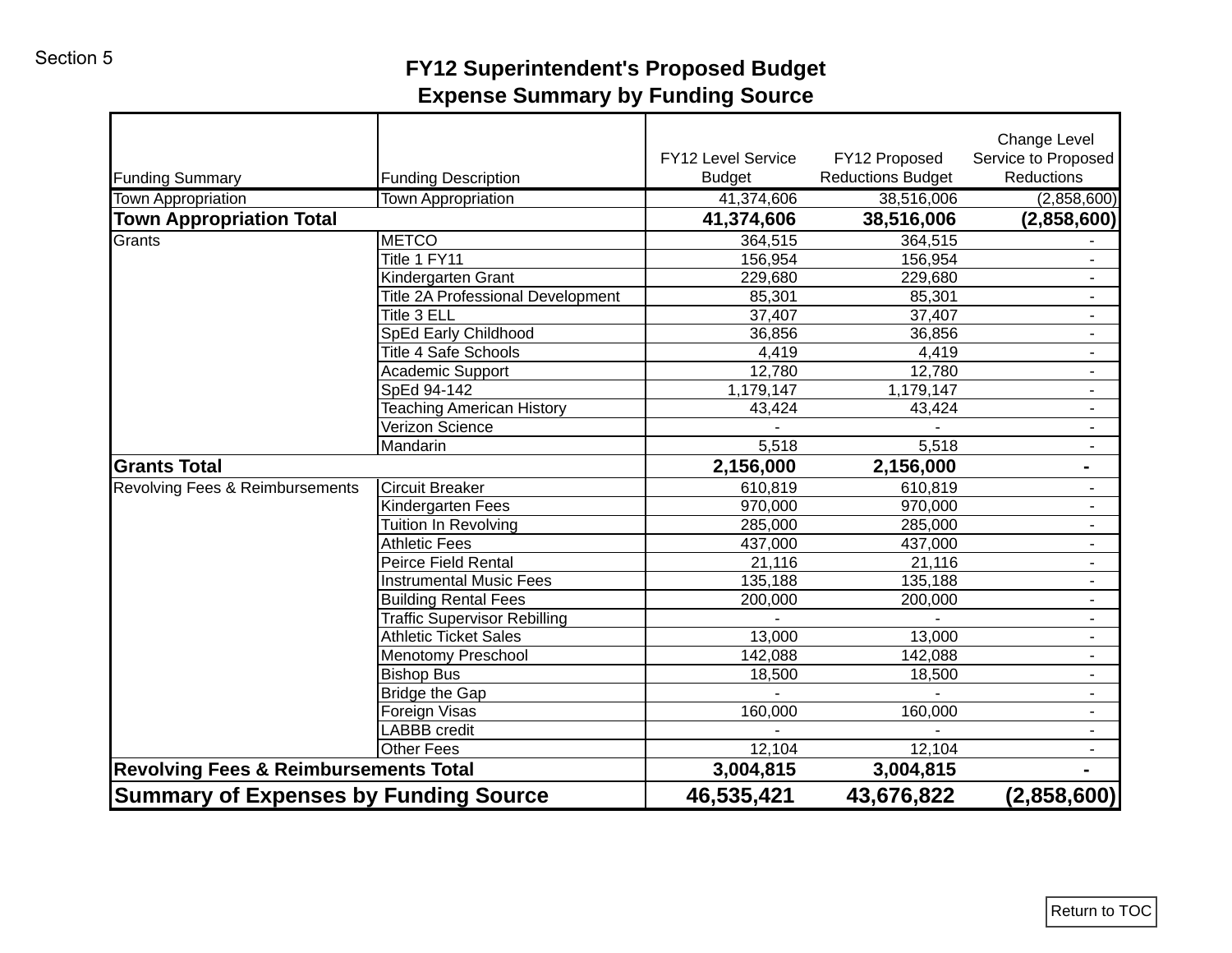Section 5

# FY12 Superintendent's Proposed Budget
## Expense Summary by Funding Source

| Funding Summary | Funding Description | FY12 Level Service Budget | FY12 Proposed Reductions Budget | Change Level Service to Proposed Reductions |
|---|---|---|---|---|
| Town Appropriation | Town Appropriation | 41,374,606 | 38,516,006 | (2,858,600) |
| **Town Appropriation Total** | | **41,374,606** | **38,516,006** | **(2,858,600)** |
| Grants | METCO | 364,515 | 364,515 | - |
| | Title 1 FY11 | 156,954 | 156,954 | - |
| | Kindergarten Grant | 229,680 | 229,680 | - |
| | Title 2A Professional Development | 85,301 | 85,301 | - |
| | Title 3 ELL | 37,407 | 37,407 | - |
| | SpEd Early Childhood | 36,856 | 36,856 | - |
| | Title 4 Safe Schools | 4,419 | 4,419 | - |
| | Academic Support | 12,780 | 12,780 | - |
| | SpEd 94-142 | 1,179,147 | 1,179,147 | - |
| | Teaching American History | 43,424 | 43,424 | - |
| | Verizon Science | - | - | - |
| | Mandarin | 5,518 | 5,518 | - |
| **Grants Total** | | **2,156,000** | **2,156,000** | **-** |
| Revolving Fees & Reimbursements | Circuit Breaker | 610,819 | 610,819 | - |
| | Kindergarten Fees | 970,000 | 970,000 | - |
| | Tuition In Revolving | 285,000 | 285,000 | - |
| | Athletic Fees | 437,000 | 437,000 | - |
| | Peirce Field Rental | 21,116 | 21,116 | - |
| | Instrumental Music Fees | 135,188 | 135,188 | - |
| | Building Rental Fees | 200,000 | 200,000 | - |
| | Traffic Supervisor Rebilling | - | - | - |
| | Athletic Ticket Sales | 13,000 | 13,000 | - |
| | Menotomy Preschool | 142,088 | 142,088 | - |
| | Bishop Bus | 18,500 | 18,500 | - |
| | Bridge the Gap | - | - | - |
| | Foreign Visas | 160,000 | 160,000 | - |
| | LABBB credit | - | - | - |
| | Other Fees | 12,104 | 12,104 | - |
| **Revolving Fees & Reimbursements Total** | | **3,004,815** | **3,004,815** | **-** |
| **Summary of Expenses by Funding Source** | | **46,535,421** | **43,676,822** | **(2,858,600)** |

Return to TOC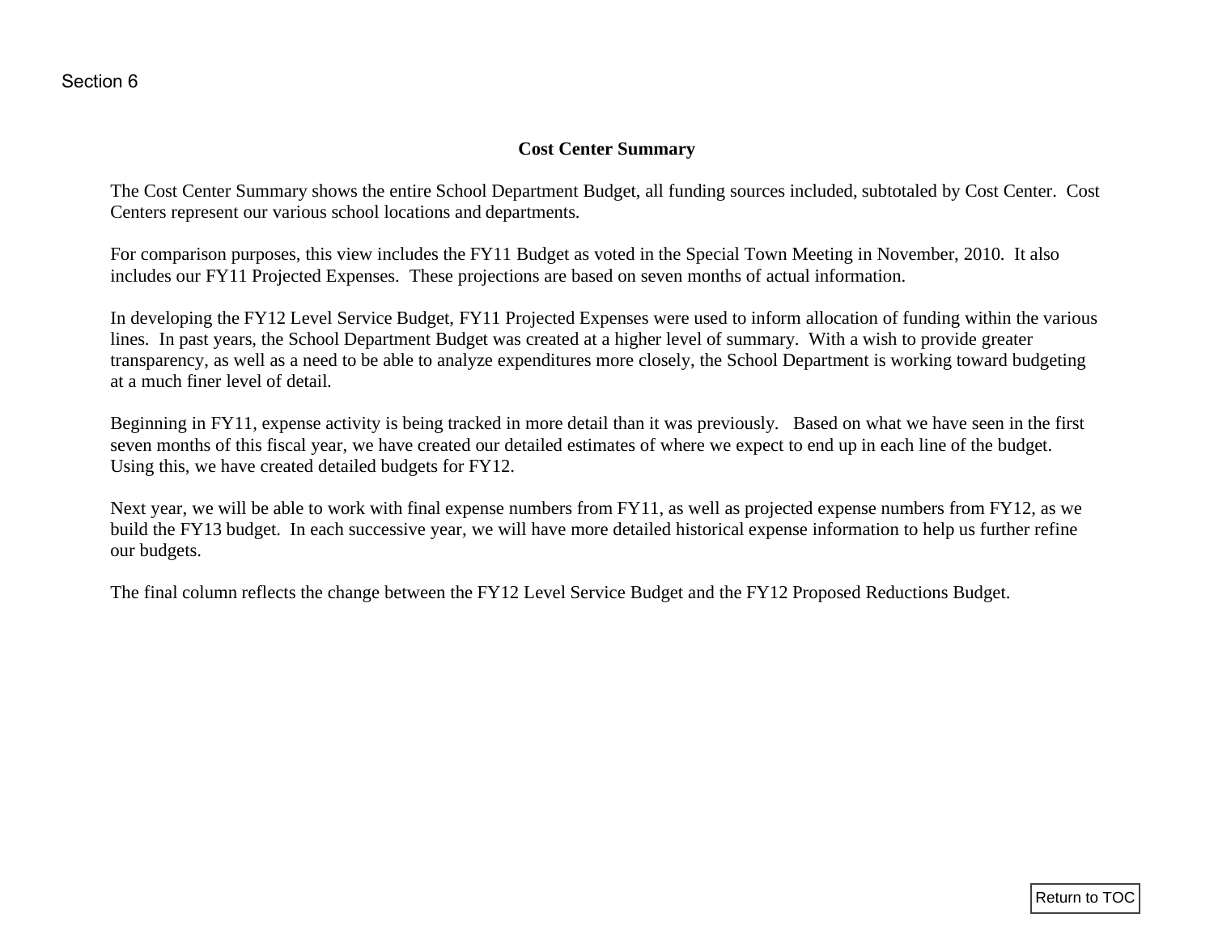Section 6

## Cost Center Summary

The Cost Center Summary shows the entire School Department Budget, all funding sources included, subtotaled by Cost Center. Cost Centers represent our various school locations and departments.

For comparison purposes, this view includes the FY11 Budget as voted in the Special Town Meeting in November, 2010. It also includes our FY11 Projected Expenses. These projections are based on seven months of actual information.

In developing the FY12 Level Service Budget, FY11 Projected Expenses were used to inform allocation of funding within the various lines. In past years, the School Department Budget was created at a higher level of summary. With a wish to provide greater transparency, as well as a need to be able to analyze expenditures more closely, the School Department is working toward budgeting at a much finer level of detail.

Beginning in FY11, expense activity is being tracked in more detail than it was previously. Based on what we have seen in the first seven months of this fiscal year, we have created our detailed estimates of where we expect to end up in each line of the budget. Using this, we have created detailed budgets for FY12.

Next year, we will be able to work with final expense numbers from FY11, as well as projected expense numbers from FY12, as we build the FY13 budget. In each successive year, we will have more detailed historical expense information to help us further refine our budgets.

The final column reflects the change between the FY12 Level Service Budget and the FY12 Proposed Reductions Budget.

Return to TOC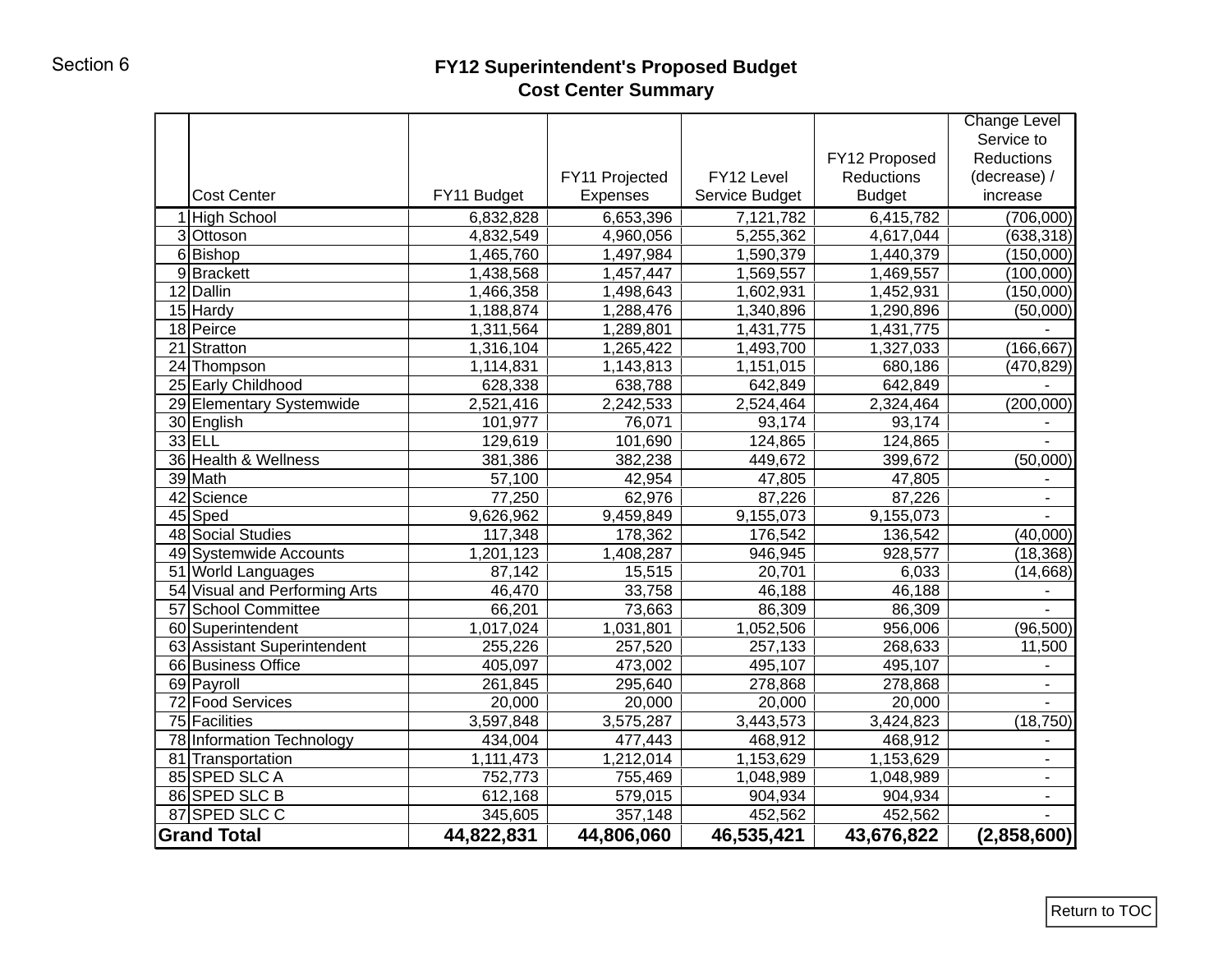Section 6

# FY12 Superintendent's Proposed Budget
## Cost Center Summary

| | Cost Center | FY11 Budget | FY11 Projected Expenses | FY12 Level Service Budget | FY12 Proposed Reductions Budget | Change Level Service to Reductions (decrease) / increase |
|---|---|---|---|---|---|---|
| 1 | High School | 6,832,828 | 6,653,396 | 7,121,782 | 6,415,782 | (706,000) |
| 3 | Ottoson | 4,832,549 | 4,960,056 | 5,255,362 | 4,617,044 | (638,318) |
| 6 | Bishop | 1,465,760 | 1,497,984 | 1,590,379 | 1,440,379 | (150,000) |
| 9 | Brackett | 1,438,568 | 1,457,447 | 1,569,557 | 1,469,557 | (100,000) |
| 12 | Dallin | 1,466,358 | 1,498,643 | 1,602,931 | 1,452,931 | (150,000) |
| 15 | Hardy | 1,188,874 | 1,288,476 | 1,340,896 | 1,290,896 | (50,000) |
| 18 | Peirce | 1,311,564 | 1,289,801 | 1,431,775 | 1,431,775 | - |
| 21 | Stratton | 1,316,104 | 1,265,422 | 1,493,700 | 1,327,033 | (166,667) |
| 24 | Thompson | 1,114,831 | 1,143,813 | 1,151,015 | 680,186 | (470,829) |
| 25 | Early Childhood | 628,338 | 638,788 | 642,849 | 642,849 | - |
| 29 | Elementary Systemwide | 2,521,416 | 2,242,533 | 2,524,464 | 2,324,464 | (200,000) |
| 30 | English | 101,977 | 76,071 | 93,174 | 93,174 | - |
| 33 | ELL | 129,619 | 101,690 | 124,865 | 124,865 | - |
| 36 | Health & Wellness | 381,386 | 382,238 | 449,672 | 399,672 | (50,000) |
| 39 | Math | 57,100 | 42,954 | 47,805 | 47,805 | - |
| 42 | Science | 77,250 | 62,976 | 87,226 | 87,226 | - |
| 45 | Sped | 9,626,962 | 9,459,849 | 9,155,073 | 9,155,073 | - |
| 48 | Social Studies | 117,348 | 178,362 | 176,542 | 136,542 | (40,000) |
| 49 | Systemwide Accounts | 1,201,123 | 1,408,287 | 946,945 | 928,577 | (18,368) |
| 51 | World Languages | 87,142 | 15,515 | 20,701 | 6,033 | (14,668) |
| 54 | Visual and Performing Arts | 46,470 | 33,758 | 46,188 | 46,188 | - |
| 57 | School Committee | 66,201 | 73,663 | 86,309 | 86,309 | - |
| 60 | Superintendent | 1,017,024 | 1,031,801 | 1,052,506 | 956,006 | (96,500) |
| 63 | Assistant Superintendent | 255,226 | 257,520 | 257,133 | 268,633 | 11,500 |
| 66 | Business Office | 405,097 | 473,002 | 495,107 | 495,107 | - |
| 69 | Payroll | 261,845 | 295,640 | 278,868 | 278,868 | - |
| 72 | Food Services | 20,000 | 20,000 | 20,000 | 20,000 | - |
| 75 | Facilities | 3,597,848 | 3,575,287 | 3,443,573 | 3,424,823 | (18,750) |
| 78 | Information Technology | 434,004 | 477,443 | 468,912 | 468,912 | - |
| 81 | Transportation | 1,111,473 | 1,212,014 | 1,153,629 | 1,153,629 | - |
| 85 | SPED SLC A | 752,773 | 755,469 | 1,048,989 | 1,048,989 | - |
| 86 | SPED SLC B | 612,168 | 579,015 | 904,934 | 904,934 | - |
| 87 | SPED SLC C | 345,605 | 357,148 | 452,562 | 452,562 | - |
| **Grand Total** | | **44,822,831** | **44,806,060** | **46,535,421** | **43,676,822** | **(2,858,600)** |

Return to TOC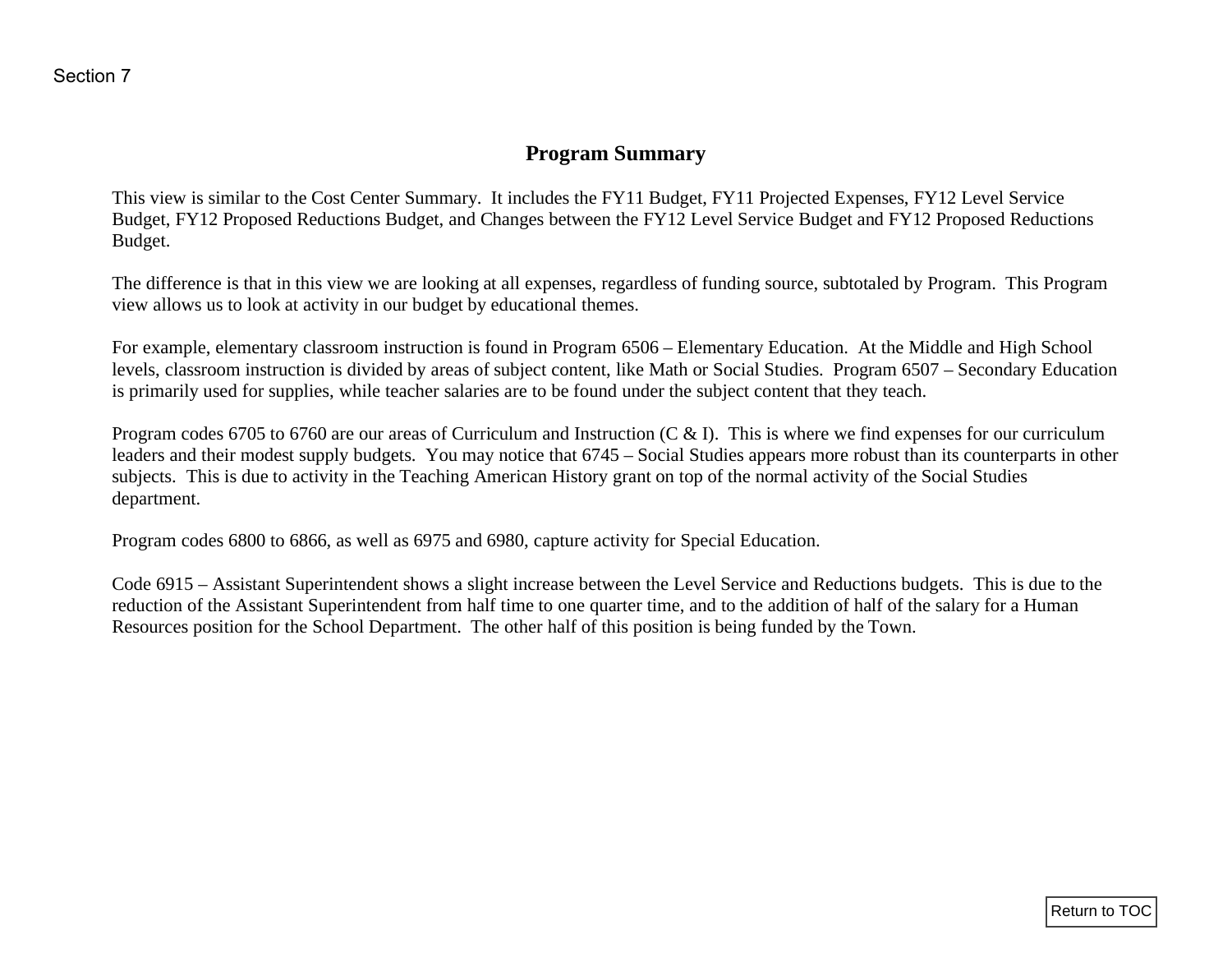Section 7

## Program Summary

This view is similar to the Cost Center Summary. It includes the FY11 Budget, FY11 Projected Expenses, FY12 Level Service Budget, FY12 Proposed Reductions Budget, and Changes between the FY12 Level Service Budget and FY12 Proposed Reductions Budget.

The difference is that in this view we are looking at all expenses, regardless of funding source, subtotaled by Program. This Program view allows us to look at activity in our budget by educational themes.

For example, elementary classroom instruction is found in Program 6506 – Elementary Education. At the Middle and High School levels, classroom instruction is divided by areas of subject content, like Math or Social Studies. Program 6507 – Secondary Education is primarily used for supplies, while teacher salaries are to be found under the subject content that they teach.

Program codes 6705 to 6760 are our areas of Curriculum and Instruction (C & I). This is where we find expenses for our curriculum leaders and their modest supply budgets. You may notice that 6745 – Social Studies appears more robust than its counterparts in other subjects. This is due to activity in the Teaching American History grant on top of the normal activity of the Social Studies department.

Program codes 6800 to 6866, as well as 6975 and 6980, capture activity for Special Education.

Code 6915 – Assistant Superintendent shows a slight increase between the Level Service and Reductions budgets. This is due to the reduction of the Assistant Superintendent from half time to one quarter time, and to the addition of half of the salary for a Human Resources position for the School Department. The other half of this position is being funded by the Town.

Return to TOC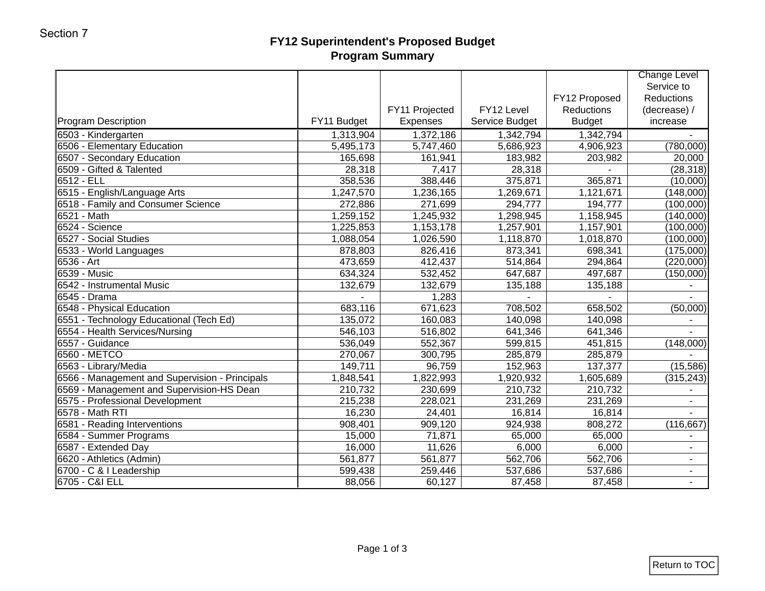Section 7

# FY12 Superintendent's Proposed Budget
## Program Summary

| Program Description | FY11 Budget | FY11 Projected Expenses | FY12 Level Service Budget | FY12 Proposed Reductions Budget | Change Level Service to Reductions (decrease) / increase |
|---|---|---|---|---|---|
| 6503 - Kindergarten | 1,313,904 | 1,372,186 | 1,342,794 | 1,342,794 | - |
| 6506 - Elementary Education | 5,495,173 | 5,747,460 | 5,686,923 | 4,906,923 | (780,000) |
| 6507 - Secondary Education | 165,698 | 161,941 | 183,982 | 203,982 | 20,000 |
| 6509 - Gifted & Talented | 28,318 | 7,417 | 28,318 | - | (28,318) |
| 6512 - ELL | 358,536 | 388,446 | 375,871 | 365,871 | (10,000) |
| 6515 - English/Language Arts | 1,247,570 | 1,236,165 | 1,269,671 | 1,121,671 | (148,000) |
| 6518 - Family and Consumer Science | 272,886 | 271,699 | 294,777 | 194,777 | (100,000) |
| 6521 - Math | 1,259,152 | 1,245,932 | 1,298,945 | 1,158,945 | (140,000) |
| 6524 - Science | 1,225,853 | 1,153,178 | 1,257,901 | 1,157,901 | (100,000) |
| 6527 - Social Studies | 1,088,054 | 1,026,590 | 1,118,870 | 1,018,870 | (100,000) |
| 6533 - World Languages | 878,803 | 826,416 | 873,341 | 698,341 | (175,000) |
| 6536 - Art | 473,659 | 412,437 | 514,864 | 294,864 | (220,000) |
| 6539 - Music | 634,324 | 532,452 | 647,687 | 497,687 | (150,000) |
| 6542 - Instrumental Music | 132,679 | 132,679 | 135,188 | 135,188 | - |
| 6545 - Drama | - | 1,283 | - | - | - |
| 6548 - Physical Education | 683,116 | 671,623 | 708,502 | 658,502 | (50,000) |
| 6551 - Technology Educational (Tech Ed) | 135,072 | 160,083 | 140,098 | 140,098 | - |
| 6554 - Health Services/Nursing | 546,103 | 516,802 | 641,346 | 641,346 | - |
| 6557 - Guidance | 536,049 | 552,367 | 599,815 | 451,815 | (148,000) |
| 6560 - METCO | 270,067 | 300,795 | 285,879 | 285,879 | - |
| 6563 - Library/Media | 149,711 | 96,759 | 152,963 | 137,377 | (15,586) |
| 6566 - Management and Supervision - Principals | 1,848,541 | 1,822,993 | 1,920,932 | 1,605,689 | (315,243) |
| 6569 - Management and Supervision-HS Dean | 210,732 | 230,699 | 210,732 | 210,732 | - |
| 6575 - Professional Development | 215,238 | 228,021 | 231,269 | 231,269 | - |
| 6578 - Math RTI | 16,230 | 24,401 | 16,814 | 16,814 | - |
| 6581 - Reading Interventions | 908,401 | 909,120 | 924,938 | 808,272 | (116,667) |
| 6584 - Summer Programs | 15,000 | 71,871 | 65,000 | 65,000 | - |
| 6587 - Extended Day | 16,000 | 11,626 | 6,000 | 6,000 | - |
| 6620 - Athletics (Admin) | 561,877 | 561,877 | 562,706 | 562,706 | - |
| 6700 - C & I Leadership | 599,438 | 259,446 | 537,686 | 537,686 | - |
| 6705 - C&I ELL | 88,056 | 60,127 | 87,458 | 87,458 | - |

Return to TOC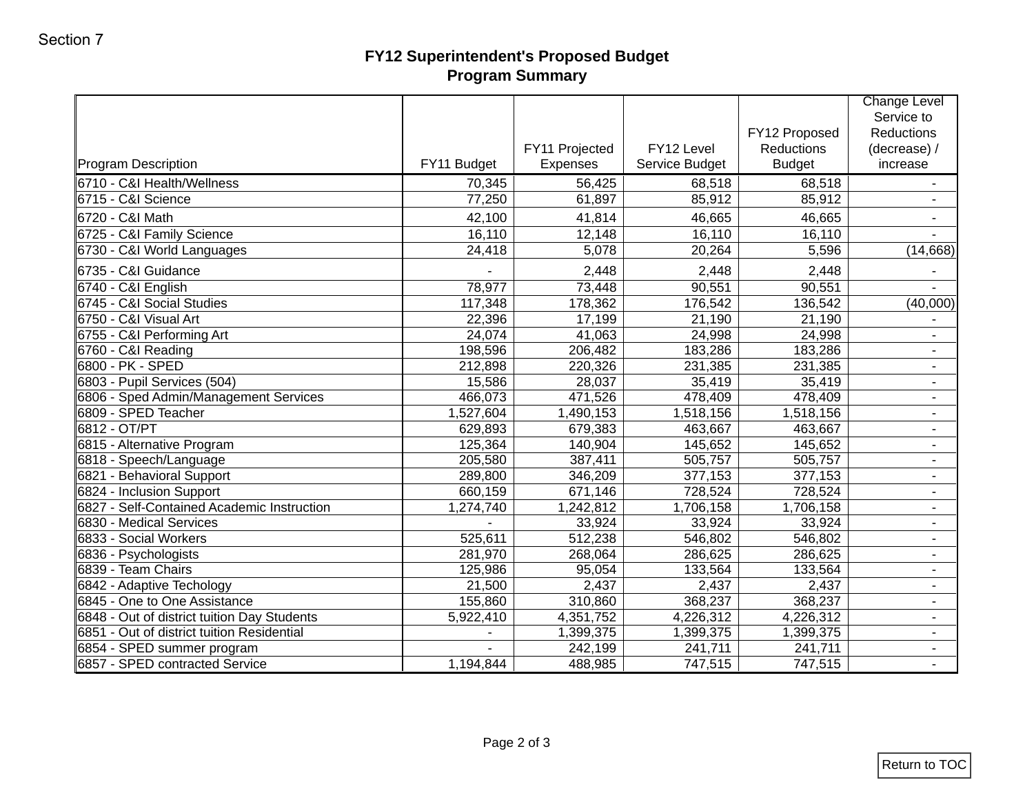Section 7

## FY12 Superintendent's Proposed Budget
## Program Summary

| Program Description | FY11 Budget | FY11 Projected Expenses | FY12 Level Service Budget | FY12 Proposed Reductions Budget | Change Level Service to Reductions (decrease) / increase |
|---|---|---|---|---|---|
| 6710 - C&I Health/Wellness | 70,345 | 56,425 | 68,518 | 68,518 | - |
| 6715 - C&I Science | 77,250 | 61,897 | 85,912 | 85,912 | - |
| 6720 - C&I Math | 42,100 | 41,814 | 46,665 | 46,665 | - |
| 6725 - C&I Family Science | 16,110 | 12,148 | 16,110 | 16,110 | - |
| 6730 - C&I World Languages | 24,418 | 5,078 | 20,264 | 5,596 | (14,668) |
| 6735 - C&I Guidance | - | 2,448 | 2,448 | 2,448 | - |
| 6740 - C&I English | 78,977 | 73,448 | 90,551 | 90,551 | - |
| 6745 - C&I Social Studies | 117,348 | 178,362 | 176,542 | 136,542 | (40,000) |
| 6750 - C&I Visual Art | 22,396 | 17,199 | 21,190 | 21,190 | - |
| 6755 - C&I Performing Art | 24,074 | 41,063 | 24,998 | 24,998 | - |
| 6760 - C&I Reading | 198,596 | 206,482 | 183,286 | 183,286 | - |
| 6800 - PK - SPED | 212,898 | 220,326 | 231,385 | 231,385 | - |
| 6803 - Pupil Services (504) | 15,586 | 28,037 | 35,419 | 35,419 | - |
| 6806 - Sped Admin/Management Services | 466,073 | 471,526 | 478,409 | 478,409 | - |
| 6809 - SPED Teacher | 1,527,604 | 1,490,153 | 1,518,156 | 1,518,156 | - |
| 6812 - OT/PT | 629,893 | 679,383 | 463,667 | 463,667 | - |
| 6815 - Alternative Program | 125,364 | 140,904 | 145,652 | 145,652 | - |
| 6818 - Speech/Language | 205,580 | 387,411 | 505,757 | 505,757 | - |
| 6821 - Behavioral Support | 289,800 | 346,209 | 377,153 | 377,153 | - |
| 6824 - Inclusion Support | 660,159 | 671,146 | 728,524 | 728,524 | - |
| 6827 - Self-Contained Academic Instruction | 1,274,740 | 1,242,812 | 1,706,158 | 1,706,158 | - |
| 6830 - Medical Services | - | 33,924 | 33,924 | 33,924 | - |
| 6833 - Social Workers | 525,611 | 512,238 | 546,802 | 546,802 | - |
| 6836 - Psychologists | 281,970 | 268,064 | 286,625 | 286,625 | - |
| 6839 - Team Chairs | 125,986 | 95,054 | 133,564 | 133,564 | - |
| 6842 - Adaptive Techology | 21,500 | 2,437 | 2,437 | 2,437 | - |
| 6845 - One to One Assistance | 155,860 | 310,860 | 368,237 | 368,237 | - |
| 6848 - Out of district tuition Day Students | 5,922,410 | 4,351,752 | 4,226,312 | 4,226,312 | - |
| 6851 - Out of district tuition Residential | - | 1,399,375 | 1,399,375 | 1,399,375 | - |
| 6854 - SPED summer program | - | 242,199 | 241,711 | 241,711 | - |
| 6857 - SPED contracted Service | 1,194,844 | 488,985 | 747,515 | 747,515 | - |

Return to TOC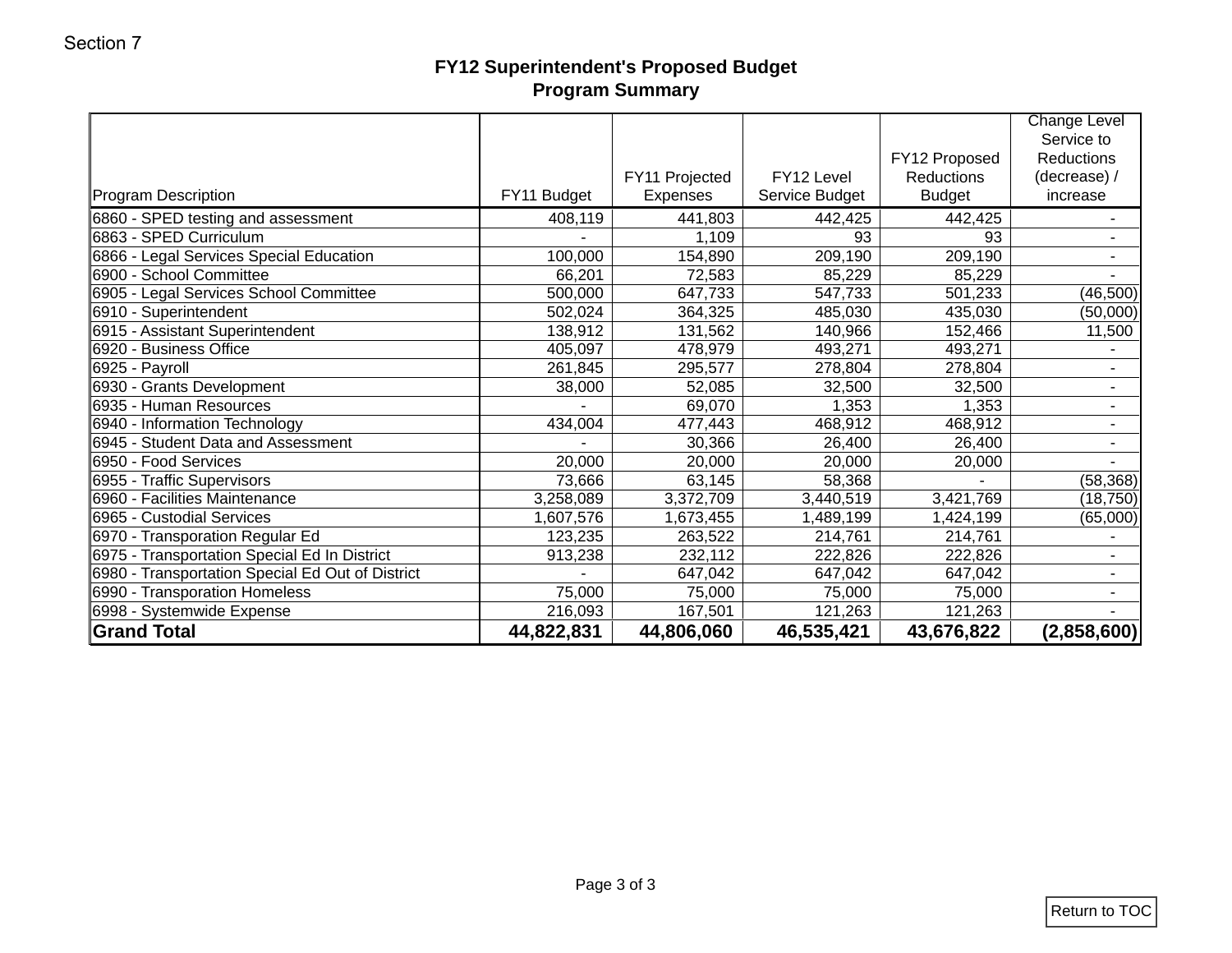Section 7

# FY12 Superintendent's Proposed Budget
## Program Summary

| Program Description | FY11 Budget | FY11 Projected Expenses | FY12 Level Service Budget | FY12 Proposed Reductions Budget | Change Level Service to Reductions (decrease) / increase |
|---|---|---|---|---|---|
| 6860 - SPED testing and assessment | 408,119 | 441,803 | 442,425 | 442,425 | - |
| 6863 - SPED Curriculum | - | 1,109 | 93 | 93 | - |
| 6866 - Legal Services Special Education | 100,000 | 154,890 | 209,190 | 209,190 | - |
| 6900 - School Committee | 66,201 | 72,583 | 85,229 | 85,229 | - |
| 6905 - Legal Services School Committee | 500,000 | 647,733 | 547,733 | 501,233 | (46,500) |
| 6910 - Superintendent | 502,024 | 364,325 | 485,030 | 435,030 | (50,000) |
| 6915 - Assistant Superintendent | 138,912 | 131,562 | 140,966 | 152,466 | 11,500 |
| 6920 - Business Office | 405,097 | 478,979 | 493,271 | 493,271 | - |
| 6925 - Payroll | 261,845 | 295,577 | 278,804 | 278,804 | - |
| 6930 - Grants Development | 38,000 | 52,085 | 32,500 | 32,500 | - |
| 6935 - Human Resources | - | 69,070 | 1,353 | 1,353 | - |
| 6940 - Information Technology | 434,004 | 477,443 | 468,912 | 468,912 | - |
| 6945 - Student Data and Assessment | - | 30,366 | 26,400 | 26,400 | - |
| 6950 - Food Services | 20,000 | 20,000 | 20,000 | 20,000 | - |
| 6955 - Traffic Supervisors | 73,666 | 63,145 | 58,368 | - | (58,368) |
| 6960 - Facilities Maintenance | 3,258,089 | 3,372,709 | 3,440,519 | 3,421,769 | (18,750) |
| 6965 - Custodial Services | 1,607,576 | 1,673,455 | 1,489,199 | 1,424,199 | (65,000) |
| 6970 - Transporation Regular Ed | 123,235 | 263,522 | 214,761 | 214,761 | - |
| 6975 - Transportation Special Ed In District | 913,238 | 232,112 | 222,826 | 222,826 | - |
| 6980 - Transportation Special Ed Out of District | - | 647,042 | 647,042 | 647,042 | - |
| 6990 - Transporation Homeless | 75,000 | 75,000 | 75,000 | 75,000 | - |
| 6998 - Systemwide Expense | 216,093 | 167,501 | 121,263 | 121,263 | - |
| **Grand Total** | **44,822,831** | **44,806,060** | **46,535,421** | **43,676,822** | **(2,858,600)** |

Return to TOC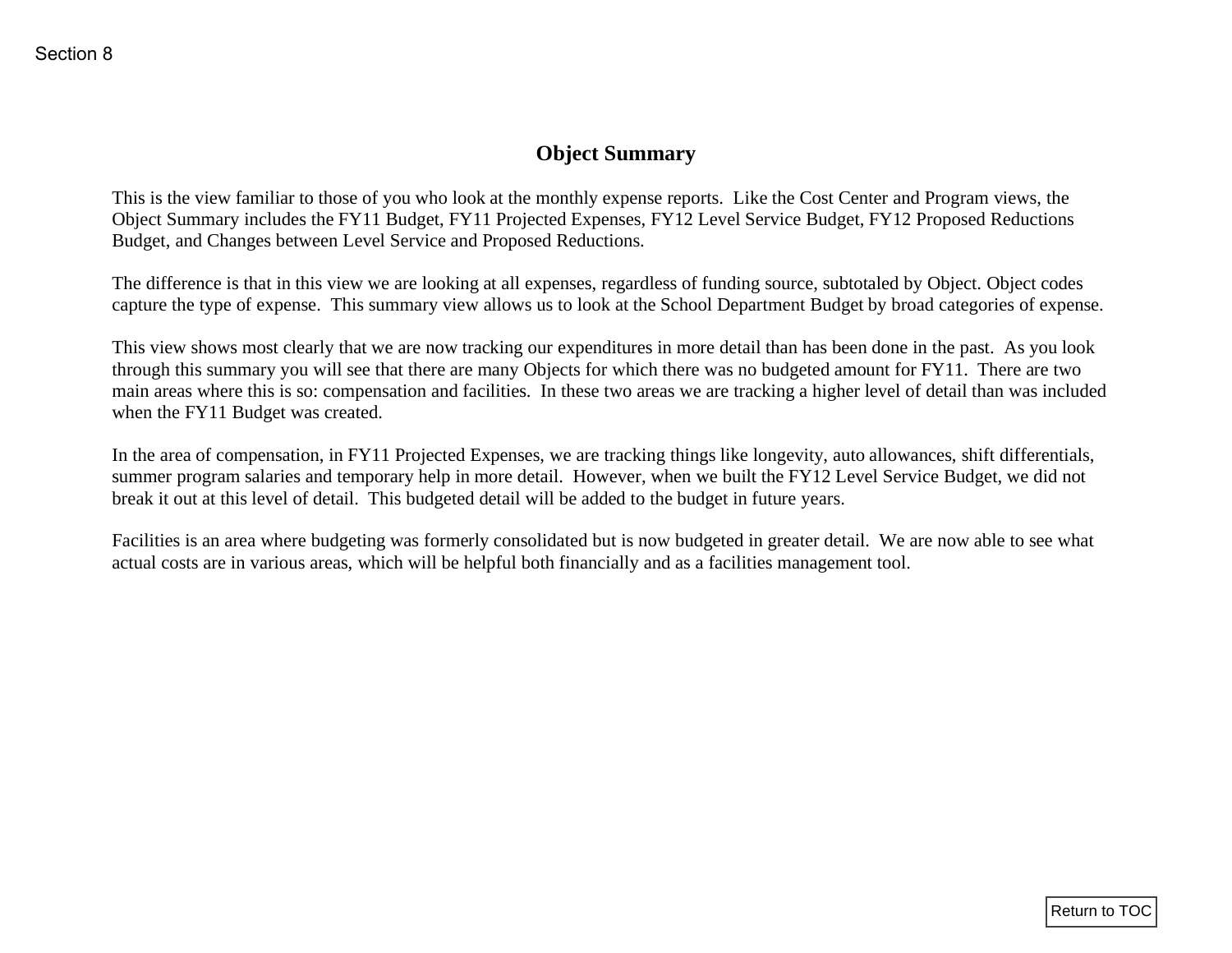Section 8

# Object Summary

This is the view familiar to those of you who look at the monthly expense reports. Like the Cost Center and Program views, the Object Summary includes the FY11 Budget, FY11 Projected Expenses, FY12 Level Service Budget, FY12 Proposed Reductions Budget, and Changes between Level Service and Proposed Reductions.

The difference is that in this view we are looking at all expenses, regardless of funding source, subtotaled by Object. Object codes capture the type of expense. This summary view allows us to look at the School Department Budget by broad categories of expense.

This view shows most clearly that we are now tracking our expenditures in more detail than has been done in the past. As you look through this summary you will see that there are many Objects for which there was no budgeted amount for FY11. There are two main areas where this is so: compensation and facilities. In these two areas we are tracking a higher level of detail than was included when the FY11 Budget was created.

In the area of compensation, in FY11 Projected Expenses, we are tracking things like longevity, auto allowances, shift differentials, summer program salaries and temporary help in more detail. However, when we built the FY12 Level Service Budget, we did not break it out at this level of detail. This budgeted detail will be added to the budget in future years.

Facilities is an area where budgeting was formerly consolidated but is now budgeted in greater detail. We are now able to see what actual costs are in various areas, which will be helpful both financially and as a facilities management tool.

Return to TOC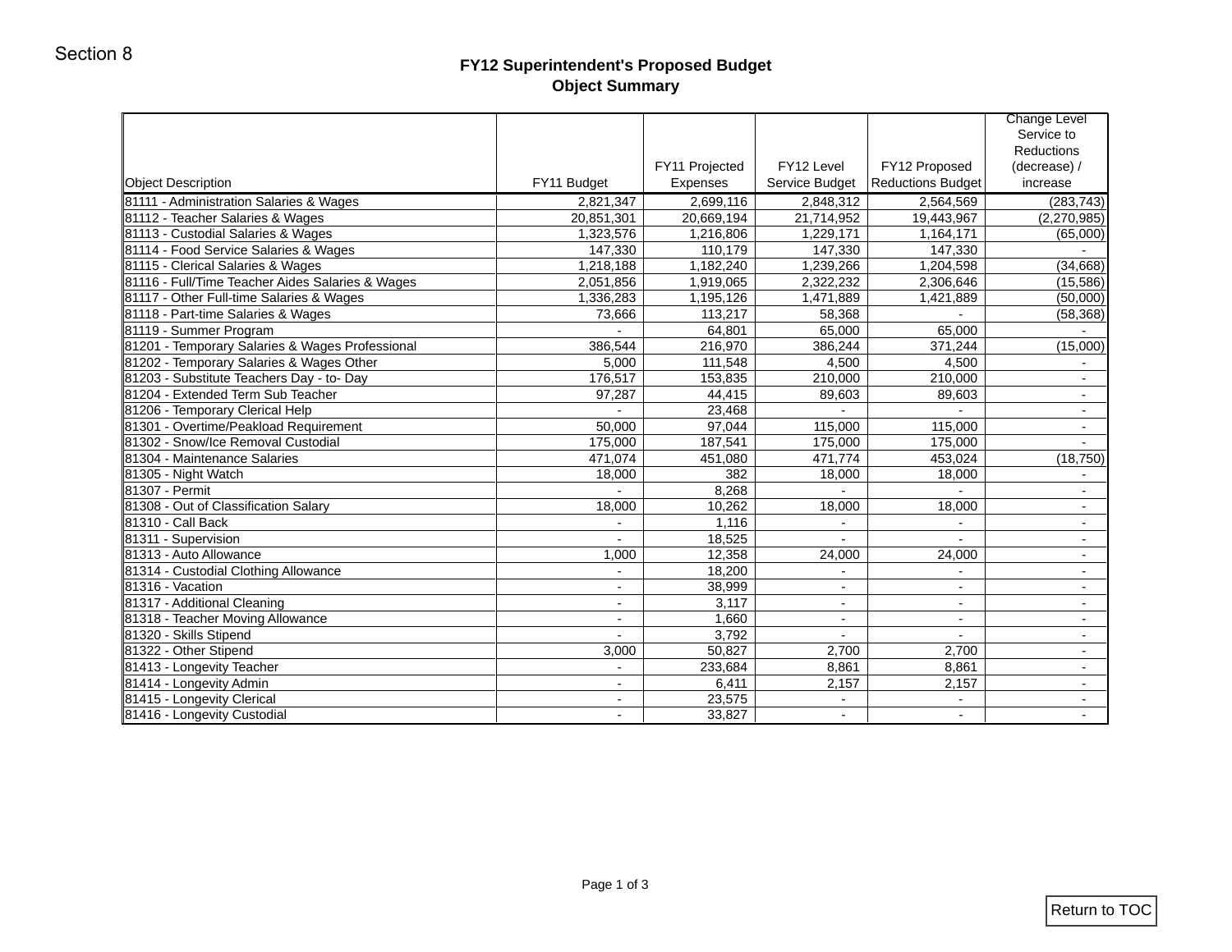Section 8

# FY12 Superintendent's Proposed Budget

## Object Summary

| Object Description | FY11 Budget | FY11 Projected Expenses | FY12 Level Service Budget | FY12 Proposed Reductions Budget | Change Level Service to Reductions (decrease) / increase |
|---|---|---|---|---|---|
| 81111 - Administration Salaries & Wages | 2,821,347 | 2,699,116 | 2,848,312 | 2,564,569 | (283,743) |
| 81112 - Teacher Salaries & Wages | 20,851,301 | 20,669,194 | 21,714,952 | 19,443,967 | (2,270,985) |
| 81113 - Custodial Salaries & Wages | 1,323,576 | 1,216,806 | 1,229,171 | 1,164,171 | (65,000) |
| 81114 - Food Service Salaries & Wages | 147,330 | 110,179 | 147,330 | 147,330 | - |
| 81115 - Clerical Salaries & Wages | 1,218,188 | 1,182,240 | 1,239,266 | 1,204,598 | (34,668) |
| 81116 - Full/Time Teacher Aides Salaries & Wages | 2,051,856 | 1,919,065 | 2,322,232 | 2,306,646 | (15,586) |
| 81117 - Other Full-time Salaries & Wages | 1,336,283 | 1,195,126 | 1,471,889 | 1,421,889 | (50,000) |
| 81118 - Part-time Salaries & Wages | 73,666 | 113,217 | 58,368 | - | (58,368) |
| 81119 - Summer Program | - | 64,801 | 65,000 | 65,000 | - |
| 81201 - Temporary Salaries & Wages Professional | 386,544 | 216,970 | 386,244 | 371,244 | (15,000) |
| 81202 - Temporary Salaries & Wages Other | 5,000 | 111,548 | 4,500 | 4,500 | - |
| 81203 - Substitute Teachers Day - to- Day | 176,517 | 153,835 | 210,000 | 210,000 | - |
| 81204 - Extended Term Sub Teacher | 97,287 | 44,415 | 89,603 | 89,603 | - |
| 81206 - Temporary Clerical Help | - | 23,468 | - | - | - |
| 81301 - Overtime/Peakload Requirement | 50,000 | 97,044 | 115,000 | 115,000 | - |
| 81302 - Snow/Ice Removal Custodial | 175,000 | 187,541 | 175,000 | 175,000 | - |
| 81304 - Maintenance Salaries | 471,074 | 451,080 | 471,774 | 453,024 | (18,750) |
| 81305 - Night Watch | 18,000 | 382 | 18,000 | 18,000 | - |
| 81307 - Permit | - | 8,268 | - | - | - |
| 81308 - Out of Classification Salary | 18,000 | 10,262 | 18,000 | 18,000 | - |
| 81310 - Call Back | - | 1,116 | - | - | - |
| 81311 - Supervision | - | 18,525 | - | - | - |
| 81313 - Auto Allowance | 1,000 | 12,358 | 24,000 | 24,000 | - |
| 81314 - Custodial Clothing Allowance | - | 18,200 | - | - | - |
| 81316 - Vacation | - | 38,999 | - | - | - |
| 81317 - Additional Cleaning | - | 3,117 | - | - | - |
| 81318 - Teacher Moving Allowance | - | 1,660 | - | - | - |
| 81320 - Skills Stipend | - | 3,792 | - | - | - |
| 81322 - Other Stipend | 3,000 | 50,827 | 2,700 | 2,700 | - |
| 81413 - Longevity Teacher | - | 233,684 | 8,861 | 8,861 | - |
| 81414 - Longevity Admin | - | 6,411 | 2,157 | 2,157 | - |
| 81415 - Longevity Clerical | - | 23,575 | - | - | - |
| 81416 - Longevity Custodial | - | 33,827 | - | - | - |

Return to TOC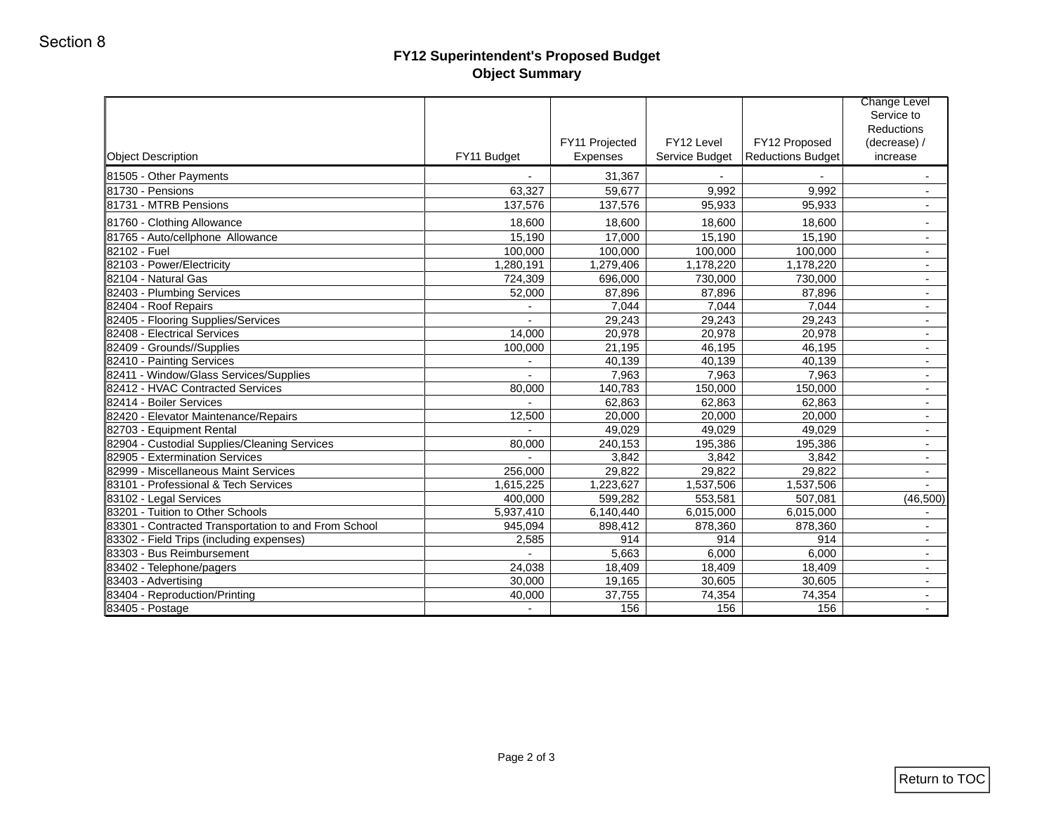Section 8

## FY12 Superintendent's Proposed Budget
### Object Summary

| Object Description | FY11 Budget | FY11 Projected Expenses | FY12 Level Service Budget | FY12 Proposed Reductions Budget | Change Level Service to Reductions (decrease) / increase |
|---|---|---|---|---|---|
| 81505 - Other Payments | - | 31,367 | - | - | - |
| 81730 - Pensions | 63,327 | 59,677 | 9,992 | 9,992 | - |
| 81731 - MTRB Pensions | 137,576 | 137,576 | 95,933 | 95,933 | - |
| 81760 - Clothing Allowance | 18,600 | 18,600 | 18,600 | 18,600 | - |
| 81765 - Auto/cellphone Allowance | 15,190 | 17,000 | 15,190 | 15,190 | - |
| 82102 - Fuel | 100,000 | 100,000 | 100,000 | 100,000 | - |
| 82103 - Power/Electricity | 1,280,191 | 1,279,406 | 1,178,220 | 1,178,220 | - |
| 82104 - Natural Gas | 724,309 | 696,000 | 730,000 | 730,000 | - |
| 82403 - Plumbing Services | 52,000 | 87,896 | 87,896 | 87,896 | - |
| 82404 - Roof Repairs | - | 7,044 | 7,044 | 7,044 | - |
| 82405 - Flooring Supplies/Services | - | 29,243 | 29,243 | 29,243 | - |
| 82408 - Electrical Services | 14,000 | 20,978 | 20,978 | 20,978 | - |
| 82409 - Grounds//Supplies | 100,000 | 21,195 | 46,195 | 46,195 | - |
| 82410 - Painting Services | - | 40,139 | 40,139 | 40,139 | - |
| 82411 - Window/Glass Services/Supplies | - | 7,963 | 7,963 | 7,963 | - |
| 82412 - HVAC Contracted Services | 80,000 | 140,783 | 150,000 | 150,000 | - |
| 82414 - Boiler Services | - | 62,863 | 62,863 | 62,863 | - |
| 82420 - Elevator Maintenance/Repairs | 12,500 | 20,000 | 20,000 | 20,000 | - |
| 82703 - Equipment Rental | - | 49,029 | 49,029 | 49,029 | - |
| 82904 - Custodial Supplies/Cleaning Services | 80,000 | 240,153 | 195,386 | 195,386 | - |
| 82905 - Extermination Services | - | 3,842 | 3,842 | 3,842 | - |
| 82999 - Miscellaneous Maint Services | 256,000 | 29,822 | 29,822 | 29,822 | - |
| 83101 - Professional & Tech Services | 1,615,225 | 1,223,627 | 1,537,506 | 1,537,506 | - |
| 83102 - Legal Services | 400,000 | 599,282 | 553,581 | 507,081 | (46,500) |
| 83201 - Tuition to Other Schools | 5,937,410 | 6,140,440 | 6,015,000 | 6,015,000 | - |
| 83301 - Contracted Transportation to and From School | 945,094 | 898,412 | 878,360 | 878,360 | - |
| 83302 - Field Trips (including expenses) | 2,585 | 914 | 914 | 914 | - |
| 83303 - Bus Reimbursement | - | 5,663 | 6,000 | 6,000 | - |
| 83402 - Telephone/pagers | 24,038 | 18,409 | 18,409 | 18,409 | - |
| 83403 - Advertising | 30,000 | 19,165 | 30,605 | 30,605 | - |
| 83404 - Reproduction/Printing | 40,000 | 37,755 | 74,354 | 74,354 | - |
| 83405 - Postage | - | 156 | 156 | 156 | - |

Return to TOC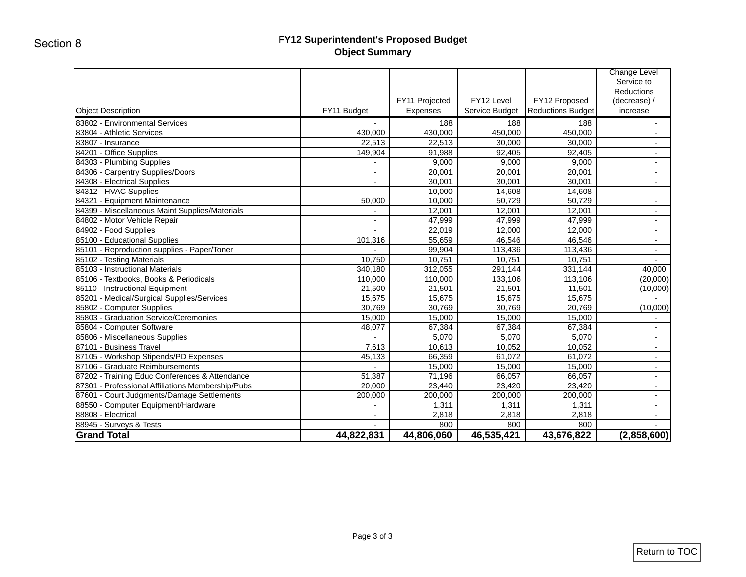Section 8

# FY12 Superintendent's Proposed Budget
## Object Summary

| Object Description | FY11 Budget | FY11 Projected Expenses | FY12 Level Service Budget | FY12 Proposed Reductions Budget | Change Level Service to Reductions (decrease) / increase |
|---|---|---|---|---|---|
| 83802 - Environmental Services | - | 188 | 188 | 188 | - |
| 83804 - Athletic Services | 430,000 | 430,000 | 450,000 | 450,000 | - |
| 83807 - Insurance | 22,513 | 22,513 | 30,000 | 30,000 | - |
| 84201 - Office Supplies | 149,904 | 91,988 | 92,405 | 92,405 | - |
| 84303 - Plumbing Supplies | - | 9,000 | 9,000 | 9,000 | - |
| 84306 - Carpentry Supplies/Doors | - | 20,001 | 20,001 | 20,001 | - |
| 84308 - Electrical Supplies | - | 30,001 | 30,001 | 30,001 | - |
| 84312 - HVAC Supplies | - | 10,000 | 14,608 | 14,608 | - |
| 84321 - Equipment Maintenance | 50,000 | 10,000 | 50,729 | 50,729 | - |
| 84399 - Miscellaneous Maint Supplies/Materials | - | 12,001 | 12,001 | 12,001 | - |
| 84802 - Motor Vehicle Repair | - | 47,999 | 47,999 | 47,999 | - |
| 84902 - Food Supplies | - | 22,019 | 12,000 | 12,000 | - |
| 85100 - Educational Supplies | 101,316 | 55,659 | 46,546 | 46,546 | - |
| 85101 - Reproduction supplies - Paper/Toner | - | 99,904 | 113,436 | 113,436 | - |
| 85102 - Testing Materials | 10,750 | 10,751 | 10,751 | 10,751 | - |
| 85103 - Instructional Materials | 340,180 | 312,055 | 291,144 | 331,144 | 40,000 |
| 85106 - Textbooks, Books & Periodicals | 110,000 | 110,000 | 133,106 | 113,106 | (20,000) |
| 85110 - Instructional Equipment | 21,500 | 21,501 | 21,501 | 11,501 | (10,000) |
| 85201 - Medical/Surgical Supplies/Services | 15,675 | 15,675 | 15,675 | 15,675 | - |
| 85802 - Computer Supplies | 30,769 | 30,769 | 30,769 | 20,769 | (10,000) |
| 85803 - Graduation Service/Ceremonies | 15,000 | 15,000 | 15,000 | 15,000 | - |
| 85804 - Computer Software | 48,077 | 67,384 | 67,384 | 67,384 | - |
| 85806 - Miscellaneous Supplies | - | 5,070 | 5,070 | 5,070 | - |
| 87101 - Business Travel | 7,613 | 10,613 | 10,052 | 10,052 | - |
| 87105 - Workshop Stipends/PD Expenses | 45,133 | 66,359 | 61,072 | 61,072 | - |
| 87106 - Graduate Reimbursements | - | 15,000 | 15,000 | 15,000 | - |
| 87202 - Training Educ Conferences & Attendance | 51,387 | 71,196 | 66,057 | 66,057 | - |
| 87301 - Professional Affiliations Membership/Pubs | 20,000 | 23,440 | 23,420 | 23,420 | - |
| 87601 - Court Judgments/Damage Settlements | 200,000 | 200,000 | 200,000 | 200,000 | - |
| 88550 - Computer Equipment/Hardware | - | 1,311 | 1,311 | 1,311 | - |
| 88808 - Electrical | - | 2,818 | 2,818 | 2,818 | - |
| 88945 - Surveys & Tests | - | 800 | 800 | 800 | - |
| **Grand Total** | **44,822,831** | **44,806,060** | **46,535,421** | **43,676,822** | **(2,858,600)** |

Return to TOC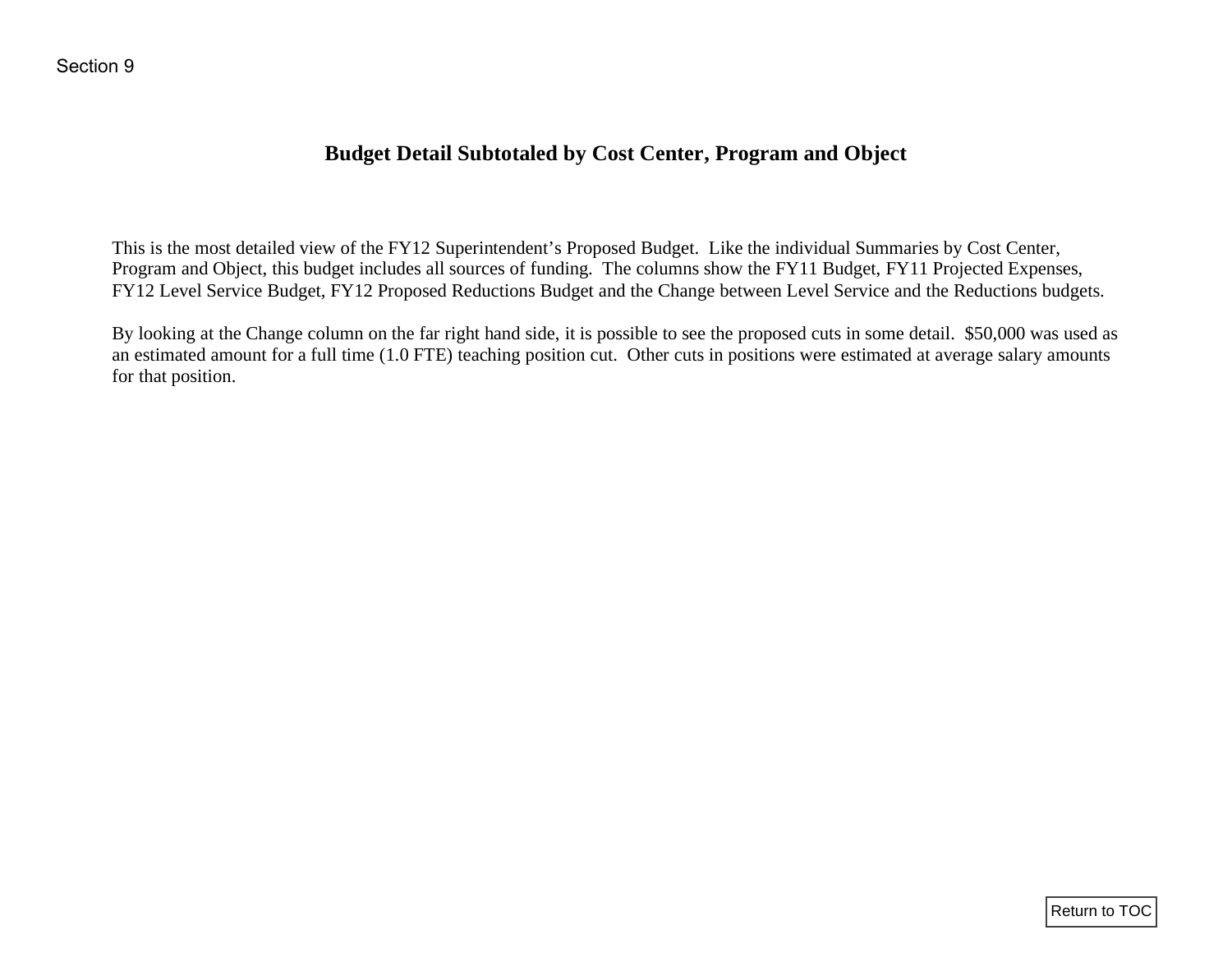Section 9

# Budget Detail Subtotaled by Cost Center, Program and Object

This is the most detailed view of the FY12 Superintendent's Proposed Budget. Like the individual Summaries by Cost Center, Program and Object, this budget includes all sources of funding. The columns show the FY11 Budget, FY11 Projected Expenses, FY12 Level Service Budget, FY12 Proposed Reductions Budget and the Change between Level Service and the Reductions budgets.

By looking at the Change column on the far right hand side, it is possible to see the proposed cuts in some detail. $50,000 was used as an estimated amount for a full time (1.0 FTE) teaching position cut. Other cuts in positions were estimated at average salary amounts for that position.

Return to TOC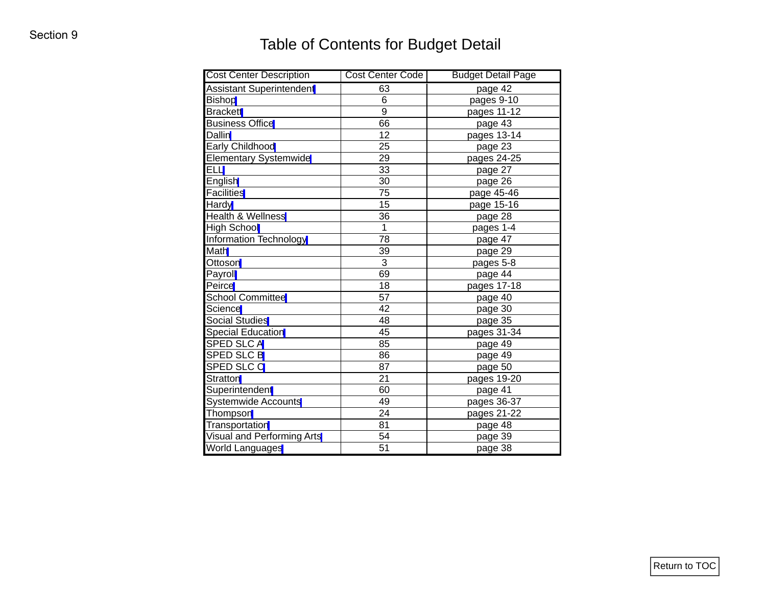Section 9

# Table of Contents for Budget Detail

| Cost Center Description | Cost Center Code | Budget Detail Page |
|---|---|---|
| Assistant Superintendent | 63 | page 42 |
| Bishop | 6 | pages 9-10 |
| Brackett | 9 | pages 11-12 |
| Business Office | 66 | page 43 |
| Dallin | 12 | pages 13-14 |
| Early Childhood | 25 | page 23 |
| Elementary Systemwide | 29 | pages 24-25 |
| ELL | 33 | page 27 |
| English | 30 | page 26 |
| Facilities | 75 | page 45-46 |
| Hardy | 15 | page 15-16 |
| Health & Wellness | 36 | page 28 |
| High School | 1 | pages 1-4 |
| Information Technology | 78 | page 47 |
| Math | 39 | page 29 |
| Ottoson | 3 | pages 5-8 |
| Payroll | 69 | page 44 |
| Peirce | 18 | pages 17-18 |
| School Committee | 57 | page 40 |
| Science | 42 | page 30 |
| Social Studies | 48 | page 35 |
| Special Education | 45 | pages 31-34 |
| SPED SLC A | 85 | page 49 |
| SPED SLC B | 86 | page 49 |
| SPED SLC C | 87 | page 50 |
| Stratton | 21 | pages 19-20 |
| Superintendent | 60 | page 41 |
| Systemwide Accounts | 49 | pages 36-37 |
| Thompson | 24 | pages 21-22 |
| Transportation | 81 | page 48 |
| Visual and Performing Arts | 54 | page 39 |
| World Languages | 51 | page 38 |

Return to TOC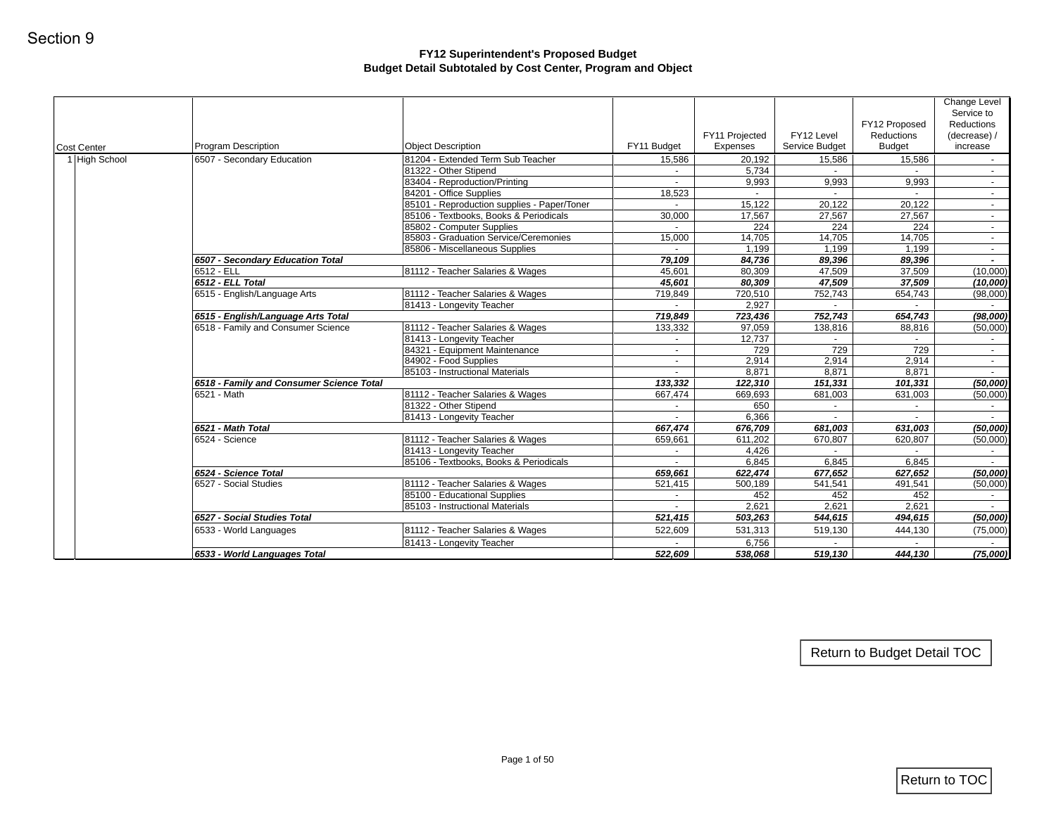Section 9

## FY12 Superintendent's Proposed Budget
## Budget Detail Subtotaled by Cost Center, Program and Object

| Cost Center | Program Description | Object Description | FY11 Budget | FY11 Projected Expenses | FY12 Level Service Budget | FY12 Proposed Reductions Budget | Change Level Service to Reductions (decrease) / increase |
|---|---|---|---|---|---|---|---|
| 1 High School | 6507 - Secondary Education | 81204 - Extended Term Sub Teacher | 15,586 | 20,192 | 15,586 | 15,586 | - |
| | | 81322 - Other Stipend | - | 5,734 | - | - | - |
| | | 83404 - Reproduction/Printing | - | 9,993 | 9,993 | 9,993 | - |
| | | 84201 - Office Supplies | 18,523 | - | - | - | - |
| | | 85101 - Reproduction supplies - Paper/Toner | - | 15,122 | 20,122 | 20,122 | - |
| | | 85106 - Textbooks, Books & Periodicals | 30,000 | 17,567 | 27,567 | 27,567 | - |
| | | 85802 - Computer Supplies | - | 224 | 224 | 224 | - |
| | | 85803 - Graduation Service/Ceremonies | 15,000 | 14,705 | 14,705 | 14,705 | - |
| | | 85806 - Miscellaneous Supplies | - | 1,199 | 1,199 | 1,199 | - |
| | ***6507 - Secondary Education Total*** | | ***79,109*** | ***84,736*** | ***89,396*** | ***89,396*** | ***-*** |
| | 6512 - ELL | 81112 - Teacher Salaries & Wages | 45,601 | 80,309 | 47,509 | 37,509 | (10,000) |
| | ***6512 - ELL Total*** | | ***45,601*** | ***80,309*** | ***47,509*** | ***37,509*** | ***(10,000)*** |
| | 6515 - English/Language Arts | 81112 - Teacher Salaries & Wages | 719,849 | 720,510 | 752,743 | 654,743 | (98,000) |
| | | 81413 - Longevity Teacher | - | 2,927 | - | - | - |
| | ***6515 - English/Language Arts Total*** | | ***719,849*** | ***723,436*** | ***752,743*** | ***654,743*** | ***(98,000)*** |
| | 6518 - Family and Consumer Science | 81112 - Teacher Salaries & Wages | 133,332 | 97,059 | 138,816 | 88,816 | (50,000) |
| | | 81413 - Longevity Teacher | - | 12,737 | - | - | - |
| | | 84321 - Equipment Maintenance | - | 729 | 729 | 729 | - |
| | | 84902 - Food Supplies | - | 2,914 | 2,914 | 2,914 | - |
| | | 85103 - Instructional Materials | - | 8,871 | 8,871 | 8,871 | - |
| | ***6518 - Family and Consumer Science Total*** | | ***133,332*** | ***122,310*** | ***151,331*** | ***101,331*** | ***(50,000)*** |
| | 6521 - Math | 81112 - Teacher Salaries & Wages | 667,474 | 669,693 | 681,003 | 631,003 | (50,000) |
| | | 81322 - Other Stipend | - | 650 | - | - | - |
| | | 81413 - Longevity Teacher | - | 6,366 | - | - | - |
| | ***6521 - Math Total*** | | ***667,474*** | ***676,709*** | ***681,003*** | ***631,003*** | ***(50,000)*** |
| | 6524 - Science | 81112 - Teacher Salaries & Wages | 659,661 | 611,202 | 670,807 | 620,807 | (50,000) |
| | | 81413 - Longevity Teacher | - | 4,426 | - | - | - |
| | | 85106 - Textbooks, Books & Periodicals | - | 6,845 | 6,845 | 6,845 | - |
| | ***6524 - Science Total*** | | ***659,661*** | ***622,474*** | ***677,652*** | ***627,652*** | ***(50,000)*** |
| | 6527 - Social Studies | 81112 - Teacher Salaries & Wages | 521,415 | 500,189 | 541,541 | 491,541 | (50,000) |
| | | 85100 - Educational Supplies | - | 452 | 452 | 452 | - |
| | | 85103 - Instructional Materials | - | 2,621 | 2,621 | 2,621 | - |
| | ***6527 - Social Studies Total*** | | ***521,415*** | ***503,263*** | ***544,615*** | ***494,615*** | ***(50,000)*** |
| | 6533 - World Languages | 81112 - Teacher Salaries & Wages | 522,609 | 531,313 | 519,130 | 444,130 | (75,000) |
| | | 81413 - Longevity Teacher | - | 6,756 | - | - | - |
| | ***6533 - World Languages Total*** | | ***522,609*** | ***538,068*** | ***519,130*** | ***444,130*** | ***(75,000)*** |

Return to Budget Detail TOC

Return to TOC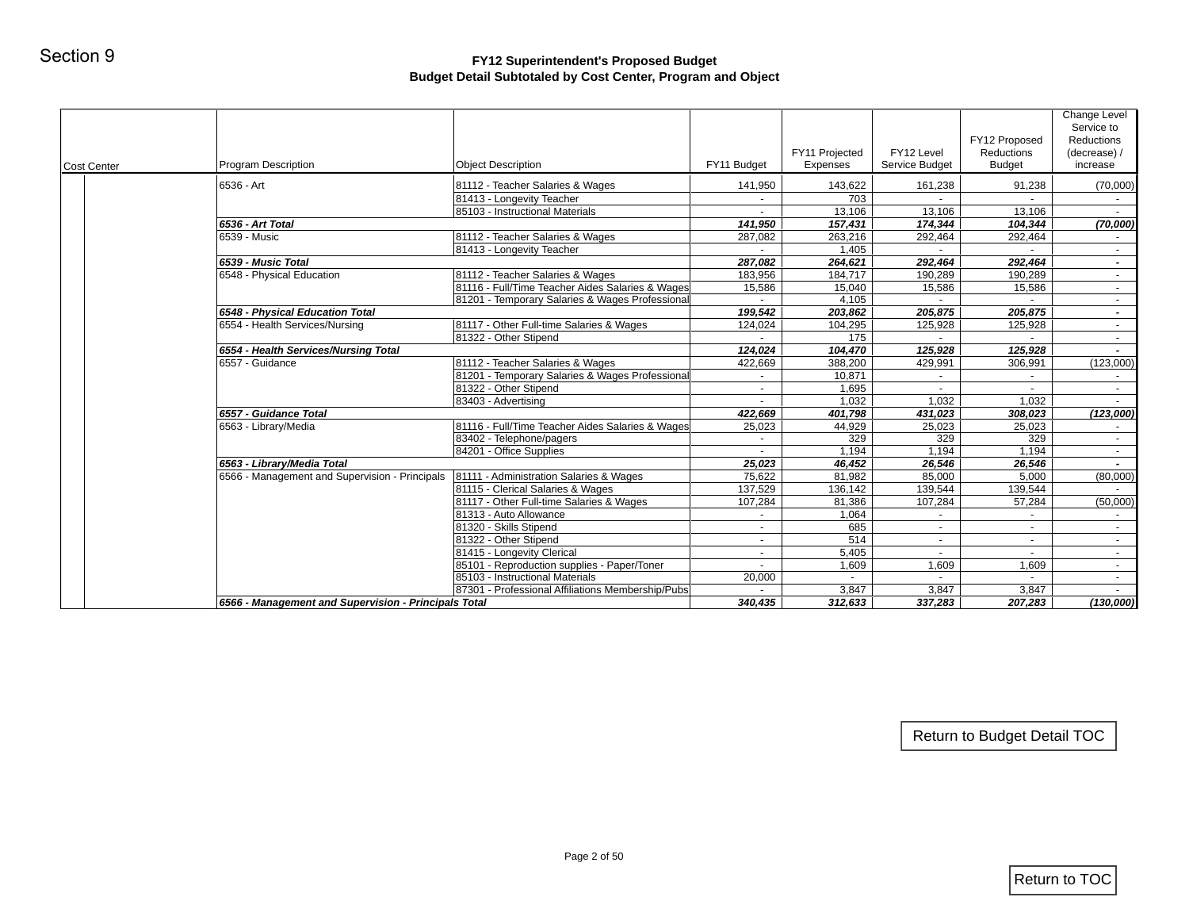Section 9

## FY12 Superintendent's Proposed Budget
### Budget Detail Subtotaled by Cost Center, Program and Object

| Cost Center | Program Description | Object Description | FY11 Budget | FY11 Projected Expenses | FY12 Level Service Budget | FY12 Proposed Reductions Budget | Change Level Service to Reductions (decrease) / increase |
|---|---|---|---|---|---|---|---|
| | 6536 - Art | 81112 - Teacher Salaries & Wages | 141,950 | 143,622 | 161,238 | 91,238 | (70,000) |
| | | 81413 - Longevity Teacher | - | 703 | - | - | - |
| | | 85103 - Instructional Materials | - | 13,106 | 13,106 | 13,106 | - |
| | ***6536 - Art Total*** | | ***141,950*** | ***157,431*** | ***174,344*** | ***104,344*** | ***(70,000)*** |
| | 6539 - Music | 81112 - Teacher Salaries & Wages | 287,082 | 263,216 | 292,464 | 292,464 | - |
| | | 81413 - Longevity Teacher | - | 1,405 | - | - | - |
| | ***6539 - Music Total*** | | ***287,082*** | ***264,621*** | ***292,464*** | ***292,464*** | ***-*** |
| | 6548 - Physical Education | 81112 - Teacher Salaries & Wages | 183,956 | 184,717 | 190,289 | 190,289 | - |
| | | 81116 - Full/Time Teacher Aides Salaries & Wages | 15,586 | 15,040 | 15,586 | 15,586 | - |
| | | 81201 - Temporary Salaries & Wages Professional | - | 4,105 | - | - | - |
| | ***6548 - Physical Education Total*** | | ***199,542*** | ***203,862*** | ***205,875*** | ***205,875*** | ***-*** |
| | 6554 - Health Services/Nursing | 81117 - Other Full-time Salaries & Wages | 124,024 | 104,295 | 125,928 | 125,928 | - |
| | | 81322 - Other Stipend | - | 175 | - | - | - |
| | ***6554 - Health Services/Nursing Total*** | | ***124,024*** | ***104,470*** | ***125,928*** | ***125,928*** | ***-*** |
| | 6557 - Guidance | 81112 - Teacher Salaries & Wages | 422,669 | 388,200 | 429,991 | 306,991 | (123,000) |
| | | 81201 - Temporary Salaries & Wages Professional | - | 10,871 | - | - | - |
| | | 81322 - Other Stipend | - | 1,695 | - | - | - |
| | | 83403 - Advertising | - | 1,032 | 1,032 | 1,032 | - |
| | ***6557 - Guidance Total*** | | ***422,669*** | ***401,798*** | ***431,023*** | ***308,023*** | ***(123,000)*** |
| | 6563 - Library/Media | 81116 - Full/Time Teacher Aides Salaries & Wages | 25,023 | 44,929 | 25,023 | 25,023 | - |
| | | 83402 - Telephone/pagers | - | 329 | 329 | 329 | - |
| | | 84201 - Office Supplies | - | 1,194 | 1,194 | 1,194 | - |
| | ***6563 - Library/Media Total*** | | ***25,023*** | ***46,452*** | ***26,546*** | ***26,546*** | ***-*** |
| | 6566 - Management and Supervision - Principals | 81111 - Administration Salaries & Wages | 75,622 | 81,982 | 85,000 | 5,000 | (80,000) |
| | | 81115 - Clerical Salaries & Wages | 137,529 | 136,142 | 139,544 | 139,544 | - |
| | | 81117 - Other Full-time Salaries & Wages | 107,284 | 81,386 | 107,284 | 57,284 | (50,000) |
| | | 81313 - Auto Allowance | - | 1,064 | - | - | - |
| | | 81320 - Skills Stipend | - | 685 | - | - | - |
| | | 81322 - Other Stipend | - | 514 | - | - | - |
| | | 81415 - Longevity Clerical | - | 5,405 | - | - | - |
| | | 85101 - Reproduction supplies - Paper/Toner | - | 1,609 | 1,609 | 1,609 | - |
| | | 85103 - Instructional Materials | 20,000 | - | - | - | - |
| | | 87301 - Professional Affiliations Membership/Pubs | - | 3,847 | 3,847 | 3,847 | - |
| | ***6566 - Management and Supervision - Principals Total*** | | ***340,435*** | ***312,633*** | ***337,283*** | ***207,283*** | ***(130,000)*** |

Return to Budget Detail TOC

Return to TOC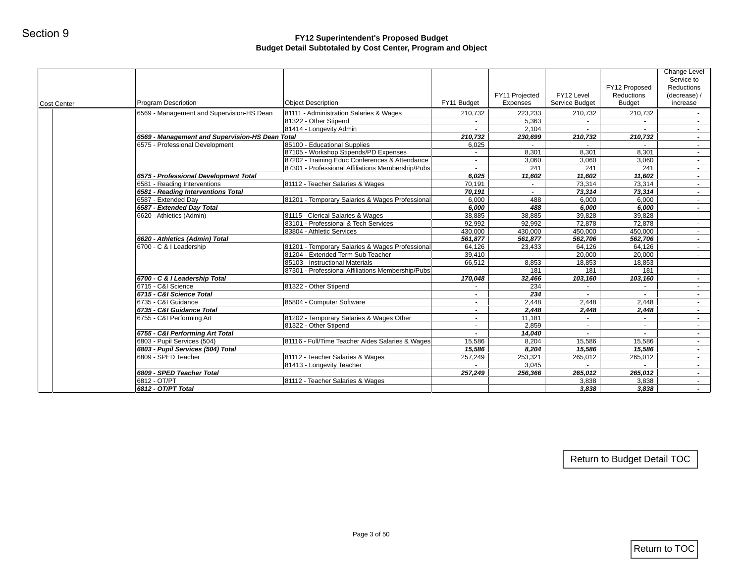Section 9

# FY12 Superintendent's Proposed Budget

## Budget Detail Subtotaled by Cost Center, Program and Object

| Cost Center | Program Description | Object Description | FY11 Budget | FY11 Projected Expenses | FY12 Level Service Budget | FY12 Proposed Reductions Budget | Change Level Service to Reductions (decrease) / increase |
|---|---|---|---|---|---|---|---|
| | 6569 - Management and Supervision-HS Dean | 81111 - Administration Salaries & Wages | 210,732 | 223,233 | 210,732 | 210,732 | - |
| | | 81322 - Other Stipend | - | 5,363 | - | - | - |
| | | 81414 - Longevity Admin | - | 2,104 | - | - | - |
| | ***6569 - Management and Supervision-HS Dean Total*** | | ***210,732*** | ***230,699*** | ***210,732*** | ***210,732*** | ***-*** |
| | 6575 - Professional Development | 85100 - Educational Supplies | 6,025 | - | - | - | - |
| | | 87105 - Workshop Stipends/PD Expenses | - | 8,301 | 8,301 | 8,301 | - |
| | | 87202 - Training Educ Conferences & Attendance | - | 3,060 | 3,060 | 3,060 | - |
| | | 87301 - Professional Affiliations Membership/Pubs | - | 241 | 241 | 241 | - |
| | ***6575 - Professional Development Total*** | | ***6,025*** | ***11,602*** | ***11,602*** | ***11,602*** | ***-*** |
| | 6581 - Reading Interventions | 81112 - Teacher Salaries & Wages | 70,191 | - | 73,314 | 73,314 | - |
| | ***6581 - Reading Interventions Total*** | | ***70,191*** | ***-*** | ***73,314*** | ***73,314*** | ***-*** |
| | 6587 - Extended Day | 81201 - Temporary Salaries & Wages Professional | 6,000 | 488 | 6,000 | 6,000 | - |
| | ***6587 - Extended Day Total*** | | ***6,000*** | ***488*** | ***6,000*** | ***6,000*** | ***-*** |
| | 6620 - Athletics (Admin) | 81115 - Clerical Salaries & Wages | 38,885 | 38,885 | 39,828 | 39,828 | - |
| | | 83101 - Professional & Tech Services | 92,992 | 92,992 | 72,878 | 72,878 | - |
| | | 83804 - Athletic Services | 430,000 | 430,000 | 450,000 | 450,000 | - |
| | ***6620 - Athletics (Admin) Total*** | | ***561,877*** | ***561,877*** | ***562,706*** | ***562,706*** | ***-*** |
| | 6700 - C & I Leadership | 81201 - Temporary Salaries & Wages Professional | 64,126 | 23,433 | 64,126 | 64,126 | - |
| | | 81204 - Extended Term Sub Teacher | 39,410 | - | 20,000 | 20,000 | - |
| | | 85103 - Instructional Materials | 66,512 | 8,853 | 18,853 | 18,853 | - |
| | | 87301 - Professional Affiliations Membership/Pubs | - | 181 | 181 | 181 | - |
| | ***6700 - C & I Leadership Total*** | | ***170,048*** | ***32,466*** | ***103,160*** | ***103,160*** | ***-*** |
| | 6715 - C&I Science | 81322 - Other Stipend | - | 234 | - | - | - |
| | ***6715 - C&I Science Total*** | | ***-*** | ***234*** | ***-*** | ***-*** | ***-*** |
| | 6735 - C&I Guidance | 85804 - Computer Software | - | 2,448 | 2,448 | 2,448 | - |
| | ***6735 - C&I Guidance Total*** | | ***-*** | ***2,448*** | ***2,448*** | ***2,448*** | ***-*** |
| | 6755 - C&I Performing Art | 81202 - Temporary Salaries & Wages Other | - | 11,181 | - | - | - |
| | | 81322 - Other Stipend | - | 2,859 | - | - | - |
| | ***6755 - C&I Performing Art Total*** | | ***-*** | ***14,040*** | ***-*** | ***-*** | ***-*** |
| | 6803 - Pupil Services (504) | 81116 - Full/Time Teacher Aides Salaries & Wages | 15,586 | 8,204 | 15,586 | 15,586 | - |
| | ***6803 - Pupil Services (504) Total*** | | ***15,586*** | ***8,204*** | ***15,586*** | ***15,586*** | ***-*** |
| | 6809 - SPED Teacher | 81112 - Teacher Salaries & Wages | 257,249 | 253,321 | 265,012 | 265,012 | - |
| | | 81413 - Longevity Teacher | - | 3,045 | - | - | - |
| | ***6809 - SPED Teacher Total*** | | ***257,249*** | ***256,366*** | ***265,012*** | ***265,012*** | ***-*** |
| | 6812 - OT/PT | 81112 - Teacher Salaries & Wages | | | 3,838 | 3,838 | - |
| | ***6812 - OT/PT Total*** | | | | ***3,838*** | ***3,838*** | ***-*** |

Return to Budget Detail TOC

Return to TOC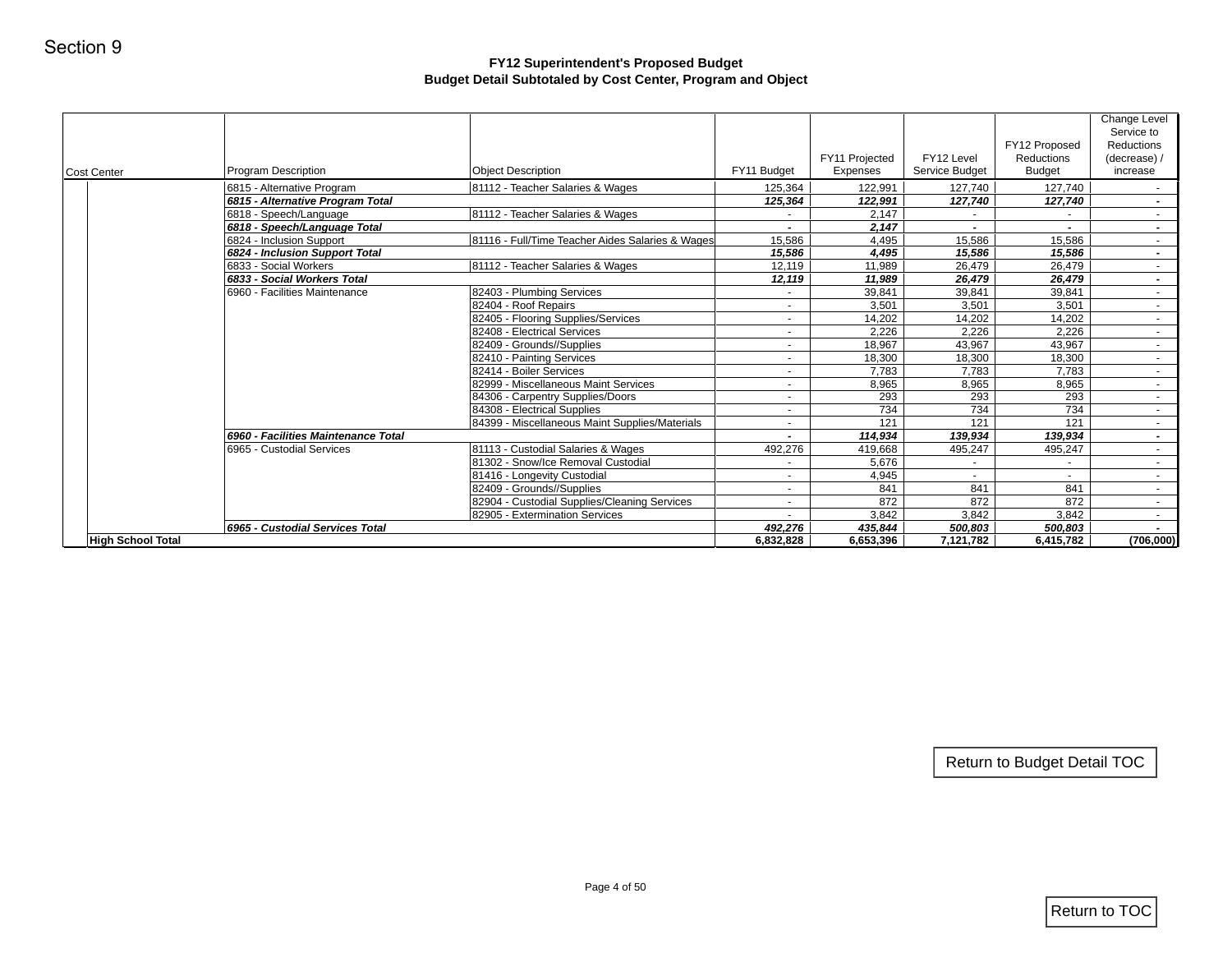Section 9

## FY12 Superintendent's Proposed Budget
## Budget Detail Subtotaled by Cost Center, Program and Object

| Cost Center | Program Description | Object Description | FY11 Budget | FY11 Projected Expenses | FY12 Level Service Budget | FY12 Proposed Reductions Budget | Change Level Service to Reductions (decrease) / increase |
|---|---|---|---|---|---|---|---|
| | 6815 - Alternative Program | 81112 - Teacher Salaries & Wages | 125,364 | 122,991 | 127,740 | 127,740 | - |
| | ***6815 - Alternative Program Total*** | | ***125,364*** | ***122,991*** | ***127,740*** | ***127,740*** | ***-*** |
| | 6818 - Speech/Language | 81112 - Teacher Salaries & Wages | - | 2,147 | - | - | - |
| | ***6818 - Speech/Language Total*** | | ***-*** | ***2,147*** | ***-*** | ***-*** | ***-*** |
| | 6824 - Inclusion Support | 81116 - Full/Time Teacher Aides Salaries & Wages | 15,586 | 4,495 | 15,586 | 15,586 | - |
| | ***6824 - Inclusion Support Total*** | | ***15,586*** | ***4,495*** | ***15,586*** | ***15,586*** | ***-*** |
| | 6833 - Social Workers | 81112 - Teacher Salaries & Wages | 12,119 | 11,989 | 26,479 | 26,479 | - |
| | ***6833 - Social Workers Total*** | | ***12,119*** | ***11,989*** | ***26,479*** | ***26,479*** | ***-*** |
| | 6960 - Facilities Maintenance | 82403 - Plumbing Services | - | 39,841 | 39,841 | 39,841 | - |
| | | 82404 - Roof Repairs | - | 3,501 | 3,501 | 3,501 | - |
| | | 82405 - Flooring Supplies/Services | - | 14,202 | 14,202 | 14,202 | - |
| | | 82408 - Electrical Services | - | 2,226 | 2,226 | 2,226 | - |
| | | 82409 - Grounds//Supplies | - | 18,967 | 43,967 | 43,967 | - |
| | | 82410 - Painting Services | - | 18,300 | 18,300 | 18,300 | - |
| | | 82414 - Boiler Services | - | 7,783 | 7,783 | 7,783 | - |
| | | 82999 - Miscellaneous Maint Services | - | 8,965 | 8,965 | 8,965 | - |
| | | 84306 - Carpentry Supplies/Doors | - | 293 | 293 | 293 | - |
| | | 84308 - Electrical Supplies | - | 734 | 734 | 734 | - |
| | | 84399 - Miscellaneous Maint Supplies/Materials | - | 121 | 121 | 121 | - |
| | ***6960 - Facilities Maintenance Total*** | | ***-*** | ***114,934*** | ***139,934*** | ***139,934*** | ***-*** |
| | 6965 - Custodial Services | 81113 - Custodial Salaries & Wages | 492,276 | 419,668 | 495,247 | 495,247 | - |
| | | 81302 - Snow/Ice Removal Custodial | - | 5,676 | - | - | - |
| | | 81416 - Longevity Custodial | - | 4,945 | - | - | - |
| | | 82409 - Grounds//Supplies | - | 841 | 841 | 841 | - |
| | | 82904 - Custodial Supplies/Cleaning Services | - | 872 | 872 | 872 | - |
| | | 82905 - Extermination Services | - | 3,842 | 3,842 | 3,842 | - |
| | ***6965 - Custodial Services Total*** | | ***492,276*** | ***435,844*** | ***500,803*** | ***500,803*** | ***-*** |
| **High School Total** | | | **6,832,828** | **6,653,396** | **7,121,782** | **6,415,782** | **(706,000)** |

Return to Budget Detail TOC

Return to TOC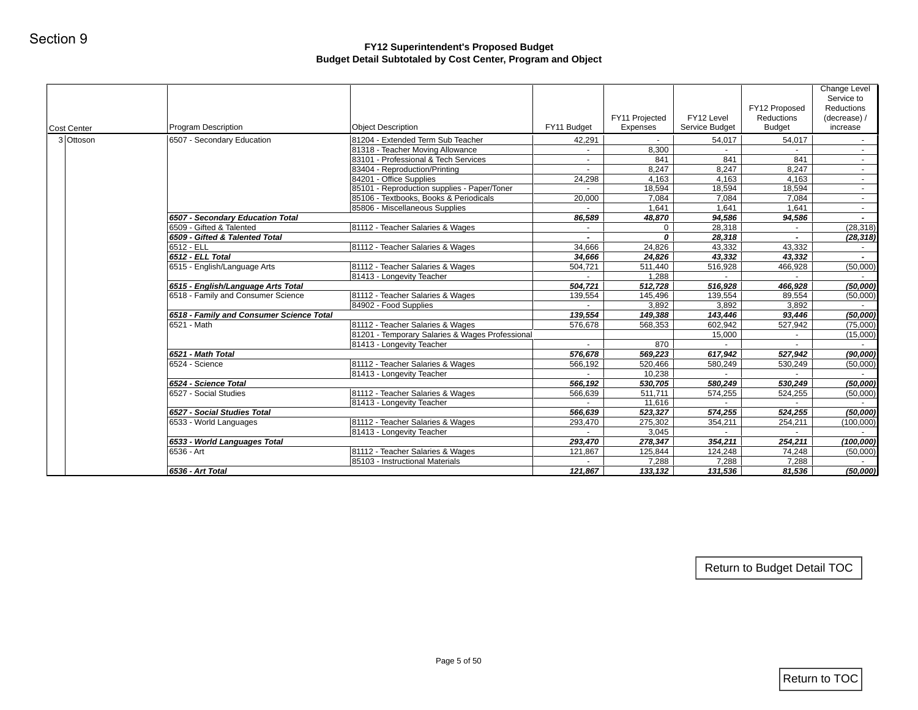Section 9

## FY12 Superintendent's Proposed Budget
## Budget Detail Subtotaled by Cost Center, Program and Object

| Cost Center | | Program Description | Object Description | FY11 Budget | FY11 Projected Expenses | FY12 Level Service Budget | FY12 Proposed Reductions Budget | Change Level Service to Reductions (decrease) / increase |
|---|---|---|---|---|---|---|---|---|
| 3 | Ottoson | 6507 - Secondary Education | 81204 - Extended Term Sub Teacher | 42,291 | - | 54,017 | 54,017 | - |
| | | | 81318 - Teacher Moving Allowance | - | 8,300 | - | - | - |
| | | | 83101 - Professional & Tech Services | - | 841 | 841 | 841 | - |
| | | | 83404 - Reproduction/Printing | - | 8,247 | 8,247 | 8,247 | - |
| | | | 84201 - Office Supplies | 24,298 | 4,163 | 4,163 | 4,163 | - |
| | | | 85101 - Reproduction supplies - Paper/Toner | - | 18,594 | 18,594 | 18,594 | - |
| | | | 85106 - Textbooks, Books & Periodicals | 20,000 | 7,084 | 7,084 | 7,084 | - |
| | | | 85806 - Miscellaneous Supplies | - | 1,641 | 1,641 | 1,641 | - |
| | | ***6507 - Secondary Education Total*** | | ***86,589*** | ***48,870*** | ***94,586*** | ***94,586*** | ***-*** |
| | | 6509 - Gifted & Talented | 81112 - Teacher Salaries & Wages | - | 0 | 28,318 | - | (28,318) |
| | | ***6509 - Gifted & Talented Total*** | | ***-*** | ***0*** | ***28,318*** | ***-*** | ***(28,318)*** |
| | | 6512 - ELL | 81112 - Teacher Salaries & Wages | 34,666 | 24,826 | 43,332 | 43,332 | - |
| | | ***6512 - ELL Total*** | | ***34,666*** | ***24,826*** | ***43,332*** | ***43,332*** | ***-*** |
| | | 6515 - English/Language Arts | 81112 - Teacher Salaries & Wages | 504,721 | 511,440 | 516,928 | 466,928 | (50,000) |
| | | | 81413 - Longevity Teacher | - | 1,288 | - | - | - |
| | | ***6515 - English/Language Arts Total*** | | ***504,721*** | ***512,728*** | ***516,928*** | ***466,928*** | ***(50,000)*** |
| | | 6518 - Family and Consumer Science | 81112 - Teacher Salaries & Wages | 139,554 | 145,496 | 139,554 | 89,554 | (50,000) |
| | | | 84902 - Food Supplies | - | 3,892 | 3,892 | 3,892 | - |
| | | ***6518 - Family and Consumer Science Total*** | | ***139,554*** | ***149,388*** | ***143,446*** | ***93,446*** | ***(50,000)*** |
| | | 6521 - Math | 81112 - Teacher Salaries & Wages | 576,678 | 568,353 | 602,942 | 527,942 | (75,000) |
| | | | 81201 - Temporary Salaries & Wages Professional | | | 15,000 | - | (15,000) |
| | | | 81413 - Longevity Teacher | - | 870 | - | - | - |
| | | ***6521 - Math Total*** | | ***576,678*** | ***569,223*** | ***617,942*** | ***527,942*** | ***(90,000)*** |
| | | 6524 - Science | 81112 - Teacher Salaries & Wages | 566,192 | 520,466 | 580,249 | 530,249 | (50,000) |
| | | | 81413 - Longevity Teacher | - | 10,238 | - | - | - |
| | | ***6524 - Science Total*** | | ***566,192*** | ***530,705*** | ***580,249*** | ***530,249*** | ***(50,000)*** |
| | | 6527 - Social Studies | 81112 - Teacher Salaries & Wages | 566,639 | 511,711 | 574,255 | 524,255 | (50,000) |
| | | | 81413 - Longevity Teacher | - | 11,616 | - | - | - |
| | | ***6527 - Social Studies Total*** | | ***566,639*** | ***523,327*** | ***574,255*** | ***524,255*** | ***(50,000)*** |
| | | 6533 - World Languages | 81112 - Teacher Salaries & Wages | 293,470 | 275,302 | 354,211 | 254,211 | (100,000) |
| | | | 81413 - Longevity Teacher | - | 3,045 | - | - | - |
| | | ***6533 - World Languages Total*** | | ***293,470*** | ***278,347*** | ***354,211*** | ***254,211*** | ***(100,000)*** |
| | | 6536 - Art | 81112 - Teacher Salaries & Wages | 121,867 | 125,844 | 124,248 | 74,248 | (50,000) |
| | | | 85103 - Instructional Materials | - | 7,288 | 7,288 | 7,288 | - |
| | | ***6536 - Art Total*** | | ***121,867*** | ***133,132*** | ***131,536*** | ***81,536*** | ***(50,000)*** |

Return to Budget Detail TOC

Return to TOC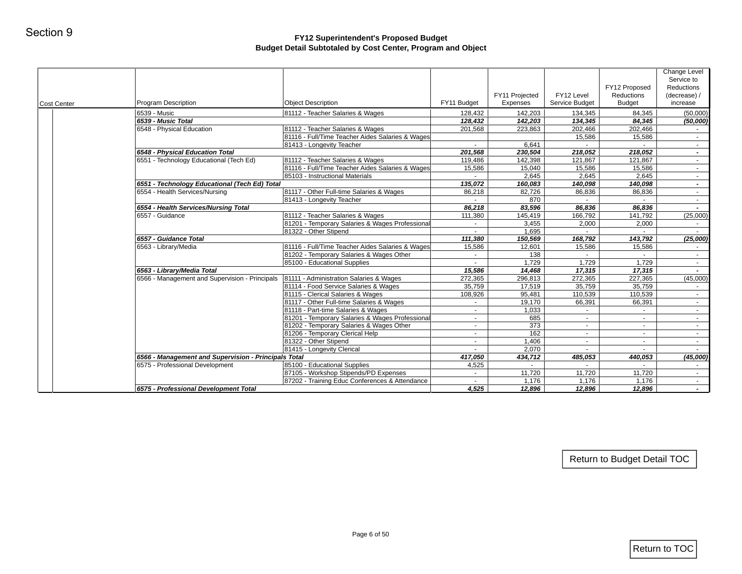Section 9

# FY12 Superintendent's Proposed Budget
## Budget Detail Subtotaled by Cost Center, Program and Object

| Cost Center | Program Description | Object Description | FY11 Budget | FY11 Projected Expenses | FY12 Level Service Budget | FY12 Proposed Reductions Budget | Change Level Service to Reductions (decrease) / increase |
|---|---|---|---|---|---|---|---|
| | 6539 - Music | 81112 - Teacher Salaries & Wages | 128,432 | 142,203 | 134,345 | 84,345 | (50,000) |
| | ***6539 - Music Total*** | | ***128,432*** | ***142,203*** | ***134,345*** | ***84,345*** | ***(50,000)*** |
| | 6548 - Physical Education | 81112 - Teacher Salaries & Wages | 201,568 | 223,863 | 202,466 | 202,466 | - |
| | | 81116 - Full/Time Teacher Aides Salaries & Wages | | | 15,586 | 15,586 | - |
| | | 81413 - Longevity Teacher | - | 6,641 | - | - | - |
| | ***6548 - Physical Education Total*** | | ***201,568*** | ***230,504*** | ***218,052*** | ***218,052*** | ***-*** |
| | 6551 - Technology Educational (Tech Ed) | 81112 - Teacher Salaries & Wages | 119,486 | 142,398 | 121,867 | 121,867 | - |
| | | 81116 - Full/Time Teacher Aides Salaries & Wages | 15,586 | 15,040 | 15,586 | 15,586 | - |
| | | 85103 - Instructional Materials | - | 2,645 | 2,645 | 2,645 | - |
| | ***6551 - Technology Educational (Tech Ed) Total*** | | ***135,072*** | ***160,083*** | ***140,098*** | ***140,098*** | ***-*** |
| | 6554 - Health Services/Nursing | 81117 - Other Full-time Salaries & Wages | 86,218 | 82,726 | 86,836 | 86,836 | - |
| | | 81413 - Longevity Teacher | - | 870 | - | - | - |
| | ***6554 - Health Services/Nursing Total*** | | ***86,218*** | ***83,596*** | ***86,836*** | ***86,836*** | ***-*** |
| | 6557 - Guidance | 81112 - Teacher Salaries & Wages | 111,380 | 145,419 | 166,792 | 141,792 | (25,000) |
| | | 81201 - Temporary Salaries & Wages Professional | - | 3,455 | 2,000 | 2,000 | - |
| | | 81322 - Other Stipend | - | 1,695 | - | - | - |
| | ***6557 - Guidance Total*** | | ***111,380*** | ***150,569*** | ***168,792*** | ***143,792*** | ***(25,000)*** |
| | 6563 - Library/Media | 81116 - Full/Time Teacher Aides Salaries & Wages | 15,586 | 12,601 | 15,586 | 15,586 | - |
| | | 81202 - Temporary Salaries & Wages Other | - | 138 | - | - | - |
| | | 85100 - Educational Supplies | - | 1,729 | 1,729 | 1,729 | - |
| | ***6563 - Library/Media Total*** | | ***15,586*** | ***14,468*** | ***17,315*** | ***17,315*** | ***-*** |
| | 6566 - Management and Supervision - Principals | 81111 - Administration Salaries & Wages | 272,365 | 296,813 | 272,365 | 227,365 | (45,000) |
| | | 81114 - Food Service Salaries & Wages | 35,759 | 17,519 | 35,759 | 35,759 | - |
| | | 81115 - Clerical Salaries & Wages | 108,926 | 95,481 | 110,539 | 110,539 | - |
| | | 81117 - Other Full-time Salaries & Wages | - | 19,170 | 66,391 | 66,391 | - |
| | | 81118 - Part-time Salaries & Wages | - | 1,033 | - | - | - |
| | | 81201 - Temporary Salaries & Wages Professional | - | 685 | - | - | - |
| | | 81202 - Temporary Salaries & Wages Other | - | 373 | - | - | - |
| | | 81206 - Temporary Clerical Help | - | 162 | - | - | - |
| | | 81322 - Other Stipend | - | 1,406 | - | - | - |
| | | 81415 - Longevity Clerical | - | 2,070 | - | - | - |
| | ***6566 - Management and Supervision - Principals Total*** | | ***417,050*** | ***434,712*** | ***485,053*** | ***440,053*** | ***(45,000)*** |
| | 6575 - Professional Development | 85100 - Educational Supplies | 4,525 | - | - | - | - |
| | | 87105 - Workshop Stipends/PD Expenses | - | 11,720 | 11,720 | 11,720 | - |
| | | 87202 - Training Educ Conferences & Attendance | - | 1,176 | 1,176 | 1,176 | - |
| | ***6575 - Professional Development Total*** | | ***4,525*** | ***12,896*** | ***12,896*** | ***12,896*** | ***-*** |

Return to Budget Detail TOC

Return to TOC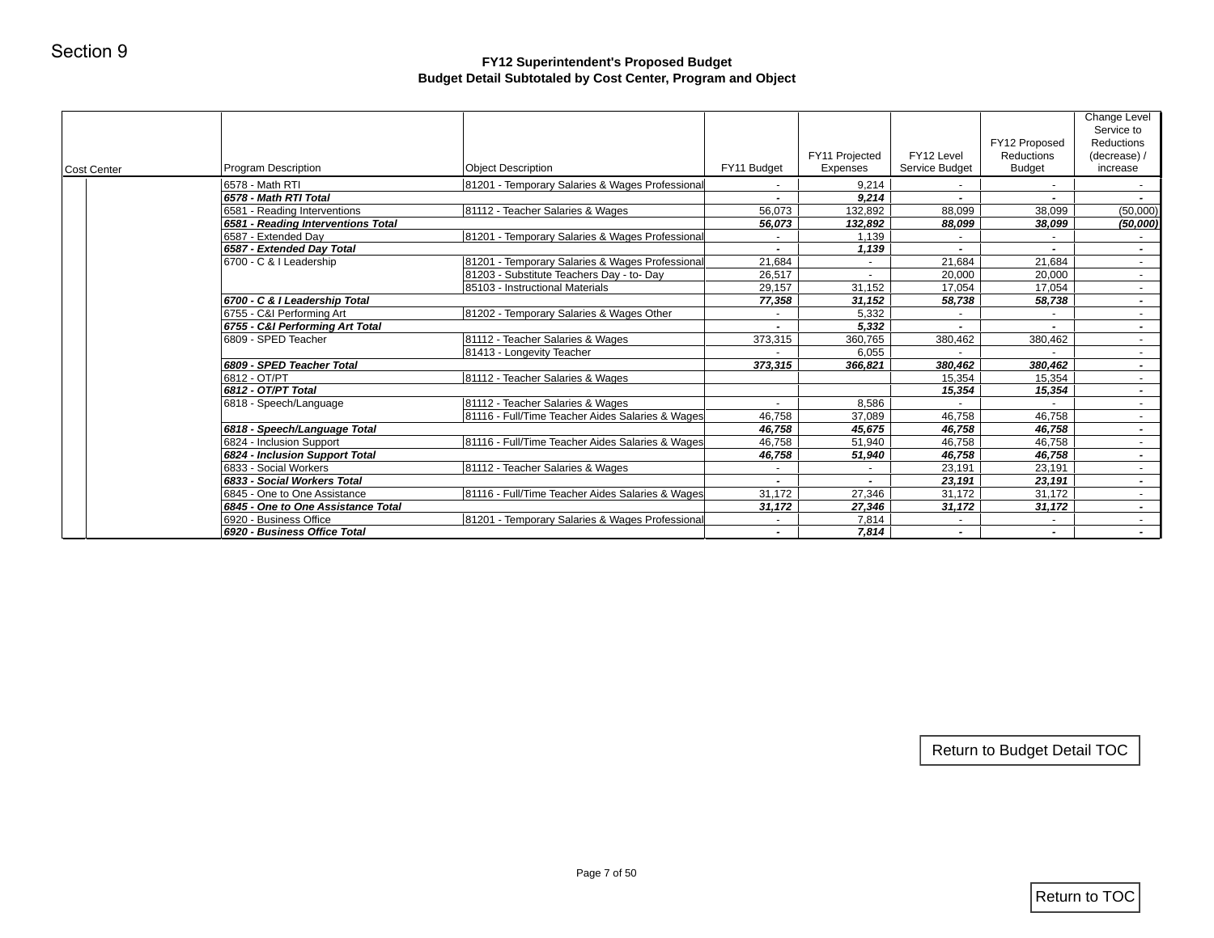Section 9

# FY12 Superintendent's Proposed Budget
## Budget Detail Subtotaled by Cost Center, Program and Object

| Cost Center | Program Description | Object Description | FY11 Budget | FY11 Projected Expenses | FY12 Level Service Budget | FY12 Proposed Reductions Budget | Change Level Service to Reductions (decrease) / increase |
|---|---|---|---|---|---|---|---|
| | 6578 - Math RTI | 81201 - Temporary Salaries & Wages Professional | - | 9,214 | - | - | - |
| | ***6578 - Math RTI Total*** | | ***-*** | ***9,214*** | ***-*** | ***-*** | ***-*** |
| | 6581 - Reading Interventions | 81112 - Teacher Salaries & Wages | 56,073 | 132,892 | 88,099 | 38,099 | (50,000) |
| | ***6581 - Reading Interventions Total*** | | ***56,073*** | ***132,892*** | ***88,099*** | ***38,099*** | ***(50,000)*** |
| | 6587 - Extended Day | 81201 - Temporary Salaries & Wages Professional | - | 1,139 | - | - | - |
| | ***6587 - Extended Day Total*** | | ***-*** | ***1,139*** | ***-*** | ***-*** | ***-*** |
| | 6700 - C & I Leadership | 81201 - Temporary Salaries & Wages Professional | 21,684 | - | 21,684 | 21,684 | - |
| | | 81203 - Substitute Teachers Day - to- Day | 26,517 | - | 20,000 | 20,000 | - |
| | | 85103 - Instructional Materials | 29,157 | 31,152 | 17,054 | 17,054 | - |
| | ***6700 - C & I Leadership Total*** | | ***77,358*** | ***31,152*** | ***58,738*** | ***58,738*** | ***-*** |
| | 6755 - C&I Performing Art | 81202 - Temporary Salaries & Wages Other | - | 5,332 | - | - | - |
| | ***6755 - C&I Performing Art Total*** | | ***-*** | ***5,332*** | ***-*** | ***-*** | ***-*** |
| | 6809 - SPED Teacher | 81112 - Teacher Salaries & Wages | 373,315 | 360,765 | 380,462 | 380,462 | - |
| | | 81413 - Longevity Teacher | - | 6,055 | - | - | - |
| | ***6809 - SPED Teacher Total*** | | ***373,315*** | ***366,821*** | ***380,462*** | ***380,462*** | ***-*** |
| | 6812 - OT/PT | 81112 - Teacher Salaries & Wages | | | 15,354 | 15,354 | - |
| | ***6812 - OT/PT Total*** | | | | ***15,354*** | ***15,354*** | ***-*** |
| | 6818 - Speech/Language | 81112 - Teacher Salaries & Wages | - | 8,586 | - | - | - |
| | | 81116 - Full/Time Teacher Aides Salaries & Wages | 46,758 | 37,089 | 46,758 | 46,758 | - |
| | ***6818 - Speech/Language Total*** | | ***46,758*** | ***45,675*** | ***46,758*** | ***46,758*** | ***-*** |
| | 6824 - Inclusion Support | 81116 - Full/Time Teacher Aides Salaries & Wages | 46,758 | 51,940 | 46,758 | 46,758 | - |
| | ***6824 - Inclusion Support Total*** | | ***46,758*** | ***51,940*** | ***46,758*** | ***46,758*** | ***-*** |
| | 6833 - Social Workers | 81112 - Teacher Salaries & Wages | - | - | 23,191 | 23,191 | - |
| | ***6833 - Social Workers Total*** | | ***-*** | ***-*** | ***23,191*** | ***23,191*** | ***-*** |
| | 6845 - One to One Assistance | 81116 - Full/Time Teacher Aides Salaries & Wages | 31,172 | 27,346 | 31,172 | 31,172 | - |
| | ***6845 - One to One Assistance Total*** | | ***31,172*** | ***27,346*** | ***31,172*** | ***31,172*** | ***-*** |
| | 6920 - Business Office | 81201 - Temporary Salaries & Wages Professional | - | 7,814 | - | - | - |
| | ***6920 - Business Office Total*** | | ***-*** | ***7,814*** | ***-*** | ***-*** | ***-*** |

Return to Budget Detail TOC

Return to TOC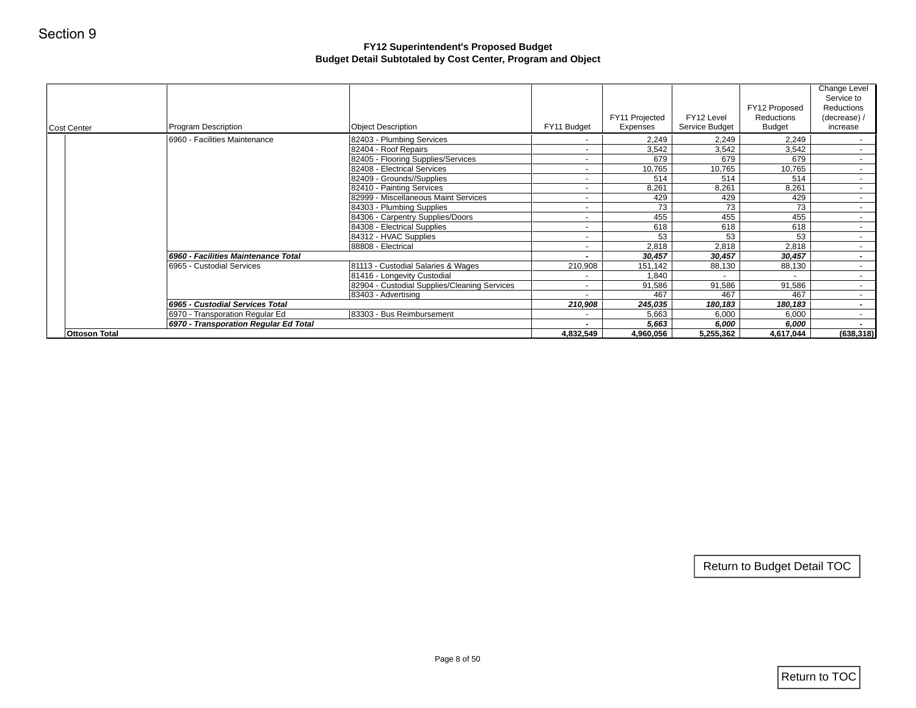Section 9

## FY12 Superintendent's Proposed Budget
## Budget Detail Subtotaled by Cost Center, Program and Object

| Cost Center | Program Description | Object Description | FY11 Budget | FY11 Projected Expenses | FY12 Level Service Budget | FY12 Proposed Reductions Budget | Change Level Service to Reductions (decrease) / increase |
|---|---|---|---|---|---|---|---|
| | 6960 - Facilities Maintenance | 82403 - Plumbing Services | - | 2,249 | 2,249 | 2,249 | - |
| | | 82404 - Roof Repairs | - | 3,542 | 3,542 | 3,542 | - |
| | | 82405 - Flooring Supplies/Services | - | 679 | 679 | 679 | - |
| | | 82408 - Electrical Services | - | 10,765 | 10,765 | 10,765 | - |
| | | 82409 - Grounds//Supplies | - | 514 | 514 | 514 | - |
| | | 82410 - Painting Services | - | 8,261 | 8,261 | 8,261 | - |
| | | 82999 - Miscellaneous Maint Services | - | 429 | 429 | 429 | - |
| | | 84303 - Plumbing Supplies | - | 73 | 73 | 73 | - |
| | | 84306 - Carpentry Supplies/Doors | - | 455 | 455 | 455 | - |
| | | 84308 - Electrical Supplies | - | 618 | 618 | 618 | - |
| | | 84312 - HVAC Supplies | - | 53 | 53 | 53 | - |
| | | 88808 - Electrical | - | 2,818 | 2,818 | 2,818 | - |
| | ***6960 - Facilities Maintenance Total*** | | ***-*** | ***30,457*** | ***30,457*** | ***30,457*** | ***-*** |
| | 6965 - Custodial Services | 81113 - Custodial Salaries & Wages | 210,908 | 151,142 | 88,130 | 88,130 | - |
| | | 81416 - Longevity Custodial | - | 1,840 | - | - | - |
| | | 82904 - Custodial Supplies/Cleaning Services | - | 91,586 | 91,586 | 91,586 | - |
| | | 83403 - Advertising | - | 467 | 467 | 467 | - |
| | ***6965 - Custodial Services Total*** | | ***210,908*** | ***245,035*** | ***180,183*** | ***180,183*** | ***-*** |
| | 6970 - Transporation Regular Ed | 83303 - Bus Reimbursement | - | 5,663 | 6,000 | 6,000 | - |
| | ***6970 - Transporation Regular Ed Total*** | | ***-*** | ***5,663*** | ***6,000*** | ***6,000*** | ***-*** |
| **Ottoson Total** | | | **4,832,549** | **4,960,056** | **5,255,362** | **4,617,044** | **(638,318)** |

Return to Budget Detail TOC

Return to TOC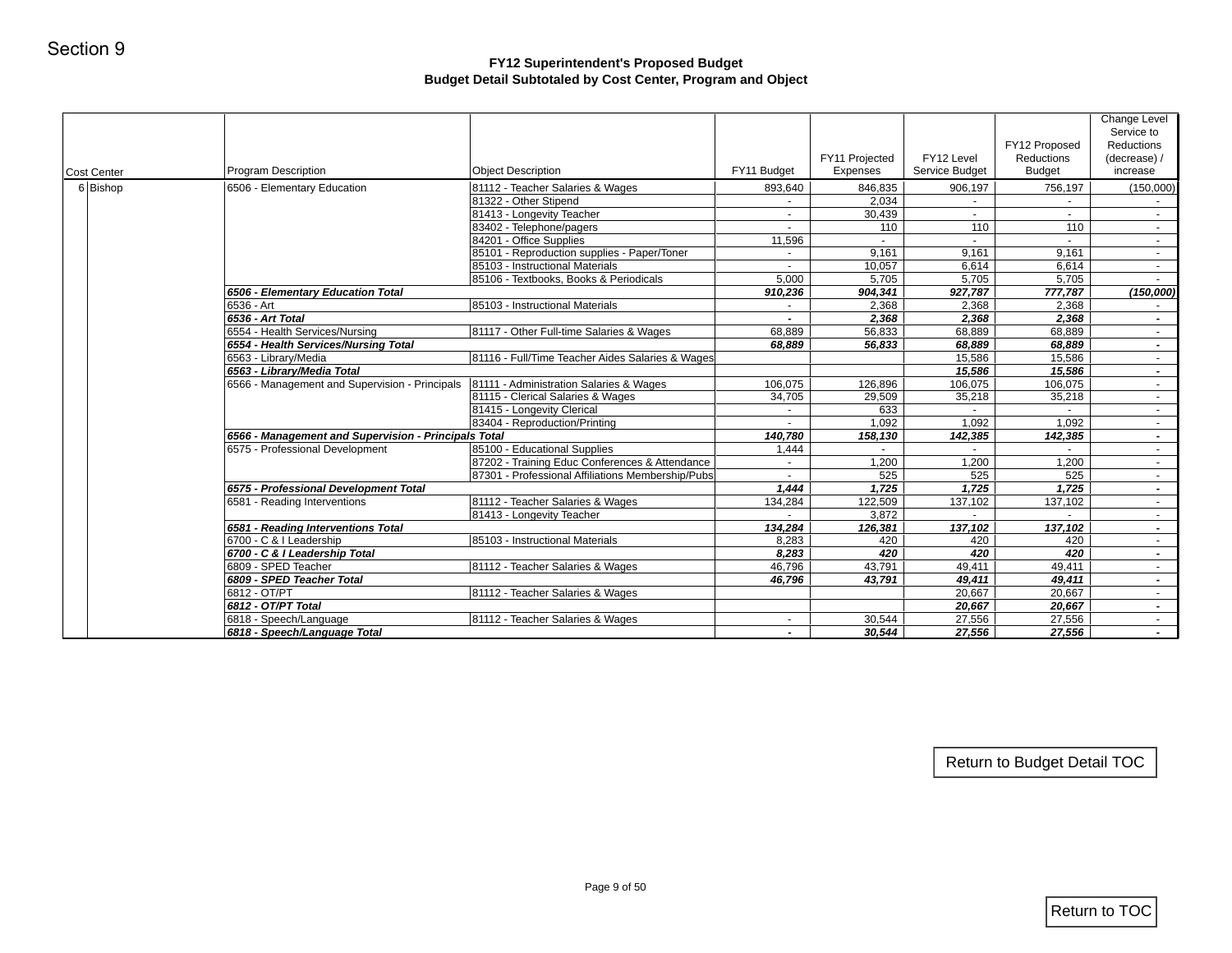Section 9

## FY12 Superintendent's Proposed Budget
### Budget Detail Subtotaled by Cost Center, Program and Object

| Cost Center | Program Description | Object Description | FY11 Budget | FY11 Projected Expenses | FY12 Level Service Budget | FY12 Proposed Reductions Budget | Change Level Service to Reductions (decrease) / increase |
|---|---|---|---|---|---|---|---|
| 6 Bishop | 6506 - Elementary Education | 81112 - Teacher Salaries & Wages | 893,640 | 846,835 | 906,197 | 756,197 | (150,000) |
| | | 81322 - Other Stipend | - | 2,034 | - | - | - |
| | | 81413 - Longevity Teacher | - | 30,439 | - | - | - |
| | | 83402 - Telephone/pagers | - | 110 | 110 | 110 | - |
| | | 84201 - Office Supplies | 11,596 | - | - | - | - |
| | | 85101 - Reproduction supplies - Paper/Toner | - | 9,161 | 9,161 | 9,161 | - |
| | | 85103 - Instructional Materials | - | 10,057 | 6,614 | 6,614 | - |
| | | 85106 - Textbooks, Books & Periodicals | 5,000 | 5,705 | 5,705 | 5,705 | - |
| | ***6506 - Elementary Education Total*** | | ***910,236*** | ***904,341*** | ***927,787*** | ***777,787*** | ***(150,000)*** |
| | 6536 - Art | 85103 - Instructional Materials | - | 2,368 | 2,368 | 2,368 | - |
| | ***6536 - Art Total*** | | ***-*** | ***2,368*** | ***2,368*** | ***2,368*** | ***-*** |
| | 6554 - Health Services/Nursing | 81117 - Other Full-time Salaries & Wages | 68,889 | 56,833 | 68,889 | 68,889 | - |
| | ***6554 - Health Services/Nursing Total*** | | ***68,889*** | ***56,833*** | ***68,889*** | ***68,889*** | ***-*** |
| | 6563 - Library/Media | 81116 - Full/Time Teacher Aides Salaries & Wages | | | 15,586 | 15,586 | - |
| | ***6563 - Library/Media Total*** | | | | ***15,586*** | ***15,586*** | ***-*** |
| | 6566 - Management and Supervision - Principals | 81111 - Administration Salaries & Wages | 106,075 | 126,896 | 106,075 | 106,075 | - |
| | | 81115 - Clerical Salaries & Wages | 34,705 | 29,509 | 35,218 | 35,218 | - |
| | | 81415 - Longevity Clerical | - | 633 | - | - | - |
| | | 83404 - Reproduction/Printing | - | 1,092 | 1,092 | 1,092 | - |
| | ***6566 - Management and Supervision - Principals Total*** | | ***140,780*** | ***158,130*** | ***142,385*** | ***142,385*** | ***-*** |
| | 6575 - Professional Development | 85100 - Educational Supplies | 1,444 | - | - | - | - |
| | | 87202 - Training Educ Conferences & Attendance | - | 1,200 | 1,200 | 1,200 | - |
| | | 87301 - Professional Affiliations Membership/Pubs | - | 525 | 525 | 525 | - |
| | ***6575 - Professional Development Total*** | | ***1,444*** | ***1,725*** | ***1,725*** | ***1,725*** | ***-*** |
| | 6581 - Reading Interventions | 81112 - Teacher Salaries & Wages | 134,284 | 122,509 | 137,102 | 137,102 | - |
| | | 81413 - Longevity Teacher | - | 3,872 | - | - | - |
| | ***6581 - Reading Interventions Total*** | | ***134,284*** | ***126,381*** | ***137,102*** | ***137,102*** | ***-*** |
| | 6700 - C & I Leadership | 85103 - Instructional Materials | 8,283 | 420 | 420 | 420 | - |
| | ***6700 - C & I Leadership Total*** | | ***8,283*** | ***420*** | ***420*** | ***420*** | ***-*** |
| | 6809 - SPED Teacher | 81112 - Teacher Salaries & Wages | 46,796 | 43,791 | 49,411 | 49,411 | - |
| | ***6809 - SPED Teacher Total*** | | ***46,796*** | ***43,791*** | ***49,411*** | ***49,411*** | ***-*** |
| | 6812 - OT/PT | 81112 - Teacher Salaries & Wages | | | 20,667 | 20,667 | - |
| | ***6812 - OT/PT Total*** | | | | ***20,667*** | ***20,667*** | ***-*** |
| | 6818 - Speech/Language | 81112 - Teacher Salaries & Wages | - | 30,544 | 27,556 | 27,556 | - |
| | ***6818 - Speech/Language Total*** | | ***-*** | ***30,544*** | ***27,556*** | ***27,556*** | ***-*** |

Return to Budget Detail TOC

Return to TOC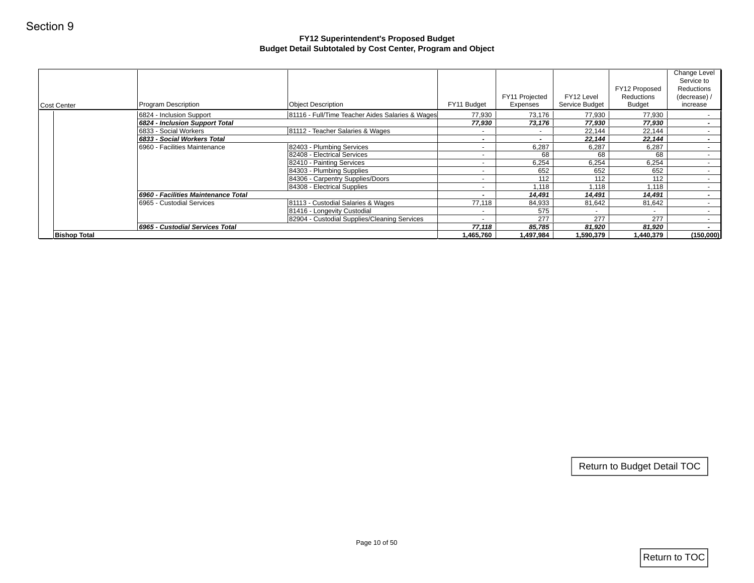Section 9

**FY12 Superintendent's Proposed Budget**
**Budget Detail Subtotaled by Cost Center, Program and Object**

| Cost Center | Program Description | Object Description | FY11 Budget | FY11 Projected Expenses | FY12 Level Service Budget | FY12 Proposed Reductions Budget | Change Level Service to Reductions (decrease) / increase |
|---|---|---|---|---|---|---|---|
| | 6824 - Inclusion Support | 81116 - Full/Time Teacher Aides Salaries & Wages | 77,930 | 73,176 | 77,930 | 77,930 | - |
| | ***6824 - Inclusion Support Total*** | | ***77,930*** | ***73,176*** | ***77,930*** | ***77,930*** | ***-*** |
| | 6833 - Social Workers | 81112 - Teacher Salaries & Wages | - | - | 22,144 | 22,144 | - |
| | ***6833 - Social Workers Total*** | | ***-*** | ***-*** | ***22,144*** | ***22,144*** | ***-*** |
| | 6960 - Facilities Maintenance | 82403 - Plumbing Services | - | 6,287 | 6,287 | 6,287 | - |
| | | 82408 - Electrical Services | - | 68 | 68 | 68 | - |
| | | 82410 - Painting Services | - | 6,254 | 6,254 | 6,254 | - |
| | | 84303 - Plumbing Supplies | - | 652 | 652 | 652 | - |
| | | 84306 - Carpentry Supplies/Doors | - | 112 | 112 | 112 | - |
| | | 84308 - Electrical Supplies | - | 1,118 | 1,118 | 1,118 | - |
| | ***6960 - Facilities Maintenance Total*** | | ***-*** | ***14,491*** | ***14,491*** | ***14,491*** | ***-*** |
| | 6965 - Custodial Services | 81113 - Custodial Salaries & Wages | 77,118 | 84,933 | 81,642 | 81,642 | - |
| | | 81416 - Longevity Custodial | - | 575 | - | - | - |
| | | 82904 - Custodial Supplies/Cleaning Services | - | 277 | 277 | 277 | - |
| | ***6965 - Custodial Services Total*** | | ***77,118*** | ***85,785*** | ***81,920*** | ***81,920*** | ***-*** |
| **Bishop Total** | | | **1,465,760** | **1,497,984** | **1,590,379** | **1,440,379** | **(150,000)** |

Return to Budget Detail TOC

Return to TOC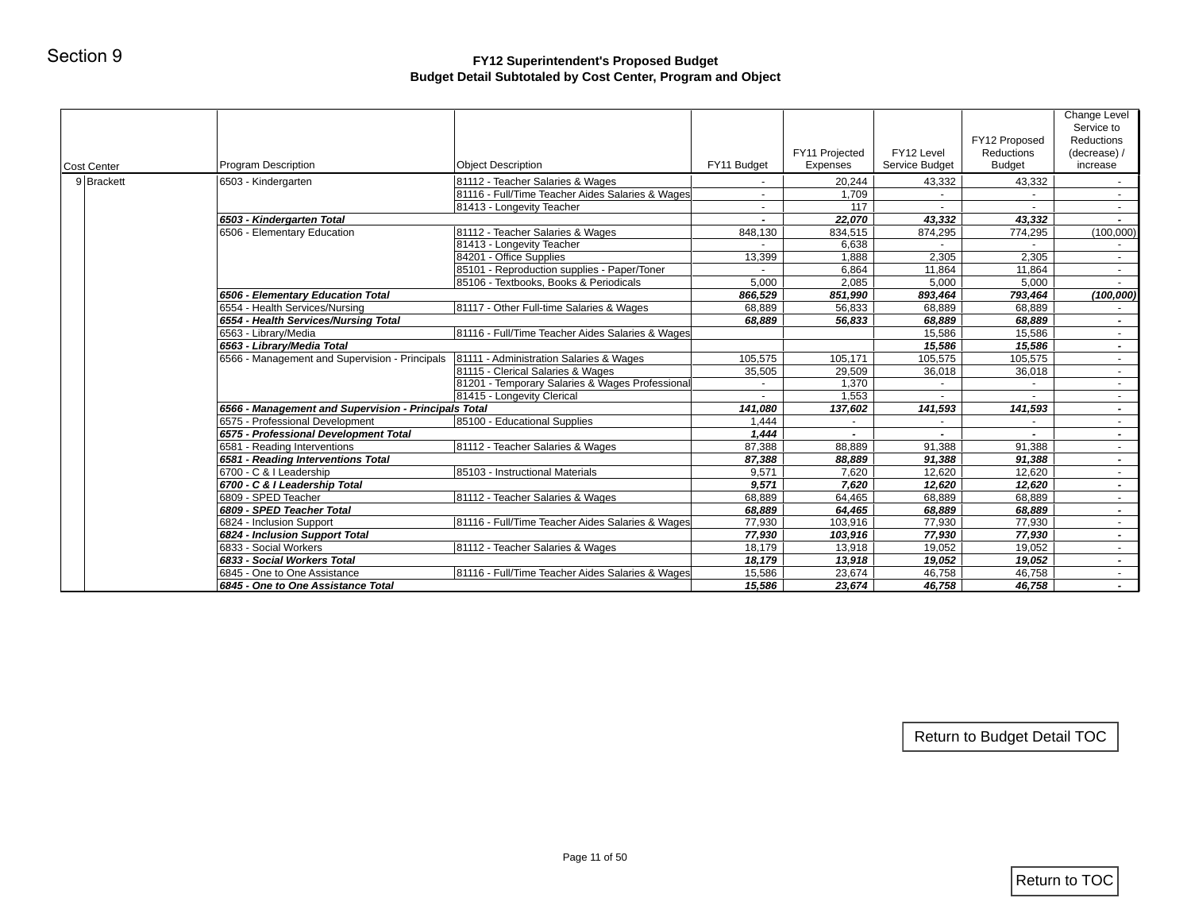Section 9

## FY12 Superintendent's Proposed Budget
## Budget Detail Subtotaled by Cost Center, Program and Object

| | Cost Center | Program Description | Object Description | FY11 Budget | FY11 Projected Expenses | FY12 Level Service Budget | FY12 Proposed Reductions Budget | Change Level Service to Reductions (decrease) / increase |
|---|---|---|---|---|---|---|---|---|
| 9 | Brackett | 6503 - Kindergarten | 81112 - Teacher Salaries & Wages | - | 20,244 | 43,332 | 43,332 | - |
| | | | 81116 - Full/Time Teacher Aides Salaries & Wages | - | 1,709 | - | - | - |
| | | | 81413 - Longevity Teacher | - | 117 | - | - | - |
| | | ***6503 - Kindergarten Total*** | | ***-*** | ***22,070*** | ***43,332*** | ***43,332*** | ***-*** |
| | | 6506 - Elementary Education | 81112 - Teacher Salaries & Wages | 848,130 | 834,515 | 874,295 | 774,295 | (100,000) |
| | | | 81413 - Longevity Teacher | - | 6,638 | - | - | - |
| | | | 84201 - Office Supplies | 13,399 | 1,888 | 2,305 | 2,305 | - |
| | | | 85101 - Reproduction supplies - Paper/Toner | - | 6,864 | 11,864 | 11,864 | - |
| | | | 85106 - Textbooks, Books & Periodicals | 5,000 | 2,085 | 5,000 | 5,000 | - |
| | | ***6506 - Elementary Education Total*** | | ***866,529*** | ***851,990*** | ***893,464*** | ***793,464*** | ***(100,000)*** |
| | | 6554 - Health Services/Nursing | 81117 - Other Full-time Salaries & Wages | 68,889 | 56,833 | 68,889 | 68,889 | - |
| | | ***6554 - Health Services/Nursing Total*** | | ***68,889*** | ***56,833*** | ***68,889*** | ***68,889*** | ***-*** |
| | | 6563 - Library/Media | 81116 - Full/Time Teacher Aides Salaries & Wages | | | 15,586 | 15,586 | - |
| | | ***6563 - Library/Media Total*** | | | | ***15,586*** | ***15,586*** | ***-*** |
| | | 6566 - Management and Supervision - Principals | 81111 - Administration Salaries & Wages | 105,575 | 105,171 | 105,575 | 105,575 | - |
| | | | 81115 - Clerical Salaries & Wages | 35,505 | 29,509 | 36,018 | 36,018 | - |
| | | | 81201 - Temporary Salaries & Wages Professional | - | 1,370 | - | - | - |
| | | | 81415 - Longevity Clerical | - | 1,553 | - | - | - |
| | | ***6566 - Management and Supervision - Principals Total*** | | ***141,080*** | ***137,602*** | ***141,593*** | ***141,593*** | ***-*** |
| | | 6575 - Professional Development | 85100 - Educational Supplies | 1,444 | - | - | - | - |
| | | ***6575 - Professional Development Total*** | | ***1,444*** | ***-*** | ***-*** | ***-*** | ***-*** |
| | | 6581 - Reading Interventions | 81112 - Teacher Salaries & Wages | 87,388 | 88,889 | 91,388 | 91,388 | - |
| | | ***6581 - Reading Interventions Total*** | | ***87,388*** | ***88,889*** | ***91,388*** | ***91,388*** | ***-*** |
| | | 6700 - C & I Leadership | 85103 - Instructional Materials | 9,571 | 7,620 | 12,620 | 12,620 | - |
| | | ***6700 - C & I Leadership Total*** | | ***9,571*** | ***7,620*** | ***12,620*** | ***12,620*** | ***-*** |
| | | 6809 - SPED Teacher | 81112 - Teacher Salaries & Wages | 68,889 | 64,465 | 68,889 | 68,889 | - |
| | | ***6809 - SPED Teacher Total*** | | ***68,889*** | ***64,465*** | ***68,889*** | ***68,889*** | ***-*** |
| | | 6824 - Inclusion Support | 81116 - Full/Time Teacher Aides Salaries & Wages | 77,930 | 103,916 | 77,930 | 77,930 | - |
| | | ***6824 - Inclusion Support Total*** | | ***77,930*** | ***103,916*** | ***77,930*** | ***77,930*** | ***-*** |
| | | 6833 - Social Workers | 81112 - Teacher Salaries & Wages | 18,179 | 13,918 | 19,052 | 19,052 | - |
| | | ***6833 - Social Workers Total*** | | ***18,179*** | ***13,918*** | ***19,052*** | ***19,052*** | ***-*** |
| | | 6845 - One to One Assistance | 81116 - Full/Time Teacher Aides Salaries & Wages | 15,586 | 23,674 | 46,758 | 46,758 | - |
| | | ***6845 - One to One Assistance Total*** | | ***15,586*** | ***23,674*** | ***46,758*** | ***46,758*** | ***-*** |

Return to Budget Detail TOC

Return to TOC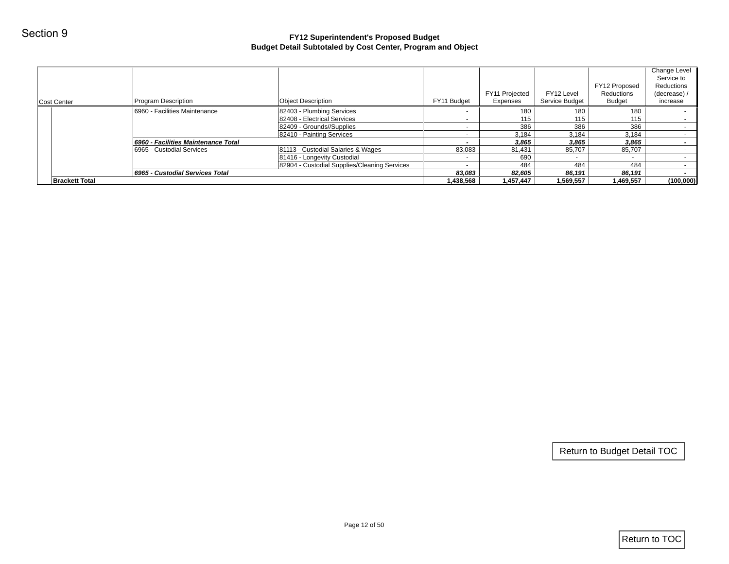Section 9

## FY12 Superintendent's Proposed Budget
## Budget Detail Subtotaled by Cost Center, Program and Object

| Cost Center | Program Description | Object Description | FY11 Budget | FY11 Projected Expenses | FY12 Level Service Budget | FY12 Proposed Reductions Budget | Change Level Service to Reductions (decrease) / increase |
|---|---|---|---|---|---|---|---|
| | 6960 - Facilities Maintenance | 82403 - Plumbing Services | - | 180 | 180 | 180 | - |
| | | 82408 - Electrical Services | - | 115 | 115 | 115 | - |
| | | 82409 - Grounds//Supplies | - | 386 | 386 | 386 | - |
| | | 82410 - Painting Services | - | 3,184 | 3,184 | 3,184 | - |
| | ***6960 - Facilities Maintenance Total*** | | ***-*** | ***3,865*** | ***3,865*** | ***3,865*** | ***-*** |
| | 6965 - Custodial Services | 81113 - Custodial Salaries & Wages | 83,083 | 81,431 | 85,707 | 85,707 | - |
| | | 81416 - Longevity Custodial | - | 690 | - | - | - |
| | | 82904 - Custodial Supplies/Cleaning Services | - | 484 | 484 | 484 | - |
| | ***6965 - Custodial Services Total*** | | ***83,083*** | ***82,605*** | ***86,191*** | ***86,191*** | ***-*** |
| **Brackett Total** | | | **1,438,568** | **1,457,447** | **1,569,557** | **1,469,557** | **(100,000)** |

Return to Budget Detail TOC

Return to TOC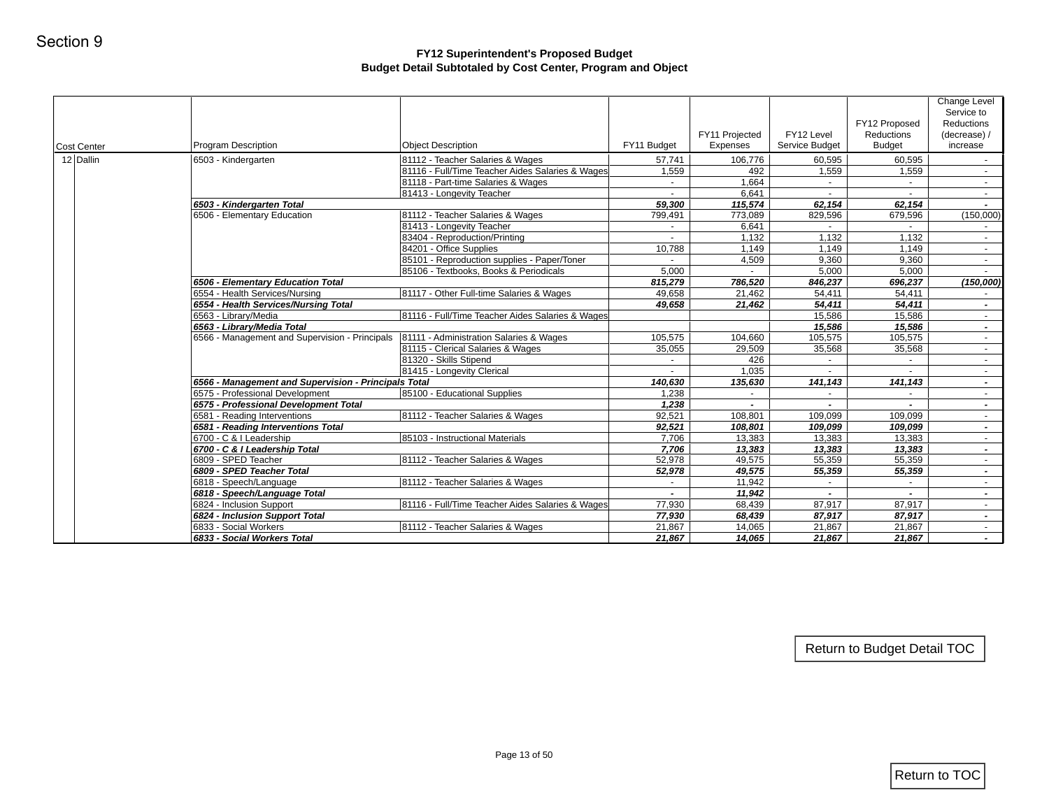Section 9

## FY12 Superintendent's Proposed Budget
### Budget Detail Subtotaled by Cost Center, Program and Object

| Cost Center | | Program Description | Object Description | FY11 Budget | FY11 Projected Expenses | FY12 Level Service Budget | FY12 Proposed Reductions Budget | Change Level Service to Reductions (decrease) / increase |
|---|---|---|---|---|---|---|---|---|
| 12 | Dallin | 6503 - Kindergarten | 81112 - Teacher Salaries & Wages | 57,741 | 106,776 | 60,595 | 60,595 | - |
| | | | 81116 - Full/Time Teacher Aides Salaries & Wages | 1,559 | 492 | 1,559 | 1,559 | - |
| | | | 81118 - Part-time Salaries & Wages | - | 1,664 | - | - | - |
| | | | 81413 - Longevity Teacher | - | 6,641 | - | - | - |
| | | ***6503 - Kindergarten Total*** | | ***59,300*** | ***115,574*** | ***62,154*** | ***62,154*** | ***-*** |
| | | 6506 - Elementary Education | 81112 - Teacher Salaries & Wages | 799,491 | 773,089 | 829,596 | 679,596 | (150,000) |
| | | | 81413 - Longevity Teacher | - | 6,641 | - | - | - |
| | | | 83404 - Reproduction/Printing | - | 1,132 | 1,132 | 1,132 | - |
| | | | 84201 - Office Supplies | 10,788 | 1,149 | 1,149 | 1,149 | - |
| | | | 85101 - Reproduction supplies - Paper/Toner | - | 4,509 | 9,360 | 9,360 | - |
| | | | 85106 - Textbooks, Books & Periodicals | 5,000 | - | 5,000 | 5,000 | - |
| | | ***6506 - Elementary Education Total*** | | ***815,279*** | ***786,520*** | ***846,237*** | ***696,237*** | ***(150,000)*** |
| | | 6554 - Health Services/Nursing | 81117 - Other Full-time Salaries & Wages | 49,658 | 21,462 | 54,411 | 54,411 | - |
| | | ***6554 - Health Services/Nursing Total*** | | ***49,658*** | ***21,462*** | ***54,411*** | ***54,411*** | ***-*** |
| | | 6563 - Library/Media | 81116 - Full/Time Teacher Aides Salaries & Wages | | | 15,586 | 15,586 | - |
| | | ***6563 - Library/Media Total*** | | | | ***15,586*** | ***15,586*** | ***-*** |
| | | 6566 - Management and Supervision - Principals | 81111 - Administration Salaries & Wages | 105,575 | 104,660 | 105,575 | 105,575 | - |
| | | | 81115 - Clerical Salaries & Wages | 35,055 | 29,509 | 35,568 | 35,568 | - |
| | | | 81320 - Skills Stipend | - | 426 | - | - | - |
| | | | 81415 - Longevity Clerical | - | 1,035 | - | - | - |
| | | ***6566 - Management and Supervision - Principals Total*** | | ***140,630*** | ***135,630*** | ***141,143*** | ***141,143*** | ***-*** |
| | | 6575 - Professional Development | 85100 - Educational Supplies | 1,238 | - | - | - | - |
| | | ***6575 - Professional Development Total*** | | ***1,238*** | ***-*** | ***-*** | ***-*** | ***-*** |
| | | 6581 - Reading Interventions | 81112 - Teacher Salaries & Wages | 92,521 | 108,801 | 109,099 | 109,099 | - |
| | | ***6581 - Reading Interventions Total*** | | ***92,521*** | ***108,801*** | ***109,099*** | ***109,099*** | ***-*** |
| | | 6700 - C & I Leadership | 85103 - Instructional Materials | 7,706 | 13,383 | 13,383 | 13,383 | - |
| | | ***6700 - C & I Leadership Total*** | | ***7,706*** | ***13,383*** | ***13,383*** | ***13,383*** | ***-*** |
| | | 6809 - SPED Teacher | 81112 - Teacher Salaries & Wages | 52,978 | 49,575 | 55,359 | 55,359 | - |
| | | ***6809 - SPED Teacher Total*** | | ***52,978*** | ***49,575*** | ***55,359*** | ***55,359*** | ***-*** |
| | | 6818 - Speech/Language | 81112 - Teacher Salaries & Wages | - | 11,942 | - | - | - |
| | | ***6818 - Speech/Language Total*** | | ***-*** | ***11,942*** | ***-*** | ***-*** | ***-*** |
| | | 6824 - Inclusion Support | 81116 - Full/Time Teacher Aides Salaries & Wages | 77,930 | 68,439 | 87,917 | 87,917 | - |
| | | ***6824 - Inclusion Support Total*** | | ***77,930*** | ***68,439*** | ***87,917*** | ***87,917*** | ***-*** |
| | | 6833 - Social Workers | 81112 - Teacher Salaries & Wages | 21,867 | 14,065 | 21,867 | 21,867 | - |
| | | ***6833 - Social Workers Total*** | | ***21,867*** | ***14,065*** | ***21,867*** | ***21,867*** | ***-*** |

Return to Budget Detail TOC

Return to TOC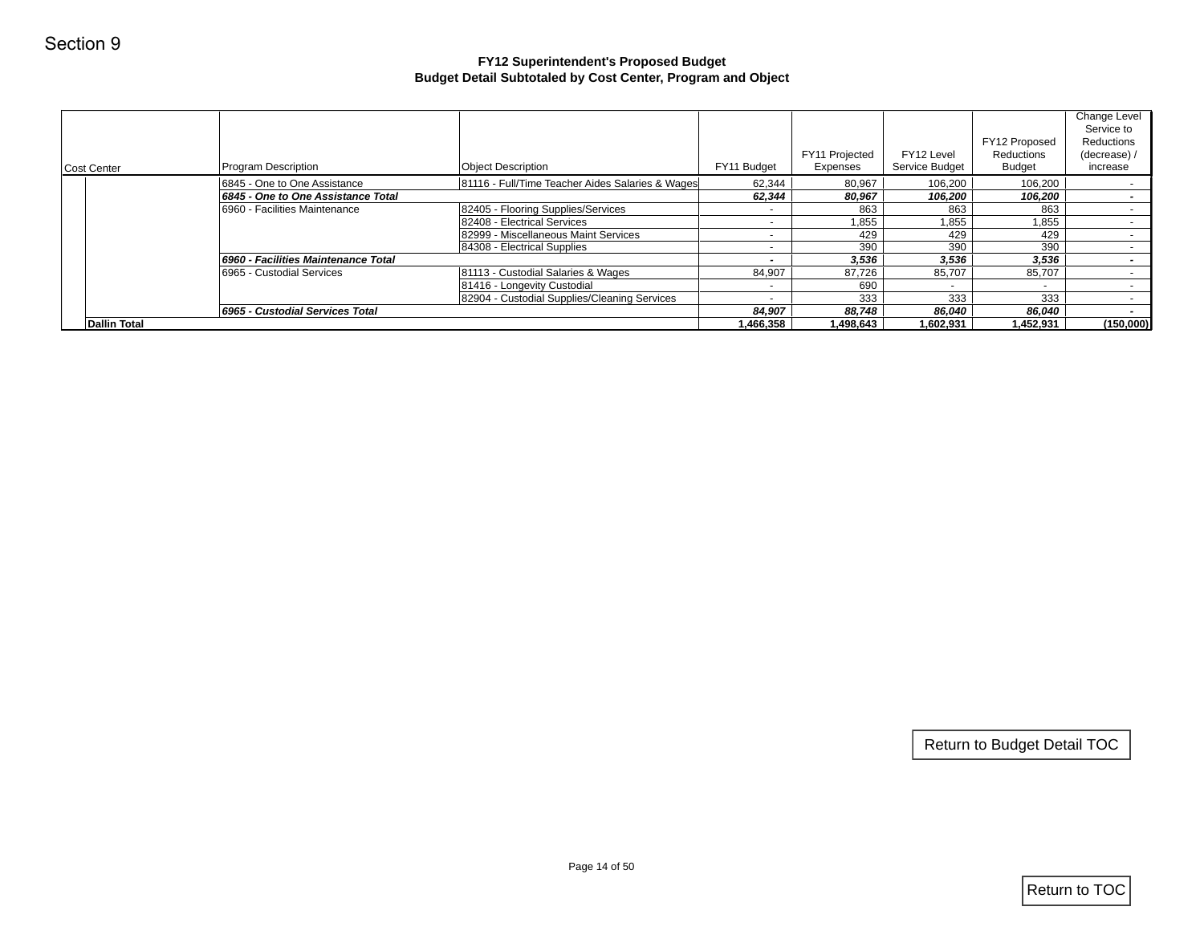Section 9

## FY12 Superintendent's Proposed Budget
## Budget Detail Subtotaled by Cost Center, Program and Object

| Cost Center | Program Description | Object Description | FY11 Budget | FY11 Projected Expenses | FY12 Level Service Budget | FY12 Proposed Reductions Budget | Change Level Service to Reductions (decrease) / increase |
|---|---|---|---|---|---|---|---|
| | 6845 - One to One Assistance | 81116 - Full/Time Teacher Aides Salaries & Wages | 62,344 | 80,967 | 106,200 | 106,200 | - |
| | ***6845 - One to One Assistance Total*** | | ***62,344*** | ***80,967*** | ***106,200*** | ***106,200*** | ***-*** |
| | 6960 - Facilities Maintenance | 82405 - Flooring Supplies/Services | - | 863 | 863 | 863 | - |
| | | 82408 - Electrical Services | - | 1,855 | 1,855 | 1,855 | - |
| | | 82999 - Miscellaneous Maint Services | - | 429 | 429 | 429 | - |
| | | 84308 - Electrical Supplies | - | 390 | 390 | 390 | - |
| | ***6960 - Facilities Maintenance Total*** | | ***-*** | ***3,536*** | ***3,536*** | ***3,536*** | ***-*** |
| | 6965 - Custodial Services | 81113 - Custodial Salaries & Wages | 84,907 | 87,726 | 85,707 | 85,707 | - |
| | | 81416 - Longevity Custodial | - | 690 | - | - | - |
| | | 82904 - Custodial Supplies/Cleaning Services | - | 333 | 333 | 333 | - |
| | ***6965 - Custodial Services Total*** | | ***84,907*** | ***88,748*** | ***86,040*** | ***86,040*** | ***-*** |
| **Dallin Total** | | | **1,466,358** | **1,498,643** | **1,602,931** | **1,452,931** | **(150,000)** |

Return to Budget Detail TOC

Return to TOC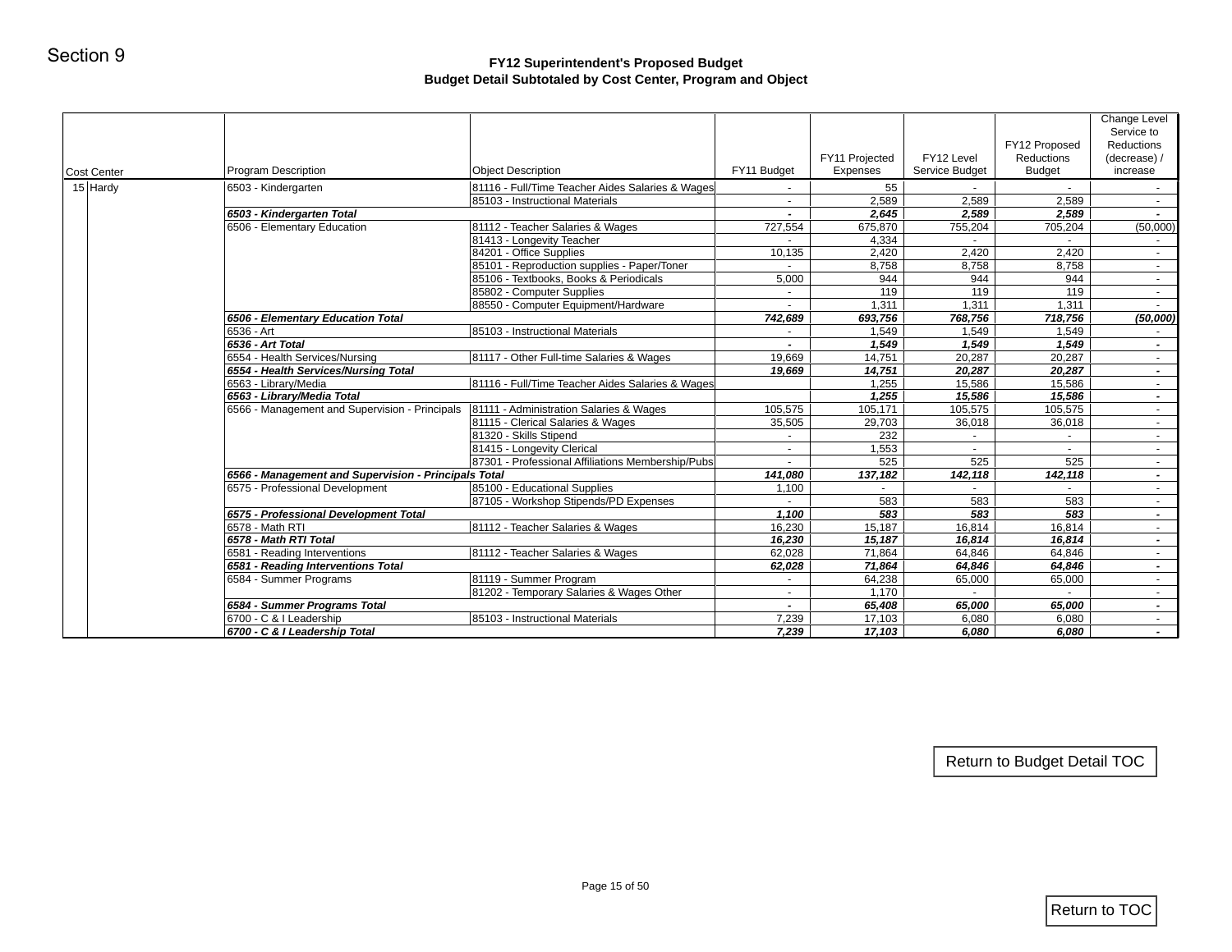Section 9

# FY12 Superintendent's Proposed Budget
## Budget Detail Subtotaled by Cost Center, Program and Object

| Cost Center | Program Description | Object Description | FY11 Budget | FY11 Projected Expenses | FY12 Level Service Budget | FY12 Proposed Reductions Budget | Change Level Service to Reductions (decrease) / increase |
|---|---|---|---|---|---|---|---|
| 15 Hardy | 6503 - Kindergarten | 81116 - Full/Time Teacher Aides Salaries & Wages | - | 55 | - | - | - |
| | | 85103 - Instructional Materials | - | 2,589 | 2,589 | 2,589 | - |
| | ***6503 - Kindergarten Total*** | | ***-*** | ***2,645*** | ***2,589*** | ***2,589*** | ***-*** |
| | 6506 - Elementary Education | 81112 - Teacher Salaries & Wages | 727,554 | 675,870 | 755,204 | 705,204 | (50,000) |
| | | 81413 - Longevity Teacher | - | 4,334 | - | - | - |
| | | 84201 - Office Supplies | 10,135 | 2,420 | 2,420 | 2,420 | - |
| | | 85101 - Reproduction supplies - Paper/Toner | - | 8,758 | 8,758 | 8,758 | - |
| | | 85106 - Textbooks, Books & Periodicals | 5,000 | 944 | 944 | 944 | - |
| | | 85802 - Computer Supplies | - | 119 | 119 | 119 | - |
| | | 88550 - Computer Equipment/Hardware | - | 1,311 | 1,311 | 1,311 | - |
| | ***6506 - Elementary Education Total*** | | ***742,689*** | ***693,756*** | ***768,756*** | ***718,756*** | ***(50,000)*** |
| | 6536 - Art | 85103 - Instructional Materials | - | 1,549 | 1,549 | 1,549 | - |
| | ***6536 - Art Total*** | | ***-*** | ***1,549*** | ***1,549*** | ***1,549*** | ***-*** |
| | 6554 - Health Services/Nursing | 81117 - Other Full-time Salaries & Wages | 19,669 | 14,751 | 20,287 | 20,287 | - |
| | ***6554 - Health Services/Nursing Total*** | | ***19,669*** | ***14,751*** | ***20,287*** | ***20,287*** | ***-*** |
| | 6563 - Library/Media | 81116 - Full/Time Teacher Aides Salaries & Wages | | 1,255 | 15,586 | 15,586 | - |
| | ***6563 - Library/Media Total*** | | | ***1,255*** | ***15,586*** | ***15,586*** | ***-*** |
| | 6566 - Management and Supervision - Principals | 81111 - Administration Salaries & Wages | 105,575 | 105,171 | 105,575 | 105,575 | - |
| | | 81115 - Clerical Salaries & Wages | 35,505 | 29,703 | 36,018 | 36,018 | - |
| | | 81320 - Skills Stipend | - | 232 | - | - | - |
| | | 81415 - Longevity Clerical | - | 1,553 | - | - | - |
| | | 87301 - Professional Affiliations Membership/Pubs | - | 525 | 525 | 525 | - |
| | ***6566 - Management and Supervision - Principals Total*** | | ***141,080*** | ***137,182*** | ***142,118*** | ***142,118*** | ***-*** |
| | 6575 - Professional Development | 85100 - Educational Supplies | 1,100 | - | - | - | - |
| | | 87105 - Workshop Stipends/PD Expenses | - | 583 | 583 | 583 | - |
| | ***6575 - Professional Development Total*** | | ***1,100*** | ***583*** | ***583*** | ***583*** | ***-*** |
| | 6578 - Math RTI | 81112 - Teacher Salaries & Wages | 16,230 | 15,187 | 16,814 | 16,814 | - |
| | ***6578 - Math RTI Total*** | | ***16,230*** | ***15,187*** | ***16,814*** | ***16,814*** | ***-*** |
| | 6581 - Reading Interventions | 81112 - Teacher Salaries & Wages | 62,028 | 71,864 | 64,846 | 64,846 | - |
| | ***6581 - Reading Interventions Total*** | | ***62,028*** | ***71,864*** | ***64,846*** | ***64,846*** | ***-*** |
| | 6584 - Summer Programs | 81119 - Summer Program | - | 64,238 | 65,000 | 65,000 | - |
| | | 81202 - Temporary Salaries & Wages Other | - | 1,170 | - | - | - |
| | ***6584 - Summer Programs Total*** | | ***-*** | ***65,408*** | ***65,000*** | ***65,000*** | ***-*** |
| | 6700 - C & I Leadership | 85103 - Instructional Materials | 7,239 | 17,103 | 6,080 | 6,080 | - |
| | ***6700 - C & I Leadership Total*** | | ***7,239*** | ***17,103*** | ***6,080*** | ***6,080*** | ***-*** |

Return to Budget Detail TOC

Return to TOC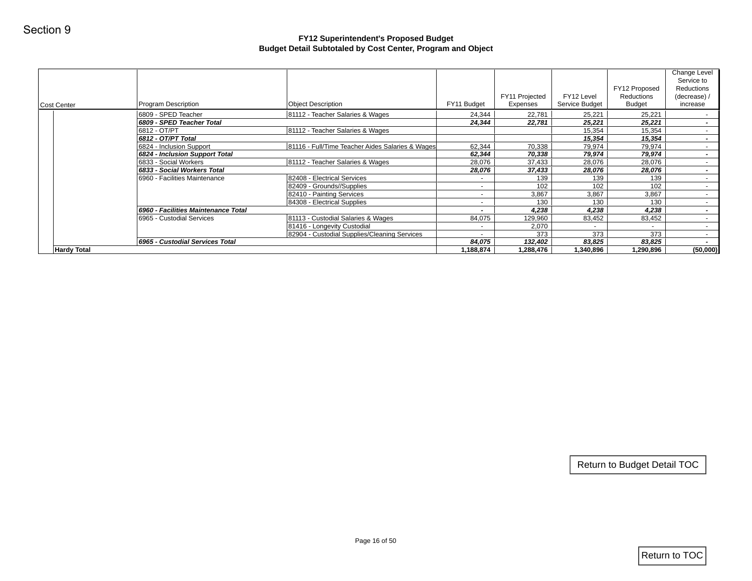Section 9

## FY12 Superintendent's Proposed Budget
### Budget Detail Subtotaled by Cost Center, Program and Object

| Cost Center | Program Description | Object Description | FY11 Budget | FY11 Projected Expenses | FY12 Level Service Budget | FY12 Proposed Reductions Budget | Change Level Service to Reductions (decrease) / increase |
|---|---|---|---|---|---|---|---|
| | 6809 - SPED Teacher | 81112 - Teacher Salaries & Wages | 24,344 | 22,781 | 25,221 | 25,221 | - |
| | ***6809 - SPED Teacher Total*** | | ***24,344*** | ***22,781*** | ***25,221*** | ***25,221*** | - |
| | 6812 - OT/PT | 81112 - Teacher Salaries & Wages | | | 15,354 | 15,354 | - |
| | ***6812 - OT/PT Total*** | | | | ***15,354*** | ***15,354*** | - |
| | 6824 - Inclusion Support | 81116 - Full/Time Teacher Aides Salaries & Wages | 62,344 | 70,338 | 79,974 | 79,974 | - |
| | ***6824 - Inclusion Support Total*** | | ***62,344*** | ***70,338*** | ***79,974*** | ***79,974*** | - |
| | 6833 - Social Workers | 81112 - Teacher Salaries & Wages | 28,076 | 37,433 | 28,076 | 28,076 | - |
| | ***6833 - Social Workers Total*** | | ***28,076*** | ***37,433*** | ***28,076*** | ***28,076*** | - |
| | 6960 - Facilities Maintenance | 82408 - Electrical Services | - | 139 | 139 | 139 | - |
| | | 82409 - Grounds//Supplies | - | 102 | 102 | 102 | - |
| | | 82410 - Painting Services | - | 3,867 | 3,867 | 3,867 | - |
| | | 84308 - Electrical Supplies | - | 130 | 130 | 130 | - |
| | ***6960 - Facilities Maintenance Total*** | | - | ***4,238*** | ***4,238*** | ***4,238*** | - |
| | 6965 - Custodial Services | 81113 - Custodial Salaries & Wages | 84,075 | 129,960 | 83,452 | 83,452 | - |
| | | 81416 - Longevity Custodial | - | 2,070 | - | - | - |
| | | 82904 - Custodial Supplies/Cleaning Services | - | 373 | 373 | 373 | - |
| | ***6965 - Custodial Services Total*** | | ***84,075*** | ***132,402*** | ***83,825*** | ***83,825*** | - |
| **Hardy Total** | | | **1,188,874** | **1,288,476** | **1,340,896** | **1,290,896** | **(50,000)** |

Return to Budget Detail TOC

Return to TOC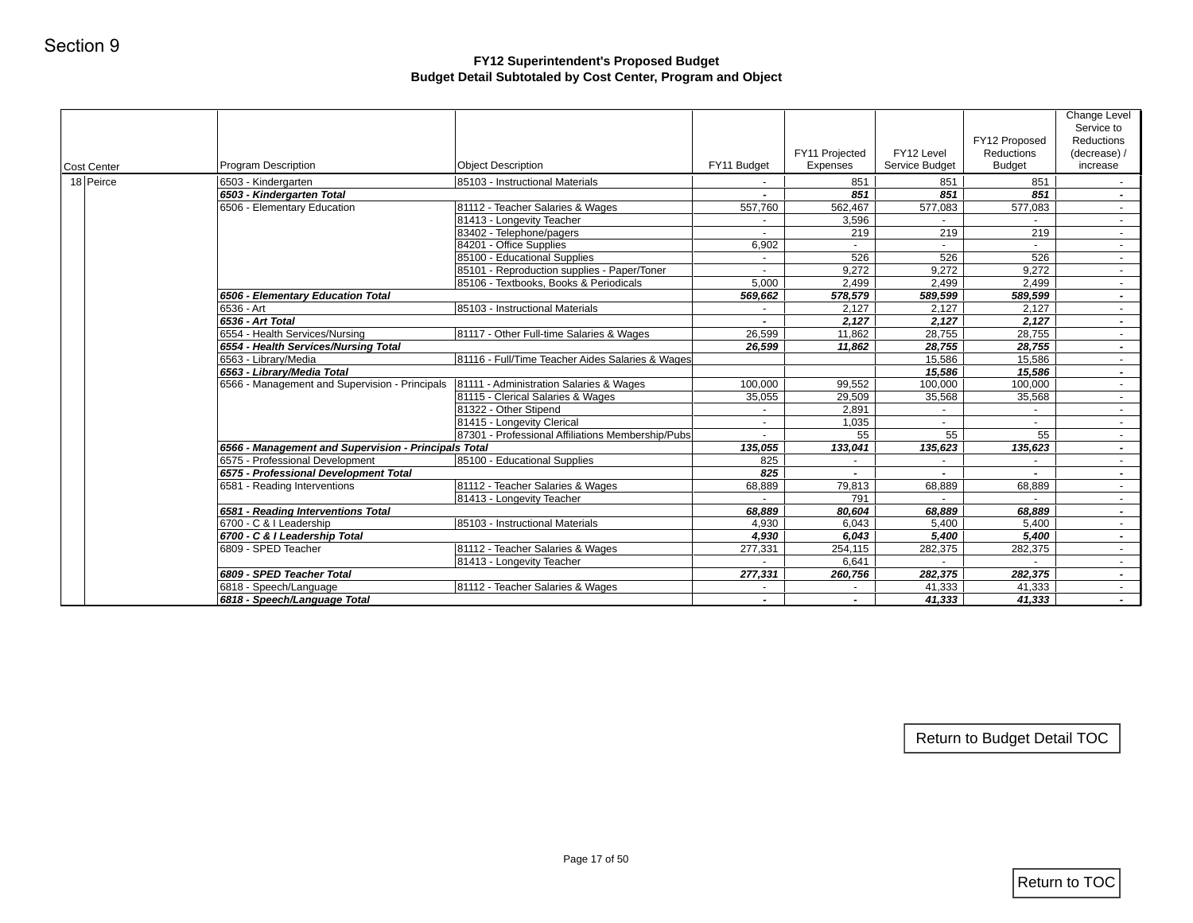Section 9

## FY12 Superintendent's Proposed Budget
### Budget Detail Subtotaled by Cost Center, Program and Object

| Cost Center | Program Description | Object Description | FY11 Budget | FY11 Projected Expenses | FY12 Level Service Budget | FY12 Proposed Reductions Budget | Change Level Service to Reductions (decrease) / increase |
|---|---|---|---|---|---|---|---|
| 18 Peirce | 6503 - Kindergarten | 85103 - Instructional Materials | - | 851 | 851 | 851 | - |
| | ***6503 - Kindergarten Total*** | | ***-*** | ***851*** | ***851*** | ***851*** | ***-*** |
| | 6506 - Elementary Education | 81112 - Teacher Salaries & Wages | 557,760 | 562,467 | 577,083 | 577,083 | - |
| | | 81413 - Longevity Teacher | - | 3,596 | - | - | - |
| | | 83402 - Telephone/pagers | - | 219 | 219 | 219 | - |
| | | 84201 - Office Supplies | 6,902 | - | - | - | - |
| | | 85100 - Educational Supplies | - | 526 | 526 | 526 | - |
| | | 85101 - Reproduction supplies - Paper/Toner | - | 9,272 | 9,272 | 9,272 | - |
| | | 85106 - Textbooks, Books & Periodicals | 5,000 | 2,499 | 2,499 | 2,499 | - |
| | ***6506 - Elementary Education Total*** | | ***569,662*** | ***578,579*** | ***589,599*** | ***589,599*** | ***-*** |
| | 6536 - Art | 85103 - Instructional Materials | - | 2,127 | 2,127 | 2,127 | - |
| | ***6536 - Art Total*** | | ***-*** | ***2,127*** | ***2,127*** | ***2,127*** | ***-*** |
| | 6554 - Health Services/Nursing | 81117 - Other Full-time Salaries & Wages | 26,599 | 11,862 | 28,755 | 28,755 | - |
| | ***6554 - Health Services/Nursing Total*** | | ***26,599*** | ***11,862*** | ***28,755*** | ***28,755*** | ***-*** |
| | 6563 - Library/Media | 81116 - Full/Time Teacher Aides Salaries & Wages | | | 15,586 | 15,586 | - |
| | ***6563 - Library/Media Total*** | | | | ***15,586*** | ***15,586*** | ***-*** |
| | 6566 - Management and Supervision - Principals | 81111 - Administration Salaries & Wages | 100,000 | 99,552 | 100,000 | 100,000 | - |
| | | 81115 - Clerical Salaries & Wages | 35,055 | 29,509 | 35,568 | 35,568 | - |
| | | 81322 - Other Stipend | - | 2,891 | - | - | - |
| | | 81415 - Longevity Clerical | - | 1,035 | - | - | - |
| | | 87301 - Professional Affiliations Membership/Pubs | - | 55 | 55 | 55 | - |
| | ***6566 - Management and Supervision - Principals Total*** | | ***135,055*** | ***133,041*** | ***135,623*** | ***135,623*** | ***-*** |
| | 6575 - Professional Development | 85100 - Educational Supplies | 825 | - | - | - | - |
| | ***6575 - Professional Development Total*** | | ***825*** | ***-*** | ***-*** | ***-*** | ***-*** |
| | 6581 - Reading Interventions | 81112 - Teacher Salaries & Wages | 68,889 | 79,813 | 68,889 | 68,889 | - |
| | | 81413 - Longevity Teacher | - | 791 | - | - | - |
| | ***6581 - Reading Interventions Total*** | | ***68,889*** | ***80,604*** | ***68,889*** | ***68,889*** | ***-*** |
| | 6700 - C & I Leadership | 85103 - Instructional Materials | 4,930 | 6,043 | 5,400 | 5,400 | - |
| | ***6700 - C & I Leadership Total*** | | ***4,930*** | ***6,043*** | ***5,400*** | ***5,400*** | ***-*** |
| | 6809 - SPED Teacher | 81112 - Teacher Salaries & Wages | 277,331 | 254,115 | 282,375 | 282,375 | - |
| | | 81413 - Longevity Teacher | - | 6,641 | - | - | - |
| | ***6809 - SPED Teacher Total*** | | ***277,331*** | ***260,756*** | ***282,375*** | ***282,375*** | ***-*** |
| | 6818 - Speech/Language | 81112 - Teacher Salaries & Wages | - | - | 41,333 | 41,333 | - |
| | ***6818 - Speech/Language Total*** | | ***-*** | ***-*** | ***41,333*** | ***41,333*** | ***-*** |

Return to Budget Detail TOC

Return to TOC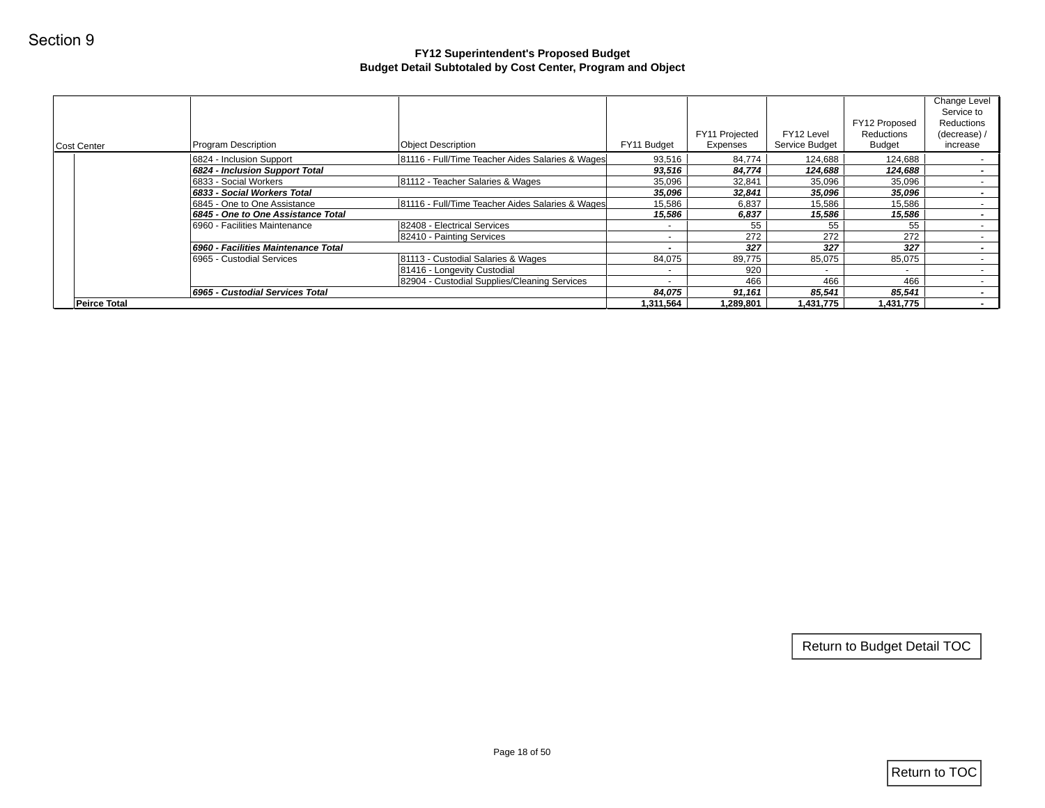Section 9

**FY12 Superintendent's Proposed Budget**
**Budget Detail Subtotaled by Cost Center, Program and Object**

| Cost Center | Program Description | Object Description | FY11 Budget | FY11 Projected Expenses | FY12 Level Service Budget | FY12 Proposed Reductions Budget | Change Level Service to Reductions (decrease) / increase |
|---|---|---|---|---|---|---|---|
| | 6824 - Inclusion Support | 81116 - Full/Time Teacher Aides Salaries & Wages | 93,516 | 84,774 | 124,688 | 124,688 | - |
| | ***6824 - Inclusion Support Total*** | | ***93,516*** | ***84,774*** | ***124,688*** | ***124,688*** | ***-*** |
| | 6833 - Social Workers | 81112 - Teacher Salaries & Wages | 35,096 | 32,841 | 35,096 | 35,096 | - |
| | ***6833 - Social Workers Total*** | | ***35,096*** | ***32,841*** | ***35,096*** | ***35,096*** | ***-*** |
| | 6845 - One to One Assistance | 81116 - Full/Time Teacher Aides Salaries & Wages | 15,586 | 6,837 | 15,586 | 15,586 | - |
| | ***6845 - One to One Assistance Total*** | | ***15,586*** | ***6,837*** | ***15,586*** | ***15,586*** | ***-*** |
| | 6960 - Facilities Maintenance | 82408 - Electrical Services | - | 55 | 55 | 55 | - |
| | | 82410 - Painting Services | - | 272 | 272 | 272 | - |
| | ***6960 - Facilities Maintenance Total*** | | ***-*** | ***327*** | ***327*** | ***327*** | ***-*** |
| | 6965 - Custodial Services | 81113 - Custodial Salaries & Wages | 84,075 | 89,775 | 85,075 | 85,075 | - |
| | | 81416 - Longevity Custodial | - | 920 | - | - | - |
| | | 82904 - Custodial Supplies/Cleaning Services | - | 466 | 466 | 466 | - |
| | ***6965 - Custodial Services Total*** | | ***84,075*** | ***91,161*** | ***85,541*** | ***85,541*** | ***-*** |
| **Peirce Total** | | | **1,311,564** | **1,289,801** | **1,431,775** | **1,431,775** | **-** |

Return to Budget Detail TOC

Return to TOC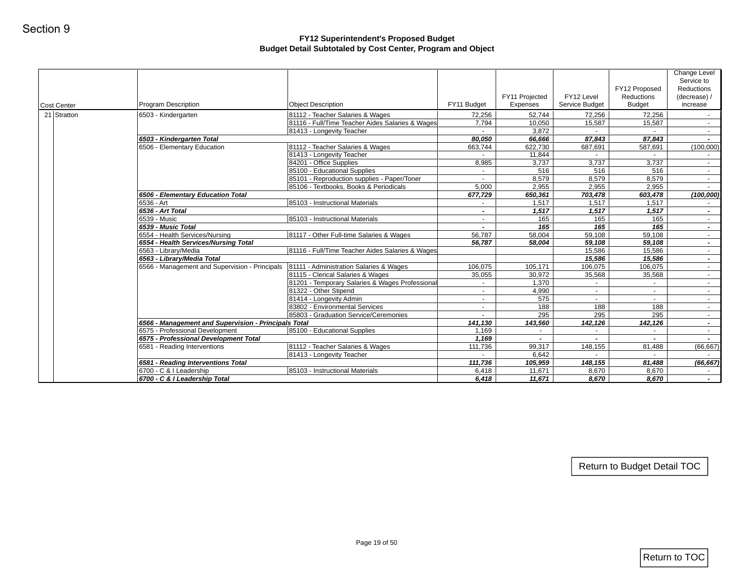Section 9

## FY12 Superintendent's Proposed Budget
### Budget Detail Subtotaled by Cost Center, Program and Object

| Cost Center | | Program Description | Object Description | FY11 Budget | FY11 Projected Expenses | FY12 Level Service Budget | FY12 Proposed Reductions Budget | Change Level Service to Reductions (decrease) / increase |
|---|---|---|---|---|---|---|---|---|
| 21 | Stratton | 6503 - Kindergarten | 81112 - Teacher Salaries & Wages | 72,256 | 52,744 | 72,256 | 72,256 | - |
| | | | 81116 - Full/Time Teacher Aides Salaries & Wages | 7,794 | 10,050 | 15,587 | 15,587 | - |
| | | | 81413 - Longevity Teacher | - | 3,872 | - | - | - |
| | | ***6503 - Kindergarten Total*** | | ***80,050*** | ***66,666*** | ***87,843*** | ***87,843*** | ***-*** |
| | | 6506 - Elementary Education | 81112 - Teacher Salaries & Wages | 663,744 | 622,730 | 687,691 | 587,691 | (100,000) |
| | | | 81413 - Longevity Teacher | - | 11,844 | - | - | - |
| | | | 84201 - Office Supplies | 8,985 | 3,737 | 3,737 | 3,737 | - |
| | | | 85100 - Educational Supplies | - | 516 | 516 | 516 | - |
| | | | 85101 - Reproduction supplies - Paper/Toner | - | 8,579 | 8,579 | 8,579 | - |
| | | | 85106 - Textbooks, Books & Periodicals | 5,000 | 2,955 | 2,955 | 2,955 | - |
| | | ***6506 - Elementary Education Total*** | | ***677,729*** | ***650,361*** | ***703,478*** | ***603,478*** | ***(100,000)*** |
| | | 6536 - Art | 85103 - Instructional Materials | - | 1,517 | 1,517 | 1,517 | - |
| | | ***6536 - Art Total*** | | ***-*** | ***1,517*** | ***1,517*** | ***1,517*** | ***-*** |
| | | 6539 - Music | 85103 - Instructional Materials | - | 165 | 165 | 165 | - |
| | | ***6539 - Music Total*** | | ***-*** | ***165*** | ***165*** | ***165*** | ***-*** |
| | | 6554 - Health Services/Nursing | 81117 - Other Full-time Salaries & Wages | 56,787 | 58,004 | 59,108 | 59,108 | - |
| | | ***6554 - Health Services/Nursing Total*** | | ***56,787*** | ***58,004*** | ***59,108*** | ***59,108*** | ***-*** |
| | | 6563 - Library/Media | 81116 - Full/Time Teacher Aides Salaries & Wages | | | 15,586 | 15,586 | - |
| | | ***6563 - Library/Media Total*** | | | | ***15,586*** | ***15,586*** | ***-*** |
| | | 6566 - Management and Supervision - Principals | 81111 - Administration Salaries & Wages | 106,075 | 105,171 | 106,075 | 106,075 | - |
| | | | 81115 - Clerical Salaries & Wages | 35,055 | 30,972 | 35,568 | 35,568 | - |
| | | | 81201 - Temporary Salaries & Wages Professional | - | 1,370 | - | - | - |
| | | | 81322 - Other Stipend | - | 4,990 | - | - | - |
| | | | 81414 - Longevity Admin | - | 575 | - | - | - |
| | | | 83802 - Environmental Services | - | 188 | 188 | 188 | - |
| | | | 85803 - Graduation Service/Ceremonies | - | 295 | 295 | 295 | - |
| | | ***6566 - Management and Supervision - Principals Total*** | | ***141,130*** | ***143,560*** | ***142,126*** | ***142,126*** | ***-*** |
| | | 6575 - Professional Development | 85100 - Educational Supplies | 1,169 | - | - | - | - |
| | | ***6575 - Professional Development Total*** | | ***1,169*** | ***-*** | ***-*** | ***-*** | ***-*** |
| | | 6581 - Reading Interventions | 81112 - Teacher Salaries & Wages | 111,736 | 99,317 | 148,155 | 81,488 | (66,667) |
| | | | 81413 - Longevity Teacher | - | 6,642 | - | - | - |
| | | ***6581 - Reading Interventions Total*** | | ***111,736*** | ***105,959*** | ***148,155*** | ***81,488*** | ***(66,667)*** |
| | | 6700 - C & I Leadership | 85103 - Instructional Materials | 6,418 | 11,671 | 8,670 | 8,670 | - |
| | | ***6700 - C & I Leadership Total*** | | ***6,418*** | ***11,671*** | ***8,670*** | ***8,670*** | ***-*** |

Return to Budget Detail TOC

Return to TOC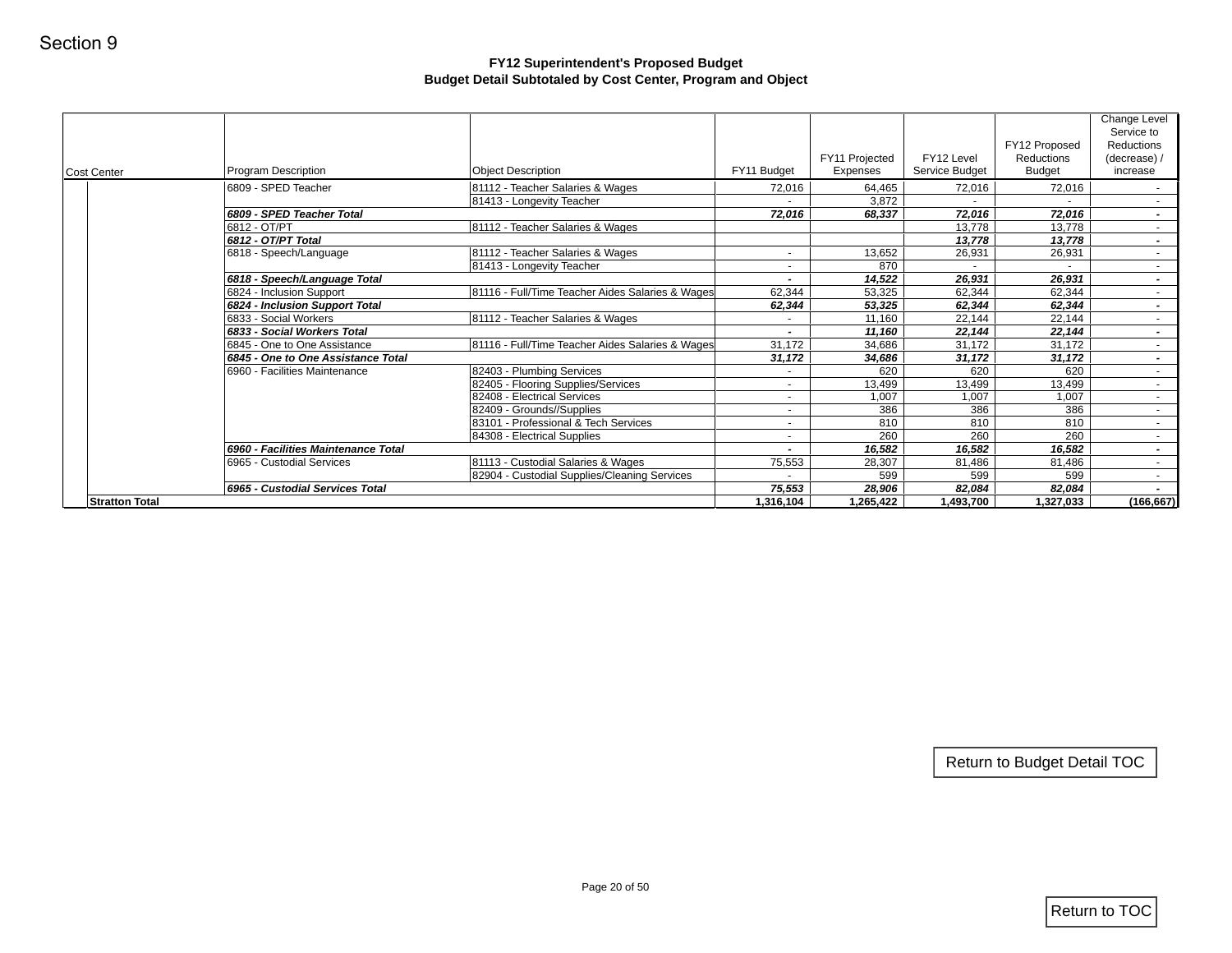Section 9

## FY12 Superintendent's Proposed Budget
## Budget Detail Subtotaled by Cost Center, Program and Object

| Cost Center | Program Description | Object Description | FY11 Budget | FY11 Projected Expenses | FY12 Level Service Budget | FY12 Proposed Reductions Budget | Change Level Service to Reductions (decrease) / increase |
|---|---|---|---|---|---|---|---|
| | 6809 - SPED Teacher | 81112 - Teacher Salaries & Wages | 72,016 | 64,465 | 72,016 | 72,016 | - |
| | | 81413 - Longevity Teacher | - | 3,872 | - | - | - |
| | ***6809 - SPED Teacher Total*** | | ***72,016*** | ***68,337*** | ***72,016*** | ***72,016*** | ***-*** |
| | 6812 - OT/PT | 81112 - Teacher Salaries & Wages | | | 13,778 | 13,778 | - |
| | ***6812 - OT/PT Total*** | | | | ***13,778*** | ***13,778*** | ***-*** |
| | 6818 - Speech/Language | 81112 - Teacher Salaries & Wages | - | 13,652 | 26,931 | 26,931 | - |
| | | 81413 - Longevity Teacher | - | 870 | - | - | - |
| | ***6818 - Speech/Language Total*** | | ***-*** | ***14,522*** | ***26,931*** | ***26,931*** | ***-*** |
| | 6824 - Inclusion Support | 81116 - Full/Time Teacher Aides Salaries & Wages | 62,344 | 53,325 | 62,344 | 62,344 | - |
| | ***6824 - Inclusion Support Total*** | | ***62,344*** | ***53,325*** | ***62,344*** | ***62,344*** | ***-*** |
| | 6833 - Social Workers | 81112 - Teacher Salaries & Wages | - | 11,160 | 22,144 | 22,144 | - |
| | ***6833 - Social Workers Total*** | | ***-*** | ***11,160*** | ***22,144*** | ***22,144*** | ***-*** |
| | 6845 - One to One Assistance | 81116 - Full/Time Teacher Aides Salaries & Wages | 31,172 | 34,686 | 31,172 | 31,172 | - |
| | ***6845 - One to One Assistance Total*** | | ***31,172*** | ***34,686*** | ***31,172*** | ***31,172*** | ***-*** |
| | 6960 - Facilities Maintenance | 82403 - Plumbing Services | - | 620 | 620 | 620 | - |
| | | 82405 - Flooring Supplies/Services | - | 13,499 | 13,499 | 13,499 | - |
| | | 82408 - Electrical Services | - | 1,007 | 1,007 | 1,007 | - |
| | | 82409 - Grounds//Supplies | - | 386 | 386 | 386 | - |
| | | 83101 - Professional & Tech Services | - | 810 | 810 | 810 | - |
| | | 84308 - Electrical Supplies | - | 260 | 260 | 260 | - |
| | ***6960 - Facilities Maintenance Total*** | | ***-*** | ***16,582*** | ***16,582*** | ***16,582*** | ***-*** |
| | 6965 - Custodial Services | 81113 - Custodial Salaries & Wages | 75,553 | 28,307 | 81,486 | 81,486 | - |
| | | 82904 - Custodial Supplies/Cleaning Services | - | 599 | 599 | 599 | - |
| | ***6965 - Custodial Services Total*** | | ***75,553*** | ***28,906*** | ***82,084*** | ***82,084*** | ***-*** |
| **Stratton Total** | | | **1,316,104** | **1,265,422** | **1,493,700** | **1,327,033** | **(166,667)** |

Return to Budget Detail TOC

Return to TOC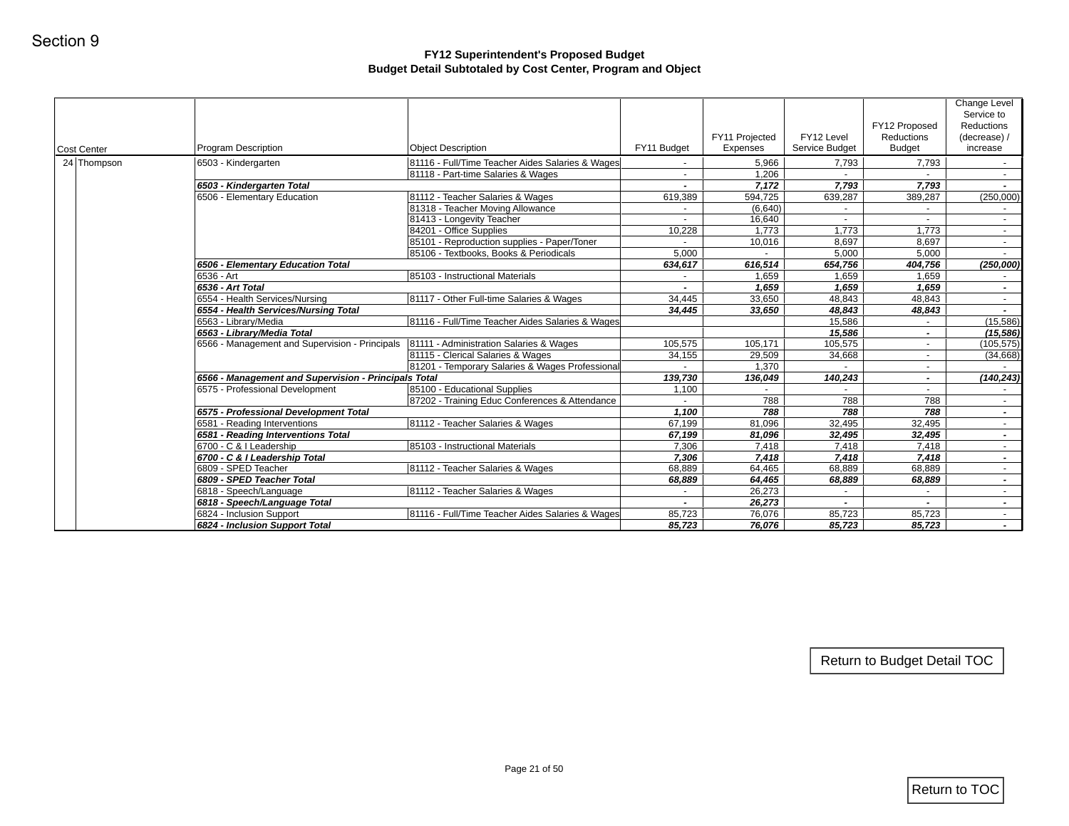Section 9

# FY12 Superintendent's Proposed Budget
## Budget Detail Subtotaled by Cost Center, Program and Object

| Cost Center | | Program Description | Object Description | FY11 Budget | FY11 Projected Expenses | FY12 Level Service Budget | FY12 Proposed Reductions Budget | Change Level Service to Reductions (decrease) / increase |
|---|---|---|---|---|---|---|---|---|
| 24 | Thompson | 6503 - Kindergarten | 81116 - Full/Time Teacher Aides Salaries & Wages | - | 5,966 | 7,793 | 7,793 | - |
| | | | 81118 - Part-time Salaries & Wages | - | 1,206 | - | - | - |
| | | ***6503 - Kindergarten Total*** | | ***-*** | ***7,172*** | ***7,793*** | ***7,793*** | ***-*** |
| | | 6506 - Elementary Education | 81112 - Teacher Salaries & Wages | 619,389 | 594,725 | 639,287 | 389,287 | (250,000) |
| | | | 81318 - Teacher Moving Allowance | - | (6,640) | - | - | - |
| | | | 81413 - Longevity Teacher | - | 16,640 | - | - | - |
| | | | 84201 - Office Supplies | 10,228 | 1,773 | 1,773 | 1,773 | - |
| | | | 85101 - Reproduction supplies - Paper/Toner | - | 10,016 | 8,697 | 8,697 | - |
| | | | 85106 - Textbooks, Books & Periodicals | 5,000 | - | 5,000 | 5,000 | - |
| | | ***6506 - Elementary Education Total*** | | ***634,617*** | ***616,514*** | ***654,756*** | ***404,756*** | ***(250,000)*** |
| | | 6536 - Art | 85103 - Instructional Materials | - | 1,659 | 1,659 | 1,659 | - |
| | | ***6536 - Art Total*** | | ***-*** | ***1,659*** | ***1,659*** | ***1,659*** | ***-*** |
| | | 6554 - Health Services/Nursing | 81117 - Other Full-time Salaries & Wages | 34,445 | 33,650 | 48,843 | 48,843 | - |
| | | ***6554 - Health Services/Nursing Total*** | | ***34,445*** | ***33,650*** | ***48,843*** | ***48,843*** | ***-*** |
| | | 6563 - Library/Media | 81116 - Full/Time Teacher Aides Salaries & Wages | | | 15,586 | - | (15,586) |
| | | ***6563 - Library/Media Total*** | | | | ***15,586*** | ***-*** | ***(15,586)*** |
| | | 6566 - Management and Supervision - Principals | 81111 - Administration Salaries & Wages | 105,575 | 105,171 | 105,575 | - | (105,575) |
| | | | 81115 - Clerical Salaries & Wages | 34,155 | 29,509 | 34,668 | - | (34,668) |
| | | | 81201 - Temporary Salaries & Wages Professional | - | 1,370 | - | - | - |
| | | ***6566 - Management and Supervision - Principals Total*** | | ***139,730*** | ***136,049*** | ***140,243*** | ***-*** | ***(140,243)*** |
| | | 6575 - Professional Development | 85100 - Educational Supplies | 1,100 | - | - | - | - |
| | | | 87202 - Training Educ Conferences & Attendance | - | 788 | 788 | 788 | - |
| | | ***6575 - Professional Development Total*** | | ***1,100*** | ***788*** | ***788*** | ***788*** | ***-*** |
| | | 6581 - Reading Interventions | 81112 - Teacher Salaries & Wages | 67,199 | 81,096 | 32,495 | 32,495 | - |
| | | ***6581 - Reading Interventions Total*** | | ***67,199*** | ***81,096*** | ***32,495*** | ***32,495*** | ***-*** |
| | | 6700 - C & I Leadership | 85103 - Instructional Materials | 7,306 | 7,418 | 7,418 | 7,418 | - |
| | | ***6700 - C & I Leadership Total*** | | ***7,306*** | ***7,418*** | ***7,418*** | ***7,418*** | ***-*** |
| | | 6809 - SPED Teacher | 81112 - Teacher Salaries & Wages | 68,889 | 64,465 | 68,889 | 68,889 | - |
| | | ***6809 - SPED Teacher Total*** | | ***68,889*** | ***64,465*** | ***68,889*** | ***68,889*** | ***-*** |
| | | 6818 - Speech/Language | 81112 - Teacher Salaries & Wages | - | 26,273 | - | - | - |
| | | ***6818 - Speech/Language Total*** | | ***-*** | ***26,273*** | ***-*** | ***-*** | ***-*** |
| | | 6824 - Inclusion Support | 81116 - Full/Time Teacher Aides Salaries & Wages | 85,723 | 76,076 | 85,723 | 85,723 | - |
| | | ***6824 - Inclusion Support Total*** | | ***85,723*** | ***76,076*** | ***85,723*** | ***85,723*** | ***-*** |

Return to Budget Detail TOC

Return to TOC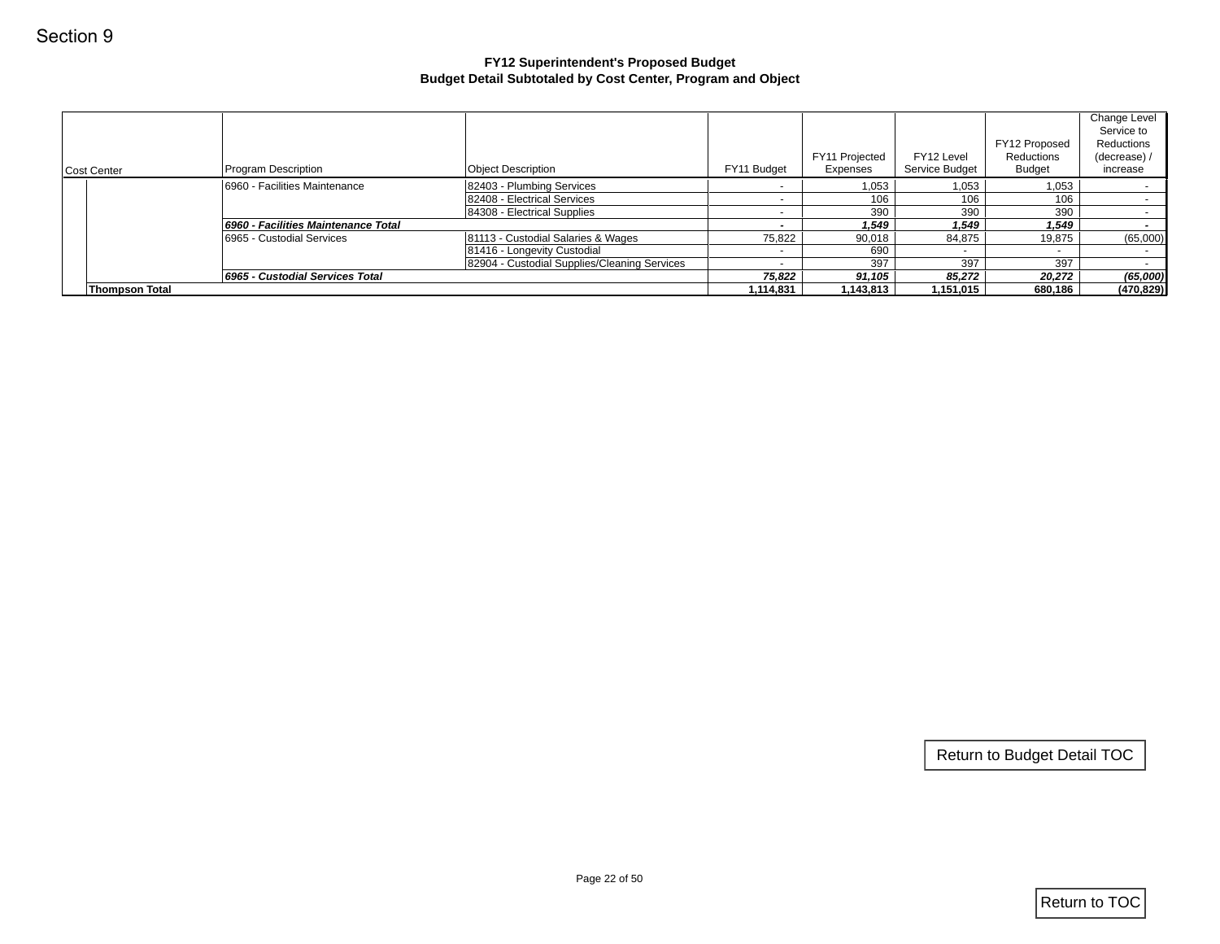Section 9

## FY12 Superintendent's Proposed Budget
### Budget Detail Subtotaled by Cost Center, Program and Object

| Cost Center | | Program Description | Object Description | FY11 Budget | FY11 Projected Expenses | FY12 Level Service Budget | FY12 Proposed Reductions Budget | Change Level Service to Reductions (decrease) / increase |
|---|---|---|---|---|---|---|---|---|
| | | 6960 - Facilities Maintenance | 82403 - Plumbing Services | - | 1,053 | 1,053 | 1,053 | - |
| | | | 82408 - Electrical Services | - | 106 | 106 | 106 | - |
| | | | 84308 - Electrical Supplies | - | 390 | 390 | 390 | - |
| | | ***6960 - Facilities Maintenance Total*** | | ***-*** | ***1,549*** | ***1,549*** | ***1,549*** | ***-*** |
| | | 6965 - Custodial Services | 81113 - Custodial Salaries & Wages | 75,822 | 90,018 | 84,875 | 19,875 | (65,000) |
| | | | 81416 - Longevity Custodial | - | 690 | - | - | - |
| | | | 82904 - Custodial Supplies/Cleaning Services | - | 397 | 397 | 397 | - |
| | | ***6965 - Custodial Services Total*** | | ***75,822*** | ***91,105*** | ***85,272*** | ***20,272*** | ***(65,000)*** |
| | **Thompson Total** | | | **1,114,831** | **1,143,813** | **1,151,015** | **680,186** | **(470,829)** |

Return to Budget Detail TOC

Return to TOC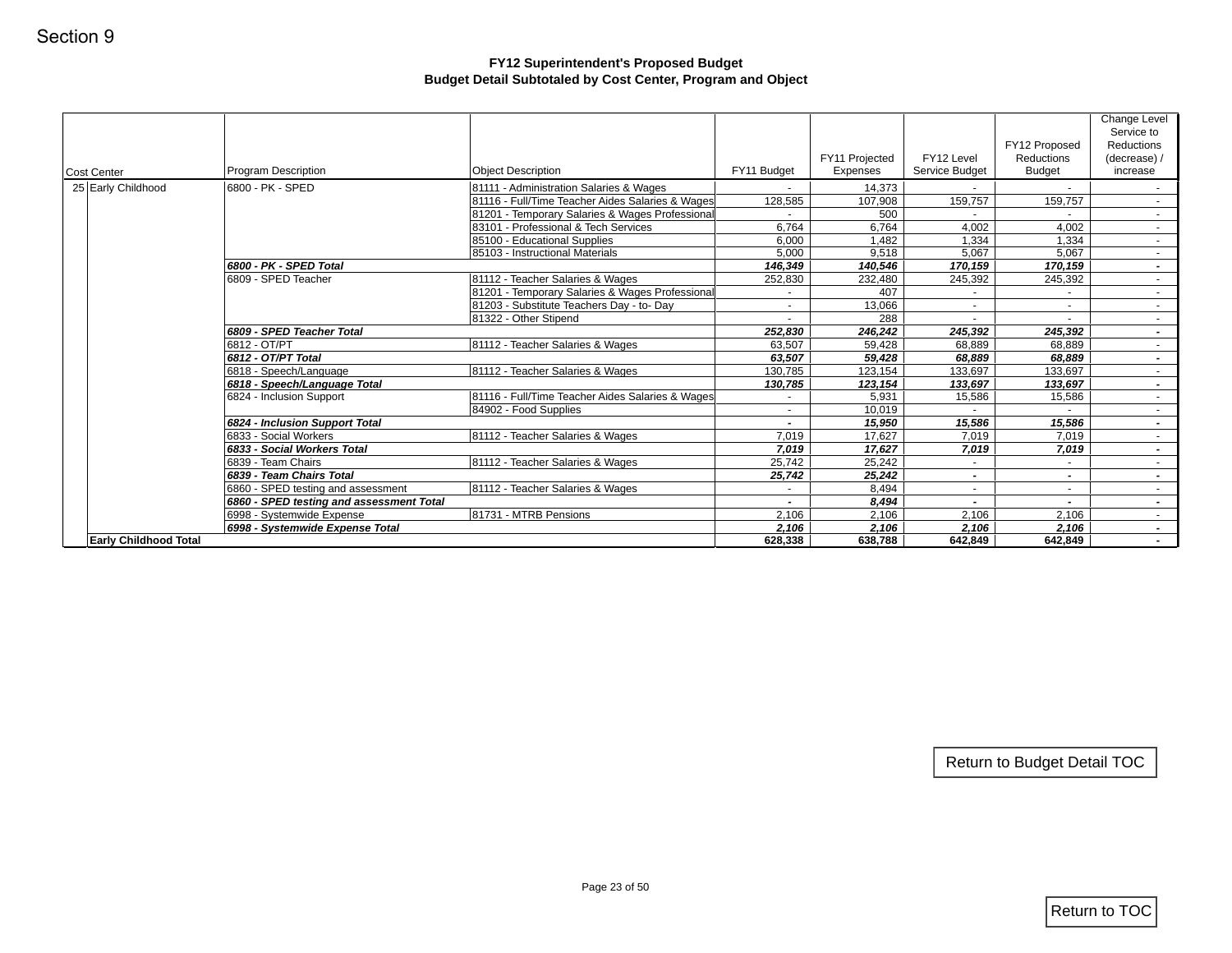Section 9

**FY12 Superintendent's Proposed Budget**
**Budget Detail Subtotaled by Cost Center, Program and Object**

| Cost Center | Program Description | Object Description | FY11 Budget | FY11 Projected Expenses | FY12 Level Service Budget | FY12 Proposed Reductions Budget | Change Level Service to Reductions (decrease) / increase |
|---|---|---|---|---|---|---|---|
| 25 Early Childhood | 6800 - PK - SPED | 81111 - Administration Salaries & Wages | - | 14,373 | - | - | - |
| | | 81116 - Full/Time Teacher Aides Salaries & Wages | 128,585 | 107,908 | 159,757 | 159,757 | - |
| | | 81201 - Temporary Salaries & Wages Professional | - | 500 | - | - | - |
| | | 83101 - Professional & Tech Services | 6,764 | 6,764 | 4,002 | 4,002 | - |
| | | 85100 - Educational Supplies | 6,000 | 1,482 | 1,334 | 1,334 | - |
| | | 85103 - Instructional Materials | 5,000 | 9,518 | 5,067 | 5,067 | - |
| | ***6800 - PK - SPED Total*** | | ***146,349*** | ***140,546*** | ***170,159*** | ***170,159*** | ***-*** |
| | 6809 - SPED Teacher | 81112 - Teacher Salaries & Wages | 252,830 | 232,480 | 245,392 | 245,392 | - |
| | | 81201 - Temporary Salaries & Wages Professional | - | 407 | - | - | - |
| | | 81203 - Substitute Teachers Day - to- Day | - | 13,066 | - | - | - |
| | | 81322 - Other Stipend | - | 288 | - | - | - |
| | ***6809 - SPED Teacher Total*** | | ***252,830*** | ***246,242*** | ***245,392*** | ***245,392*** | ***-*** |
| | 6812 - OT/PT | 81112 - Teacher Salaries & Wages | 63,507 | 59,428 | 68,889 | 68,889 | - |
| | ***6812 - OT/PT Total*** | | ***63,507*** | ***59,428*** | ***68,889*** | ***68,889*** | ***-*** |
| | 6818 - Speech/Language | 81112 - Teacher Salaries & Wages | 130,785 | 123,154 | 133,697 | 133,697 | - |
| | ***6818 - Speech/Language Total*** | | ***130,785*** | ***123,154*** | ***133,697*** | ***133,697*** | ***-*** |
| | 6824 - Inclusion Support | 81116 - Full/Time Teacher Aides Salaries & Wages | - | 5,931 | 15,586 | 15,586 | - |
| | | 84902 - Food Supplies | - | 10,019 | - | - | - |
| | ***6824 - Inclusion Support Total*** | | ***-*** | ***15,950*** | ***15,586*** | ***15,586*** | ***-*** |
| | 6833 - Social Workers | 81112 - Teacher Salaries & Wages | 7,019 | 17,627 | 7,019 | 7,019 | - |
| | ***6833 - Social Workers Total*** | | ***7,019*** | ***17,627*** | ***7,019*** | ***7,019*** | ***-*** |
| | 6839 - Team Chairs | 81112 - Teacher Salaries & Wages | 25,742 | 25,242 | - | - | - |
| | ***6839 - Team Chairs Total*** | | ***25,742*** | ***25,242*** | ***-*** | ***-*** | ***-*** |
| | 6860 - SPED testing and assessment | 81112 - Teacher Salaries & Wages | - | 8,494 | - | - | - |
| | ***6860 - SPED testing and assessment Total*** | | ***-*** | ***8,494*** | ***-*** | ***-*** | ***-*** |
| | 6998 - Systemwide Expense | 81731 - MTRB Pensions | 2,106 | 2,106 | 2,106 | 2,106 | - |
| | ***6998 - Systemwide Expense Total*** | | ***2,106*** | ***2,106*** | ***2,106*** | ***2,106*** | ***-*** |
| **Early Childhood Total** | | | **628,338** | **638,788** | **642,849** | **642,849** | **-** |

Return to Budget Detail TOC

Return to TOC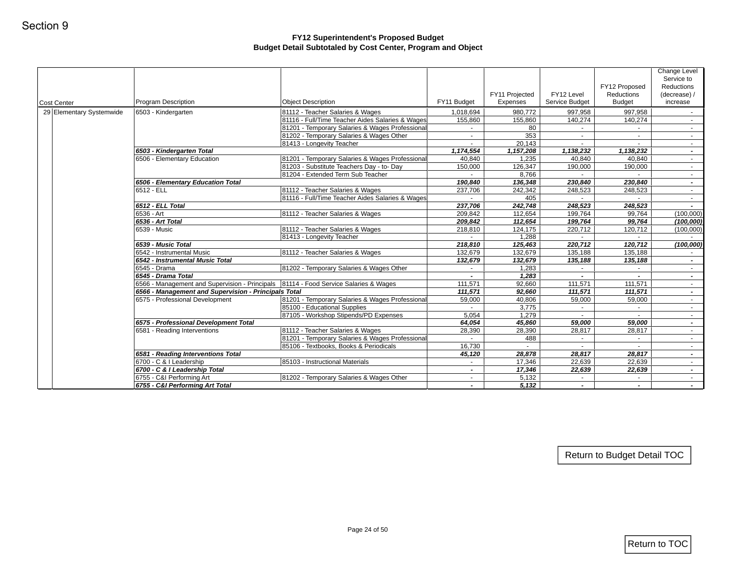Section 9

## FY12 Superintendent's Proposed Budget
## Budget Detail Subtotaled by Cost Center, Program and Object

| Cost Center | Program Description | Object Description | FY11 Budget | FY11 Projected Expenses | FY12 Level Service Budget | FY12 Proposed Reductions Budget | Change Level Service to Reductions (decrease) / increase |
|---|---|---|---|---|---|---|---|
| 29 Elementary Systemwide | 6503 - Kindergarten | 81112 - Teacher Salaries & Wages | 1,018,694 | 980,772 | 997,958 | 997,958 | - |
| | | 81116 - Full/Time Teacher Aides Salaries & Wages | 155,860 | 155,860 | 140,274 | 140,274 | - |
| | | 81201 - Temporary Salaries & Wages Professional | - | 80 | - | - | - |
| | | 81202 - Temporary Salaries & Wages Other | - | 353 | - | - | - |
| | | 81413 - Longevity Teacher | - | 20,143 | - | - | - |
| | ***6503 - Kindergarten Total*** | | ***1,174,554*** | ***1,157,208*** | ***1,138,232*** | ***1,138,232*** | ***-*** |
| | 6506 - Elementary Education | 81201 - Temporary Salaries & Wages Professional | 40,840 | 1,235 | 40,840 | 40,840 | - |
| | | 81203 - Substitute Teachers Day - to- Day | 150,000 | 126,347 | 190,000 | 190,000 | - |
| | | 81204 - Extended Term Sub Teacher | - | 8,766 | - | - | - |
| | ***6506 - Elementary Education Total*** | | ***190,840*** | ***136,348*** | ***230,840*** | ***230,840*** | ***-*** |
| | 6512 - ELL | 81112 - Teacher Salaries & Wages | 237,706 | 242,342 | 248,523 | 248,523 | - |
| | | 81116 - Full/Time Teacher Aides Salaries & Wages | - | 405 | - | - | - |
| | ***6512 - ELL Total*** | | ***237,706*** | ***242,748*** | ***248,523*** | ***248,523*** | ***-*** |
| | 6536 - Art | 81112 - Teacher Salaries & Wages | 209,842 | 112,654 | 199,764 | 99,764 | (100,000) |
| | ***6536 - Art Total*** | | ***209,842*** | ***112,654*** | ***199,764*** | ***99,764*** | ***(100,000)*** |
| | 6539 - Music | 81112 - Teacher Salaries & Wages | 218,810 | 124,175 | 220,712 | 120,712 | (100,000) |
| | | 81413 - Longevity Teacher | - | 1,288 | - | - | - |
| | ***6539 - Music Total*** | | ***218,810*** | ***125,463*** | ***220,712*** | ***120,712*** | ***(100,000)*** |
| | 6542 - Instrumental Music | 81112 - Teacher Salaries & Wages | 132,679 | 132,679 | 135,188 | 135,188 | - |
| | ***6542 - Instrumental Music Total*** | | ***132,679*** | ***132,679*** | ***135,188*** | ***135,188*** | ***-*** |
| | 6545 - Drama | 81202 - Temporary Salaries & Wages Other | - | 1,283 | - | - | - |
| | ***6545 - Drama Total*** | | ***-*** | ***1,283*** | ***-*** | ***-*** | ***-*** |
| | 6566 - Management and Supervision - Principals | 81114 - Food Service Salaries & Wages | 111,571 | 92,660 | 111,571 | 111,571 | - |
| | ***6566 - Management and Supervision - Principals Total*** | | ***111,571*** | ***92,660*** | ***111,571*** | ***111,571*** | ***-*** |
| | 6575 - Professional Development | 81201 - Temporary Salaries & Wages Professional | 59,000 | 40,806 | 59,000 | 59,000 | - |
| | | 85100 - Educational Supplies | - | 3,775 | - | - | - |
| | | 87105 - Workshop Stipends/PD Expenses | 5,054 | 1,279 | - | - | - |
| | ***6575 - Professional Development Total*** | | ***64,054*** | ***45,860*** | ***59,000*** | ***59,000*** | ***-*** |
| | 6581 - Reading Interventions | 81112 - Teacher Salaries & Wages | 28,390 | 28,390 | 28,817 | 28,817 | - |
| | | 81201 - Temporary Salaries & Wages Professional | - | 488 | - | - | - |
| | | 85106 - Textbooks, Books & Periodicals | 16,730 | - | - | - | - |
| | ***6581 - Reading Interventions Total*** | | ***45,120*** | ***28,878*** | ***28,817*** | ***28,817*** | ***-*** |
| | 6700 - C & I Leadership | 85103 - Instructional Materials | - | 17,346 | 22,639 | 22,639 | - |
| | ***6700 - C & I Leadership Total*** | | ***-*** | ***17,346*** | ***22,639*** | ***22,639*** | ***-*** |
| | 6755 - C&I Performing Art | 81202 - Temporary Salaries & Wages Other | - | 5,132 | - | - | - |
| | ***6755 - C&I Performing Art Total*** | | ***-*** | ***5,132*** | ***-*** | ***-*** | ***-*** |

Return to Budget Detail TOC

Return to TOC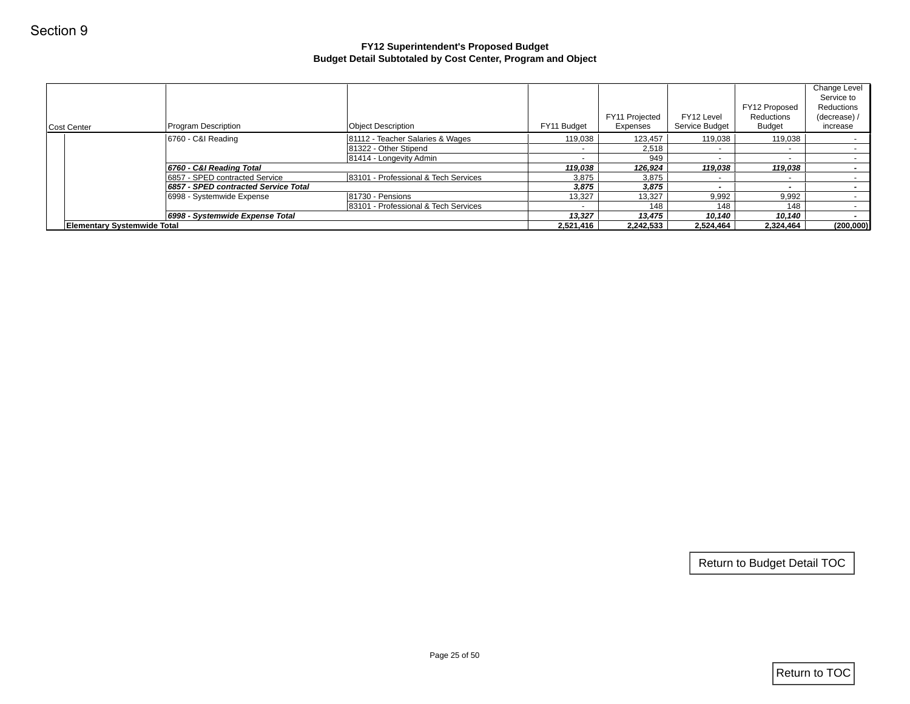Section 9

**FY12 Superintendent's Proposed Budget**
**Budget Detail Subtotaled by Cost Center, Program and Object**

| Cost Center | Program Description | Object Description | FY11 Budget | FY11 Projected Expenses | FY12 Level Service Budget | FY12 Proposed Reductions Budget | Change Level Service to Reductions (decrease) / increase |
|---|---|---|---|---|---|---|---|
| | 6760 - C&I Reading | 81112 - Teacher Salaries & Wages | 119,038 | 123,457 | 119,038 | 119,038 | - |
| | | 81322 - Other Stipend | - | 2,518 | - | - | - |
| | | 81414 - Longevity Admin | - | 949 | - | - | - |
| | ***6760 - C&I Reading Total*** | | ***119,038*** | ***126,924*** | ***119,038*** | ***119,038*** | ***-*** |
| | 6857 - SPED contracted Service | 83101 - Professional & Tech Services | 3,875 | 3,875 | - | - | - |
| | ***6857 - SPED contracted Service Total*** | | ***3,875*** | ***3,875*** | ***-*** | ***-*** | ***-*** |
| | 6998 - Systemwide Expense | 81730 - Pensions | 13,327 | 13,327 | 9,992 | 9,992 | - |
| | | 83101 - Professional & Tech Services | - | 148 | 148 | 148 | - |
| | ***6998 - Systemwide Expense Total*** | | ***13,327*** | ***13,475*** | ***10,140*** | ***10,140*** | ***-*** |
| **Elementary Systemwide Total** | | | **2,521,416** | **2,242,533** | **2,524,464** | **2,324,464** | **(200,000)** |

Return to Budget Detail TOC

Return to TOC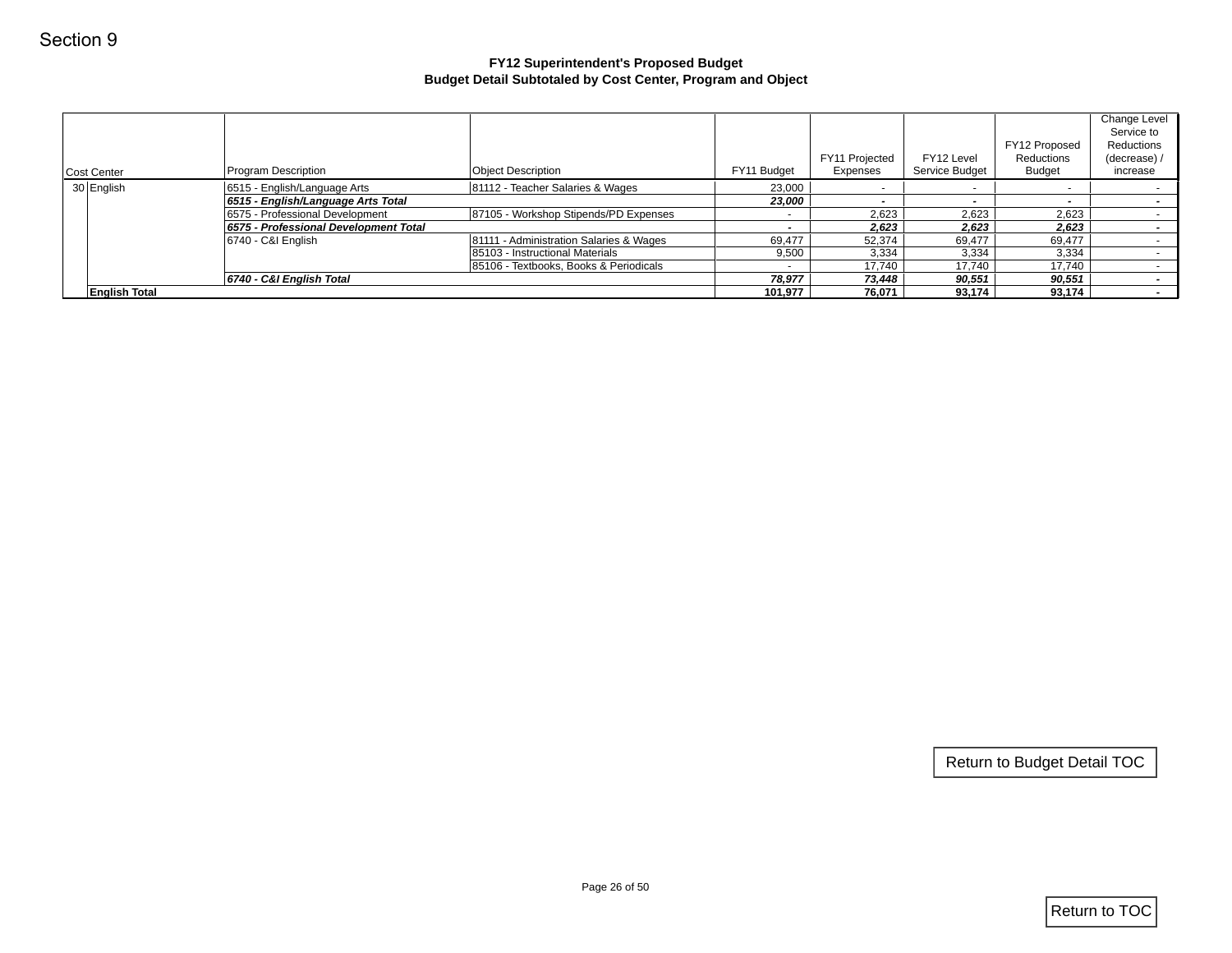Section 9

**FY12 Superintendent's Proposed Budget**
**Budget Detail Subtotaled by Cost Center, Program and Object**

| Cost Center | | Program Description | Object Description | FY11 Budget | FY11 Projected Expenses | FY12 Level Service Budget | FY12 Proposed Reductions Budget | Change Level Service to Reductions (decrease) / increase |
|---|---|---|---|---|---|---|---|---|
| 30 | English | 6515 - English/Language Arts | 81112 - Teacher Salaries & Wages | 23,000 | - | - | - | - |
| | | ***6515 - English/Language Arts Total*** | | ***23,000*** | ***-*** | ***-*** | ***-*** | ***-*** |
| | | 6575 - Professional Development | 87105 - Workshop Stipends/PD Expenses | - | 2,623 | 2,623 | 2,623 | - |
| | | ***6575 - Professional Development Total*** | | ***-*** | ***2,623*** | ***2,623*** | ***2,623*** | ***-*** |
| | | 6740 - C&I English | 81111 - Administration Salaries & Wages | 69,477 | 52,374 | 69,477 | 69,477 | - |
| | | | 85103 - Instructional Materials | 9,500 | 3,334 | 3,334 | 3,334 | - |
| | | | 85106 - Textbooks, Books & Periodicals | - | 17,740 | 17,740 | 17,740 | - |
| | | ***6740 - C&I English Total*** | | ***78,977*** | ***73,448*** | ***90,551*** | ***90,551*** | ***-*** |
| | **English Total** | | | **101,977** | **76,071** | **93,174** | **93,174** | **-** |

Return to Budget Detail TOC

Return to TOC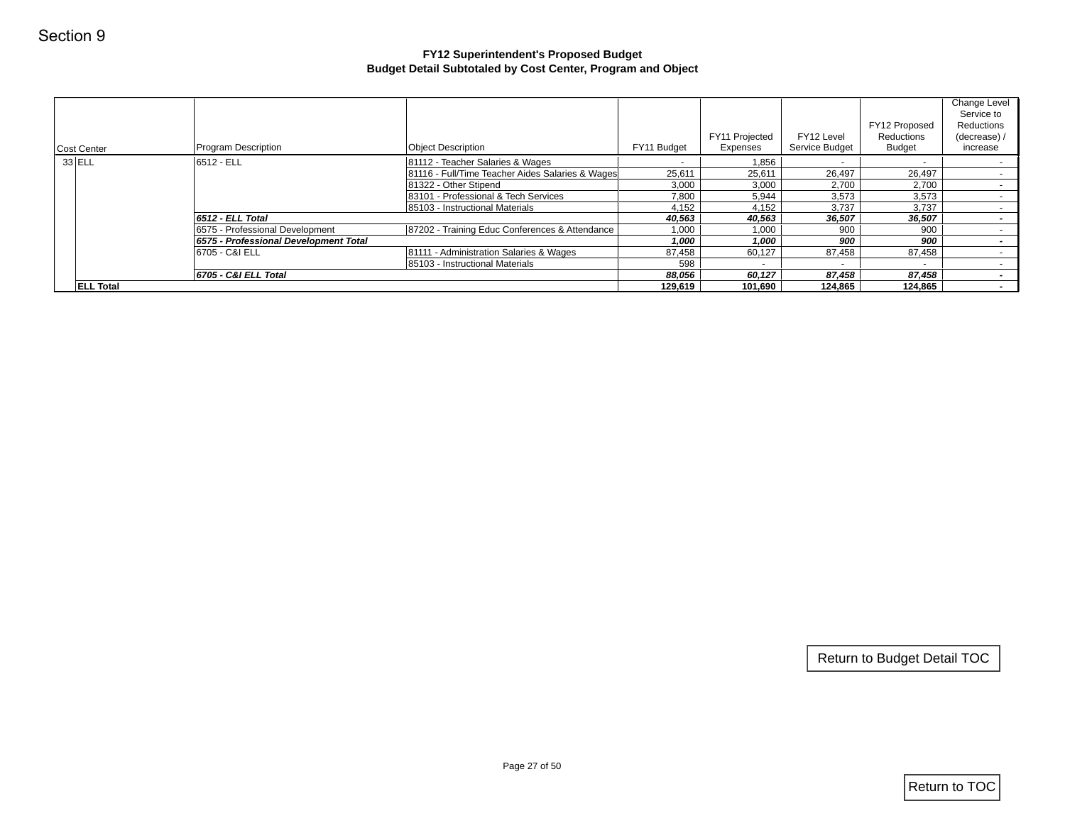Section 9

**FY12 Superintendent's Proposed Budget**
**Budget Detail Subtotaled by Cost Center, Program and Object**

| Cost Center | | Program Description | Object Description | FY11 Budget | FY11 Projected Expenses | FY12 Level Service Budget | FY12 Proposed Reductions Budget | Change Level Service to Reductions (decrease) / increase |
|---|---|---|---|---|---|---|---|---|
| 33 | ELL | 6512 - ELL | 81112 - Teacher Salaries & Wages | - | 1,856 | - | - | - |
| | | | 81116 - Full/Time Teacher Aides Salaries & Wages | 25,611 | 25,611 | 26,497 | 26,497 | - |
| | | | 81322 - Other Stipend | 3,000 | 3,000 | 2,700 | 2,700 | - |
| | | | 83101 - Professional & Tech Services | 7,800 | 5,944 | 3,573 | 3,573 | - |
| | | | 85103 - Instructional Materials | 4,152 | 4,152 | 3,737 | 3,737 | - |
| | | ***6512 - ELL Total*** | | ***40,563*** | ***40,563*** | ***36,507*** | ***36,507*** | ***-*** |
| | | 6575 - Professional Development | 87202 - Training Educ Conferences & Attendance | 1,000 | 1,000 | 900 | 900 | - |
| | | ***6575 - Professional Development Total*** | | ***1,000*** | ***1,000*** | ***900*** | ***900*** | ***-*** |
| | | 6705 - C&I ELL | 81111 - Administration Salaries & Wages | 87,458 | 60,127 | 87,458 | 87,458 | - |
| | | | 85103 - Instructional Materials | 598 | - | - | - | - |
| | | ***6705 - C&I ELL Total*** | | ***88,056*** | ***60,127*** | ***87,458*** | ***87,458*** | ***-*** |
| | **ELL Total** | | | **129,619** | **101,690** | **124,865** | **124,865** | **-** |

Return to Budget Detail TOC

Return to TOC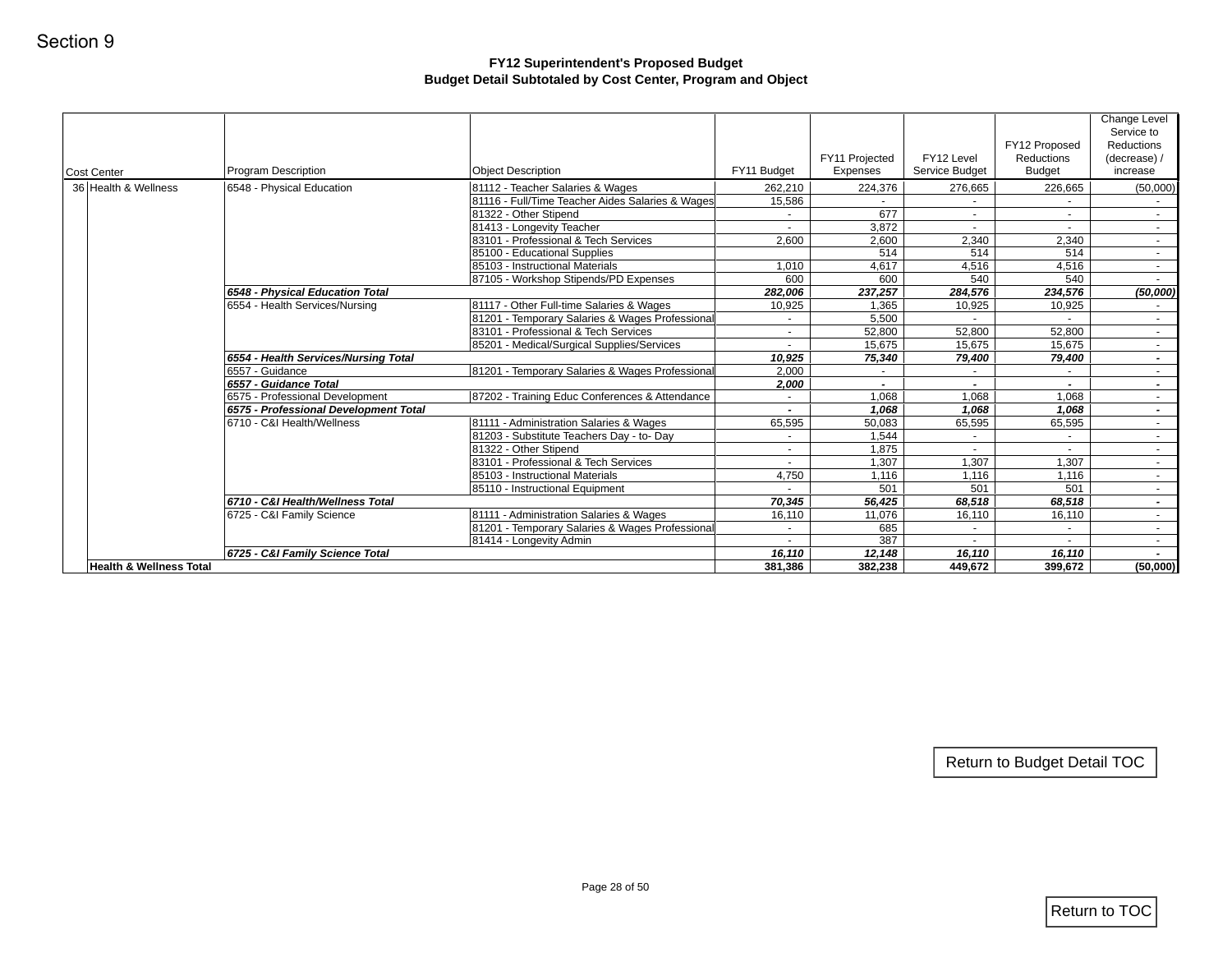Section 9

## FY12 Superintendent's Proposed Budget
### Budget Detail Subtotaled by Cost Center, Program and Object

| Cost Center | Program Description | Object Description | FY11 Budget | FY11 Projected Expenses | FY12 Level Service Budget | FY12 Proposed Reductions Budget | Change Level Service to Reductions (decrease) / increase |
|---|---|---|---|---|---|---|---|
| 36 Health & Wellness | 6548 - Physical Education | 81112 - Teacher Salaries & Wages | 262,210 | 224,376 | 276,665 | 226,665 | (50,000) |
| | | 81116 - Full/Time Teacher Aides Salaries & Wages | 15,586 | - | - | - | - |
| | | 81322 - Other Stipend | - | 677 | - | - | - |
| | | 81413 - Longevity Teacher | - | 3,872 | - | - | - |
| | | 83101 - Professional & Tech Services | 2,600 | 2,600 | 2,340 | 2,340 | - |
| | | 85100 - Educational Supplies | | 514 | 514 | 514 | - |
| | | 85103 - Instructional Materials | 1,010 | 4,617 | 4,516 | 4,516 | - |
| | | 87105 - Workshop Stipends/PD Expenses | 600 | 600 | 540 | 540 | - |
| | ***6548 - Physical Education Total*** | | ***282,006*** | ***237,257*** | ***284,576*** | ***234,576*** | ***(50,000)*** |
| | 6554 - Health Services/Nursing | 81117 - Other Full-time Salaries & Wages | 10,925 | 1,365 | 10,925 | 10,925 | - |
| | | 81201 - Temporary Salaries & Wages Professional | - | 5,500 | - | - | - |
| | | 83101 - Professional & Tech Services | - | 52,800 | 52,800 | 52,800 | - |
| | | 85201 - Medical/Surgical Supplies/Services | - | 15,675 | 15,675 | 15,675 | - |
| | ***6554 - Health Services/Nursing Total*** | | ***10,925*** | ***75,340*** | ***79,400*** | ***79,400*** | ***-*** |
| | 6557 - Guidance | 81201 - Temporary Salaries & Wages Professional | 2,000 | - | - | - | - |
| | ***6557 - Guidance Total*** | | ***2,000*** | ***-*** | ***-*** | ***-*** | ***-*** |
| | 6575 - Professional Development | 87202 - Training Educ Conferences & Attendance | - | 1,068 | 1,068 | 1,068 | - |
| | ***6575 - Professional Development Total*** | | ***-*** | ***1,068*** | ***1,068*** | ***1,068*** | ***-*** |
| | 6710 - C&I Health/Wellness | 81111 - Administration Salaries & Wages | 65,595 | 50,083 | 65,595 | 65,595 | - |
| | | 81203 - Substitute Teachers Day - to- Day | - | 1,544 | - | - | - |
| | | 81322 - Other Stipend | - | 1,875 | - | - | - |
| | | 83101 - Professional & Tech Services | - | 1,307 | 1,307 | 1,307 | - |
| | | 85103 - Instructional Materials | 4,750 | 1,116 | 1,116 | 1,116 | - |
| | | 85110 - Instructional Equipment | - | 501 | 501 | 501 | - |
| | ***6710 - C&I Health/Wellness Total*** | | ***70,345*** | ***56,425*** | ***68,518*** | ***68,518*** | ***-*** |
| | 6725 - C&I Family Science | 81111 - Administration Salaries & Wages | 16,110 | 11,076 | 16,110 | 16,110 | - |
| | | 81201 - Temporary Salaries & Wages Professional | - | 685 | - | - | - |
| | | 81414 - Longevity Admin | - | 387 | - | - | - |
| | ***6725 - C&I Family Science Total*** | | ***16,110*** | ***12,148*** | ***16,110*** | ***16,110*** | ***-*** |
| **Health & Wellness Total** | | | **381,386** | **382,238** | **449,672** | **399,672** | **(50,000)** |

Return to Budget Detail TOC

Return to TOC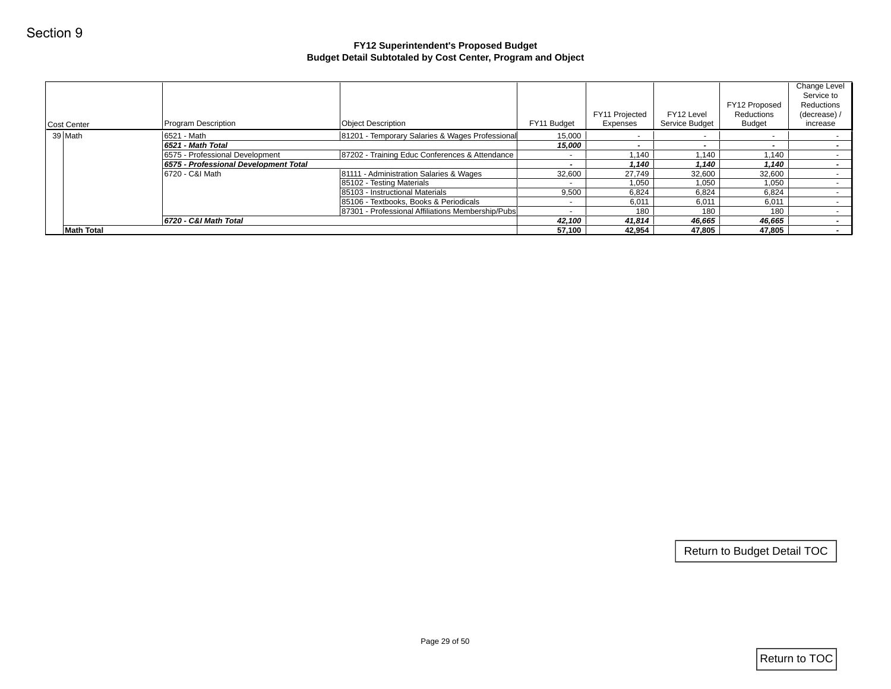Section 9

**FY12 Superintendent's Proposed Budget**
**Budget Detail Subtotaled by Cost Center, Program and Object**

| Cost Center | | Program Description | Object Description | FY11 Budget | FY11 Projected Expenses | FY12 Level Service Budget | FY12 Proposed Reductions Budget | Change Level Service to Reductions (decrease) / increase |
|---|---|---|---|---|---|---|---|---|
| 39 | Math | 6521 - Math | 81201 - Temporary Salaries & Wages Professional | 15,000 | - | - | - | - |
| | | ***6521 - Math Total*** | | ***15,000*** | ***-*** | ***-*** | ***-*** | ***-*** |
| | | 6575 - Professional Development | 87202 - Training Educ Conferences & Attendance | - | 1,140 | 1,140 | 1,140 | - |
| | | ***6575 - Professional Development Total*** | | ***-*** | ***1,140*** | ***1,140*** | ***1,140*** | ***-*** |
| | | 6720 - C&I Math | 81111 - Administration Salaries & Wages | 32,600 | 27,749 | 32,600 | 32,600 | - |
| | | | 85102 - Testing Materials | - | 1,050 | 1,050 | 1,050 | - |
| | | | 85103 - Instructional Materials | 9,500 | 6,824 | 6,824 | 6,824 | - |
| | | | 85106 - Textbooks, Books & Periodicals | - | 6,011 | 6,011 | 6,011 | - |
| | | | 87301 - Professional Affiliations Membership/Pubs | - | 180 | 180 | 180 | - |
| | | ***6720 - C&I Math Total*** | | ***42,100*** | ***41,814*** | ***46,665*** | ***46,665*** | ***-*** |
| | **Math Total** | | | **57,100** | **42,954** | **47,805** | **47,805** | **-** |

Return to Budget Detail TOC

Return to TOC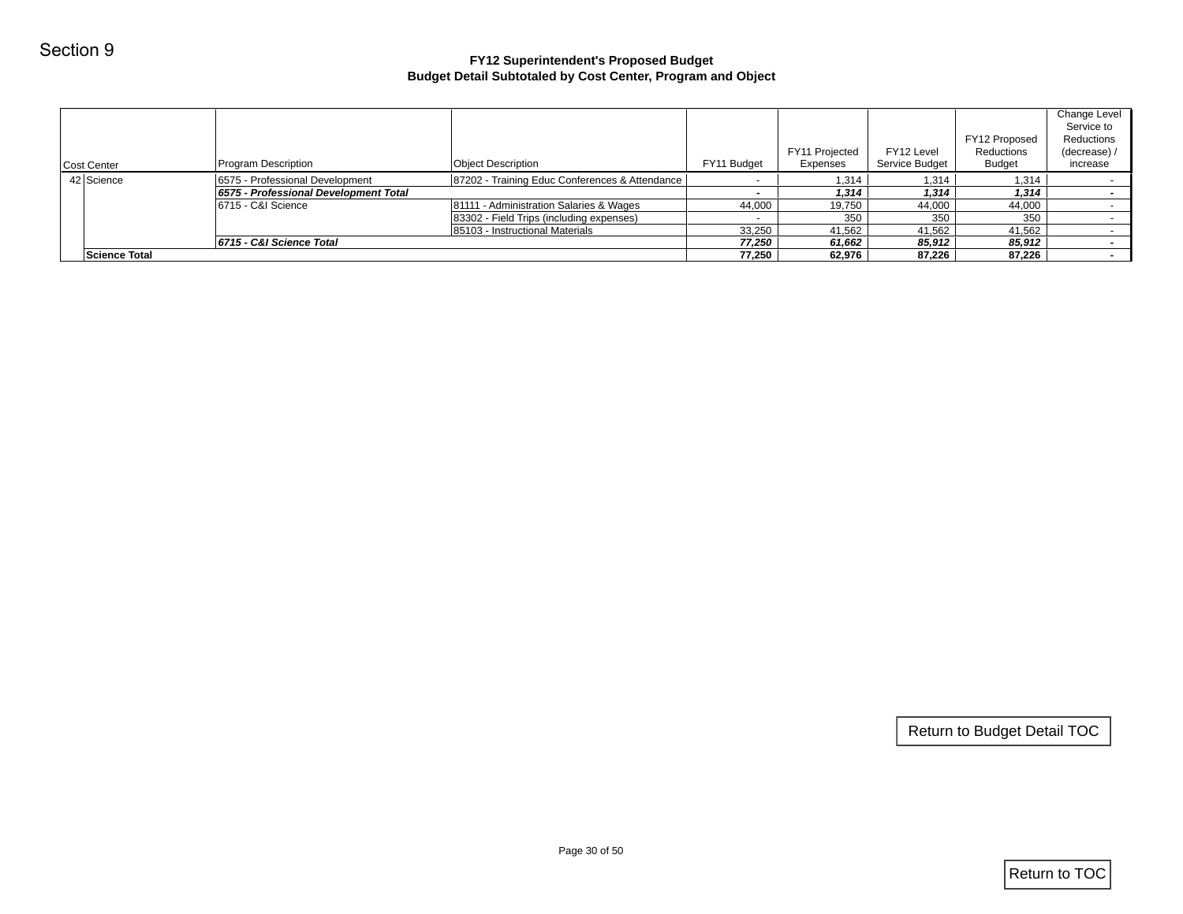Section 9

# FY12 Superintendent's Proposed Budget
## Budget Detail Subtotaled by Cost Center, Program and Object

| Cost Center | | Program Description | Object Description | FY11 Budget | FY11 Projected Expenses | FY12 Level Service Budget | FY12 Proposed Reductions Budget | Change Level Service to Reductions (decrease) / increase |
|---|---|---|---|---|---|---|---|---|
| 42 | Science | 6575 - Professional Development | 87202 - Training Educ Conferences & Attendance | - | 1,314 | 1,314 | 1,314 | - |
| | | ***6575 - Professional Development Total*** | | ***-*** | ***1,314*** | ***1,314*** | ***1,314*** | ***-*** |
| | | 6715 - C&I Science | 81111 - Administration Salaries & Wages | 44,000 | 19,750 | 44,000 | 44,000 | - |
| | | | 83302 - Field Trips (including expenses) | - | 350 | 350 | 350 | - |
| | | | 85103 - Instructional Materials | 33,250 | 41,562 | 41,562 | 41,562 | - |
| | | ***6715 - C&I Science Total*** | | ***77,250*** | ***61,662*** | ***85,912*** | ***85,912*** | ***-*** |
| | **Science Total** | | | **77,250** | **62,976** | **87,226** | **87,226** | **-** |

Return to Budget Detail TOC

Return to TOC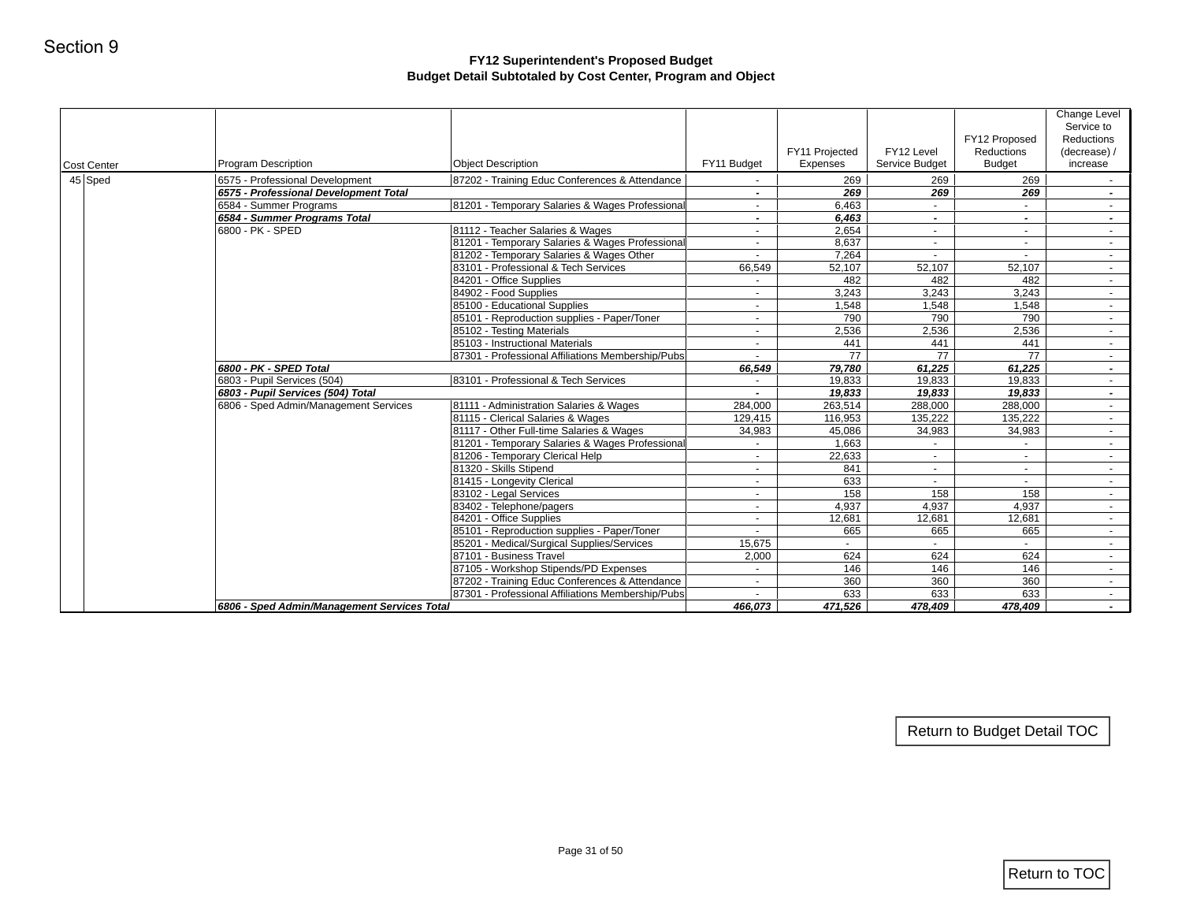Section 9

## FY12 Superintendent's Proposed Budget
## Budget Detail Subtotaled by Cost Center, Program and Object

| Cost Center | Program Description | Object Description | FY11 Budget | FY11 Projected Expenses | FY12 Level Service Budget | FY12 Proposed Reductions Budget | Change Level Service to Reductions (decrease) / increase |
|---|---|---|---|---|---|---|---|
| 45 Sped | 6575 - Professional Development | 87202 - Training Educ Conferences & Attendance | - | 269 | 269 | 269 | - |
| | ***6575 - Professional Development Total*** | | ***-*** | ***269*** | ***269*** | ***269*** | ***-*** |
| | 6584 - Summer Programs | 81201 - Temporary Salaries & Wages Professional | - | 6,463 | - | - | - |
| | ***6584 - Summer Programs Total*** | | ***-*** | ***6,463*** | ***-*** | ***-*** | ***-*** |
| | 6800 - PK - SPED | 81112 - Teacher Salaries & Wages | - | 2,654 | - | - | - |
| | | 81201 - Temporary Salaries & Wages Professional | - | 8,637 | - | - | - |
| | | 81202 - Temporary Salaries & Wages Other | - | 7,264 | - | - | - |
| | | 83101 - Professional & Tech Services | 66,549 | 52,107 | 52,107 | 52,107 | - |
| | | 84201 - Office Supplies | - | 482 | 482 | 482 | - |
| | | 84902 - Food Supplies | - | 3,243 | 3,243 | 3,243 | - |
| | | 85100 - Educational Supplies | - | 1,548 | 1,548 | 1,548 | - |
| | | 85101 - Reproduction supplies - Paper/Toner | - | 790 | 790 | 790 | - |
| | | 85102 - Testing Materials | - | 2,536 | 2,536 | 2,536 | - |
| | | 85103 - Instructional Materials | - | 441 | 441 | 441 | - |
| | | 87301 - Professional Affiliations Membership/Pubs | - | 77 | 77 | 77 | - |
| | ***6800 - PK - SPED Total*** | | ***66,549*** | ***79,780*** | ***61,225*** | ***61,225*** | ***-*** |
| | 6803 - Pupil Services (504) | 83101 - Professional & Tech Services | - | 19,833 | 19,833 | 19,833 | - |
| | ***6803 - Pupil Services (504) Total*** | | ***-*** | ***19,833*** | ***19,833*** | ***19,833*** | ***-*** |
| | 6806 - Sped Admin/Management Services | 81111 - Administration Salaries & Wages | 284,000 | 263,514 | 288,000 | 288,000 | - |
| | | 81115 - Clerical Salaries & Wages | 129,415 | 116,953 | 135,222 | 135,222 | - |
| | | 81117 - Other Full-time Salaries & Wages | 34,983 | 45,086 | 34,983 | 34,983 | - |
| | | 81201 - Temporary Salaries & Wages Professional | - | 1,663 | - | - | - |
| | | 81206 - Temporary Clerical Help | - | 22,633 | - | - | - |
| | | 81320 - Skills Stipend | - | 841 | - | - | - |
| | | 81415 - Longevity Clerical | - | 633 | - | - | - |
| | | 83102 - Legal Services | - | 158 | 158 | 158 | - |
| | | 83402 - Telephone/pagers | - | 4,937 | 4,937 | 4,937 | - |
| | | 84201 - Office Supplies | - | 12,681 | 12,681 | 12,681 | - |
| | | 85101 - Reproduction supplies - Paper/Toner | - | 665 | 665 | 665 | - |
| | | 85201 - Medical/Surgical Supplies/Services | 15,675 | - | - | - | - |
| | | 87101 - Business Travel | 2,000 | 624 | 624 | 624 | - |
| | | 87105 - Workshop Stipends/PD Expenses | - | 146 | 146 | 146 | - |
| | | 87202 - Training Educ Conferences & Attendance | - | 360 | 360 | 360 | - |
| | | 87301 - Professional Affiliations Membership/Pubs | - | 633 | 633 | 633 | - |
| | ***6806 - Sped Admin/Management Services Total*** | | ***466,073*** | ***471,526*** | ***478,409*** | ***478,409*** | ***-*** |

Return to Budget Detail TOC

Return to TOC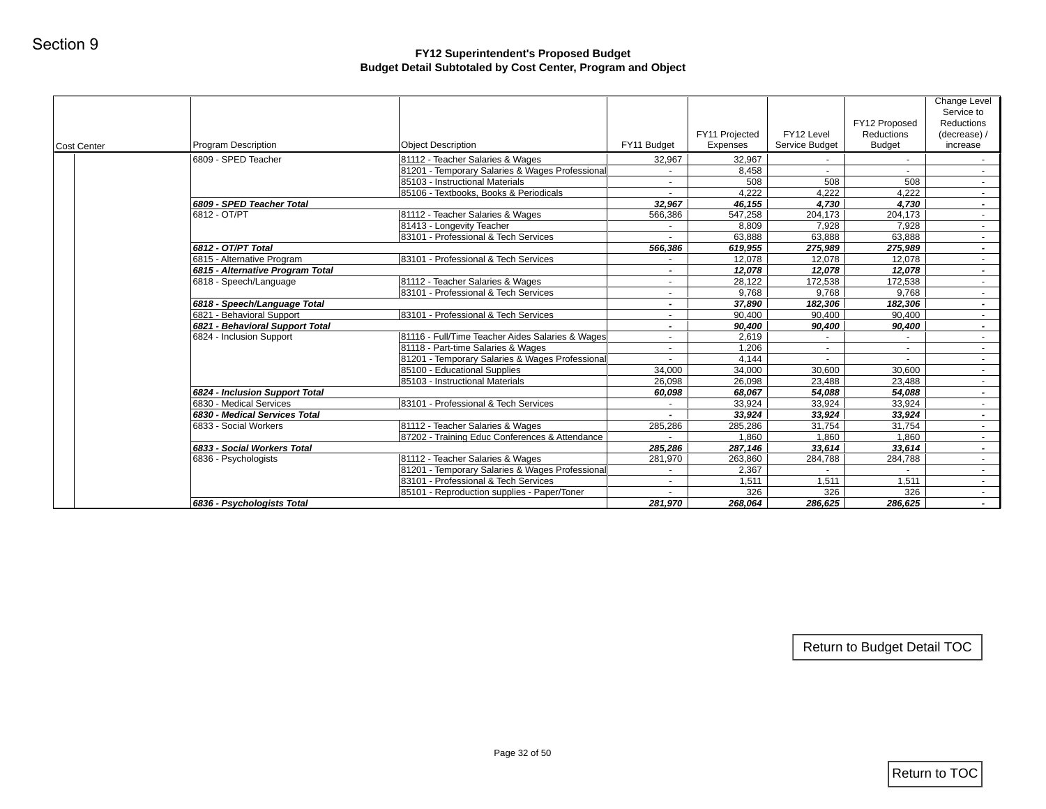Section 9

## FY12 Superintendent's Proposed Budget
## Budget Detail Subtotaled by Cost Center, Program and Object

| Cost Center | Program Description | Object Description | FY11 Budget | FY11 Projected Expenses | FY12 Level Service Budget | FY12 Proposed Reductions Budget | Change Level Service to Reductions (decrease) / increase |
|---|---|---|---|---|---|---|---|
| | 6809 - SPED Teacher | 81112 - Teacher Salaries & Wages | 32,967 | 32,967 | - | - | - |
| | | 81201 - Temporary Salaries & Wages Professional | - | 8,458 | - | - | - |
| | | 85103 - Instructional Materials | - | 508 | 508 | 508 | - |
| | | 85106 - Textbooks, Books & Periodicals | - | 4,222 | 4,222 | 4,222 | - |
| | ***6809 - SPED Teacher Total*** | | ***32,967*** | ***46,155*** | ***4,730*** | ***4,730*** | ***-*** |
| | 6812 - OT/PT | 81112 - Teacher Salaries & Wages | 566,386 | 547,258 | 204,173 | 204,173 | - |
| | | 81413 - Longevity Teacher | - | 8,809 | 7,928 | 7,928 | - |
| | | 83101 - Professional & Tech Services | - | 63,888 | 63,888 | 63,888 | - |
| | ***6812 - OT/PT Total*** | | ***566,386*** | ***619,955*** | ***275,989*** | ***275,989*** | ***-*** |
| | 6815 - Alternative Program | 83101 - Professional & Tech Services | - | 12,078 | 12,078 | 12,078 | - |
| | ***6815 - Alternative Program Total*** | | ***-*** | ***12,078*** | ***12,078*** | ***12,078*** | ***-*** |
| | 6818 - Speech/Language | 81112 - Teacher Salaries & Wages | - | 28,122 | 172,538 | 172,538 | - |
| | | 83101 - Professional & Tech Services | - | 9,768 | 9,768 | 9,768 | - |
| | ***6818 - Speech/Language Total*** | | ***-*** | ***37,890*** | ***182,306*** | ***182,306*** | ***-*** |
| | 6821 - Behavioral Support | 83101 - Professional & Tech Services | - | 90,400 | 90,400 | 90,400 | - |
| | ***6821 - Behavioral Support Total*** | | ***-*** | ***90,400*** | ***90,400*** | ***90,400*** | ***-*** |
| | 6824 - Inclusion Support | 81116 - Full/Time Teacher Aides Salaries & Wages | - | 2,619 | - | - | - |
| | | 81118 - Part-time Salaries & Wages | - | 1,206 | - | - | - |
| | | 81201 - Temporary Salaries & Wages Professional | - | 4,144 | - | - | - |
| | | 85100 - Educational Supplies | 34,000 | 34,000 | 30,600 | 30,600 | - |
| | | 85103 - Instructional Materials | 26,098 | 26,098 | 23,488 | 23,488 | - |
| | ***6824 - Inclusion Support Total*** | | ***60,098*** | ***68,067*** | ***54,088*** | ***54,088*** | ***-*** |
| | 6830 - Medical Services | 83101 - Professional & Tech Services | - | 33,924 | 33,924 | 33,924 | - |
| | ***6830 - Medical Services Total*** | | ***-*** | ***33,924*** | ***33,924*** | ***33,924*** | ***-*** |
| | 6833 - Social Workers | 81112 - Teacher Salaries & Wages | 285,286 | 285,286 | 31,754 | 31,754 | - |
| | | 87202 - Training Educ Conferences & Attendance | - | 1,860 | 1,860 | 1,860 | - |
| | ***6833 - Social Workers Total*** | | ***285,286*** | ***287,146*** | ***33,614*** | ***33,614*** | ***-*** |
| | 6836 - Psychologists | 81112 - Teacher Salaries & Wages | 281,970 | 263,860 | 284,788 | 284,788 | - |
| | | 81201 - Temporary Salaries & Wages Professional | - | 2,367 | - | - | - |
| | | 83101 - Professional & Tech Services | - | 1,511 | 1,511 | 1,511 | - |
| | | 85101 - Reproduction supplies - Paper/Toner | - | 326 | 326 | 326 | - |
| | ***6836 - Psychologists Total*** | | ***281,970*** | ***268,064*** | ***286,625*** | ***286,625*** | ***-*** |

Return to Budget Detail TOC

Return to TOC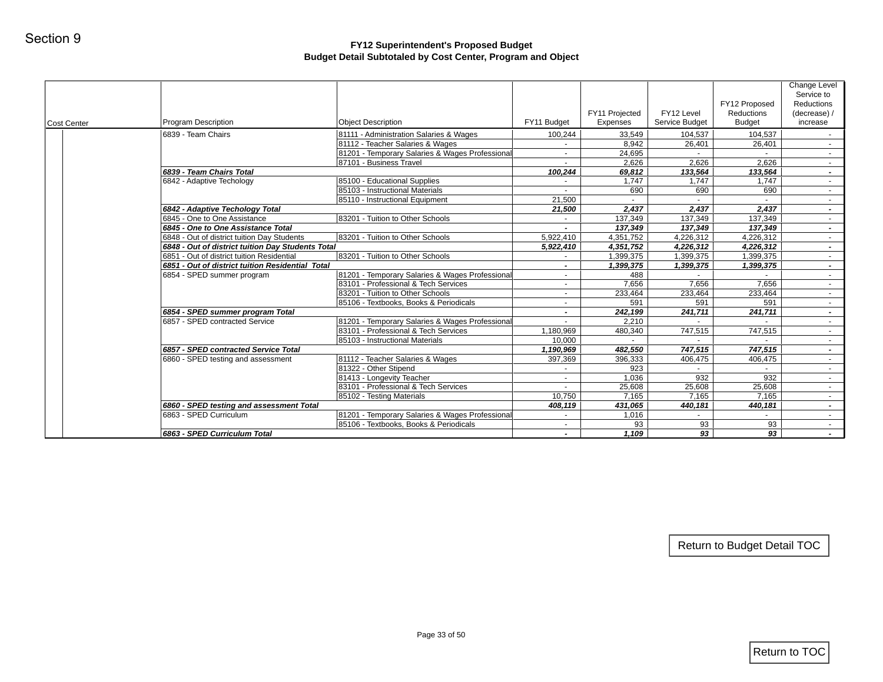Section 9

## FY12 Superintendent's Proposed Budget
### Budget Detail Subtotaled by Cost Center, Program and Object

| Cost Center | Program Description | Object Description | FY11 Budget | FY11 Projected Expenses | FY12 Level Service Budget | FY12 Proposed Reductions Budget | Change Level Service to Reductions (decrease) / increase |
|---|---|---|---|---|---|---|---|
| | 6839 - Team Chairs | 81111 - Administration Salaries & Wages | 100,244 | 33,549 | 104,537 | 104,537 | - |
| | | 81112 - Teacher Salaries & Wages | - | 8,942 | 26,401 | 26,401 | - |
| | | 81201 - Temporary Salaries & Wages Professional | - | 24,695 | - | - | - |
| | | 87101 - Business Travel | - | 2,626 | 2,626 | 2,626 | - |
| | ***6839 - Team Chairs Total*** | | ***100,244*** | ***69,812*** | ***133,564*** | ***133,564*** | ***-*** |
| | 6842 - Adaptive Techology | 85100 - Educational Supplies | - | 1,747 | 1,747 | 1,747 | - |
| | | 85103 - Instructional Materials | - | 690 | 690 | 690 | - |
| | | 85110 - Instructional Equipment | 21,500 | - | - | - | - |
| | ***6842 - Adaptive Techology Total*** | | ***21,500*** | ***2,437*** | ***2,437*** | ***2,437*** | ***-*** |
| | 6845 - One to One Assistance | 83201 - Tuition to Other Schools | - | 137,349 | 137,349 | 137,349 | - |
| | ***6845 - One to One Assistance Total*** | | ***-*** | ***137,349*** | ***137,349*** | ***137,349*** | ***-*** |
| | 6848 - Out of district tuition Day Students | 83201 - Tuition to Other Schools | 5,922,410 | 4,351,752 | 4,226,312 | 4,226,312 | - |
| | ***6848 - Out of district tuition Day Students Total*** | | ***5,922,410*** | ***4,351,752*** | ***4,226,312*** | ***4,226,312*** | ***-*** |
| | 6851 - Out of district tuition Residential | 83201 - Tuition to Other Schools | - | 1,399,375 | 1,399,375 | 1,399,375 | - |
| | ***6851 - Out of district tuition Residential Total*** | | ***-*** | ***1,399,375*** | ***1,399,375*** | ***1,399,375*** | ***-*** |
| | 6854 - SPED summer program | 81201 - Temporary Salaries & Wages Professional | - | 488 | - | - | - |
| | | 83101 - Professional & Tech Services | - | 7,656 | 7,656 | 7,656 | - |
| | | 83201 - Tuition to Other Schools | - | 233,464 | 233,464 | 233,464 | - |
| | | 85106 - Textbooks, Books & Periodicals | - | 591 | 591 | 591 | - |
| | ***6854 - SPED summer program Total*** | | ***-*** | ***242,199*** | ***241,711*** | ***241,711*** | ***-*** |
| | 6857 - SPED contracted Service | 81201 - Temporary Salaries & Wages Professional | - | 2,210 | - | - | - |
| | | 83101 - Professional & Tech Services | 1,180,969 | 480,340 | 747,515 | 747,515 | - |
| | | 85103 - Instructional Materials | 10,000 | - | - | - | - |
| | ***6857 - SPED contracted Service Total*** | | ***1,190,969*** | ***482,550*** | ***747,515*** | ***747,515*** | ***-*** |
| | 6860 - SPED testing and assessment | 81112 - Teacher Salaries & Wages | 397,369 | 396,333 | 406,475 | 406,475 | - |
| | | 81322 - Other Stipend | - | 923 | - | - | - |
| | | 81413 - Longevity Teacher | - | 1,036 | 932 | 932 | - |
| | | 83101 - Professional & Tech Services | - | 25,608 | 25,608 | 25,608 | - |
| | | 85102 - Testing Materials | 10,750 | 7,165 | 7,165 | 7,165 | - |
| | ***6860 - SPED testing and assessment Total*** | | ***408,119*** | ***431,065*** | ***440,181*** | ***440,181*** | ***-*** |
| | 6863 - SPED Curriculum | 81201 - Temporary Salaries & Wages Professional | - | 1,016 | - | - | - |
| | | 85106 - Textbooks, Books & Periodicals | - | 93 | 93 | 93 | - |
| | ***6863 - SPED Curriculum Total*** | | ***-*** | ***1,109*** | ***93*** | ***93*** | ***-*** |

Return to Budget Detail TOC

Return to TOC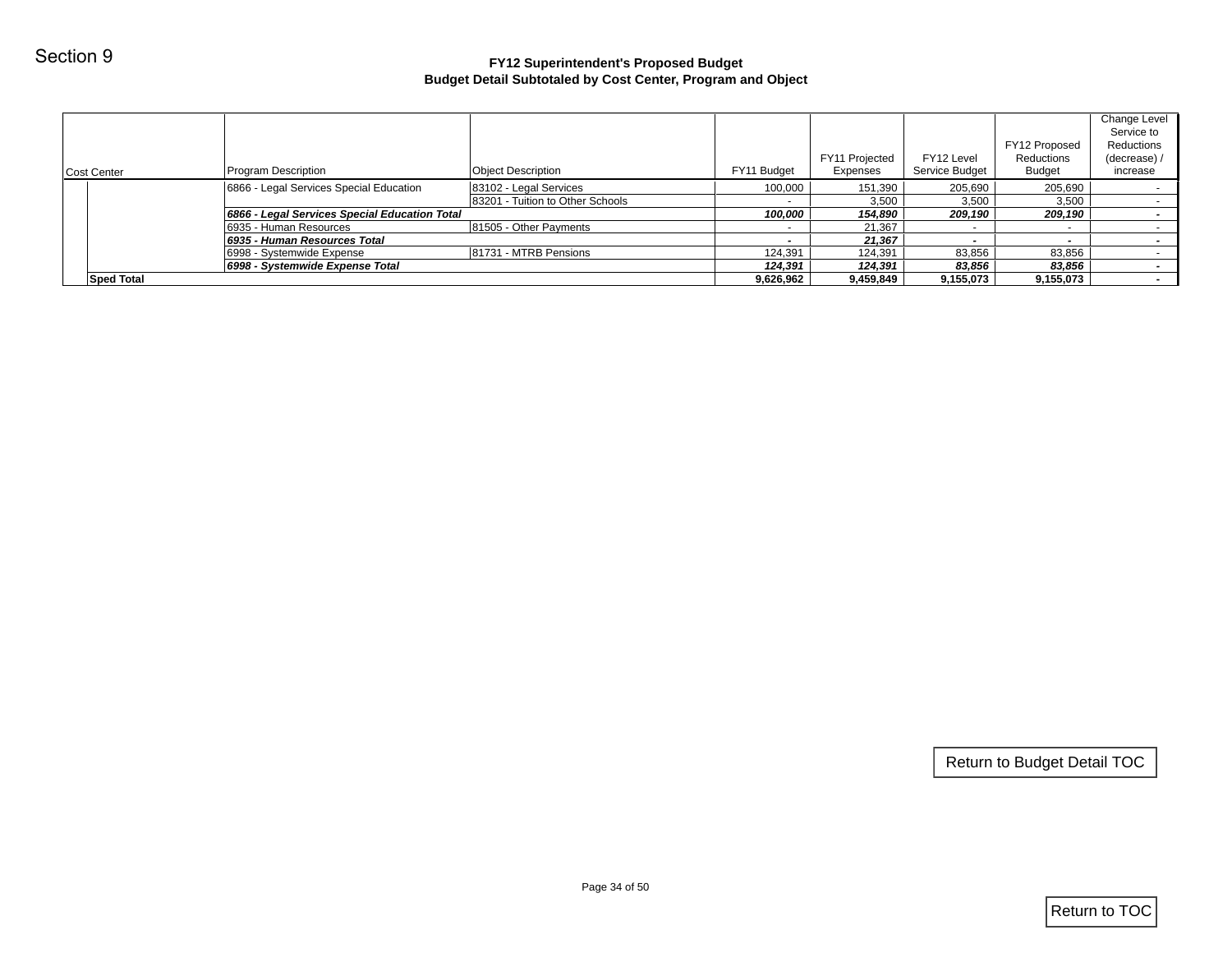Section 9

# FY12 Superintendent's Proposed Budget
## Budget Detail Subtotaled by Cost Center, Program and Object

| Cost Center | Program Description | Object Description | FY11 Budget | FY11 Projected Expenses | FY12 Level Service Budget | FY12 Proposed Reductions Budget | Change Level Service to Reductions (decrease) / increase |
|---|---|---|---|---|---|---|---|
| | 6866 - Legal Services Special Education | 83102 - Legal Services | 100,000 | 151,390 | 205,690 | 205,690 | - |
| | | 83201 - Tuition to Other Schools | - | 3,500 | 3,500 | 3,500 | - |
| | ***6866 - Legal Services Special Education Total*** | | ***100,000*** | ***154,890*** | ***209,190*** | ***209,190*** | ***-*** |
| | 6935 - Human Resources | 81505 - Other Payments | - | 21,367 | - | - | - |
| | ***6935 - Human Resources Total*** | | ***-*** | ***21,367*** | ***-*** | ***-*** | ***-*** |
| | 6998 - Systemwide Expense | 81731 - MTRB Pensions | 124,391 | 124,391 | 83,856 | 83,856 | - |
| | ***6998 - Systemwide Expense Total*** | | ***124,391*** | ***124,391*** | ***83,856*** | ***83,856*** | ***-*** |
| **Sped Total** | | | **9,626,962** | **9,459,849** | **9,155,073** | **9,155,073** | **-** |

Return to Budget Detail TOC

Return to TOC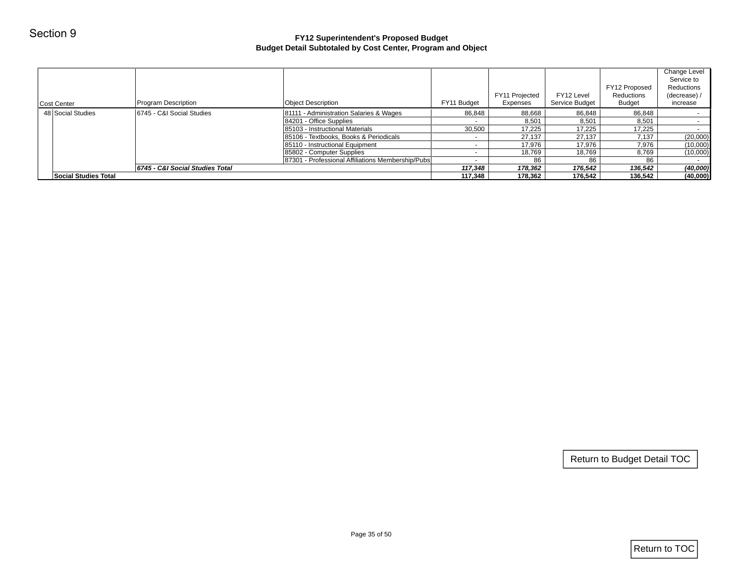Section 9

**FY12 Superintendent's Proposed Budget**
**Budget Detail Subtotaled by Cost Center, Program and Object**

| Cost Center | | Program Description | Object Description | FY11 Budget | FY11 Projected Expenses | FY12 Level Service Budget | FY12 Proposed Reductions Budget | Change Level Service to Reductions (decrease) / increase |
|---|---|---|---|---|---|---|---|---|
| 48 | Social Studies | 6745 - C&I Social Studies | 81111 - Administration Salaries & Wages | 86,848 | 88,668 | 86,848 | 86,848 | - |
| | | | 84201 - Office Supplies | - | 8,501 | 8,501 | 8,501 | - |
| | | | 85103 - Instructional Materials | 30,500 | 17,225 | 17,225 | 17,225 | - |
| | | | 85106 - Textbooks, Books & Periodicals | - | 27,137 | 27,137 | 7,137 | (20,000) |
| | | | 85110 - Instructional Equipment | - | 17,976 | 17,976 | 7,976 | (10,000) |
| | | | 85802 - Computer Supplies | - | 18,769 | 18,769 | 8,769 | (10,000) |
| | | | 87301 - Professional Affiliations Membership/Pubs | - | 86 | 86 | 86 | - |
| | | ***6745 - C&I Social Studies Total*** | | ***117,348*** | ***178,362*** | ***176,542*** | ***136,542*** | ***(40,000)*** |
| | **Social Studies Total** | | | **117,348** | **178,362** | **176,542** | **136,542** | **(40,000)** |

Return to Budget Detail TOC

Return to TOC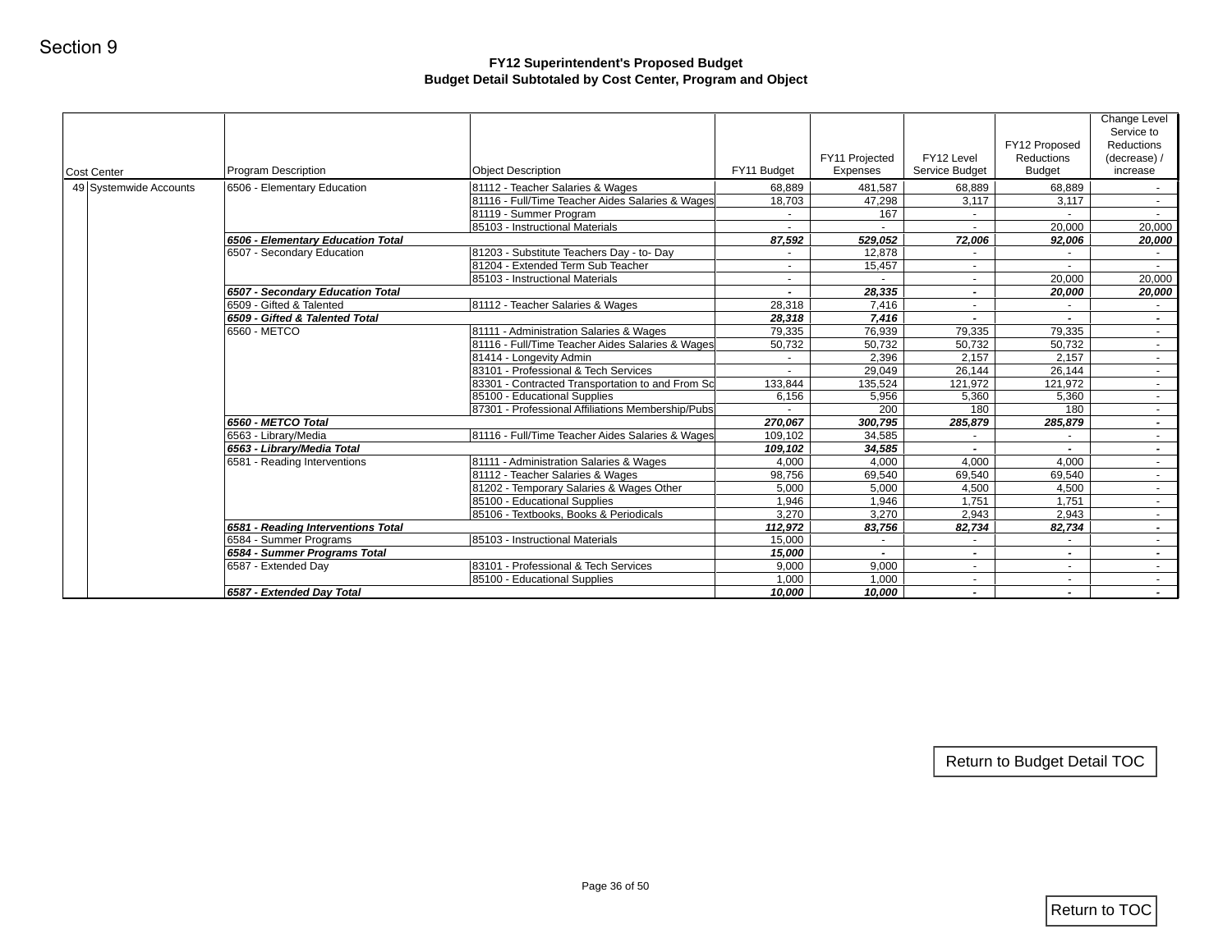Section 9

## FY12 Superintendent's Proposed Budget
### Budget Detail Subtotaled by Cost Center, Program and Object

| Cost Center | | Program Description | Object Description | FY11 Budget | FY11 Projected Expenses | FY12 Level Service Budget | FY12 Proposed Reductions Budget | Change Level Service to Reductions (decrease) / increase |
|---|---|---|---|---|---|---|---|---|
| 49 | Systemwide Accounts | 6506 - Elementary Education | 81112 - Teacher Salaries & Wages | 68,889 | 481,587 | 68,889 | 68,889 | - |
| | | | 81116 - Full/Time Teacher Aides Salaries & Wages | 18,703 | 47,298 | 3,117 | 3,117 | - |
| | | | 81119 - Summer Program | - | 167 | - | - | - |
| | | | 85103 - Instructional Materials | - | - | - | 20,000 | 20,000 |
| | | ***6506 - Elementary Education Total*** | | ***87,592*** | ***529,052*** | ***72,006*** | ***92,006*** | ***20,000*** |
| | | 6507 - Secondary Education | 81203 - Substitute Teachers Day - to- Day | - | 12,878 | - | - | - |
| | | | 81204 - Extended Term Sub Teacher | - | 15,457 | - | - | - |
| | | | 85103 - Instructional Materials | - | - | - | 20,000 | 20,000 |
| | | ***6507 - Secondary Education Total*** | | ***-*** | ***28,335*** | ***-*** | ***20,000*** | ***20,000*** |
| | | 6509 - Gifted & Talented | 81112 - Teacher Salaries & Wages | 28,318 | 7,416 | - | - | - |
| | | ***6509 - Gifted & Talented Total*** | | ***28,318*** | ***7,416*** | ***-*** | ***-*** | ***-*** |
| | | 6560 - METCO | 81111 - Administration Salaries & Wages | 79,335 | 76,939 | 79,335 | 79,335 | - |
| | | | 81116 - Full/Time Teacher Aides Salaries & Wages | 50,732 | 50,732 | 50,732 | 50,732 | - |
| | | | 81414 - Longevity Admin | - | 2,396 | 2,157 | 2,157 | - |
| | | | 83101 - Professional & Tech Services | - | 29,049 | 26,144 | 26,144 | - |
| | | | 83301 - Contracted Transportation to and From Sc | 133,844 | 135,524 | 121,972 | 121,972 | - |
| | | | 85100 - Educational Supplies | 6,156 | 5,956 | 5,360 | 5,360 | - |
| | | | 87301 - Professional Affiliations Membership/Pubs | - | 200 | 180 | 180 | - |
| | | ***6560 - METCO Total*** | | ***270,067*** | ***300,795*** | ***285,879*** | ***285,879*** | ***-*** |
| | | 6563 - Library/Media | 81116 - Full/Time Teacher Aides Salaries & Wages | 109,102 | 34,585 | - | - | - |
| | | ***6563 - Library/Media Total*** | | ***109,102*** | ***34,585*** | ***-*** | ***-*** | ***-*** |
| | | 6581 - Reading Interventions | 81111 - Administration Salaries & Wages | 4,000 | 4,000 | 4,000 | 4,000 | - |
| | | | 81112 - Teacher Salaries & Wages | 98,756 | 69,540 | 69,540 | 69,540 | - |
| | | | 81202 - Temporary Salaries & Wages Other | 5,000 | 5,000 | 4,500 | 4,500 | - |
| | | | 85100 - Educational Supplies | 1,946 | 1,946 | 1,751 | 1,751 | - |
| | | | 85106 - Textbooks, Books & Periodicals | 3,270 | 3,270 | 2,943 | 2,943 | - |
| | | ***6581 - Reading Interventions Total*** | | ***112,972*** | ***83,756*** | ***82,734*** | ***82,734*** | ***-*** |
| | | 6584 - Summer Programs | 85103 - Instructional Materials | 15,000 | - | - | - | - |
| | | ***6584 - Summer Programs Total*** | | ***15,000*** | ***-*** | ***-*** | ***-*** | ***-*** |
| | | 6587 - Extended Day | 83101 - Professional & Tech Services | 9,000 | 9,000 | - | - | - |
| | | | 85100 - Educational Supplies | 1,000 | 1,000 | - | - | - |
| | | ***6587 - Extended Day Total*** | | ***10,000*** | ***10,000*** | ***-*** | ***-*** | ***-*** |

Return to Budget Detail TOC

Return to TOC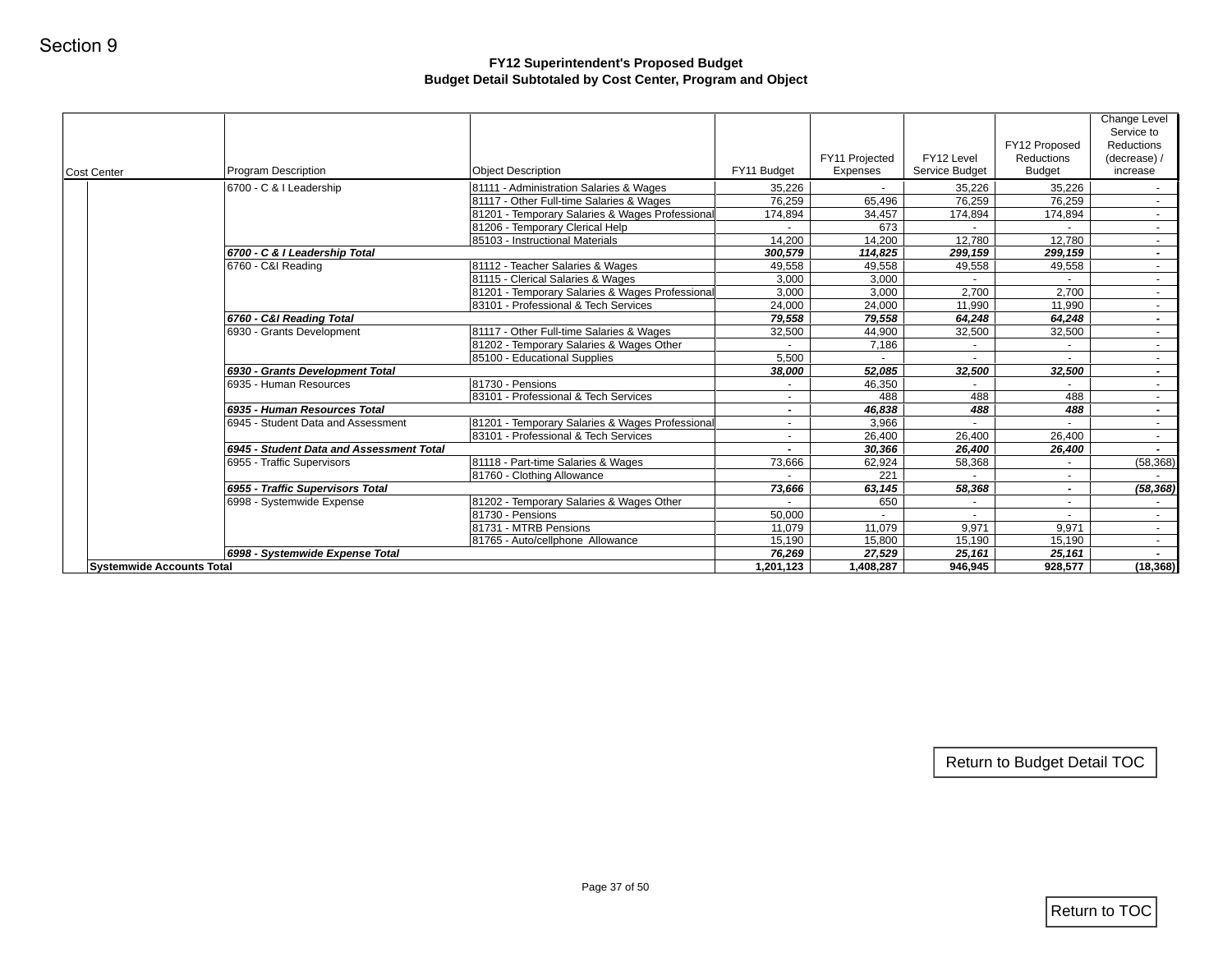Section 9

# FY12 Superintendent's Proposed Budget
## Budget Detail Subtotaled by Cost Center, Program and Object

| Cost Center | Program Description | Object Description | FY11 Budget | FY11 Projected Expenses | FY12 Level Service Budget | FY12 Proposed Reductions Budget | Change Level Service to Reductions (decrease) / increase |
|---|---|---|---|---|---|---|---|
| | 6700 - C & I Leadership | 81111 - Administration Salaries & Wages | 35,226 | - | 35,226 | 35,226 | - |
| | | 81117 - Other Full-time Salaries & Wages | 76,259 | 65,496 | 76,259 | 76,259 | - |
| | | 81201 - Temporary Salaries & Wages Professional | 174,894 | 34,457 | 174,894 | 174,894 | - |
| | | 81206 - Temporary Clerical Help | - | 673 | - | - | - |
| | | 85103 - Instructional Materials | 14,200 | 14,200 | 12,780 | 12,780 | - |
| | ***6700 - C & I Leadership Total*** | | ***300,579*** | ***114,825*** | ***299,159*** | ***299,159*** | ***-*** |
| | 6760 - C&I Reading | 81112 - Teacher Salaries & Wages | 49,558 | 49,558 | 49,558 | 49,558 | - |
| | | 81115 - Clerical Salaries & Wages | 3,000 | 3,000 | - | - | - |
| | | 81201 - Temporary Salaries & Wages Professional | 3,000 | 3,000 | 2,700 | 2,700 | - |
| | | 83101 - Professional & Tech Services | 24,000 | 24,000 | 11,990 | 11,990 | - |
| | ***6760 - C&I Reading Total*** | | ***79,558*** | ***79,558*** | ***64,248*** | ***64,248*** | ***-*** |
| | 6930 - Grants Development | 81117 - Other Full-time Salaries & Wages | 32,500 | 44,900 | 32,500 | 32,500 | - |
| | | 81202 - Temporary Salaries & Wages Other | - | 7,186 | - | - | - |
| | | 85100 - Educational Supplies | 5,500 | - | - | - | - |
| | ***6930 - Grants Development Total*** | | ***38,000*** | ***52,085*** | ***32,500*** | ***32,500*** | ***-*** |
| | 6935 - Human Resources | 81730 - Pensions | - | 46,350 | - | - | - |
| | | 83101 - Professional & Tech Services | - | 488 | 488 | 488 | - |
| | ***6935 - Human Resources Total*** | | ***-*** | ***46,838*** | ***488*** | ***488*** | ***-*** |
| | 6945 - Student Data and Assessment | 81201 - Temporary Salaries & Wages Professional | - | 3,966 | - | - | - |
| | | 83101 - Professional & Tech Services | - | 26,400 | 26,400 | 26,400 | - |
| | ***6945 - Student Data and Assessment Total*** | | ***-*** | ***30,366*** | ***26,400*** | ***26,400*** | ***-*** |
| | 6955 - Traffic Supervisors | 81118 - Part-time Salaries & Wages | 73,666 | 62,924 | 58,368 | - | (58,368) |
| | | 81760 - Clothing Allowance | - | 221 | - | - | - |
| | ***6955 - Traffic Supervisors Total*** | | ***73,666*** | ***63,145*** | ***58,368*** | ***-*** | ***(58,368)*** |
| | 6998 - Systemwide Expense | 81202 - Temporary Salaries & Wages Other | - | 650 | - | - | - |
| | | 81730 - Pensions | 50,000 | - | - | - | - |
| | | 81731 - MTRB Pensions | 11,079 | 11,079 | 9,971 | 9,971 | - |
| | | 81765 - Auto/cellphone Allowance | 15,190 | 15,800 | 15,190 | 15,190 | - |
| | ***6998 - Systemwide Expense Total*** | | ***76,269*** | ***27,529*** | ***25,161*** | ***25,161*** | ***-*** |
| **Systemwide Accounts Total** | | | **1,201,123** | **1,408,287** | **946,945** | **928,577** | **(18,368)** |

Return to Budget Detail TOC

Return to TOC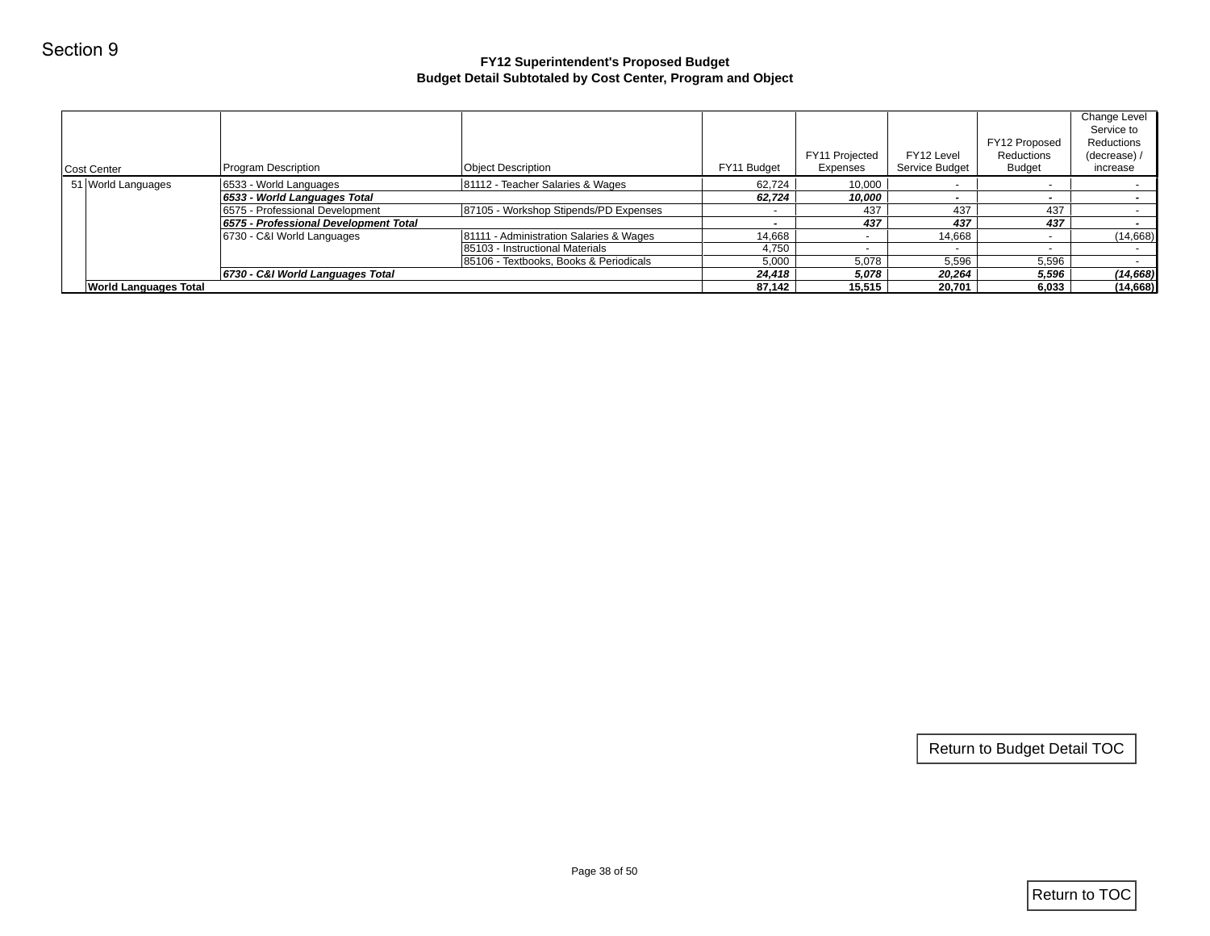Section 9

# FY12 Superintendent's Proposed Budget
## Budget Detail Subtotaled by Cost Center, Program and Object

| Cost Center | | Program Description | Object Description | FY11 Budget | FY11 Projected Expenses | FY12 Level Service Budget | FY12 Proposed Reductions Budget | Change Level Service to Reductions (decrease) / increase |
|---|---|---|---|---|---|---|---|---|
| 51 | World Languages | 6533 - World Languages | 81112 - Teacher Salaries & Wages | 62,724 | 10,000 | - | - | - |
| | | ***6533 - World Languages Total*** | | ***62,724*** | ***10,000*** | ***-*** | ***-*** | ***-*** |
| | | 6575 - Professional Development | 87105 - Workshop Stipends/PD Expenses | - | 437 | 437 | 437 | - |
| | | ***6575 - Professional Development Total*** | | ***-*** | ***437*** | ***437*** | ***437*** | ***-*** |
| | | 6730 - C&I World Languages | 81111 - Administration Salaries & Wages | 14,668 | - | 14,668 | - | (14,668) |
| | | | 85103 - Instructional Materials | 4,750 | - | - | - | - |
| | | | 85106 - Textbooks, Books & Periodicals | 5,000 | 5,078 | 5,596 | 5,596 | - |
| | | ***6730 - C&I World Languages Total*** | | ***24,418*** | ***5,078*** | ***20,264*** | ***5,596*** | ***(14,668)*** |
| | **World Languages Total** | | | **87,142** | **15,515** | **20,701** | **6,033** | **(14,668)** |

Return to Budget Detail TOC

Return to TOC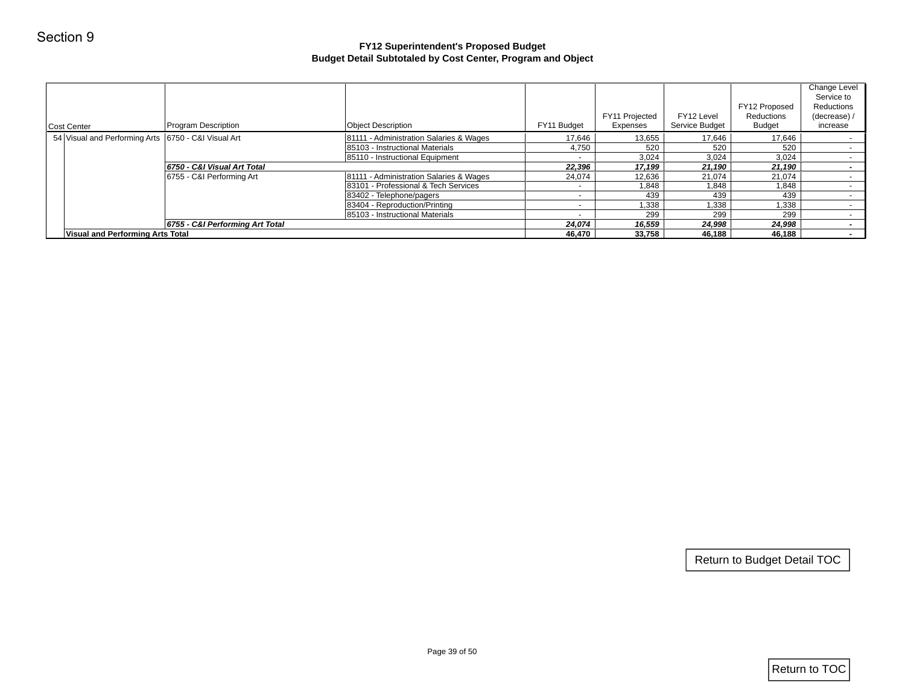Section 9

**FY12 Superintendent's Proposed Budget**
**Budget Detail Subtotaled by Cost Center, Program and Object**

| Cost Center | | Program Description | Object Description | FY11 Budget | FY11 Projected Expenses | FY12 Level Service Budget | FY12 Proposed Reductions Budget | Change Level Service to Reductions (decrease) / increase |
|---|---|---|---|---|---|---|---|---|
| 54 | Visual and Performing Arts | 6750 - C&I Visual Art | 81111 - Administration Salaries & Wages | 17,646 | 13,655 | 17,646 | 17,646 | - |
| | | | 85103 - Instructional Materials | 4,750 | 520 | 520 | 520 | - |
| | | | 85110 - Instructional Equipment | - | 3,024 | 3,024 | 3,024 | - |
| | | ***6750 - C&I Visual Art Total*** | | ***22,396*** | ***17,199*** | ***21,190*** | ***21,190*** | ***-*** |
| | | 6755 - C&I Performing Art | 81111 - Administration Salaries & Wages | 24,074 | 12,636 | 21,074 | 21,074 | - |
| | | | 83101 - Professional & Tech Services | - | 1,848 | 1,848 | 1,848 | - |
| | | | 83402 - Telephone/pagers | - | 439 | 439 | 439 | - |
| | | | 83404 - Reproduction/Printing | - | 1,338 | 1,338 | 1,338 | - |
| | | | 85103 - Instructional Materials | - | 299 | 299 | 299 | - |
| | | ***6755 - C&I Performing Art Total*** | | ***24,074*** | ***16,559*** | ***24,998*** | ***24,998*** | ***-*** |
| | **Visual and Performing Arts Total** | | | **46,470** | **33,758** | **46,188** | **46,188** | **-** |

Return to Budget Detail TOC

Return to TOC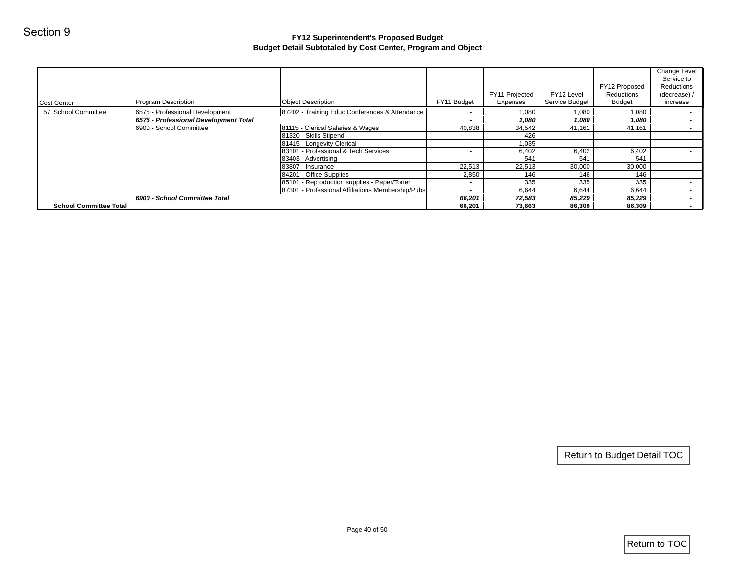Section 9

**FY12 Superintendent's Proposed Budget**
**Budget Detail Subtotaled by Cost Center, Program and Object**

| Cost Center | | Program Description | Object Description | FY11 Budget | FY11 Projected Expenses | FY12 Level Service Budget | FY12 Proposed Reductions Budget | Change Level Service to Reductions (decrease) / increase |
|---|---|---|---|---|---|---|---|---|
| 57 | School Committee | 6575 - Professional Development | 87202 - Training Educ Conferences & Attendance | - | 1,080 | 1,080 | 1,080 | - |
| | | ***6575 - Professional Development Total*** | | ***-*** | ***1,080*** | ***1,080*** | ***1,080*** | ***-*** |
| | | 6900 - School Committee | 81115 - Clerical Salaries & Wages | 40,838 | 34,542 | 41,161 | 41,161 | - |
| | | | 81320 - Skills Stipend | - | 426 | - | - | - |
| | | | 81415 - Longevity Clerical | - | 1,035 | - | - | - |
| | | | 83101 - Professional & Tech Services | - | 6,402 | 6,402 | 6,402 | - |
| | | | 83403 - Advertising | - | 541 | 541 | 541 | - |
| | | | 83807 - Insurance | 22,513 | 22,513 | 30,000 | 30,000 | - |
| | | | 84201 - Office Supplies | 2,850 | 146 | 146 | 146 | - |
| | | | 85101 - Reproduction supplies - Paper/Toner | - | 335 | 335 | 335 | - |
| | | | 87301 - Professional Affiliations Membership/Pubs | - | 6,644 | 6,644 | 6,644 | - |
| | | ***6900 - School Committee Total*** | | ***66,201*** | ***72,583*** | ***85,229*** | ***85,229*** | ***-*** |
| | **School Committee Total** | | | **66,201** | **73,663** | **86,309** | **86,309** | **-** |

Return to Budget Detail TOC

Return to TOC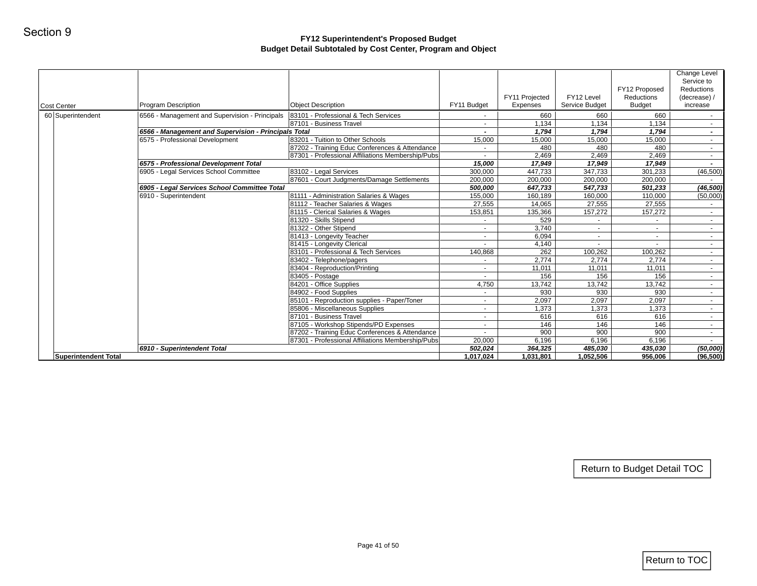Section 9

## FY12 Superintendent's Proposed Budget
## Budget Detail Subtotaled by Cost Center, Program and Object

| Cost Center | Program Description | Object Description | FY11 Budget | FY11 Projected Expenses | FY12 Level Service Budget | FY12 Proposed Reductions Budget | Change Level Service to Reductions (decrease) / increase |
|---|---|---|---|---|---|---|---|
| 60 Superintendent | 6566 - Management and Supervision - Principals | 83101 - Professional & Tech Services | - | 660 | 660 | 660 | - |
| | | 87101 - Business Travel | - | 1,134 | 1,134 | 1,134 | - |
| | ***6566 - Management and Supervision - Principals Total*** | | ***-*** | ***1,794*** | ***1,794*** | ***1,794*** | ***-*** |
| | 6575 - Professional Development | 83201 - Tuition to Other Schools | 15,000 | 15,000 | 15,000 | 15,000 | - |
| | | 87202 - Training Educ Conferences & Attendance | - | 480 | 480 | 480 | - |
| | | 87301 - Professional Affiliations Membership/Pubs | - | 2,469 | 2,469 | 2,469 | - |
| | ***6575 - Professional Development Total*** | | ***15,000*** | ***17,949*** | ***17,949*** | ***17,949*** | ***-*** |
| | 6905 - Legal Services School Committee | 83102 - Legal Services | 300,000 | 447,733 | 347,733 | 301,233 | (46,500) |
| | | 87601 - Court Judgments/Damage Settlements | 200,000 | 200,000 | 200,000 | 200,000 | - |
| | ***6905 - Legal Services School Committee Total*** | | ***500,000*** | ***647,733*** | ***547,733*** | ***501,233*** | ***(46,500)*** |
| | 6910 - Superintendent | 81111 - Administration Salaries & Wages | 155,000 | 160,189 | 160,000 | 110,000 | (50,000) |
| | | 81112 - Teacher Salaries & Wages | 27,555 | 14,065 | 27,555 | 27,555 | - |
| | | 81115 - Clerical Salaries & Wages | 153,851 | 135,366 | 157,272 | 157,272 | - |
| | | 81320 - Skills Stipend | - | 529 | - | - | - |
| | | 81322 - Other Stipend | - | 3,740 | - | - | - |
| | | 81413 - Longevity Teacher | - | 6,094 | - | - | - |
| | | 81415 - Longevity Clerical | - | 4,140 | - | - | - |
| | | 83101 - Professional & Tech Services | 140,868 | 262 | 100,262 | 100,262 | - |
| | | 83402 - Telephone/pagers | - | 2,774 | 2,774 | 2,774 | - |
| | | 83404 - Reproduction/Printing | - | 11,011 | 11,011 | 11,011 | - |
| | | 83405 - Postage | - | 156 | 156 | 156 | - |
| | | 84201 - Office Supplies | 4,750 | 13,742 | 13,742 | 13,742 | - |
| | | 84902 - Food Supplies | - | 930 | 930 | 930 | - |
| | | 85101 - Reproduction supplies - Paper/Toner | - | 2,097 | 2,097 | 2,097 | - |
| | | 85806 - Miscellaneous Supplies | - | 1,373 | 1,373 | 1,373 | - |
| | | 87101 - Business Travel | - | 616 | 616 | 616 | - |
| | | 87105 - Workshop Stipends/PD Expenses | - | 146 | 146 | 146 | - |
| | | 87202 - Training Educ Conferences & Attendance | - | 900 | 900 | 900 | - |
| | | 87301 - Professional Affiliations Membership/Pubs | 20,000 | 6,196 | 6,196 | 6,196 | - |
| | ***6910 - Superintendent Total*** | | ***502,024*** | ***364,325*** | ***485,030*** | ***435,030*** | ***(50,000)*** |
| **Superintendent Total** | | | **1,017,024** | **1,031,801** | **1,052,506** | **956,006** | **(96,500)** |

Return to Budget Detail TOC

Return to TOC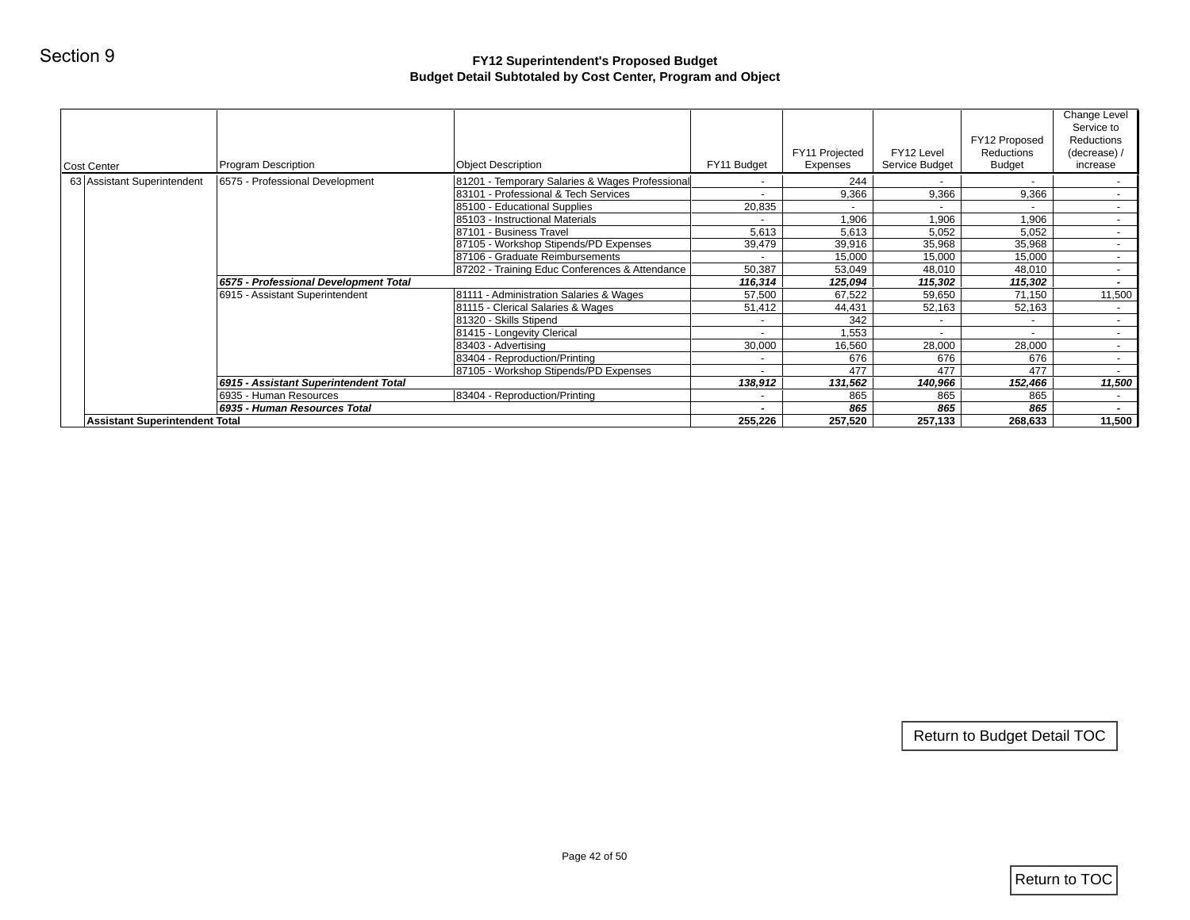Section 9

## FY12 Superintendent's Proposed Budget
### Budget Detail Subtotaled by Cost Center, Program and Object

| Cost Center | | Program Description | Object Description | FY11 Budget | FY11 Projected Expenses | FY12 Level Service Budget | FY12 Proposed Reductions Budget | Change Level Service to Reductions (decrease) / increase |
|---|---|---|---|---|---|---|---|---|
| 63 | Assistant Superintendent | 6575 - Professional Development | 81201 - Temporary Salaries & Wages Professional | - | 244 | - | - | - |
| | | | 83101 - Professional & Tech Services | - | 9,366 | 9,366 | 9,366 | - |
| | | | 85100 - Educational Supplies | 20,835 | - | - | - | - |
| | | | 85103 - Instructional Materials | - | 1,906 | 1,906 | 1,906 | - |
| | | | 87101 - Business Travel | 5,613 | 5,613 | 5,052 | 5,052 | - |
| | | | 87105 - Workshop Stipends/PD Expenses | 39,479 | 39,916 | 35,968 | 35,968 | - |
| | | | 87106 - Graduate Reimbursements | - | 15,000 | 15,000 | 15,000 | - |
| | | | 87202 - Training Educ Conferences & Attendance | 50,387 | 53,049 | 48,010 | 48,010 | - |
| | | ***6575 - Professional Development Total*** | | ***116,314*** | ***125,094*** | ***115,302*** | ***115,302*** | ***-*** |
| | | 6915 - Assistant Superintendent | 81111 - Administration Salaries & Wages | 57,500 | 67,522 | 59,650 | 71,150 | 11,500 |
| | | | 81115 - Clerical Salaries & Wages | 51,412 | 44,431 | 52,163 | 52,163 | - |
| | | | 81320 - Skills Stipend | - | 342 | - | - | - |
| | | | 81415 - Longevity Clerical | - | 1,553 | - | - | - |
| | | | 83403 - Advertising | 30,000 | 16,560 | 28,000 | 28,000 | - |
| | | | 83404 - Reproduction/Printing | - | 676 | 676 | 676 | - |
| | | | 87105 - Workshop Stipends/PD Expenses | - | 477 | 477 | 477 | - |
| | | ***6915 - Assistant Superintendent Total*** | | ***138,912*** | ***131,562*** | ***140,966*** | ***152,466*** | ***11,500*** |
| | | 6935 - Human Resources | 83404 - Reproduction/Printing | - | 865 | 865 | 865 | - |
| | | ***6935 - Human Resources Total*** | | ***-*** | ***865*** | ***865*** | ***865*** | ***-*** |
| | **Assistant Superintendent Total** | | | **255,226** | **257,520** | **257,133** | **268,633** | **11,500** |

Return to Budget Detail TOC

Return to TOC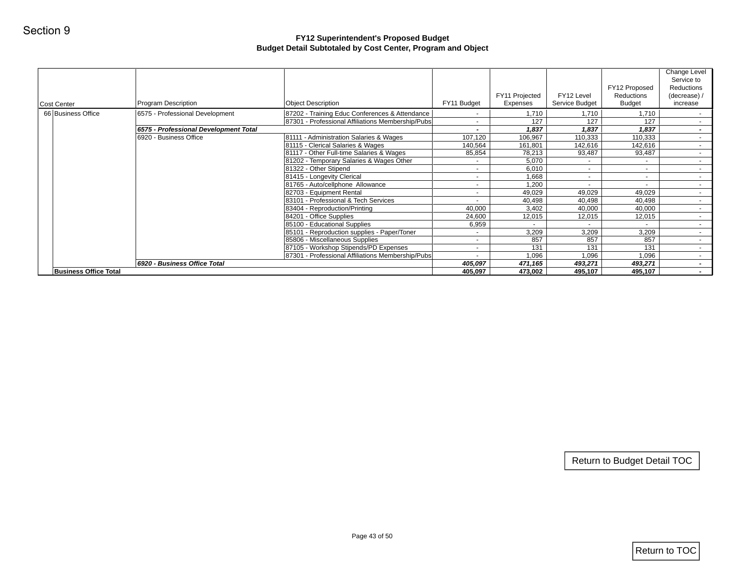Section 9

# FY12 Superintendent's Proposed Budget
## Budget Detail Subtotaled by Cost Center, Program and Object

| Cost Center | Program Description | Object Description | FY11 Budget | FY11 Projected Expenses | FY12 Level Service Budget | FY12 Proposed Reductions Budget | Change Level Service to Reductions (decrease) / increase |
|---|---|---|---|---|---|---|---|
| 66 Business Office | 6575 - Professional Development | 87202 - Training Educ Conferences & Attendance | - | 1,710 | 1,710 | 1,710 | - |
| | | 87301 - Professional Affiliations Membership/Pubs | - | 127 | 127 | 127 | - |
| | ***6575 - Professional Development Total*** | | ***-*** | ***1,837*** | ***1,837*** | ***1,837*** | ***-*** |
| | 6920 - Business Office | 81111 - Administration Salaries & Wages | 107,120 | 106,967 | 110,333 | 110,333 | - |
| | | 81115 - Clerical Salaries & Wages | 140,564 | 161,801 | 142,616 | 142,616 | - |
| | | 81117 - Other Full-time Salaries & Wages | 85,854 | 78,213 | 93,487 | 93,487 | - |
| | | 81202 - Temporary Salaries & Wages Other | - | 5,070 | - | - | - |
| | | 81322 - Other Stipend | - | 6,010 | - | - | - |
| | | 81415 - Longevity Clerical | - | 1,668 | - | - | - |
| | | 81765 - Auto/cellphone Allowance | - | 1,200 | - | - | - |
| | | 82703 - Equipment Rental | - | 49,029 | 49,029 | 49,029 | - |
| | | 83101 - Professional & Tech Services | - | 40,498 | 40,498 | 40,498 | - |
| | | 83404 - Reproduction/Printing | 40,000 | 3,402 | 40,000 | 40,000 | - |
| | | 84201 - Office Supplies | 24,600 | 12,015 | 12,015 | 12,015 | - |
| | | 85100 - Educational Supplies | 6,959 | - | - | - | - |
| | | 85101 - Reproduction supplies - Paper/Toner | - | 3,209 | 3,209 | 3,209 | - |
| | | 85806 - Miscellaneous Supplies | - | 857 | 857 | 857 | - |
| | | 87105 - Workshop Stipends/PD Expenses | - | 131 | 131 | 131 | - |
| | | 87301 - Professional Affiliations Membership/Pubs | - | 1,096 | 1,096 | 1,096 | - |
| | ***6920 - Business Office Total*** | | ***405,097*** | ***471,165*** | ***493,271*** | ***493,271*** | ***-*** |
| **Business Office Total** | | | **405,097** | **473,002** | **495,107** | **495,107** | **-** |

Return to Budget Detail TOC

Return to TOC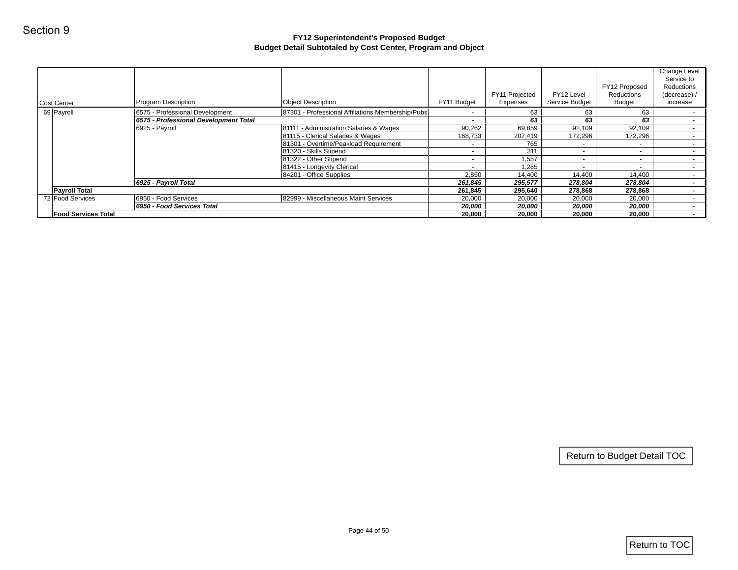Section 9

# FY12 Superintendent's Proposed Budget
## Budget Detail Subtotaled by Cost Center, Program and Object

| Cost Center | | Program Description | Object Description | FY11 Budget | FY11 Projected Expenses | FY12 Level Service Budget | FY12 Proposed Reductions Budget | Change Level Service to Reductions (decrease) / increase |
|---|---|---|---|---|---|---|---|---|
| 69 | Payroll | 6575 - Professional Development | 87301 - Professional Affiliations Membership/Pubs | - | 63 | 63 | 63 | - |
| | | ***6575 - Professional Development Total*** | | ***-*** | ***63*** | ***63*** | ***63*** | ***-*** |
| | | 6925 - Payroll | 81111 - Administration Salaries & Wages | 90,262 | 69,859 | 92,109 | 92,109 | - |
| | | | 81115 - Clerical Salaries & Wages | 168,733 | 207,419 | 172,296 | 172,296 | - |
| | | | 81301 - Overtime/Peakload Requirement | - | 765 | - | - | - |
| | | | 81320 - Skills Stipend | - | 311 | - | - | - |
| | | | 81322 - Other Stipend | - | 1,557 | - | - | - |
| | | | 81415 - Longevity Clerical | - | 1,265 | - | - | - |
| | | | 84201 - Office Supplies | 2,850 | 14,400 | 14,400 | 14,400 | - |
| | | ***6925 - Payroll Total*** | | ***261,845*** | ***295,577*** | ***278,804*** | ***278,804*** | ***-*** |
| | **Payroll Total** | | | **261,845** | **295,640** | **278,868** | **278,868** | **-** |
| 72 | Food Services | 6950 - Food Services | 82999 - Miscellaneous Maint Services | 20,000 | 20,000 | 20,000 | 20,000 | - |
| | | ***6950 - Food Services Total*** | | ***20,000*** | ***20,000*** | ***20,000*** | ***20,000*** | ***-*** |
| | **Food Services Total** | | | **20,000** | **20,000** | **20,000** | **20,000** | **-** |

Return to Budget Detail TOC

Return to TOC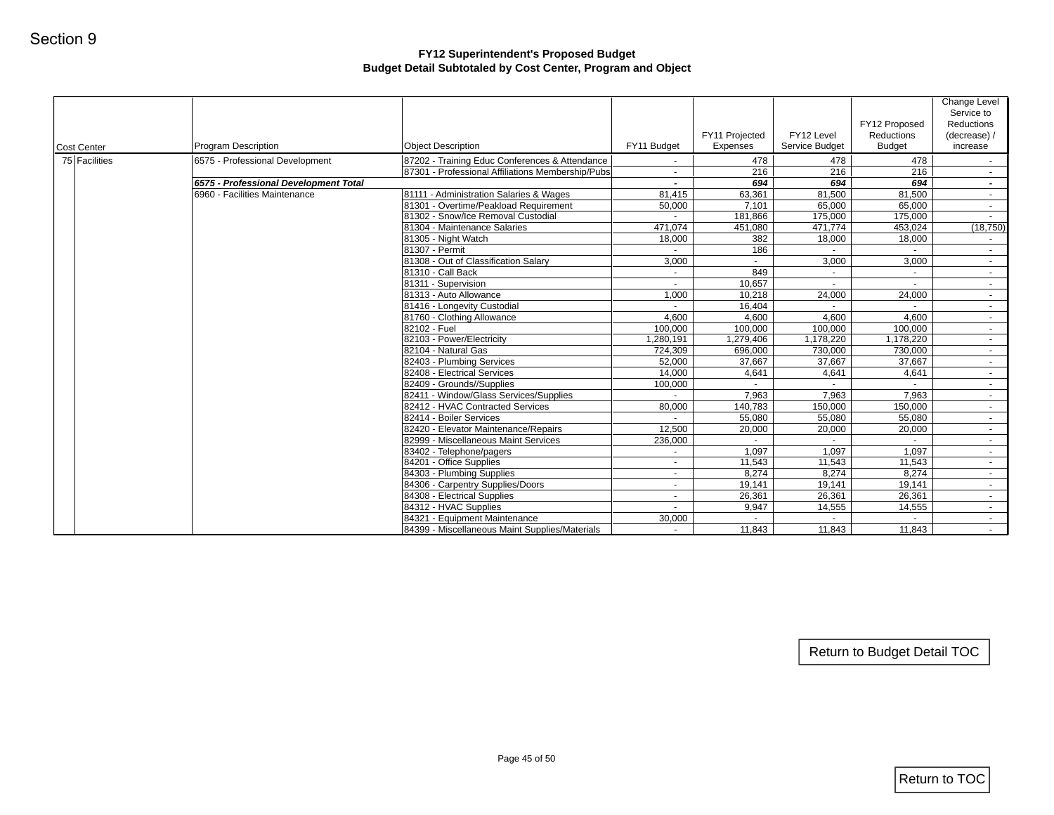Section 9

# FY12 Superintendent's Proposed Budget
## Budget Detail Subtotaled by Cost Center, Program and Object

| Cost Center | | Program Description | Object Description | FY11 Budget | FY11 Projected Expenses | FY12 Level Service Budget | FY12 Proposed Reductions Budget | Change Level Service to Reductions (decrease) / increase |
|---|---|---|---|---|---|---|---|---|
| 75 | Facilities | 6575 - Professional Development | 87202 - Training Educ Conferences & Attendance | - | 478 | 478 | 478 | - |
| | | | 87301 - Professional Affiliations Membership/Pubs | - | 216 | 216 | 216 | - |
| | | ***6575 - Professional Development Total*** | | ***-*** | ***694*** | ***694*** | ***694*** | ***-*** |
| | | 6960 - Facilities Maintenance | 81111 - Administration Salaries & Wages | 81,415 | 63,361 | 81,500 | 81,500 | - |
| | | | 81301 - Overtime/Peakload Requirement | 50,000 | 7,101 | 65,000 | 65,000 | - |
| | | | 81302 - Snow/Ice Removal Custodial | - | 181,866 | 175,000 | 175,000 | - |
| | | | 81304 - Maintenance Salaries | 471,074 | 451,080 | 471,774 | 453,024 | (18,750) |
| | | | 81305 - Night Watch | 18,000 | 382 | 18,000 | 18,000 | - |
| | | | 81307 - Permit | - | 186 | - | - | - |
| | | | 81308 - Out of Classification Salary | 3,000 | - | 3,000 | 3,000 | - |
| | | | 81310 - Call Back | - | 849 | - | - | - |
| | | | 81311 - Supervision | - | 10,657 | - | - | - |
| | | | 81313 - Auto Allowance | 1,000 | 10,218 | 24,000 | 24,000 | - |
| | | | 81416 - Longevity Custodial | - | 16,404 | - | - | - |
| | | | 81760 - Clothing Allowance | 4,600 | 4,600 | 4,600 | 4,600 | - |
| | | | 82102 - Fuel | 100,000 | 100,000 | 100,000 | 100,000 | - |
| | | | 82103 - Power/Electricity | 1,280,191 | 1,279,406 | 1,178,220 | 1,178,220 | - |
| | | | 82104 - Natural Gas | 724,309 | 696,000 | 730,000 | 730,000 | - |
| | | | 82403 - Plumbing Services | 52,000 | 37,667 | 37,667 | 37,667 | - |
| | | | 82408 - Electrical Services | 14,000 | 4,641 | 4,641 | 4,641 | - |
| | | | 82409 - Grounds//Supplies | 100,000 | - | - | - | - |
| | | | 82411 - Window/Glass Services/Supplies | - | 7,963 | 7,963 | 7,963 | - |
| | | | 82412 - HVAC Contracted Services | 80,000 | 140,783 | 150,000 | 150,000 | - |
| | | | 82414 - Boiler Services | - | 55,080 | 55,080 | 55,080 | - |
| | | | 82420 - Elevator Maintenance/Repairs | 12,500 | 20,000 | 20,000 | 20,000 | - |
| | | | 82999 - Miscellaneous Maint Services | 236,000 | - | - | - | - |
| | | | 83402 - Telephone/pagers | - | 1,097 | 1,097 | 1,097 | - |
| | | | 84201 - Office Supplies | - | 11,543 | 11,543 | 11,543 | - |
| | | | 84303 - Plumbing Supplies | - | 8,274 | 8,274 | 8,274 | - |
| | | | 84306 - Carpentry Supplies/Doors | - | 19,141 | 19,141 | 19,141 | - |
| | | | 84308 - Electrical Supplies | - | 26,361 | 26,361 | 26,361 | - |
| | | | 84312 - HVAC Supplies | - | 9,947 | 14,555 | 14,555 | - |
| | | | 84321 - Equipment Maintenance | 30,000 | - | - | - | - |
| | | | 84399 - Miscellaneous Maint Supplies/Materials | - | 11,843 | 11,843 | 11,843 | - |

Return to Budget Detail TOC

Return to TOC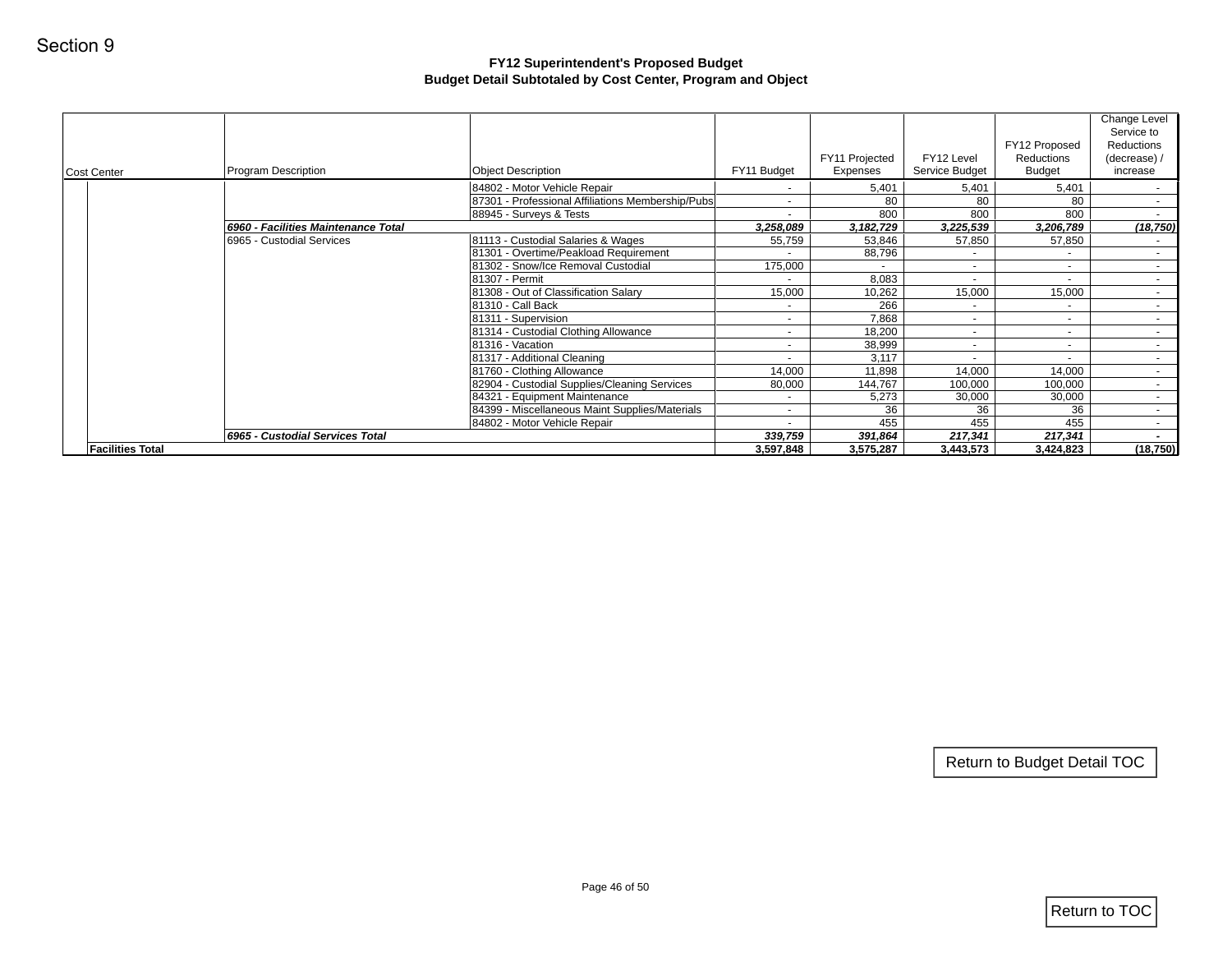Section 9

## FY12 Superintendent's Proposed Budget
### Budget Detail Subtotaled by Cost Center, Program and Object

| Cost Center | Program Description | Object Description | FY11 Budget | FY11 Projected Expenses | FY12 Level Service Budget | FY12 Proposed Reductions Budget | Change Level Service to Reductions (decrease) / increase |
|---|---|---|---|---|---|---|---|
| | | 84802 - Motor Vehicle Repair | - | 5,401 | 5,401 | 5,401 | - |
| | | 87301 - Professional Affiliations Membership/Pubs | - | 80 | 80 | 80 | - |
| | | 88945 - Surveys & Tests | - | 800 | 800 | 800 | - |
| | ***6960 - Facilities Maintenance Total*** | | ***3,258,089*** | ***3,182,729*** | ***3,225,539*** | ***3,206,789*** | ***(18,750)*** |
| | 6965 - Custodial Services | 81113 - Custodial Salaries & Wages | 55,759 | 53,846 | 57,850 | 57,850 | - |
| | | 81301 - Overtime/Peakload Requirement | - | 88,796 | - | - | - |
| | | 81302 - Snow/Ice Removal Custodial | 175,000 | - | - | - | - |
| | | 81307 - Permit | - | 8,083 | - | - | - |
| | | 81308 - Out of Classification Salary | 15,000 | 10,262 | 15,000 | 15,000 | - |
| | | 81310 - Call Back | - | 266 | - | - | - |
| | | 81311 - Supervision | - | 7,868 | - | - | - |
| | | 81314 - Custodial Clothing Allowance | - | 18,200 | - | - | - |
| | | 81316 - Vacation | - | 38,999 | - | - | - |
| | | 81317 - Additional Cleaning | - | 3,117 | - | - | - |
| | | 81760 - Clothing Allowance | 14,000 | 11,898 | 14,000 | 14,000 | - |
| | | 82904 - Custodial Supplies/Cleaning Services | 80,000 | 144,767 | 100,000 | 100,000 | - |
| | | 84321 - Equipment Maintenance | - | 5,273 | 30,000 | 30,000 | - |
| | | 84399 - Miscellaneous Maint Supplies/Materials | - | 36 | 36 | 36 | - |
| | | 84802 - Motor Vehicle Repair | - | 455 | 455 | 455 | - |
| | ***6965 - Custodial Services Total*** | | ***339,759*** | ***391,864*** | ***217,341*** | ***217,341*** | ***-*** |
| **Facilities Total** | | | **3,597,848** | **3,575,287** | **3,443,573** | **3,424,823** | **(18,750)** |

Return to Budget Detail TOC

Return to TOC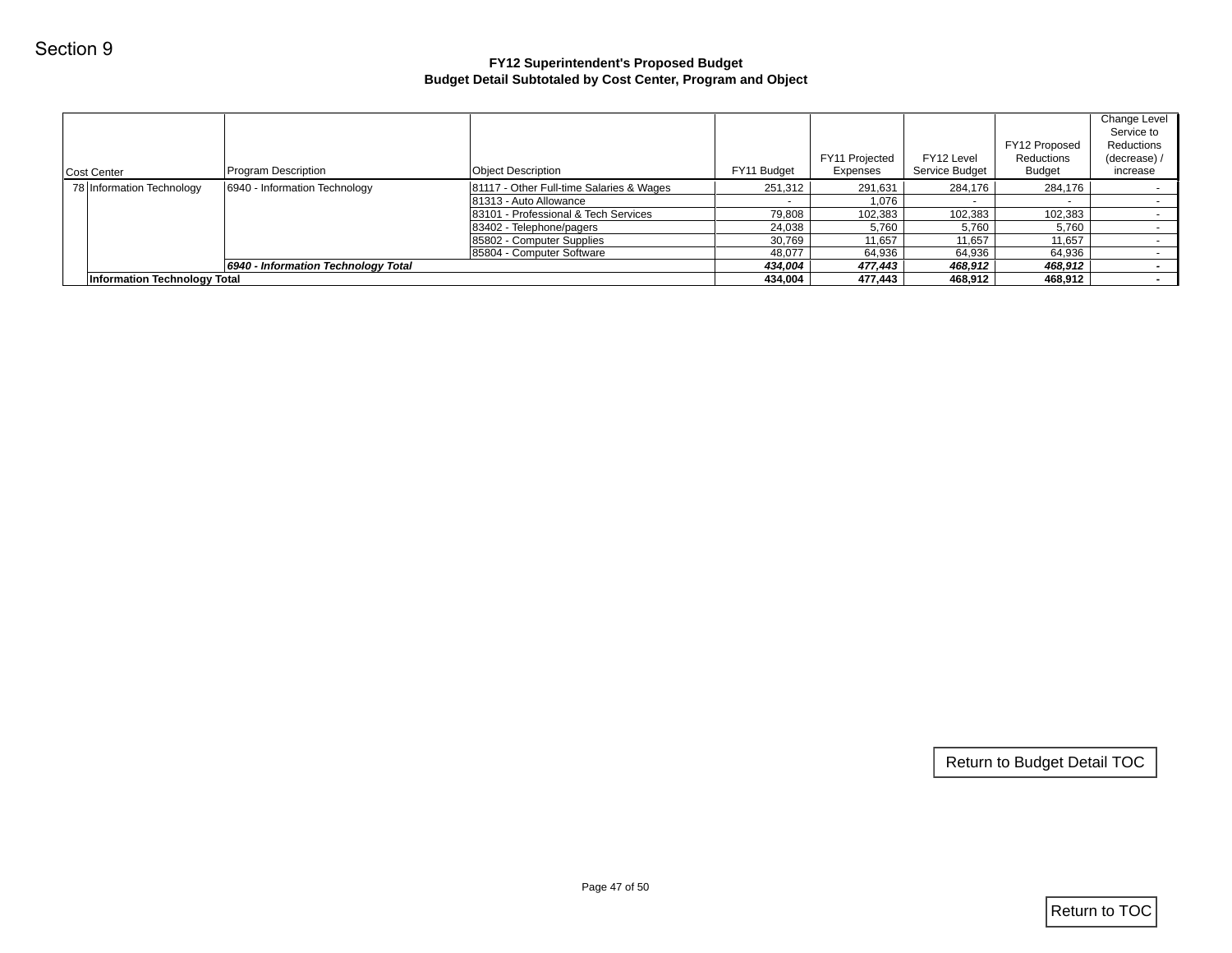Section 9

### FY12 Superintendent's Proposed Budget
### Budget Detail Subtotaled by Cost Center, Program and Object

| Cost Center | | Program Description | Object Description | FY11 Budget | FY11 Projected Expenses | FY12 Level Service Budget | FY12 Proposed Reductions Budget | Change Level Service to Reductions (decrease) / increase |
|---|---|---|---|---|---|---|---|---|
| 78 | Information Technology | 6940 - Information Technology | 81117 - Other Full-time Salaries & Wages | 251,312 | 291,631 | 284,176 | 284,176 | - |
| | | | 81313 - Auto Allowance | - | 1,076 | - | - | - |
| | | | 83101 - Professional & Tech Services | 79,808 | 102,383 | 102,383 | 102,383 | - |
| | | | 83402 - Telephone/pagers | 24,038 | 5,760 | 5,760 | 5,760 | - |
| | | | 85802 - Computer Supplies | 30,769 | 11,657 | 11,657 | 11,657 | - |
| | | | 85804 - Computer Software | 48,077 | 64,936 | 64,936 | 64,936 | - |
| | | ***6940 - Information Technology Total*** | | ***434,004*** | ***477,443*** | ***468,912*** | ***468,912*** | ***-*** |
| | **Information Technology Total** | | | **434,004** | **477,443** | **468,912** | **468,912** | **-** |

Return to Budget Detail TOC

Return to TOC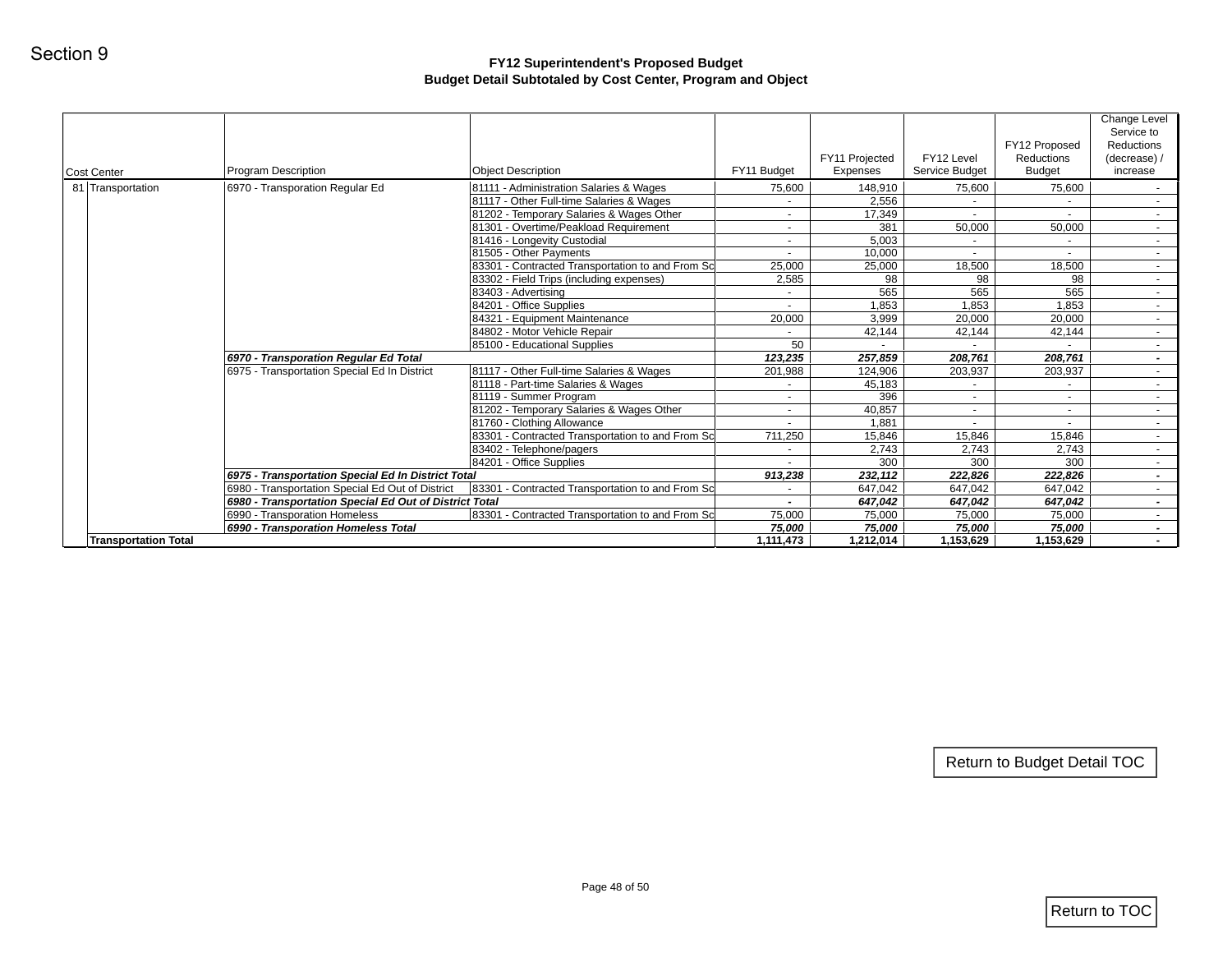Section 9

## FY12 Superintendent's Proposed Budget
### Budget Detail Subtotaled by Cost Center, Program and Object

| Cost Center | | Program Description | Object Description | FY11 Budget | FY11 Projected Expenses | FY12 Level Service Budget | FY12 Proposed Reductions Budget | Change Level Service to Reductions (decrease) / increase |
|---|---|---|---|---|---|---|---|---|
| 81 | Transportation | 6970 - Transporation Regular Ed | 81111 - Administration Salaries & Wages | 75,600 | 148,910 | 75,600 | 75,600 | - |
| | | | 81117 - Other Full-time Salaries & Wages | - | 2,556 | - | - | - |
| | | | 81202 - Temporary Salaries & Wages Other | - | 17,349 | - | - | - |
| | | | 81301 - Overtime/Peakload Requirement | - | 381 | 50,000 | 50,000 | - |
| | | | 81416 - Longevity Custodial | - | 5,003 | - | - | - |
| | | | 81505 - Other Payments | - | 10,000 | - | - | - |
| | | | 83301 - Contracted Transportation to and From Sc | 25,000 | 25,000 | 18,500 | 18,500 | - |
| | | | 83302 - Field Trips (including expenses) | 2,585 | 98 | 98 | 98 | - |
| | | | 83403 - Advertising | - | 565 | 565 | 565 | - |
| | | | 84201 - Office Supplies | - | 1,853 | 1,853 | 1,853 | - |
| | | | 84321 - Equipment Maintenance | 20,000 | 3,999 | 20,000 | 20,000 | - |
| | | | 84802 - Motor Vehicle Repair | - | 42,144 | 42,144 | 42,144 | - |
| | | | 85100 - Educational Supplies | 50 | - | - | - | - |
| | | ***6970 - Transporation Regular Ed Total*** | | ***123,235*** | ***257,859*** | ***208,761*** | ***208,761*** | ***-*** |
| | | 6975 - Transportation Special Ed In District | 81117 - Other Full-time Salaries & Wages | 201,988 | 124,906 | 203,937 | 203,937 | - |
| | | | 81118 - Part-time Salaries & Wages | - | 45,183 | - | - | - |
| | | | 81119 - Summer Program | - | 396 | - | - | - |
| | | | 81202 - Temporary Salaries & Wages Other | - | 40,857 | - | - | - |
| | | | 81760 - Clothing Allowance | - | 1,881 | - | - | - |
| | | | 83301 - Contracted Transportation to and From Sc | 711,250 | 15,846 | 15,846 | 15,846 | - |
| | | | 83402 - Telephone/pagers | - | 2,743 | 2,743 | 2,743 | - |
| | | | 84201 - Office Supplies | - | 300 | 300 | 300 | - |
| | | ***6975 - Transportation Special Ed In District Total*** | | ***913,238*** | ***232,112*** | ***222,826*** | ***222,826*** | ***-*** |
| | | 6980 - Transportation Special Ed Out of District | 83301 - Contracted Transportation to and From Sc | - | 647,042 | 647,042 | 647,042 | - |
| | | ***6980 - Transportation Special Ed Out of District Total*** | | ***-*** | ***647,042*** | ***647,042*** | ***647,042*** | ***-*** |
| | | 6990 - Transporation Homeless | 83301 - Contracted Transportation to and From Sc | 75,000 | 75,000 | 75,000 | 75,000 | - |
| | | ***6990 - Transporation Homeless Total*** | | ***75,000*** | ***75,000*** | ***75,000*** | ***75,000*** | ***-*** |
| | **Transportation Total** | | | **1,111,473** | **1,212,014** | **1,153,629** | **1,153,629** | **-** |

Return to Budget Detail TOC

Return to TOC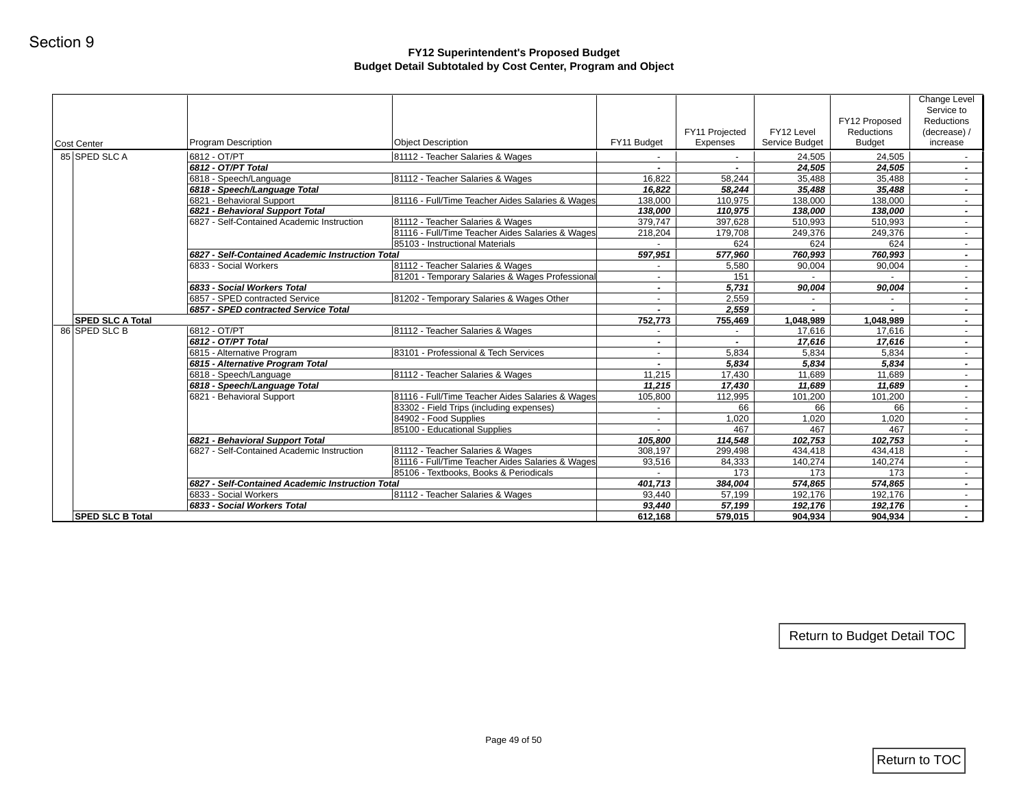Section 9

## FY12 Superintendent's Proposed Budget
### Budget Detail Subtotaled by Cost Center, Program and Object

| Cost Center | Program Description | Object Description | FY11 Budget | FY11 Projected Expenses | FY12 Level Service Budget | FY12 Proposed Reductions Budget | Change Level Service to Reductions (decrease) / increase |
|---|---|---|---|---|---|---|---|
| 85 SPED SLC A | 6812 - OT/PT | 81112 - Teacher Salaries & Wages | - | - | 24,505 | 24,505 | - |
| | ***6812 - OT/PT Total*** | | ***-*** | ***-*** | ***24,505*** | ***24,505*** | ***-*** |
| | 6818 - Speech/Language | 81112 - Teacher Salaries & Wages | 16,822 | 58,244 | 35,488 | 35,488 | - |
| | ***6818 - Speech/Language Total*** | | ***16,822*** | ***58,244*** | ***35,488*** | ***35,488*** | ***-*** |
| | 6821 - Behavioral Support | 81116 - Full/Time Teacher Aides Salaries & Wages | 138,000 | 110,975 | 138,000 | 138,000 | - |
| | ***6821 - Behavioral Support Total*** | | ***138,000*** | ***110,975*** | ***138,000*** | ***138,000*** | ***-*** |
| | 6827 - Self-Contained Academic Instruction | 81112 - Teacher Salaries & Wages | 379,747 | 397,628 | 510,993 | 510,993 | - |
| | | 81116 - Full/Time Teacher Aides Salaries & Wages | 218,204 | 179,708 | 249,376 | 249,376 | - |
| | | 85103 - Instructional Materials | - | 624 | 624 | 624 | - |
| | ***6827 - Self-Contained Academic Instruction Total*** | | ***597,951*** | ***577,960*** | ***760,993*** | ***760,993*** | ***-*** |
| | 6833 - Social Workers | 81112 - Teacher Salaries & Wages | - | 5,580 | 90,004 | 90,004 | - |
| | | 81201 - Temporary Salaries & Wages Professional | - | 151 | - | - | - |
| | ***6833 - Social Workers Total*** | | ***-*** | ***5,731*** | ***90,004*** | ***90,004*** | ***-*** |
| | 6857 - SPED contracted Service | 81202 - Temporary Salaries & Wages Other | - | 2,559 | - | - | - |
| | ***6857 - SPED contracted Service Total*** | | ***-*** | ***2,559*** | ***-*** | ***-*** | ***-*** |
| **SPED SLC A Total** | | | **752,773** | **755,469** | **1,048,989** | **1,048,989** | **-** |
| 86 SPED SLC B | 6812 - OT/PT | 81112 - Teacher Salaries & Wages | - | - | 17,616 | 17,616 | - |
| | ***6812 - OT/PT Total*** | | ***-*** | ***-*** | ***17,616*** | ***17,616*** | ***-*** |
| | 6815 - Alternative Program | 83101 - Professional & Tech Services | - | 5,834 | 5,834 | 5,834 | - |
| | ***6815 - Alternative Program Total*** | | ***-*** | ***5,834*** | ***5,834*** | ***5,834*** | ***-*** |
| | 6818 - Speech/Language | 81112 - Teacher Salaries & Wages | 11,215 | 17,430 | 11,689 | 11,689 | - |
| | ***6818 - Speech/Language Total*** | | ***11,215*** | ***17,430*** | ***11,689*** | ***11,689*** | ***-*** |
| | 6821 - Behavioral Support | 81116 - Full/Time Teacher Aides Salaries & Wages | 105,800 | 112,995 | 101,200 | 101,200 | - |
| | | 83302 - Field Trips (including expenses) | - | 66 | 66 | 66 | - |
| | | 84902 - Food Supplies | - | 1,020 | 1,020 | 1,020 | - |
| | | 85100 - Educational Supplies | - | 467 | 467 | 467 | - |
| | ***6821 - Behavioral Support Total*** | | ***105,800*** | ***114,548*** | ***102,753*** | ***102,753*** | ***-*** |
| | 6827 - Self-Contained Academic Instruction | 81112 - Teacher Salaries & Wages | 308,197 | 299,498 | 434,418 | 434,418 | - |
| | | 81116 - Full/Time Teacher Aides Salaries & Wages | 93,516 | 84,333 | 140,274 | 140,274 | - |
| | | 85106 - Textbooks, Books & Periodicals | - | 173 | 173 | 173 | - |
| | ***6827 - Self-Contained Academic Instruction Total*** | | ***401,713*** | ***384,004*** | ***574,865*** | ***574,865*** | ***-*** |
| | 6833 - Social Workers | 81112 - Teacher Salaries & Wages | 93,440 | 57,199 | 192,176 | 192,176 | - |
| | ***6833 - Social Workers Total*** | | ***93,440*** | ***57,199*** | ***192,176*** | ***192,176*** | ***-*** |
| **SPED SLC B Total** | | | **612,168** | **579,015** | **904,934** | **904,934** | **-** |

Return to Budget Detail TOC

Return to TOC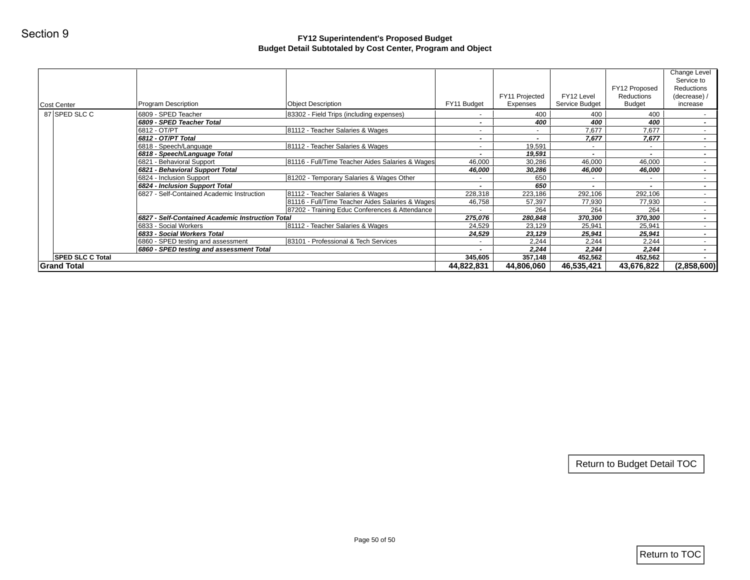Section 9

## FY12 Superintendent's Proposed Budget
## Budget Detail Subtotaled by Cost Center, Program and Object

| Cost Center | Program Description | Object Description | FY11 Budget | FY11 Projected Expenses | FY12 Level Service Budget | FY12 Proposed Reductions Budget | Change Level Service to Reductions (decrease) / increase |
|---|---|---|---|---|---|---|---|
| 87 SPED SLC C | 6809 - SPED Teacher | 83302 - Field Trips (including expenses) | - | 400 | 400 | 400 | - |
| | ***6809 - SPED Teacher Total*** | | ***-*** | ***400*** | ***400*** | ***400*** | ***-*** |
| | 6812 - OT/PT | 81112 - Teacher Salaries & Wages | - | - | 7,677 | 7,677 | - |
| | ***6812 - OT/PT Total*** | | ***-*** | ***-*** | ***7,677*** | ***7,677*** | ***-*** |
| | 6818 - Speech/Language | 81112 - Teacher Salaries & Wages | - | 19,591 | - | - | - |
| | ***6818 - Speech/Language Total*** | | ***-*** | ***19,591*** | ***-*** | ***-*** | ***-*** |
| | 6821 - Behavioral Support | 81116 - Full/Time Teacher Aides Salaries & Wages | 46,000 | 30,286 | 46,000 | 46,000 | - |
| | ***6821 - Behavioral Support Total*** | | ***46,000*** | ***30,286*** | ***46,000*** | ***46,000*** | ***-*** |
| | 6824 - Inclusion Support | 81202 - Temporary Salaries & Wages Other | - | 650 | - | - | - |
| | ***6824 - Inclusion Support Total*** | | ***-*** | ***650*** | ***-*** | ***-*** | ***-*** |
| | 6827 - Self-Contained Academic Instruction | 81112 - Teacher Salaries & Wages | 228,318 | 223,186 | 292,106 | 292,106 | - |
| | | 81116 - Full/Time Teacher Aides Salaries & Wages | 46,758 | 57,397 | 77,930 | 77,930 | - |
| | | 87202 - Training Educ Conferences & Attendance | - | 264 | 264 | 264 | - |
| | ***6827 - Self-Contained Academic Instruction Total*** | | ***275,076*** | ***280,848*** | ***370,300*** | ***370,300*** | ***-*** |
| | 6833 - Social Workers | 81112 - Teacher Salaries & Wages | 24,529 | 23,129 | 25,941 | 25,941 | - |
| | ***6833 - Social Workers Total*** | | ***24,529*** | ***23,129*** | ***25,941*** | ***25,941*** | ***-*** |
| | 6860 - SPED testing and assessment | 83101 - Professional & Tech Services | - | 2,244 | 2,244 | 2,244 | - |
| | ***6860 - SPED testing and assessment Total*** | | ***-*** | ***2,244*** | ***2,244*** | ***2,244*** | ***-*** |
| **SPED SLC C Total** | | | **345,605** | **357,148** | **452,562** | **452,562** | **-** |
| **Grand Total** | | | **44,822,831** | **44,806,060** | **46,535,421** | **43,676,822** | **(2,858,600)** |

Return to Budget Detail TOC

Return to TOC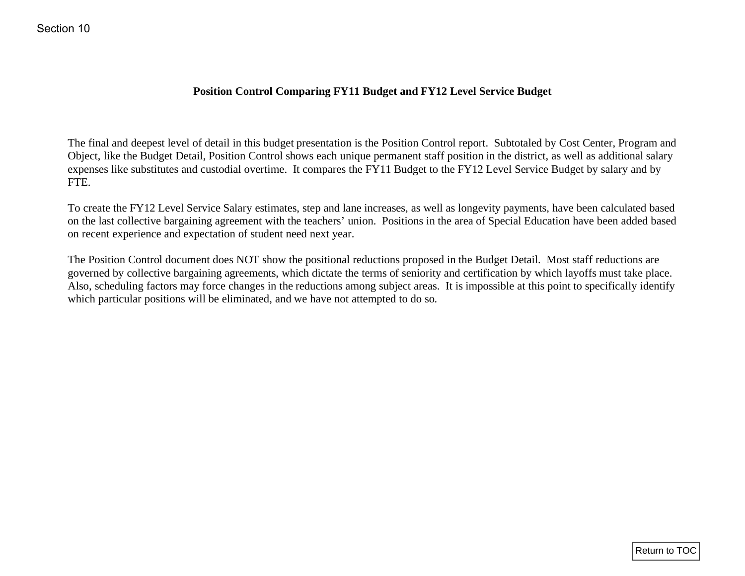Section 10

## Position Control Comparing FY11 Budget and FY12 Level Service Budget

The final and deepest level of detail in this budget presentation is the Position Control report. Subtotaled by Cost Center, Program and Object, like the Budget Detail, Position Control shows each unique permanent staff position in the district, as well as additional salary expenses like substitutes and custodial overtime. It compares the FY11 Budget to the FY12 Level Service Budget by salary and by FTE.

To create the FY12 Level Service Salary estimates, step and lane increases, as well as longevity payments, have been calculated based on the last collective bargaining agreement with the teachers' union. Positions in the area of Special Education have been added based on recent experience and expectation of student need next year.

The Position Control document does NOT show the positional reductions proposed in the Budget Detail. Most staff reductions are governed by collective bargaining agreements, which dictate the terms of seniority and certification by which layoffs must take place. Also, scheduling factors may force changes in the reductions among subject areas. It is impossible at this point to specifically identify which particular positions will be eliminated, and we have not attempted to do so.

Return to TOC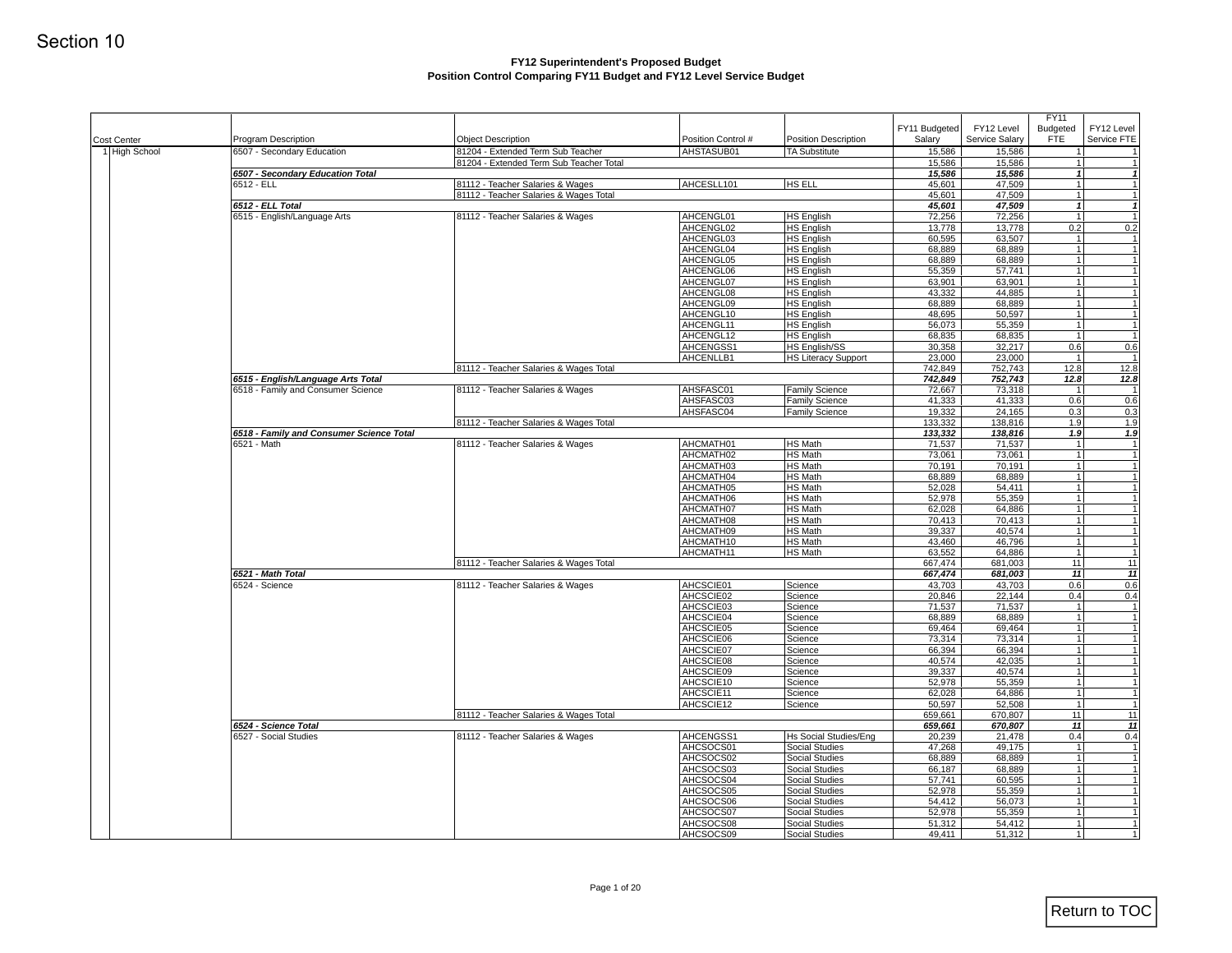Section 10

## FY12 Superintendent's Proposed Budget
## Position Control Comparing FY11 Budget and FY12 Level Service Budget

| Cost Center | Program Description | Object Description | Position Control # | Position Description | FY11 Budgeted Salary | FY12 Level Service Salary | FY11 Budgeted FTE | FY12 Level Service FTE |
|---|---|---|---|---|---|---|---|---|
| 1 High School | 6507 - Secondary Education | 81204 - Extended Term Sub Teacher | AHSTASUB01 | TA Substitute | 15,586 | 15,586 | 1 | 1 |
| | | 81204 - Extended Term Sub Teacher Total | | | 15,586 | 15,586 | 1 | 1 |
| | ***6507 - Secondary Education Total*** | | | | ***15,586*** | ***15,586*** | ***1*** | ***1*** |
| | 6512 - ELL | 81112 - Teacher Salaries & Wages | AHCESLL101 | HS ELL | 45,601 | 47,509 | 1 | 1 |
| | | 81112 - Teacher Salaries & Wages Total | | | 45,601 | 47,509 | 1 | 1 |
| | ***6512 - ELL Total*** | | | | ***45,601*** | ***47,509*** | ***1*** | ***1*** |
| | 6515 - English/Language Arts | 81112 - Teacher Salaries & Wages | AHCENGL01 | HS English | 72,256 | 72,256 | 1 | 1 |
| | | | AHCENGL02 | HS English | 13,778 | 13,778 | 0.2 | 0.2 |
| | | | AHCENGL03 | HS English | 60,595 | 63,507 | 1 | 1 |
| | | | AHCENGL04 | HS English | 68,889 | 68,889 | 1 | 1 |
| | | | AHCENGL05 | HS English | 68,889 | 68,889 | 1 | 1 |
| | | | AHCENGL06 | HS English | 55,359 | 57,741 | 1 | 1 |
| | | | AHCENGL07 | HS English | 63,901 | 63,901 | 1 | 1 |
| | | | AHCENGL08 | HS English | 43,332 | 44,885 | 1 | 1 |
| | | | AHCENGL09 | HS English | 68,889 | 68,889 | 1 | 1 |
| | | | AHCENGL10 | HS English | 48,695 | 50,597 | 1 | 1 |
| | | | AHCENGL11 | HS English | 56,073 | 55,359 | 1 | 1 |
| | | | AHCENGL12 | HS English | 68,835 | 68,835 | 1 | 1 |
| | | | AHCENGSS1 | HS English/SS | 30,358 | 32,217 | 0.6 | 0.6 |
| | | | AHCENLLB1 | HS Literacy Support | 23,000 | 23,000 | 1 | 1 |
| | | 81112 - Teacher Salaries & Wages Total | | | 742,849 | 752,743 | 12.8 | 12.8 |
| | ***6515 - English/Language Arts Total*** | | | | ***742,849*** | ***752,743*** | ***12.8*** | ***12.8*** |
| | 6518 - Family and Consumer Science | 81112 - Teacher Salaries & Wages | AHSFASC01 | Family Science | 72,667 | 73,318 | 1 | 1 |
| | | | AHSFASC03 | Family Science | 41,333 | 41,333 | 0.6 | 0.6 |
| | | | AHSFASC04 | Family Science | 19,332 | 24,165 | 0.3 | 0.3 |
| | | 81112 - Teacher Salaries & Wages Total | | | 133,332 | 138,816 | 1.9 | 1.9 |
| | ***6518 - Family and Consumer Science Total*** | | | | ***133,332*** | ***138,816*** | ***1.9*** | ***1.9*** |
| | 6521 - Math | 81112 - Teacher Salaries & Wages | AHCMATH01 | HS Math | 71,537 | 71,537 | 1 | 1 |
| | | | AHCMATH02 | HS Math | 73,061 | 73,061 | 1 | 1 |
| | | | AHCMATH03 | HS Math | 70,191 | 70,191 | 1 | 1 |
| | | | AHCMATH04 | HS Math | 68,889 | 68,889 | 1 | 1 |
| | | | AHCMATH05 | HS Math | 52,028 | 54,411 | 1 | 1 |
| | | | AHCMATH06 | HS Math | 52,978 | 55,359 | 1 | 1 |
| | | | AHCMATH07 | HS Math | 62,028 | 64,886 | 1 | 1 |
| | | | AHCMATH08 | HS Math | 70,413 | 70,413 | 1 | 1 |
| | | | AHCMATH09 | HS Math | 39,337 | 40,574 | 1 | 1 |
| | | | AHCMATH10 | HS Math | 43,460 | 46,796 | 1 | 1 |
| | | | AHCMATH11 | HS Math | 63,552 | 64,886 | 1 | 1 |
| | | 81112 - Teacher Salaries & Wages Total | | | 667,474 | 681,003 | 11 | 11 |
| | ***6521 - Math Total*** | | | | ***667,474*** | ***681,003*** | ***11*** | ***11*** |
| | 6524 - Science | 81112 - Teacher Salaries & Wages | AHCSCIE01 | Science | 43,703 | 43,703 | 0.6 | 0.6 |
| | | | AHCSCIE02 | Science | 20,846 | 22,144 | 0.4 | 0.4 |
| | | | AHCSCIE03 | Science | 71,537 | 71,537 | 1 | 1 |
| | | | AHCSCIE04 | Science | 68,889 | 68,889 | 1 | 1 |
| | | | AHCSCIE05 | Science | 69,464 | 69,464 | 1 | 1 |
| | | | AHCSCIE06 | Science | 73,314 | 73,314 | 1 | 1 |
| | | | AHCSCIE07 | Science | 66,394 | 66,394 | 1 | 1 |
| | | | AHCSCIE08 | Science | 40,574 | 42,035 | 1 | 1 |
| | | | AHCSCIE09 | Science | 39,337 | 40,574 | 1 | 1 |
| | | | AHCSCIE10 | Science | 52,978 | 55,359 | 1 | 1 |
| | | | AHCSCIE11 | Science | 62,028 | 64,886 | 1 | 1 |
| | | | AHCSCIE12 | Science | 50,597 | 52,508 | 1 | 1 |
| | | 81112 - Teacher Salaries & Wages Total | | | 659,661 | 670,807 | 11 | 11 |
| | ***6524 - Science Total*** | | | | ***659,661*** | ***670,807*** | ***11*** | ***11*** |
| | 6527 - Social Studies | 81112 - Teacher Salaries & Wages | AHCENGSS1 | Hs Social Studies/Eng | 20,239 | 21,478 | 0.4 | 0.4 |
| | | | AHCSOCS01 | Social Studies | 47,268 | 49,175 | 1 | 1 |
| | | | AHCSOCS02 | Social Studies | 68,889 | 68,889 | 1 | 1 |
| | | | AHCSOCS03 | Social Studies | 66,187 | 68,889 | 1 | 1 |
| | | | AHCSOCS04 | Social Studies | 57,741 | 60,595 | 1 | 1 |
| | | | AHCSOCS05 | Social Studies | 52,978 | 55,359 | 1 | 1 |
| | | | AHCSOCS06 | Social Studies | 54,412 | 56,073 | 1 | 1 |
| | | | AHCSOCS07 | Social Studies | 52,978 | 55,359 | 1 | 1 |
| | | | AHCSOCS08 | Social Studies | 51,312 | 54,412 | 1 | 1 |
| | | | AHCSOCS09 | Social Studies | 49,411 | 51,312 | 1 | 1 |

Return to TOC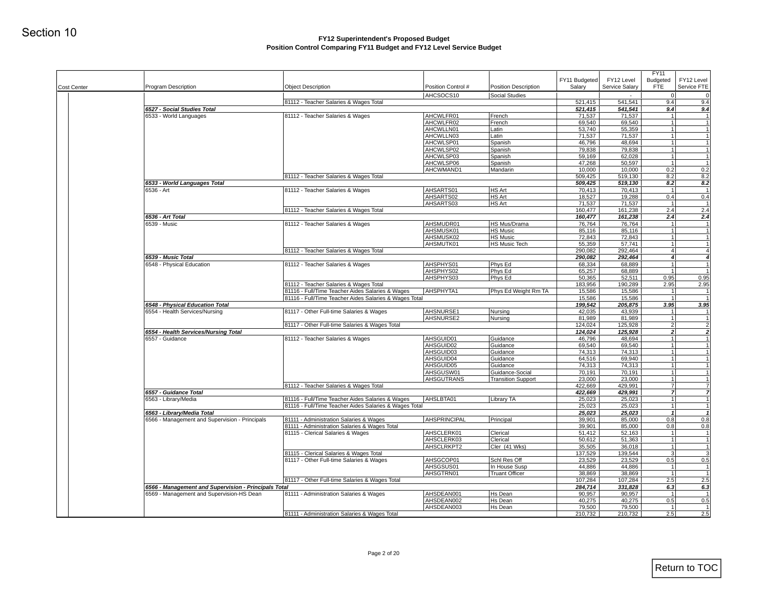Section 10

**FY12 Superintendent's Proposed Budget**
**Position Control Comparing FY11 Budget and FY12 Level Service Budget**

| Cost Center | Program Description | Object Description | Position Control # | Position Description | FY11 Budgeted Salary | FY12 Level Service Salary | FY11 Budgeted FTE | FY12 Level Service FTE |
|---|---|---|---|---|---|---|---|---|
| | | | AHCSOCS10 | Social Studies | | - | 0 | 0 |
| | | 81112 - Teacher Salaries & Wages Total | | | 521,415 | 541,541 | 9.4 | 9.4 |
| | ***6527 - Social Studies Total*** | | | | ***521,415*** | ***541,541*** | ***9.4*** | ***9.4*** |
| | 6533 - World Languages | 81112 - Teacher Salaries & Wages | AHCWLFR01 | French | 71,537 | 71,537 | 1 | 1 |
| | | | AHCWLFR02 | French | 69,540 | 69,540 | 1 | 1 |
| | | | AHCWLLN01 | Latin | 53,740 | 55,359 | 1 | 1 |
| | | | AHCWLLN03 | Latin | 71,537 | 71,537 | 1 | 1 |
| | | | AHCWLSP01 | Spanish | 46,796 | 48,694 | 1 | 1 |
| | | | AHCWLSP02 | Spanish | 79,838 | 79,838 | 1 | 1 |
| | | | AHCWLSP03 | Spanish | 59,169 | 62,028 | 1 | 1 |
| | | | AHCWLSP06 | Spanish | 47,268 | 50,597 | 1 | 1 |
| | | | AHCWMAND1 | Mandarin | 10,000 | 10,000 | 0.2 | 0.2 |
| | | 81112 - Teacher Salaries & Wages Total | | | 509,425 | 519,130 | 8.2 | 8.2 |
| | ***6533 - World Languages Total*** | | | | ***509,425*** | ***519,130*** | ***8.2*** | ***8.2*** |
| | 6536 - Art | 81112 - Teacher Salaries & Wages | AHSARTS01 | HS Art | 70,413 | 70,413 | 1 | 1 |
| | | | AHSARTS02 | HS Art | 18,527 | 19,288 | 0.4 | 0.4 |
| | | | AHSARTS03 | HS Art | 71,537 | 71,537 | 1 | 1 |
| | | 81112 - Teacher Salaries & Wages Total | | | 160,477 | 161,238 | 2.4 | 2.4 |
| | ***6536 - Art Total*** | | | | ***160,477*** | ***161,238*** | ***2.4*** | ***2.4*** |
| | 6539 - Music | 81112 - Teacher Salaries & Wages | AHSMUDR01 | HS Mus/Drama | 76,764 | 76,764 | 1 | 1 |
| | | | AHSMUSK01 | HS Music | 85,116 | 85,116 | 1 | 1 |
| | | | AHSMUSK02 | HS Music | 72,843 | 72,843 | 1 | 1 |
| | | | AHSMUTK01 | HS Music Tech | 55,359 | 57,741 | 1 | 1 |
| | | 81112 - Teacher Salaries & Wages Total | | | 290,082 | 292,464 | 4 | 4 |
| | ***6539 - Music Total*** | | | | ***290,082*** | ***292,464*** | ***4*** | ***4*** |
| | 6548 - Physical Education | 81112 - Teacher Salaries & Wages | AHSPHYS01 | Phys Ed | 68,334 | 68,889 | 1 | 1 |
| | | | AHSPHYS02 | Phys Ed | 65,257 | 68,889 | 1 | 1 |
| | | | AHSPHYS03 | Phys Ed | 50,365 | 52,511 | 0.95 | 0.95 |
| | | 81112 - Teacher Salaries & Wages Total | | | 183,956 | 190,289 | 2.95 | 2.95 |
| | | 81116 - Full/Time Teacher Aides Salaries & Wages | AHSPHYTA1 | Phys Ed Weight Rm TA | 15,586 | 15,586 | 1 | 1 |
| | | 81116 - Full/Time Teacher Aides Salaries & Wages Total | | | 15,586 | 15,586 | 1 | 1 |
| | ***6548 - Physical Education Total*** | | | | ***199,542*** | ***205,875*** | ***3.95*** | ***3.95*** |
| | 6554 - Health Services/Nursing | 81117 - Other Full-time Salaries & Wages | AHSNURSE1 | Nursing | 42,035 | 43,939 | 1 | 1 |
| | | | AHSNURSE2 | Nursing | 81,989 | 81,989 | 1 | 1 |
| | | 81117 - Other Full-time Salaries & Wages Total | | | 124,024 | 125,928 | 2 | 2 |
| | ***6554 - Health Services/Nursing Total*** | | | | ***124,024*** | ***125,928*** | ***2*** | ***2*** |
| | 6557 - Guidance | 81112 - Teacher Salaries & Wages | AHSGUID01 | Guidance | 46,796 | 48,694 | 1 | 1 |
| | | | AHSGUID02 | Guidance | 69,540 | 69,540 | 1 | 1 |
| | | | AHSGUID03 | Guidance | 74,313 | 74,313 | 1 | 1 |
| | | | AHSGUID04 | Guidance | 64,516 | 69,940 | 1 | 1 |
| | | | AHSGUID05 | Guidance | 74,313 | 74,313 | 1 | 1 |
| | | | AHSGUSW01 | Guidance-Social | 70,191 | 70,191 | 1 | 1 |
| | | | AHSGUTRANS | Transition Support | 23,000 | 23,000 | 1 | 1 |
| | | 81112 - Teacher Salaries & Wages Total | | | 422,669 | 429,991 | 7 | 7 |
| | ***6557 - Guidance Total*** | | | | ***422,669*** | ***429,991*** | ***7*** | ***7*** |
| | 6563 - Library/Media | 81116 - Full/Time Teacher Aides Salaries & Wages | AHSLBTA01 | Library TA | 25,023 | 25,023 | 1 | 1 |
| | | 81116 - Full/Time Teacher Aides Salaries & Wages Total | | | 25,023 | 25,023 | 1 | 1 |
| | ***6563 - Library/Media Total*** | | | | ***25,023*** | ***25,023*** | ***1*** | ***1*** |
| | 6566 - Management and Supervision - Principals | 81111 - Administration Salaries & Wages | AHSPRINCIPAL | Principal | 39,901 | 85,000 | 0.8 | 0.8 |
| | | 81111 - Administration Salaries & Wages Total | | | 39,901 | 85,000 | 0.8 | 0.8 |
| | | 81115 - Clerical Salaries & Wages | AHSCLERK01 | Clerical | 51,412 | 52,163 | 1 | 1 |
| | | | AHSCLERK03 | Clerical | 50,612 | 51,363 | 1 | 1 |
| | | | AHSCLRKPT2 | Cler (41 Wks) | 35,505 | 36,018 | 1 | 1 |
| | | 81115 - Clerical Salaries & Wages Total | | | 137,529 | 139,544 | 3 | 3 |
| | | 81117 - Other Full-time Salaries & Wages | AHSGCOP01 | Schl Res Off | 23,529 | 23,529 | 0.5 | 0.5 |
| | | | AHSGSUS01 | In House Susp | 44,886 | 44,886 | 1 | 1 |
| | | | AHSGTRN01 | Truant Officer | 38,869 | 38,869 | 1 | 1 |
| | | 81117 - Other Full-time Salaries & Wages Total | | | 107,284 | 107,284 | 2.5 | 2.5 |
| | ***6566 - Management and Supervision - Principals Total*** | | | | ***284,714*** | ***331,828*** | ***6.3*** | ***6.3*** |
| | 6569 - Management and Supervision-HS Dean | 81111 - Administration Salaries & Wages | AHSDEAN001 | Hs Dean | 90,957 | 90,957 | 1 | 1 |
| | | | AHSDEAN002 | Hs Dean | 40,275 | 40,275 | 0.5 | 0.5 |
| | | | AHSDEAN003 | Hs Dean | 79,500 | 79,500 | 1 | 1 |
| | | 81111 - Administration Salaries & Wages Total | | | 210,732 | 210,732 | 2.5 | 2.5 |

Return to TOC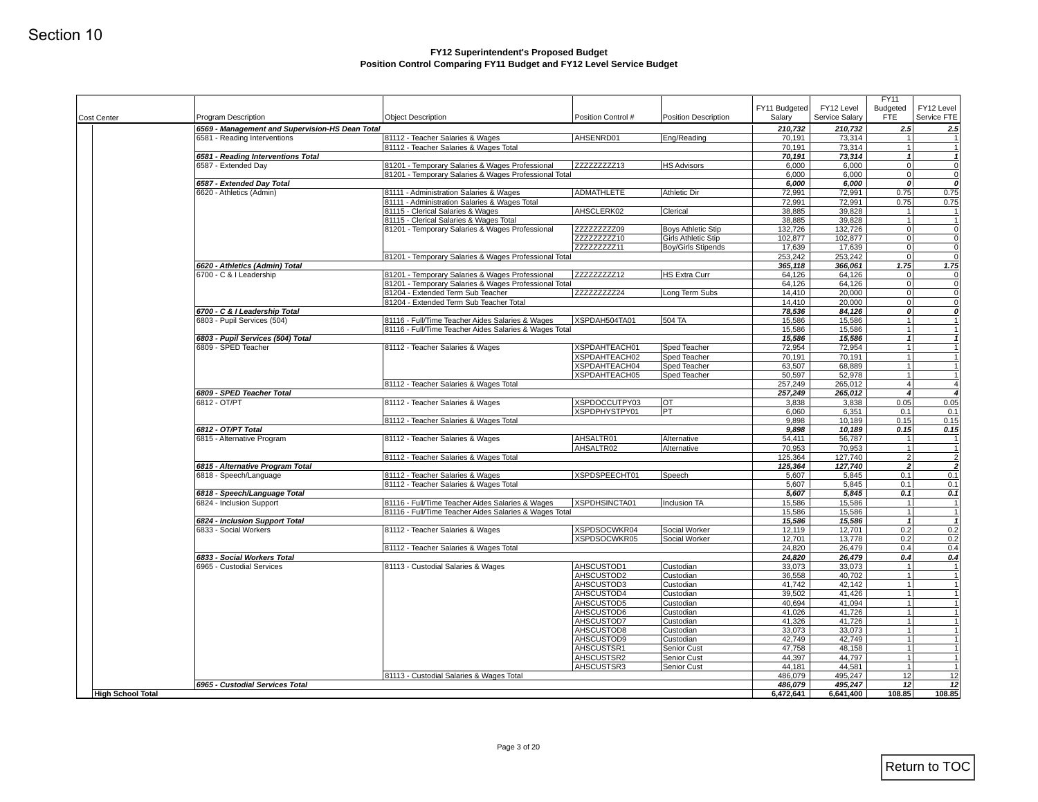Section 10

**FY12 Superintendent's Proposed Budget**
**Position Control Comparing FY11 Budget and FY12 Level Service Budget**

| Cost Center | Program Description | Object Description | Position Control # | Position Description | FY11 Budgeted Salary | FY12 Level Service Salary | FY11 Budgeted FTE | FY12 Level Service FTE |
|---|---|---|---|---|---|---|---|---|
| | *6569 - Management and Supervision-HS Dean Total* | | | | *210,732* | *210,732* | *2.5* | *2.5* |
| | 6581 - Reading Interventions | 81112 - Teacher Salaries & Wages | AHSENRD01 | Eng/Reading | 70,191 | 73,314 | 1 | 1 |
| | | 81112 - Teacher Salaries & Wages Total | | | 70,191 | 73,314 | 1 | 1 |
| | *6581 - Reading Interventions Total* | | | | *70,191* | *73,314* | *1* | *1* |
| | 6587 - Extended Day | 81201 - Temporary Salaries & Wages Professional | ZZZZZZZZZ13 | HS Advisors | 6,000 | 6,000 | 0 | 0 |
| | | 81201 - Temporary Salaries & Wages Professional Total | | | 6,000 | 6,000 | 0 | 0 |
| | *6587 - Extended Day Total* | | | | *6,000* | *6,000* | *0* | *0* |
| | 6620 - Athletics (Admin) | 81111 - Administration Salaries & Wages | ADMATHLETE | Athletic Dir | 72,991 | 72,991 | 0.75 | 0.75 |
| | | 81111 - Administration Salaries & Wages Total | | | 72,991 | 72,991 | 0.75 | 0.75 |
| | | 81115 - Clerical Salaries & Wages | AHSCLERK02 | Clerical | 38,885 | 39,828 | 1 | 1 |
| | | 81115 - Clerical Salaries & Wages Total | | | 38,885 | 39,828 | 1 | 1 |
| | | 81201 - Temporary Salaries & Wages Professional | ZZZZZZZZZ09 | Boys Athletic Stip | 132,726 | 132,726 | 0 | 0 |
| | | | ZZZZZZZZZ10 | Girls Athletic Stip | 102,877 | 102,877 | 0 | 0 |
| | | | ZZZZZZZZZ11 | Boy/Girls Stipends | 17,639 | 17,639 | 0 | 0 |
| | | 81201 - Temporary Salaries & Wages Professional Total | | | 253,242 | 253,242 | 0 | 0 |
| | *6620 - Athletics (Admin) Total* | | | | *365,118* | *366,061* | *1.75* | *1.75* |
| | 6700 - C & I Leadership | 81201 - Temporary Salaries & Wages Professional | ZZZZZZZZZ12 | HS Extra Curr | 64,126 | 64,126 | 0 | 0 |
| | | 81201 - Temporary Salaries & Wages Professional Total | | | 64,126 | 64,126 | 0 | 0 |
| | | 81204 - Extended Term Sub Teacher | ZZZZZZZZZ24 | Long Term Subs | 14,410 | 20,000 | 0 | 0 |
| | | 81204 - Extended Term Sub Teacher Total | | | 14,410 | 20,000 | 0 | 0 |
| | *6700 - C & I Leadership Total* | | | | *78,536* | *84,126* | *0* | *0* |
| | 6803 - Pupil Services (504) | 81116 - Full/Time Teacher Aides Salaries & Wages | XSPDAH504TA01 | 504 TA | 15,586 | 15,586 | 1 | 1 |
| | | 81116 - Full/Time Teacher Aides Salaries & Wages Total | | | 15,586 | 15,586 | 1 | 1 |
| | *6803 - Pupil Services (504) Total* | | | | *15,586* | *15,586* | *1* | *1* |
| | 6809 - SPED Teacher | 81112 - Teacher Salaries & Wages | XSPDAHTEACH01 | Sped Teacher | 72,954 | 72,954 | 1 | 1 |
| | | | XSPDAHTEACH02 | Sped Teacher | 70,191 | 70,191 | 1 | 1 |
| | | | XSPDAHTEACH04 | Sped Teacher | 63,507 | 68,889 | 1 | 1 |
| | | | XSPDAHTEACH05 | Sped Teacher | 50,597 | 52,978 | 1 | 1 |
| | | 81112 - Teacher Salaries & Wages Total | | | 257,249 | 265,012 | 4 | 4 |
| | *6809 - SPED Teacher Total* | | | | *257,249* | *265,012* | *4* | *4* |
| | 6812 - OT/PT | 81112 - Teacher Salaries & Wages | XSPDOCCUTPY03 | OT | 3,838 | 3,838 | 0.05 | 0.05 |
| | | | XSPDPHYSTPY01 | PT | 6,060 | 6,351 | 0.1 | 0.1 |
| | | 81112 - Teacher Salaries & Wages Total | | | 9,898 | 10,189 | 0.15 | 0.15 |
| | *6812 - OT/PT Total* | | | | *9,898* | *10,189* | *0.15* | *0.15* |
| | 6815 - Alternative Program | 81112 - Teacher Salaries & Wages | AHSALTR01 | Alternative | 54,411 | 56,787 | 1 | 1 |
| | | | AHSALTR02 | Alternative | 70,953 | 70,953 | 1 | 1 |
| | | 81112 - Teacher Salaries & Wages Total | | | 125,364 | 127,740 | 2 | 2 |
| | *6815 - Alternative Program Total* | | | | *125,364* | *127,740* | *2* | *2* |
| | 6818 - Speech/Language | 81112 - Teacher Salaries & Wages | XSPDSPEECHT01 | Speech | 5,607 | 5,845 | 0.1 | 0.1 |
| | | 81112 - Teacher Salaries & Wages Total | | | 5,607 | 5,845 | 0.1 | 0.1 |
| | *6818 - Speech/Language Total* | | | | *5,607* | *5,845* | *0.1* | *0.1* |
| | 6824 - Inclusion Support | 81116 - Full/Time Teacher Aides Salaries & Wages | XSPDHSINCTA01 | Inclusion TA | 15,586 | 15,586 | 1 | 1 |
| | | 81116 - Full/Time Teacher Aides Salaries & Wages Total | | | 15,586 | 15,586 | 1 | 1 |
| | *6824 - Inclusion Support Total* | | | | *15,586* | *15,586* | *1* | *1* |
| | 6833 - Social Workers | 81112 - Teacher Salaries & Wages | XSPDSOCWKR04 | Social Worker | 12,119 | 12,701 | 0.2 | 0.2 |
| | | | XSPDSOCWKR05 | Social Worker | 12,701 | 13,778 | 0.2 | 0.2 |
| | | 81112 - Teacher Salaries & Wages Total | | | 24,820 | 26,479 | 0.4 | 0.4 |
| | *6833 - Social Workers Total* | | | | *24,820* | *26,479* | *0.4* | *0.4* |
| | 6965 - Custodial Services | 81113 - Custodial Salaries & Wages | AHSCUSTOD1 | Custodian | 33,073 | 33,073 | 1 | 1 |
| | | | AHSCUSTOD2 | Custodian | 36,558 | 40,702 | 1 | 1 |
| | | | AHSCUSTOD3 | Custodian | 41,742 | 42,142 | 1 | 1 |
| | | | AHSCUSTOD4 | Custodian | 39,502 | 41,426 | 1 | 1 |
| | | | AHSCUSTOD5 | Custodian | 40,694 | 41,094 | 1 | 1 |
| | | | AHSCUSTOD6 | Custodian | 41,026 | 41,726 | 1 | 1 |
| | | | AHSCUSTOD7 | Custodian | 41,326 | 41,726 | 1 | 1 |
| | | | AHSCUSTOD8 | Custodian | 33,073 | 33,073 | 1 | 1 |
| | | | AHSCUSTOD9 | Custodian | 42,749 | 42,749 | 1 | 1 |
| | | | AHSCUSTSR1 | Senior Cust | 47,758 | 48,158 | 1 | 1 |
| | | | AHSCUSTSR2 | Senior Cust | 44,397 | 44,797 | 1 | 1 |
| | | | AHSCUSTSR3 | Senior Cust | 44,181 | 44,581 | 1 | 1 |
| | | 81113 - Custodial Salaries & Wages Total | | | 486,079 | 495,247 | 12 | 12 |
| | *6965 - Custodial Services Total* | | | | *486,079* | *495,247* | *12* | *12* |
| **High School Total** | | | | | **6,472,641** | **6,641,400** | **108.85** | **108.85** |

Return to TOC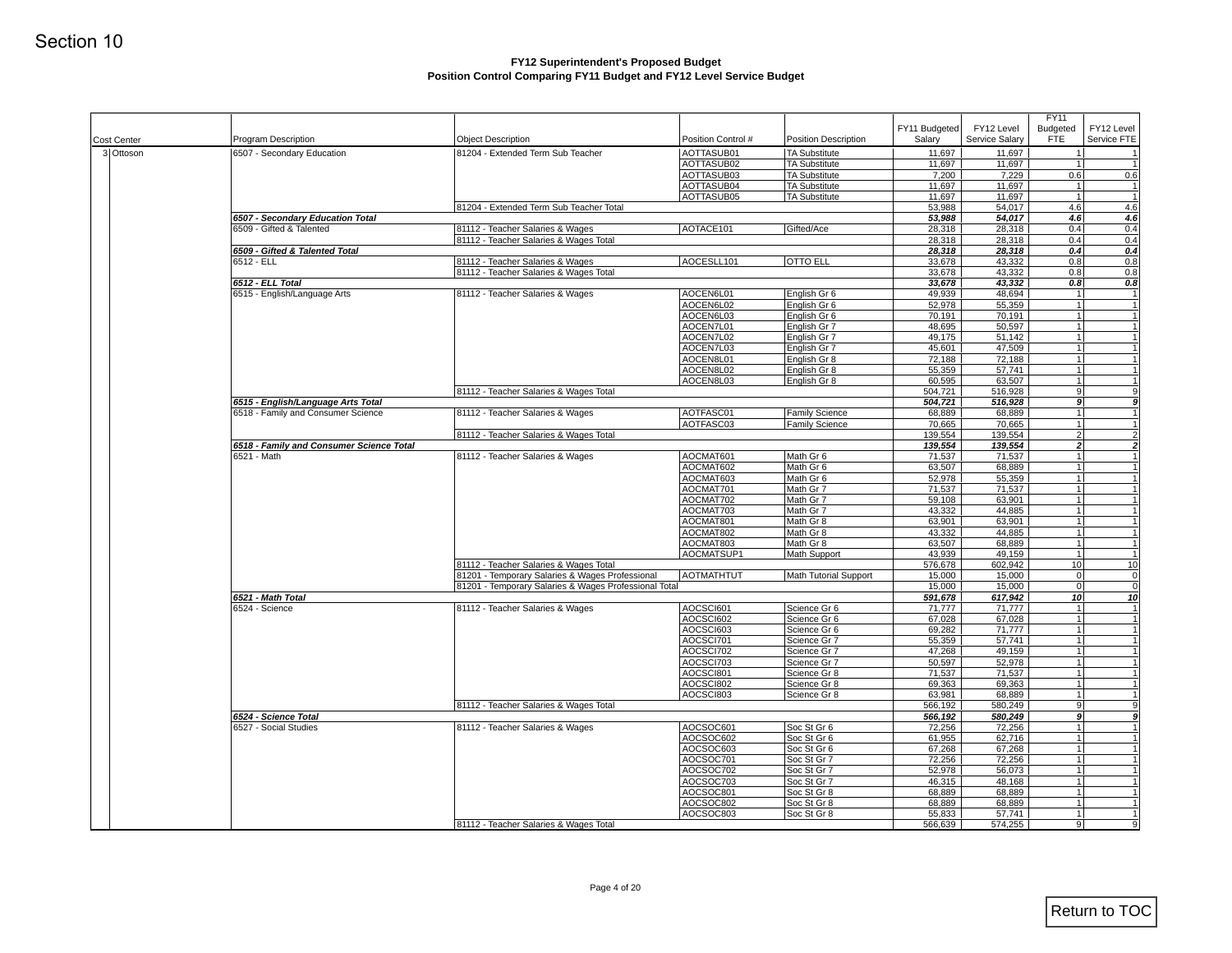Section 10

## FY12 Superintendent's Proposed Budget
### Position Control Comparing FY11 Budget and FY12 Level Service Budget

| Cost Center | Program Description | Object Description | Position Control # | Position Description | FY11 Budgeted Salary | FY12 Level Service Salary | FY11 Budgeted FTE | FY12 Level Service FTE |
|---|---|---|---|---|---|---|---|---|
| 3 Ottoson | 6507 - Secondary Education | 81204 - Extended Term Sub Teacher | AOTTASUB01 | TA Substitute | 11,697 | 11,697 | 1 | 1 |
| | | | AOTTASUB02 | TA Substitute | 11,697 | 11,697 | 1 | 1 |
| | | | AOTTASUB03 | TA Substitute | 7,200 | 7,229 | 0.6 | 0.6 |
| | | | AOTTASUB04 | TA Substitute | 11,697 | 11,697 | 1 | 1 |
| | | | AOTTASUB05 | TA Substitute | 11,697 | 11,697 | 1 | 1 |
| | | 81204 - Extended Term Sub Teacher Total | | | 53,988 | 54,017 | 4.6 | 4.6 |
| | ***6507 - Secondary Education Total*** | | | | ***53,988*** | ***54,017*** | ***4.6*** | ***4.6*** |
| | 6509 - Gifted & Talented | 81112 - Teacher Salaries & Wages | AOTACE101 | Gifted/Ace | 28,318 | 28,318 | 0.4 | 0.4 |
| | | 81112 - Teacher Salaries & Wages Total | | | 28,318 | 28,318 | 0.4 | 0.4 |
| | ***6509 - Gifted & Talented Total*** | | | | ***28,318*** | ***28,318*** | ***0.4*** | ***0.4*** |
| | 6512 - ELL | 81112 - Teacher Salaries & Wages | AOCESLL101 | OTTO ELL | 33,678 | 43,332 | 0.8 | 0.8 |
| | | 81112 - Teacher Salaries & Wages Total | | | 33,678 | 43,332 | 0.8 | 0.8 |
| | ***6512 - ELL Total*** | | | | ***33,678*** | ***43,332*** | ***0.8*** | ***0.8*** |
| | 6515 - English/Language Arts | 81112 - Teacher Salaries & Wages | AOCEN6L01 | English Gr 6 | 49,939 | 48,694 | 1 | 1 |
| | | | AOCEN6L02 | English Gr 6 | 52,978 | 55,359 | 1 | 1 |
| | | | AOCEN6L03 | English Gr 6 | 70,191 | 70,191 | 1 | 1 |
| | | | AOCEN7L01 | English Gr 7 | 48,695 | 50,597 | 1 | 1 |
| | | | AOCEN7L02 | English Gr 7 | 49,175 | 51,142 | 1 | 1 |
| | | | AOCEN7L03 | English Gr 7 | 45,601 | 47,509 | 1 | 1 |
| | | | AOCEN8L01 | English Gr 8 | 72,188 | 72,188 | 1 | 1 |
| | | | AOCEN8L02 | English Gr 8 | 55,359 | 57,741 | 1 | 1 |
| | | | AOCEN8L03 | English Gr 8 | 60,595 | 63,507 | 1 | 1 |
| | | 81112 - Teacher Salaries & Wages Total | | | 504,721 | 516,928 | 9 | 9 |
| | ***6515 - English/Language Arts Total*** | | | | ***504,721*** | ***516,928*** | ***9*** | ***9*** |
| | 6518 - Family and Consumer Science | 81112 - Teacher Salaries & Wages | AOTFASC01 | Family Science | 68,889 | 68,889 | 1 | 1 |
| | | | AOTFASC03 | Family Science | 70,665 | 70,665 | 1 | 1 |
| | | 81112 - Teacher Salaries & Wages Total | | | 139,554 | 139,554 | 2 | 2 |
| | ***6518 - Family and Consumer Science Total*** | | | | ***139,554*** | ***139,554*** | ***2*** | ***2*** |
| | 6521 - Math | 81112 - Teacher Salaries & Wages | AOCMAT601 | Math Gr 6 | 71,537 | 71,537 | 1 | 1 |
| | | | AOCMAT602 | Math Gr 6 | 63,507 | 68,889 | 1 | 1 |
| | | | AOCMAT603 | Math Gr 6 | 52,978 | 55,359 | 1 | 1 |
| | | | AOCMAT701 | Math Gr 7 | 71,537 | 71,537 | 1 | 1 |
| | | | AOCMAT702 | Math Gr 7 | 59,108 | 63,901 | 1 | 1 |
| | | | AOCMAT703 | Math Gr 7 | 43,332 | 44,885 | 1 | 1 |
| | | | AOCMAT801 | Math Gr 8 | 63,901 | 63,901 | 1 | 1 |
| | | | AOCMAT802 | Math Gr 8 | 43,332 | 44,885 | 1 | 1 |
| | | | AOCMAT803 | Math Gr 8 | 63,507 | 68,889 | 1 | 1 |
| | | | AOCMATSUP1 | Math Support | 43,939 | 49,159 | 1 | 1 |
| | | 81112 - Teacher Salaries & Wages Total | | | 576,678 | 602,942 | 10 | 10 |
| | | 81201 - Temporary Salaries & Wages Professional | AOTMATHTUT | Math Tutorial Support | 15,000 | 15,000 | 0 | 0 |
| | | 81201 - Temporary Salaries & Wages Professional Total | | | 15,000 | 15,000 | 0 | 0 |
| | ***6521 - Math Total*** | | | | ***591,678*** | ***617,942*** | ***10*** | ***10*** |
| | 6524 - Science | 81112 - Teacher Salaries & Wages | AOCSCI601 | Science Gr 6 | 71,777 | 71,777 | 1 | 1 |
| | | | AOCSCI602 | Science Gr 6 | 67,028 | 67,028 | 1 | 1 |
| | | | AOCSCI603 | Science Gr 6 | 69,282 | 71,777 | 1 | 1 |
| | | | AOCSCI701 | Science Gr 7 | 55,359 | 57,741 | 1 | 1 |
| | | | AOCSCI702 | Science Gr 7 | 47,268 | 49,159 | 1 | 1 |
| | | | AOCSCI703 | Science Gr 7 | 50,597 | 52,978 | 1 | 1 |
| | | | AOCSCI801 | Science Gr 8 | 71,537 | 71,537 | 1 | 1 |
| | | | AOCSCI802 | Science Gr 8 | 69,363 | 69,363 | 1 | 1 |
| | | | AOCSCI803 | Science Gr 8 | 63,981 | 68,889 | 1 | 1 |
| | | 81112 - Teacher Salaries & Wages Total | | | 566,192 | 580,249 | 9 | 9 |
| | ***6524 - Science Total*** | | | | ***566,192*** | ***580,249*** | ***9*** | ***9*** |
| | 6527 - Social Studies | 81112 - Teacher Salaries & Wages | AOCSOC601 | Soc St Gr 6 | 72,256 | 72,256 | 1 | 1 |
| | | | AOCSOC602 | Soc St Gr 6 | 61,955 | 62,716 | 1 | 1 |
| | | | AOCSOC603 | Soc St Gr 6 | 67,268 | 67,268 | 1 | 1 |
| | | | AOCSOC701 | Soc St Gr 7 | 72,256 | 72,256 | 1 | 1 |
| | | | AOCSOC702 | Soc St Gr 7 | 52,978 | 56,073 | 1 | 1 |
| | | | AOCSOC703 | Soc St Gr 7 | 46,315 | 48,168 | 1 | 1 |
| | | | AOCSOC801 | Soc St Gr 8 | 68,889 | 68,889 | 1 | 1 |
| | | | AOCSOC802 | Soc St Gr 8 | 68,889 | 68,889 | 1 | 1 |
| | | | AOCSOC803 | Soc St Gr 8 | 55,833 | 57,741 | 1 | 1 |
| | | 81112 - Teacher Salaries & Wages Total | | | 566,639 | 574,255 | 9 | 9 |

Return to TOC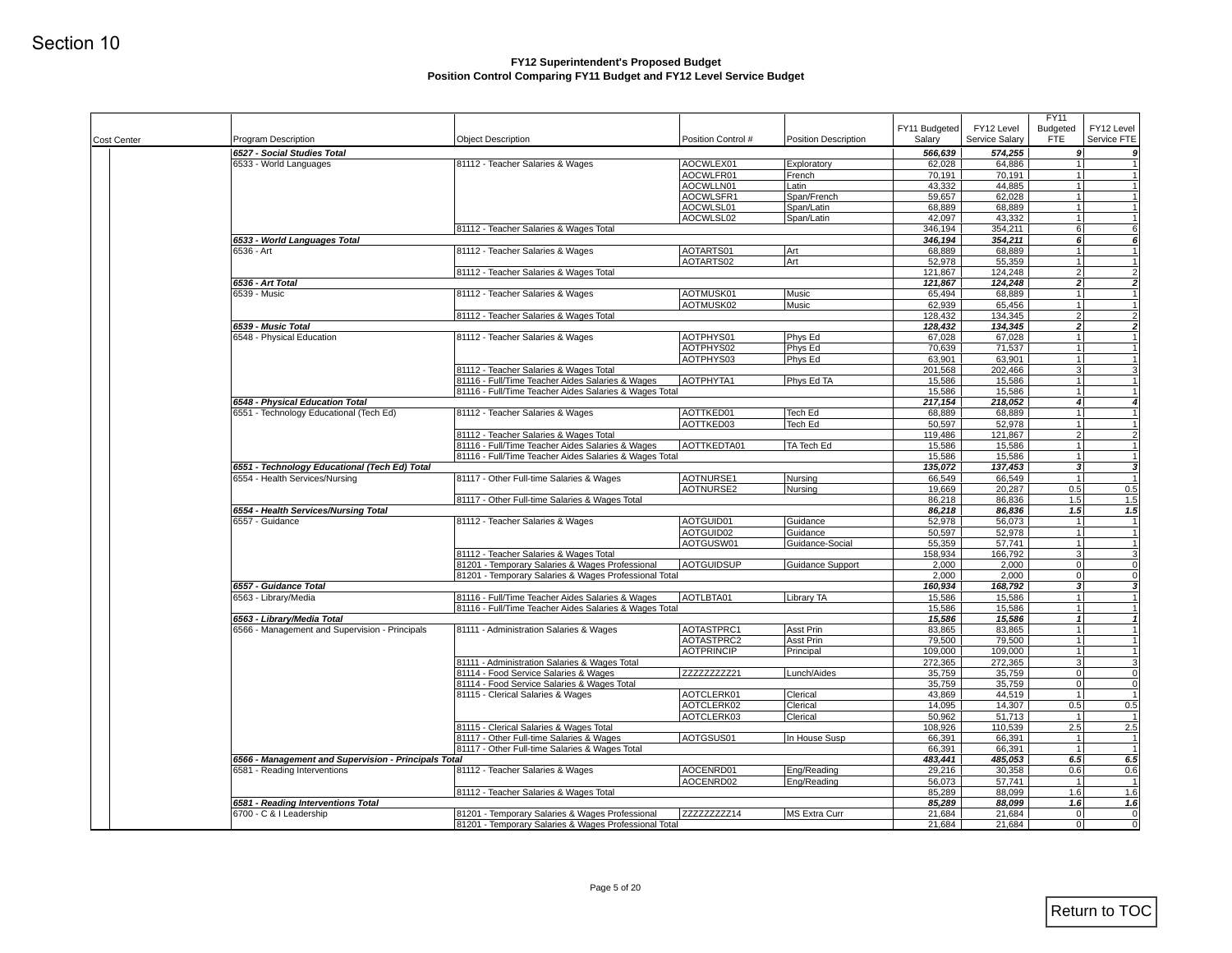Section 10

**FY12 Superintendent's Proposed Budget**
**Position Control Comparing FY11 Budget and FY12 Level Service Budget**

| Cost Center | Program Description | Object Description | Position Control # | Position Description | FY11 Budgeted Salary | FY12 Level Service Salary | FY11 Budgeted FTE | FY12 Level Service FTE |
|---|---|---|---|---|---|---|---|---|
| | ***6527 - Social Studies Total*** | | | | ***566,639*** | ***574,255*** | ***9*** | ***9*** |
| | 6533 - World Languages | 81112 - Teacher Salaries & Wages | AOCWLEX01 | Exploratory | 62,028 | 64,886 | 1 | 1 |
| | | | AOCWLFR01 | French | 70,191 | 70,191 | 1 | 1 |
| | | | AOCWLLN01 | Latin | 43,332 | 44,885 | 1 | 1 |
| | | | AOCWLSFR1 | Span/French | 59,657 | 62,028 | 1 | 1 |
| | | | AOCWLSL01 | Span/Latin | 68,889 | 68,889 | 1 | 1 |
| | | | AOCWLSL02 | Span/Latin | 42,097 | 43,332 | 1 | 1 |
| | | 81112 - Teacher Salaries & Wages Total | | | 346,194 | 354,211 | 6 | 6 |
| | ***6533 - World Languages Total*** | | | | ***346,194*** | ***354,211*** | ***6*** | ***6*** |
| | 6536 - Art | 81112 - Teacher Salaries & Wages | AOTARTS01 | Art | 68,889 | 68,889 | 1 | 1 |
| | | | AOTARTS02 | Art | 52,978 | 55,359 | 1 | 1 |
| | | 81112 - Teacher Salaries & Wages Total | | | 121,867 | 124,248 | 2 | 2 |
| | ***6536 - Art Total*** | | | | ***121,867*** | ***124,248*** | ***2*** | ***2*** |
| | 6539 - Music | 81112 - Teacher Salaries & Wages | AOTMUSK01 | Music | 65,494 | 68,889 | 1 | 1 |
| | | | AOTMUSK02 | Music | 62,939 | 65,456 | 1 | 1 |
| | | 81112 - Teacher Salaries & Wages Total | | | 128,432 | 134,345 | 2 | 2 |
| | ***6539 - Music Total*** | | | | ***128,432*** | ***134,345*** | ***2*** | ***2*** |
| | 6548 - Physical Education | 81112 - Teacher Salaries & Wages | AOTPHYS01 | Phys Ed | 67,028 | 67,028 | 1 | 1 |
| | | | AOTPHYS02 | Phys Ed | 70,639 | 71,537 | 1 | 1 |
| | | | AOTPHYS03 | Phys Ed | 63,901 | 63,901 | 1 | 1 |
| | | 81112 - Teacher Salaries & Wages Total | | | 201,568 | 202,466 | 3 | 3 |
| | | 81116 - Full/Time Teacher Aides Salaries & Wages | AOTPHYTA1 | Phys Ed TA | 15,586 | 15,586 | 1 | 1 |
| | | 81116 - Full/Time Teacher Aides Salaries & Wages Total | | | 15,586 | 15,586 | 1 | 1 |
| | ***6548 - Physical Education Total*** | | | | ***217,154*** | ***218,052*** | ***4*** | ***4*** |
| | 6551 - Technology Educational (Tech Ed) | 81112 - Teacher Salaries & Wages | AOTTKED01 | Tech Ed | 68,889 | 68,889 | 1 | 1 |
| | | | AOTTKED03 | Tech Ed | 50,597 | 52,978 | 1 | 1 |
| | | 81112 - Teacher Salaries & Wages Total | | | 119,486 | 121,867 | 2 | 2 |
| | | 81116 - Full/Time Teacher Aides Salaries & Wages | AOTTKEDTA01 | TA Tech Ed | 15,586 | 15,586 | 1 | 1 |
| | | 81116 - Full/Time Teacher Aides Salaries & Wages Total | | | 15,586 | 15,586 | 1 | 1 |
| | ***6551 - Technology Educational (Tech Ed) Total*** | | | | ***135,072*** | ***137,453*** | ***3*** | ***3*** |
| | 6554 - Health Services/Nursing | 81117 - Other Full-time Salaries & Wages | AOTNURSE1 | Nursing | 66,549 | 66,549 | 1 | 1 |
| | | | AOTNURSE2 | Nursing | 19,669 | 20,287 | 0.5 | 0.5 |
| | | 81117 - Other Full-time Salaries & Wages Total | | | 86,218 | 86,836 | 1.5 | 1.5 |
| | ***6554 - Health Services/Nursing Total*** | | | | ***86,218*** | ***86,836*** | ***1.5*** | ***1.5*** |
| | 6557 - Guidance | 81112 - Teacher Salaries & Wages | AOTGUID01 | Guidance | 52,978 | 56,073 | 1 | 1 |
| | | | AOTGUID02 | Guidance | 50,597 | 52,978 | 1 | 1 |
| | | | AOTGUSW01 | Guidance-Social | 55,359 | 57,741 | 1 | 1 |
| | | 81112 - Teacher Salaries & Wages Total | | | 158,934 | 166,792 | 3 | 3 |
| | | 81201 - Temporary Salaries & Wages Professional | AOTGUIDSUP | Guidance Support | 2,000 | 2,000 | 0 | 0 |
| | | 81201 - Temporary Salaries & Wages Professional Total | | | 2,000 | 2,000 | 0 | 0 |
| | ***6557 - Guidance Total*** | | | | ***160,934*** | ***168,792*** | ***3*** | ***3*** |
| | 6563 - Library/Media | 81116 - Full/Time Teacher Aides Salaries & Wages | AOTLBTA01 | Library TA | 15,586 | 15,586 | 1 | 1 |
| | | 81116 - Full/Time Teacher Aides Salaries & Wages Total | | | 15,586 | 15,586 | 1 | 1 |
| | ***6563 - Library/Media Total*** | | | | ***15,586*** | ***15,586*** | ***1*** | ***1*** |
| | 6566 - Management and Supervision - Principals | 81111 - Administration Salaries & Wages | AOTASTPRC1 | Asst Prin | 83,865 | 83,865 | 1 | 1 |
| | | | AOTASTPRC2 | Asst Prin | 79,500 | 79,500 | 1 | 1 |
| | | | AOTPRINCIP | Principal | 109,000 | 109,000 | 1 | 1 |
| | | 81111 - Administration Salaries & Wages Total | | | 272,365 | 272,365 | 3 | 3 |
| | | 81114 - Food Service Salaries & Wages | ZZZZZZZZZ21 | Lunch/Aides | 35,759 | 35,759 | 0 | 0 |
| | | 81114 - Food Service Salaries & Wages Total | | | 35,759 | 35,759 | 0 | 0 |
| | | 81115 - Clerical Salaries & Wages | AOTCLERK01 | Clerical | 43,869 | 44,519 | 1 | 1 |
| | | | AOTCLERK02 | Clerical | 14,095 | 14,307 | 0.5 | 0.5 |
| | | | AOTCLERK03 | Clerical | 50,962 | 51,713 | 1 | 1 |
| | | 81115 - Clerical Salaries & Wages Total | | | 108,926 | 110,539 | 2.5 | 2.5 |
| | | 81117 - Other Full-time Salaries & Wages | AOTGSUS01 | In House Susp | 66,391 | 66,391 | 1 | 1 |
| | | 81117 - Other Full-time Salaries & Wages Total | | | 66,391 | 66,391 | 1 | 1 |
| | ***6566 - Management and Supervision - Principals Total*** | | | | ***483,441*** | ***485,053*** | ***6.5*** | ***6.5*** |
| | 6581 - Reading Interventions | 81112 - Teacher Salaries & Wages | AOCENRD01 | Eng/Reading | 29,216 | 30,358 | 0.6 | 0.6 |
| | | | AOCENRD02 | Eng/Reading | 56,073 | 57,741 | 1 | 1 |
| | | 81112 - Teacher Salaries & Wages Total | | | 85,289 | 88,099 | 1.6 | 1.6 |
| | ***6581 - Reading Interventions Total*** | | | | ***85,289*** | ***88,099*** | ***1.6*** | ***1.6*** |
| | 6700 - C & I Leadership | 81201 - Temporary Salaries & Wages Professional | ZZZZZZZZZ14 | MS Extra Curr | 21,684 | 21,684 | 0 | 0 |
| | | 81201 - Temporary Salaries & Wages Professional Total | | | 21,684 | 21,684 | 0 | 0 |

Return to TOC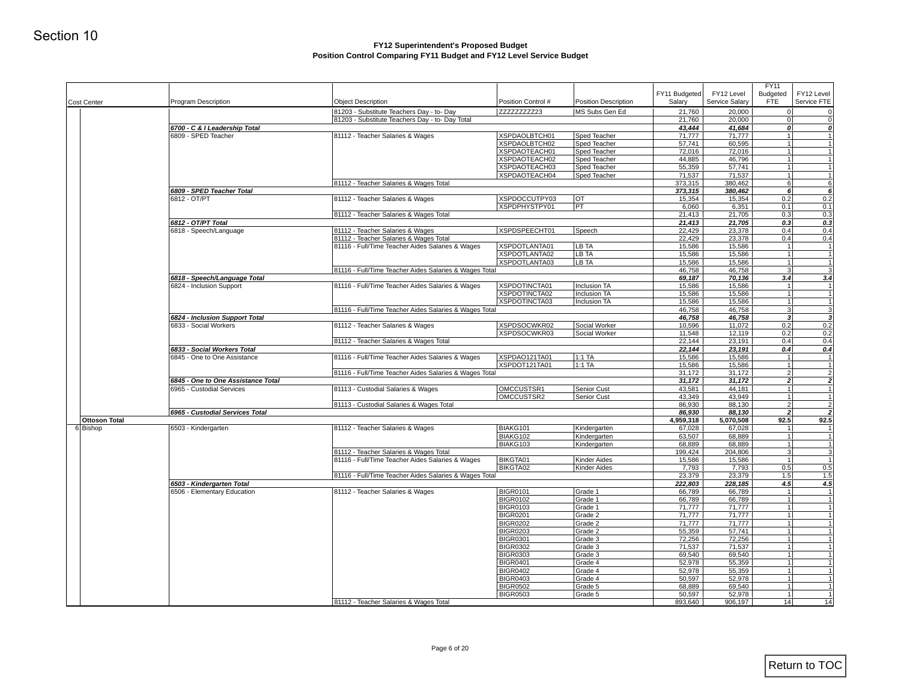Section 10

## FY12 Superintendent's Proposed Budget
## Position Control Comparing FY11 Budget and FY12 Level Service Budget

| Cost Center | Program Description | Object Description | Position Control # | Position Description | FY11 Budgeted Salary | FY12 Level Service Salary | FY11 Budgeted FTE | FY12 Level Service FTE |
|---|---|---|---|---|---|---|---|---|
| | | 81203 - Substitute Teachers Day - to- Day | ZZZZZZZZZ23 | MS Subs Gen Ed | 21,760 | 20,000 | 0 | 0 |
| | | 81203 - Substitute Teachers Day - to- Day Total | | | 21,760 | 20,000 | 0 | 0 |
| | ***6700 - C & I Leadership Total*** | | | | ***43,444*** | ***41,684*** | ***0*** | ***0*** |
| | 6809 - SPED Teacher | 81112 - Teacher Salaries & Wages | XSPDAOLBTCH01 | Sped Teacher | 71,777 | 71,777 | 1 | 1 |
| | | | XSPDAOLBTCH02 | Sped Teacher | 57,741 | 60,595 | 1 | 1 |
| | | | XSPDAOTEACH01 | Sped Teacher | 72,016 | 72,016 | 1 | 1 |
| | | | XSPDAOTEACH02 | Sped Teacher | 44,885 | 46,796 | 1 | 1 |
| | | | XSPDAOTEACH03 | Sped Teacher | 55,359 | 57,741 | 1 | 1 |
| | | | XSPDAOTEACH04 | Sped Teacher | 71,537 | 71,537 | 1 | 1 |
| | | 81112 - Teacher Salaries & Wages Total | | | 373,315 | 380,462 | 6 | 6 |
| | ***6809 - SPED Teacher Total*** | | | | ***373,315*** | ***380,462*** | ***6*** | ***6*** |
| | 6812 - OT/PT | 81112 - Teacher Salaries & Wages | XSPDOCCUTPY03 | OT | 15,354 | 15,354 | 0.2 | 0.2 |
| | | | XSPDPHYSTPY01 | PT | 6,060 | 6,351 | 0.1 | 0.1 |
| | | 81112 - Teacher Salaries & Wages Total | | | 21,413 | 21,705 | 0.3 | 0.3 |
| | ***6812 - OT/PT Total*** | | | | ***21,413*** | ***21,705*** | ***0.3*** | ***0.3*** |
| | 6818 - Speech/Language | 81112 - Teacher Salaries & Wages | XSPDSPEECHT01 | Speech | 22,429 | 23,378 | 0.4 | 0.4 |
| | | 81112 - Teacher Salaries & Wages Total | | | 22,429 | 23,378 | 0.4 | 0.4 |
| | | 81116 - Full/Time Teacher Aides Salaries & Wages | XSPDOTLANTA01 | LB TA | 15,586 | 15,586 | 1 | 1 |
| | | | XSPDOTLANTA02 | LB TA | 15,586 | 15,586 | 1 | 1 |
| | | | XSPDOTLANTA03 | LB TA | 15,586 | 15,586 | 1 | 1 |
| | | 81116 - Full/Time Teacher Aides Salaries & Wages Total | | | 46,758 | 46,758 | 3 | 3 |
| | ***6818 - Speech/Language Total*** | | | | ***69,187*** | ***70,136*** | ***3.4*** | ***3.4*** |
| | 6824 - Inclusion Support | 81116 - Full/Time Teacher Aides Salaries & Wages | XSPDOTINCTA01 | Inclusion TA | 15,586 | 15,586 | 1 | 1 |
| | | | XSPDOTINCTA02 | Inclusion TA | 15,586 | 15,586 | 1 | 1 |
| | | | XSPDOTINCTA03 | Inclusion TA | 15,586 | 15,586 | 1 | 1 |
| | | 81116 - Full/Time Teacher Aides Salaries & Wages Total | | | 46,758 | 46,758 | 3 | 3 |
| | ***6824 - Inclusion Support Total*** | | | | ***46,758*** | ***46,758*** | ***3*** | ***3*** |
| | 6833 - Social Workers | 81112 - Teacher Salaries & Wages | XSPDSOCWKR02 | Social Worker | 10,596 | 11,072 | 0.2 | 0.2 |
| | | | XSPDSOCWKR03 | Social Worker | 11,548 | 12,119 | 0.2 | 0.2 |
| | | 81112 - Teacher Salaries & Wages Total | | | 22,144 | 23,191 | 0.4 | 0.4 |
| | ***6833 - Social Workers Total*** | | | | ***22,144*** | ***23,191*** | ***0.4*** | ***0.4*** |
| | 6845 - One to One Assistance | 81116 - Full/Time Teacher Aides Salaries & Wages | XSPDAO121TA01 | 1:1 TA | 15,586 | 15,586 | 1 | 1 |
| | | | XSPDOT121TA01 | 1:1 TA | 15,586 | 15,586 | 1 | 1 |
| | | 81116 - Full/Time Teacher Aides Salaries & Wages Total | | | 31,172 | 31,172 | 2 | 2 |
| | ***6845 - One to One Assistance Total*** | | | | ***31,172*** | ***31,172*** | ***2*** | ***2*** |
| | 6965 - Custodial Services | 81113 - Custodial Salaries & Wages | OMCCUSTSR1 | Senior Cust | 43,581 | 44,181 | 1 | 1 |
| | | | OMCCUSTSR2 | Senior Cust | 43,349 | 43,949 | 1 | 1 |
| | | 81113 - Custodial Salaries & Wages Total | | | 86,930 | 88,130 | 2 | 2 |
| | ***6965 - Custodial Services Total*** | | | | ***86,930*** | ***88,130*** | ***2*** | ***2*** |
| **Ottoson Total** | | | | | **4,959,318** | **5,070,508** | **92.5** | **92.5** |
| 6 Bishop | 6503 - Kindergarten | 81112 - Teacher Salaries & Wages | BIAKG101 | Kindergarten | 67,028 | 67,028 | 1 | 1 |
| | | | BIAKG102 | Kindergarten | 63,507 | 68,889 | 1 | 1 |
| | | | BIAKG103 | Kindergarten | 68,889 | 68,889 | 1 | 1 |
| | | 81112 - Teacher Salaries & Wages Total | | | 199,424 | 204,806 | 3 | 3 |
| | | 81116 - Full/Time Teacher Aides Salaries & Wages | BIKGTA01 | Kinder Aides | 15,586 | 15,586 | 1 | 1 |
| | | | BIKGTA02 | Kinder Aides | 7,793 | 7,793 | 0.5 | 0.5 |
| | | 81116 - Full/Time Teacher Aides Salaries & Wages Total | | | 23,379 | 23,379 | 1.5 | 1.5 |
| | ***6503 - Kindergarten Total*** | | | | ***222,803*** | ***228,185*** | ***4.5*** | ***4.5*** |
| | 6506 - Elementary Education | 81112 - Teacher Salaries & Wages | BIGR0101 | Grade 1 | 66,789 | 66,789 | 1 | 1 |
| | | | BIGR0102 | Grade 1 | 66,789 | 66,789 | 1 | 1 |
| | | | BIGR0103 | Grade 1 | 71,777 | 71,777 | 1 | 1 |
| | | | BIGR0201 | Grade 2 | 71,777 | 71,777 | 1 | 1 |
| | | | BIGR0202 | Grade 2 | 71,777 | 71,777 | 1 | 1 |
| | | | BIGR0203 | Grade 2 | 55,359 | 57,741 | 1 | 1 |
| | | | BIGR0301 | Grade 3 | 72,256 | 72,256 | 1 | 1 |
| | | | BIGR0302 | Grade 3 | 71,537 | 71,537 | 1 | 1 |
| | | | BIGR0303 | Grade 3 | 69,540 | 69,540 | 1 | 1 |
| | | | BIGR0401 | Grade 4 | 52,978 | 55,359 | 1 | 1 |
| | | | BIGR0402 | Grade 4 | 52,978 | 55,359 | 1 | 1 |
| | | | BIGR0403 | Grade 4 | 50,597 | 52,978 | 1 | 1 |
| | | | BIGR0502 | Grade 5 | 68,889 | 69,540 | 1 | 1 |
| | | | BIGR0503 | Grade 5 | 50,597 | 52,978 | 1 | 1 |
| | | 81112 - Teacher Salaries & Wages Total | | | 893,640 | 906,197 | 14 | 14 |

Return to TOC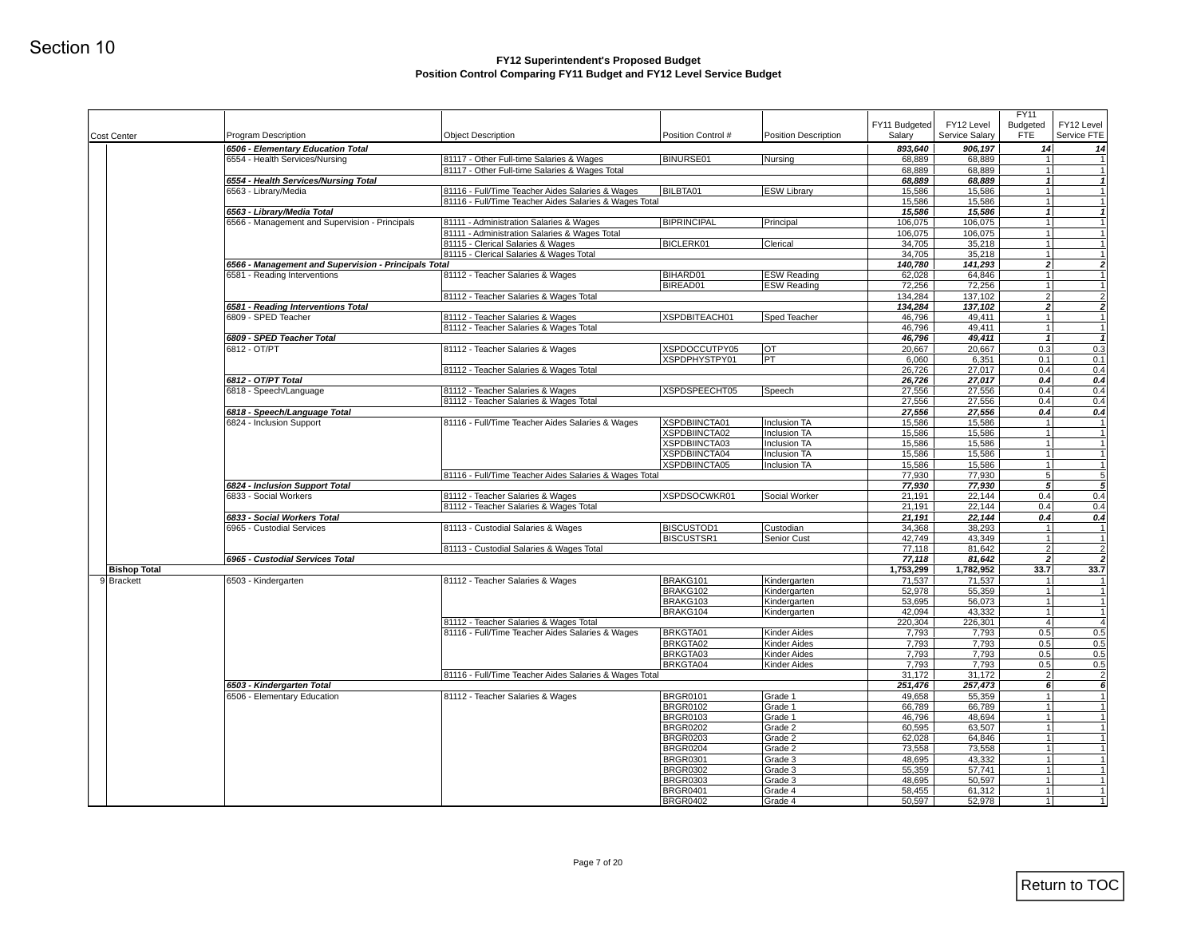Section 10

**FY12 Superintendent's Proposed Budget**
**Position Control Comparing FY11 Budget and FY12 Level Service Budget**

| Cost Center | Program Description | Object Description | Position Control # | Position Description | FY11 Budgeted Salary | FY12 Level Service Salary | FY11 Budgeted FTE | FY12 Level Service FTE |
|---|---|---|---|---|---|---|---|---|
| | ***6506 - Elementary Education Total*** | | | | ***893,640*** | ***906,197*** | ***14*** | ***14*** |
| | 6554 - Health Services/Nursing | 81117 - Other Full-time Salaries & Wages | BINURSE01 | Nursing | 68,889 | 68,889 | 1 | 1 |
| | | 81117 - Other Full-time Salaries & Wages Total | | | 68,889 | 68,889 | 1 | 1 |
| | ***6554 - Health Services/Nursing Total*** | | | | ***68,889*** | ***68,889*** | ***1*** | ***1*** |
| | 6563 - Library/Media | 81116 - Full/Time Teacher Aides Salaries & Wages | BILBTA01 | ESW Library | 15,586 | 15,586 | 1 | 1 |
| | | 81116 - Full/Time Teacher Aides Salaries & Wages Total | | | 15,586 | 15,586 | 1 | 1 |
| | ***6563 - Library/Media Total*** | | | | ***15,586*** | ***15,586*** | ***1*** | ***1*** |
| | 6566 - Management and Supervision - Principals | 81111 - Administration Salaries & Wages | BIPRINCIPAL | Principal | 106,075 | 106,075 | 1 | 1 |
| | | 81111 - Administration Salaries & Wages Total | | | 106,075 | 106,075 | 1 | 1 |
| | | 81115 - Clerical Salaries & Wages | BICLERK01 | Clerical | 34,705 | 35,218 | 1 | 1 |
| | | 81115 - Clerical Salaries & Wages Total | | | 34,705 | 35,218 | 1 | 1 |
| | ***6566 - Management and Supervision - Principals Total*** | | | | ***140,780*** | ***141,293*** | ***2*** | ***2*** |
| | 6581 - Reading Interventions | 81112 - Teacher Salaries & Wages | BIHARD01 | ESW Reading | 62,028 | 64,846 | 1 | 1 |
| | | | BIREAD01 | ESW Reading | 72,256 | 72,256 | 1 | 1 |
| | | 81112 - Teacher Salaries & Wages Total | | | 134,284 | 137,102 | 2 | 2 |
| | ***6581 - Reading Interventions Total*** | | | | ***134,284*** | ***137,102*** | ***2*** | ***2*** |
| | 6809 - SPED Teacher | 81112 - Teacher Salaries & Wages | XSPDBITEACH01 | Sped Teacher | 46,796 | 49,411 | 1 | 1 |
| | | 81112 - Teacher Salaries & Wages Total | | | 46,796 | 49,411 | 1 | 1 |
| | ***6809 - SPED Teacher Total*** | | | | ***46,796*** | ***49,411*** | ***1*** | ***1*** |
| | 6812 - OT/PT | 81112 - Teacher Salaries & Wages | XSPDOCCUTPY05 | OT | 20,667 | 20,667 | 0.3 | 0.3 |
| | | | XSPDPHYSTPY01 | PT | 6,060 | 6,351 | 0.1 | 0.1 |
| | | 81112 - Teacher Salaries & Wages Total | | | 26,726 | 27,017 | 0.4 | 0.4 |
| | ***6812 - OT/PT Total*** | | | | ***26,726*** | ***27,017*** | ***0.4*** | ***0.4*** |
| | 6818 - Speech/Language | 81112 - Teacher Salaries & Wages | XSPDSPEECHT05 | Speech | 27,556 | 27,556 | 0.4 | 0.4 |
| | | 81112 - Teacher Salaries & Wages Total | | | 27,556 | 27,556 | 0.4 | 0.4 |
| | ***6818 - Speech/Language Total*** | | | | ***27,556*** | ***27,556*** | ***0.4*** | ***0.4*** |
| | 6824 - Inclusion Support | 81116 - Full/Time Teacher Aides Salaries & Wages | XSPDBIINCTA01 | Inclusion TA | 15,586 | 15,586 | 1 | 1 |
| | | | XSPDBIINCTA02 | Inclusion TA | 15,586 | 15,586 | 1 | 1 |
| | | | XSPDBIINCTA03 | Inclusion TA | 15,586 | 15,586 | 1 | 1 |
| | | | XSPDBIINCTA04 | Inclusion TA | 15,586 | 15,586 | 1 | 1 |
| | | | XSPDBIINCTA05 | Inclusion TA | 15,586 | 15,586 | 1 | 1 |
| | | 81116 - Full/Time Teacher Aides Salaries & Wages Total | | | 77,930 | 77,930 | 5 | 5 |
| | ***6824 - Inclusion Support Total*** | | | | ***77,930*** | ***77,930*** | ***5*** | ***5*** |
| | 6833 - Social Workers | 81112 - Teacher Salaries & Wages | XSPDSOCWKR01 | Social Worker | 21,191 | 22,144 | 0.4 | 0.4 |
| | | 81112 - Teacher Salaries & Wages Total | | | 21,191 | 22,144 | 0.4 | 0.4 |
| | ***6833 - Social Workers Total*** | | | | ***21,191*** | ***22,144*** | ***0.4*** | ***0.4*** |
| | 6965 - Custodial Services | 81113 - Custodial Salaries & Wages | BISCUSTOD1 | Custodian | 34,368 | 38,293 | 1 | 1 |
| | | | BISCUSTSR1 | Senior Cust | 42,749 | 43,349 | 1 | 1 |
| | | 81113 - Custodial Salaries & Wages Total | | | 77,118 | 81,642 | 2 | 2 |
| | ***6965 - Custodial Services Total*** | | | | ***77,118*** | ***81,642*** | ***2*** | ***2*** |
| **Bishop Total** | | | | | **1,753,299** | **1,782,952** | **33.7** | **33.7** |
| 9 Brackett | 6503 - Kindergarten | 81112 - Teacher Salaries & Wages | BRAKG101 | Kindergarten | 71,537 | 71,537 | 1 | 1 |
| | | | BRAKG102 | Kindergarten | 52,978 | 55,359 | 1 | 1 |
| | | | BRAKG103 | Kindergarten | 53,695 | 56,073 | 1 | 1 |
| | | | BRAKG104 | Kindergarten | 42,094 | 43,332 | 1 | 1 |
| | | 81112 - Teacher Salaries & Wages Total | | | 220,304 | 226,301 | 4 | 4 |
| | | 81116 - Full/Time Teacher Aides Salaries & Wages | BRKGTA01 | Kinder Aides | 7,793 | 7,793 | 0.5 | 0.5 |
| | | | BRKGTA02 | Kinder Aides | 7,793 | 7,793 | 0.5 | 0.5 |
| | | | BRKGTA03 | Kinder Aides | 7,793 | 7,793 | 0.5 | 0.5 |
| | | | BRKGTA04 | Kinder Aides | 7,793 | 7,793 | 0.5 | 0.5 |
| | | 81116 - Full/Time Teacher Aides Salaries & Wages Total | | | 31,172 | 31,172 | 2 | 2 |
| | ***6503 - Kindergarten Total*** | | | | ***251,476*** | ***257,473*** | ***6*** | ***6*** |
| | 6506 - Elementary Education | 81112 - Teacher Salaries & Wages | BRGR0101 | Grade 1 | 49,658 | 55,359 | 1 | 1 |
| | | | BRGR0102 | Grade 1 | 66,789 | 66,789 | 1 | 1 |
| | | | BRGR0103 | Grade 1 | 46,796 | 48,694 | 1 | 1 |
| | | | BRGR0202 | Grade 2 | 60,595 | 63,507 | 1 | 1 |
| | | | BRGR0203 | Grade 2 | 62,028 | 64,846 | 1 | 1 |
| | | | BRGR0204 | Grade 2 | 73,558 | 73,558 | 1 | 1 |
| | | | BRGR0301 | Grade 3 | 48,695 | 43,332 | 1 | 1 |
| | | | BRGR0302 | Grade 3 | 55,359 | 57,741 | 1 | 1 |
| | | | BRGR0303 | Grade 3 | 48,695 | 50,597 | 1 | 1 |
| | | | BRGR0401 | Grade 4 | 58,455 | 61,312 | 1 | 1 |
| | | | BRGR0402 | Grade 4 | 50,597 | 52,978 | 1 | 1 |

Return to TOC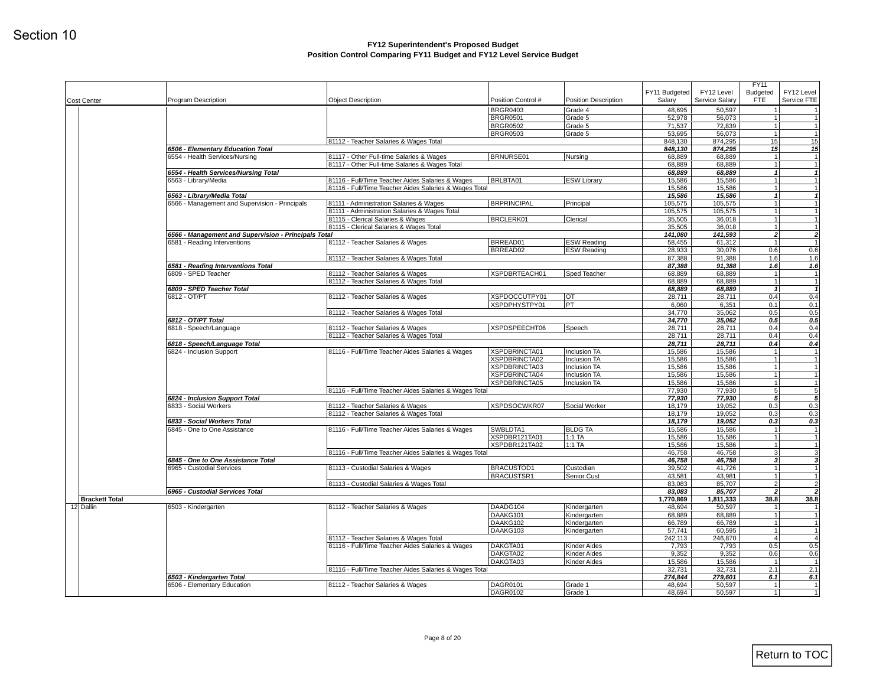Section 10

**FY12 Superintendent's Proposed Budget**
**Position Control Comparing FY11 Budget and FY12 Level Service Budget**

| | Cost Center | Program Description | Object Description | Position Control # | Position Description | FY11 Budgeted Salary | FY12 Level Service Salary | FY11 Budgeted FTE | FY12 Level Service FTE |
|---|---|---|---|---|---|---|---|---|---|
| | | | | BRGR0403 | Grade 4 | 48,695 | 50,597 | 1 | 1 |
| | | | | BRGR0501 | Grade 5 | 52,978 | 56,073 | 1 | 1 |
| | | | | BRGR0502 | Grade 5 | 71,537 | 72,839 | 1 | 1 |
| | | | | BRGR0503 | Grade 5 | 53,695 | 56,073 | 1 | 1 |
| | | | 81112 - Teacher Salaries & Wages Total | | | 848,130 | 874,295 | 15 | 15 |
| | | ***6506 - Elementary Education Total*** | | | | ***848,130*** | ***874,295*** | ***15*** | ***15*** |
| | | 6554 - Health Services/Nursing | 81117 - Other Full-time Salaries & Wages | BRNURSE01 | Nursing | 68,889 | 68,889 | 1 | 1 |
| | | | 81117 - Other Full-time Salaries & Wages Total | | | 68,889 | 68,889 | 1 | 1 |
| | | ***6554 - Health Services/Nursing Total*** | | | | ***68,889*** | ***68,889*** | ***1*** | ***1*** |
| | | 6563 - Library/Media | 81116 - Full/Time Teacher Aides Salaries & Wages | BRLBTA01 | ESW Library | 15,586 | 15,586 | 1 | 1 |
| | | | 81116 - Full/Time Teacher Aides Salaries & Wages Total | | | 15,586 | 15,586 | 1 | 1 |
| | | ***6563 - Library/Media Total*** | | | | ***15,586*** | ***15,586*** | ***1*** | ***1*** |
| | | 6566 - Management and Supervision - Principals | 81111 - Administration Salaries & Wages | BRPRINCIPAL | Principal | 105,575 | 105,575 | 1 | 1 |
| | | | 81111 - Administration Salaries & Wages Total | | | 105,575 | 105,575 | 1 | 1 |
| | | | 81115 - Clerical Salaries & Wages | BRCLERK01 | Clerical | 35,505 | 36,018 | 1 | 1 |
| | | | 81115 - Clerical Salaries & Wages Total | | | 35,505 | 36,018 | 1 | 1 |
| | | ***6566 - Management and Supervision - Principals Total*** | | | | ***141,080*** | ***141,593*** | ***2*** | ***2*** |
| | | 6581 - Reading Interventions | 81112 - Teacher Salaries & Wages | BRREAD01 | ESW Reading | 58,455 | 61,312 | 1 | 1 |
| | | | | BRREAD02 | ESW Reading | 28,933 | 30,076 | 0.6 | 0.6 |
| | | | 81112 - Teacher Salaries & Wages Total | | | 87,388 | 91,388 | 1.6 | 1.6 |
| | | ***6581 - Reading Interventions Total*** | | | | ***87,388*** | ***91,388*** | ***1.6*** | ***1.6*** |
| | | 6809 - SPED Teacher | 81112 - Teacher Salaries & Wages | XSPDBRTEACH01 | Sped Teacher | 68,889 | 68,889 | 1 | 1 |
| | | | 81112 - Teacher Salaries & Wages Total | | | 68,889 | 68,889 | 1 | 1 |
| | | ***6809 - SPED Teacher Total*** | | | | ***68,889*** | ***68,889*** | ***1*** | ***1*** |
| | | 6812 - OT/PT | 81112 - Teacher Salaries & Wages | XSPDPOCCUTPY01 | OT | 28,711 | 28,711 | 0.4 | 0.4 |
| | | | | XSPDPHYSTPY01 | PT | 6,060 | 6,351 | 0.1 | 0.1 |
| | | | 81112 - Teacher Salaries & Wages Total | | | 34,770 | 35,062 | 0.5 | 0.5 |
| | | ***6812 - OT/PT Total*** | | | | ***34,770*** | ***35,062*** | ***0.5*** | ***0.5*** |
| | | 6818 - Speech/Language | 81112 - Teacher Salaries & Wages | XSPDSPEECHT06 | Speech | 28,711 | 28,711 | 0.4 | 0.4 |
| | | | 81112 - Teacher Salaries & Wages Total | | | 28,711 | 28,711 | 0.4 | 0.4 |
| | | ***6818 - Speech/Language Total*** | | | | ***28,711*** | ***28,711*** | ***0.4*** | ***0.4*** |
| | | 6824 - Inclusion Support | 81116 - Full/Time Teacher Aides Salaries & Wages | XSPDBRINCTA01 | Inclusion TA | 15,586 | 15,586 | 1 | 1 |
| | | | | XSPDBRINCTA02 | Inclusion TA | 15,586 | 15,586 | 1 | 1 |
| | | | | XSPDBRINCTA03 | Inclusion TA | 15,586 | 15,586 | 1 | 1 |
| | | | | XSPDBRINCTA04 | Inclusion TA | 15,586 | 15,586 | 1 | 1 |
| | | | | XSPDBRINCTA05 | Inclusion TA | 15,586 | 15,586 | 1 | 1 |
| | | | 81116 - Full/Time Teacher Aides Salaries & Wages Total | | | 77,930 | 77,930 | 5 | 5 |
| | | ***6824 - Inclusion Support Total*** | | | | ***77,930*** | ***77,930*** | ***5*** | ***5*** |
| | | 6833 - Social Workers | 81112 - Teacher Salaries & Wages | XSPDSOCWKR07 | Social Worker | 18,179 | 19,052 | 0.3 | 0.3 |
| | | | 81112 - Teacher Salaries & Wages Total | | | 18,179 | 19,052 | 0.3 | 0.3 |
| | | ***6833 - Social Workers Total*** | | | | ***18,179*** | ***19,052*** | ***0.3*** | ***0.3*** |
| | | 6845 - One to One Assistance | 81116 - Full/Time Teacher Aides Salaries & Wages | SWBLDTA1 | BLDG TA | 15,586 | 15,586 | 1 | 1 |
| | | | | XSPDBR121TA01 | 1:1 TA | 15,586 | 15,586 | 1 | 1 |
| | | | | XSPDBR121TA02 | 1:1 TA | 15,586 | 15,586 | 1 | 1 |
| | | | 81116 - Full/Time Teacher Aides Salaries & Wages Total | | | 46,758 | 46,758 | 3 | 3 |
| | | ***6845 - One to One Assistance Total*** | | | | ***46,758*** | ***46,758*** | ***3*** | ***3*** |
| | | 6965 - Custodial Services | 81113 - Custodial Salaries & Wages | BRACUSTOD1 | Custodian | 39,502 | 41,726 | 1 | 1 |
| | | | | BRACUSTSR1 | Senior Cust | 43,581 | 43,981 | 1 | 1 |
| | | | 81113 - Custodial Salaries & Wages Total | | | 83,083 | 85,707 | 2 | 2 |
| | | ***6965 - Custodial Services Total*** | | | | ***83,083*** | ***85,707*** | ***2*** | ***2*** |
| | **Brackett Total** | | | | | **1,770,869** | **1,811,333** | **38.8** | **38.8** |
| 12 | Dallin | 6503 - Kindergarten | 81112 - Teacher Salaries & Wages | DAADG104 | Kindergarten | 48,694 | 50,597 | 1 | 1 |
| | | | | DAAKG101 | Kindergarten | 68,889 | 68,889 | 1 | 1 |
| | | | | DAAKG102 | Kindergarten | 66,789 | 66,789 | 1 | 1 |
| | | | | DAAKG103 | Kindergarten | 57,741 | 60,595 | 1 | 1 |
| | | | 81112 - Teacher Salaries & Wages Total | | | 242,113 | 246,870 | 4 | 4 |
| | | | 81116 - Full/Time Teacher Aides Salaries & Wages | DAKGTA01 | Kinder Aides | 7,793 | 7,793 | 0.5 | 0.5 |
| | | | | DAKGTA02 | Kinder Aides | 9,352 | 9,352 | 0.6 | 0.6 |
| | | | | DAKGTA03 | Kinder Aides | 15,586 | 15,586 | 1 | 1 |
| | | | 81116 - Full/Time Teacher Aides Salaries & Wages Total | | | 32,731 | 32,731 | 2.1 | 2.1 |
| | | ***6503 - Kindergarten Total*** | | | | ***274,844*** | ***279,601*** | ***6.1*** | ***6.1*** |
| | | 6506 - Elementary Education | 81112 - Teacher Salaries & Wages | DAGR0101 | Grade 1 | 48,694 | 50,597 | 1 | 1 |
| | | | | DAGR0102 | Grade 1 | 48,694 | 50,597 | 1 | 1 |

Return to TOC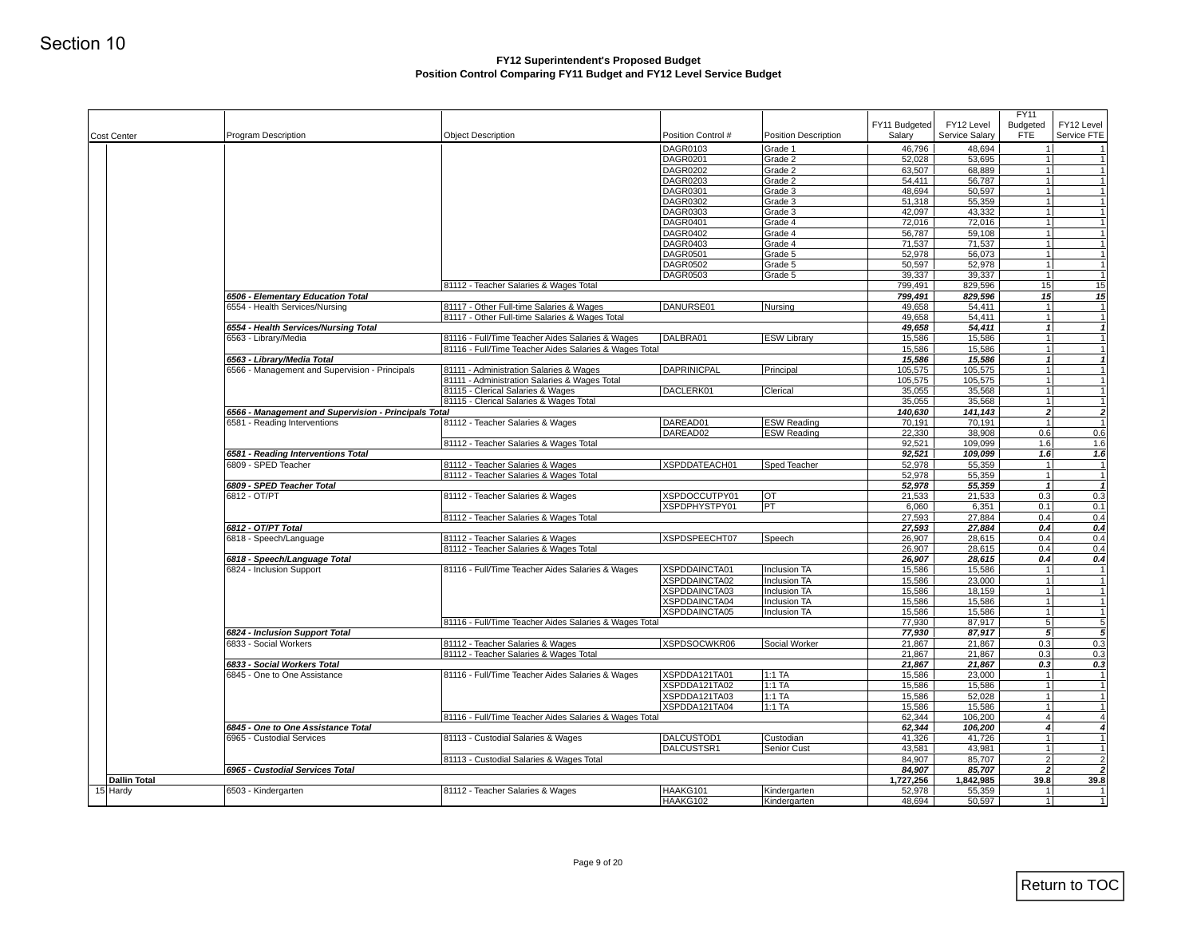Section 10

**FY12 Superintendent's Proposed Budget**
**Position Control Comparing FY11 Budget and FY12 Level Service Budget**

| Cost Center | Program Description | Object Description | Position Control # | Position Description | FY11 Budgeted Salary | FY12 Level Service Salary | FY11 Budgeted FTE | FY12 Level Service FTE |
|---|---|---|---|---|---|---|---|---|
| | | | DAGR0103 | Grade 1 | 46,796 | 48,694 | 1 | 1 |
| | | | DAGR0201 | Grade 2 | 52,028 | 53,695 | 1 | 1 |
| | | | DAGR0202 | Grade 2 | 63,507 | 68,889 | 1 | 1 |
| | | | DAGR0203 | Grade 2 | 54,411 | 56,787 | 1 | 1 |
| | | | DAGR0301 | Grade 3 | 48,694 | 50,597 | 1 | 1 |
| | | | DAGR0302 | Grade 3 | 51,318 | 55,359 | 1 | 1 |
| | | | DAGR0303 | Grade 3 | 42,097 | 43,332 | 1 | 1 |
| | | | DAGR0401 | Grade 4 | 72,016 | 72,016 | 1 | 1 |
| | | | DAGR0402 | Grade 4 | 56,787 | 59,108 | 1 | 1 |
| | | | DAGR0403 | Grade 4 | 71,537 | 71,537 | 1 | 1 |
| | | | DAGR0501 | Grade 5 | 52,978 | 56,073 | 1 | 1 |
| | | | DAGR0502 | Grade 5 | 50,597 | 52,978 | 1 | 1 |
| | | | DAGR0503 | Grade 5 | 39,337 | 39,337 | 1 | 1 |
| | | 81112 - Teacher Salaries & Wages Total | | | 799,491 | 829,596 | 15 | 15 |
| | ***6506 - Elementary Education Total*** | | | | ***799,491*** | ***829,596*** | ***15*** | ***15*** |
| | 6554 - Health Services/Nursing | 81117 - Other Full-time Salaries & Wages | DANURSE01 | Nursing | 49,658 | 54,411 | 1 | 1 |
| | | 81117 - Other Full-time Salaries & Wages Total | | | 49,658 | 54,411 | 1 | 1 |
| | ***6554 - Health Services/Nursing Total*** | | | | ***49,658*** | ***54,411*** | ***1*** | ***1*** |
| | 6563 - Library/Media | 81116 - Full/Time Teacher Aides Salaries & Wages | DALBRA01 | ESW Library | 15,586 | 15,586 | 1 | 1 |
| | | 81116 - Full/Time Teacher Aides Salaries & Wages Total | | | 15,586 | 15,586 | 1 | 1 |
| | ***6563 - Library/Media Total*** | | | | ***15,586*** | ***15,586*** | ***1*** | ***1*** |
| | 6566 - Management and Supervision - Principals | 81111 - Administration Salaries & Wages | DAPRINICPAL | Principal | 105,575 | 105,575 | 1 | 1 |
| | | 81111 - Administration Salaries & Wages Total | | | 105,575 | 105,575 | 1 | 1 |
| | | 81115 - Clerical Salaries & Wages | DACLERK01 | Clerical | 35,055 | 35,568 | 1 | 1 |
| | | 81115 - Clerical Salaries & Wages Total | | | 35,055 | 35,568 | 1 | 1 |
| | ***6566 - Management and Supervision - Principals Total*** | | | | ***140,630*** | ***141,143*** | ***2*** | ***2*** |
| | 6581 - Reading Interventions | 81112 - Teacher Salaries & Wages | DAREAD01 | ESW Reading | 70,191 | 70,191 | 1 | 1 |
| | | | DAREAD02 | ESW Reading | 22,330 | 38,908 | 0.6 | 0.6 |
| | | 81112 - Teacher Salaries & Wages Total | | | 92,521 | 109,099 | 1.6 | 1.6 |
| | ***6581 - Reading Interventions Total*** | | | | ***92,521*** | ***109,099*** | ***1.6*** | ***1.6*** |
| | 6809 - SPED Teacher | 81112 - Teacher Salaries & Wages | XSPDDATEACH01 | Sped Teacher | 52,978 | 55,359 | 1 | 1 |
| | | 81112 - Teacher Salaries & Wages Total | | | 52,978 | 55,359 | 1 | 1 |
| | ***6809 - SPED Teacher Total*** | | | | ***52,978*** | ***55,359*** | ***1*** | ***1*** |
| | 6812 - OT/PT | 81112 - Teacher Salaries & Wages | XSPDOCCUTPY01 | OT | 21,533 | 21,533 | 0.3 | 0.3 |
| | | | XSPDPHYSTPY01 | PT | 6,060 | 6,351 | 0.1 | 0.1 |
| | | 81112 - Teacher Salaries & Wages Total | | | 27,593 | 27,884 | 0.4 | 0.4 |
| | ***6812 - OT/PT Total*** | | | | ***27,593*** | ***27,884*** | ***0.4*** | ***0.4*** |
| | 6818 - Speech/Language | 81112 - Teacher Salaries & Wages | XSPDSPEECHT07 | Speech | 26,907 | 28,615 | 0.4 | 0.4 |
| | | 81112 - Teacher Salaries & Wages Total | | | 26,907 | 28,615 | 0.4 | 0.4 |
| | ***6818 - Speech/Language Total*** | | | | ***26,907*** | ***28,615*** | ***0.4*** | ***0.4*** |
| | 6824 - Inclusion Support | 81116 - Full/Time Teacher Aides Salaries & Wages | XSPDDAINCTA01 | Inclusion TA | 15,586 | 15,586 | 1 | 1 |
| | | | XSPDDAINCTA02 | Inclusion TA | 15,586 | 23,000 | 1 | 1 |
| | | | XSPDDAINCTA03 | Inclusion TA | 15,586 | 18,159 | 1 | 1 |
| | | | XSPDDAINCTA04 | Inclusion TA | 15,586 | 15,586 | 1 | 1 |
| | | | XSPDDAINCTA05 | Inclusion TA | 15,586 | 15,586 | 1 | 1 |
| | | 81116 - Full/Time Teacher Aides Salaries & Wages Total | | | 77,930 | 87,917 | 5 | 5 |
| | ***6824 - Inclusion Support Total*** | | | | ***77,930*** | ***87,917*** | ***5*** | ***5*** |
| | 6833 - Social Workers | 81112 - Teacher Salaries & Wages | XSPDSOCWKR06 | Social Worker | 21,867 | 21,867 | 0.3 | 0.3 |
| | | 81112 - Teacher Salaries & Wages Total | | | 21,867 | 21,867 | 0.3 | 0.3 |
| | ***6833 - Social Workers Total*** | | | | ***21,867*** | ***21,867*** | ***0.3*** | ***0.3*** |
| | 6845 - One to One Assistance | 81116 - Full/Time Teacher Aides Salaries & Wages | XSPDDA121TA01 | 1:1 TA | 15,586 | 23,000 | 1 | 1 |
| | | | XSPDDA121TA02 | 1:1 TA | 15,586 | 15,586 | 1 | 1 |
| | | | XSPDDA121TA03 | 1:1 TA | 15,586 | 52,028 | 1 | 1 |
| | | | XSPDDA121TA04 | 1:1 TA | 15,586 | 15,586 | 1 | 1 |
| | | 81116 - Full/Time Teacher Aides Salaries & Wages Total | | | 62,344 | 106,200 | 4 | 4 |
| | ***6845 - One to One Assistance Total*** | | | | ***62,344*** | ***106,200*** | ***4*** | ***4*** |
| | 6965 - Custodial Services | 81113 - Custodial Salaries & Wages | DALCUSTOD1 | Custodian | 41,326 | 41,726 | 1 | 1 |
| | | | DALCUSTSR1 | Senior Cust | 43,581 | 43,981 | 1 | 1 |
| | | 81113 - Custodial Salaries & Wages Total | | | 84,907 | 85,707 | 2 | 2 |
| | ***6965 - Custodial Services Total*** | | | | ***84,907*** | ***85,707*** | ***2*** | ***2*** |
| **Dallin Total** | | | | | **1,727,256** | **1,842,985** | **39.8** | **39.8** |
| 15 Hardy | 6503 - Kindergarten | 81112 - Teacher Salaries & Wages | HAAKG101 | Kindergarten | 52,978 | 55,359 | 1 | 1 |
| | | | HAAKG102 | Kindergarten | 48,694 | 50,597 | 1 | 1 |

Return to TOC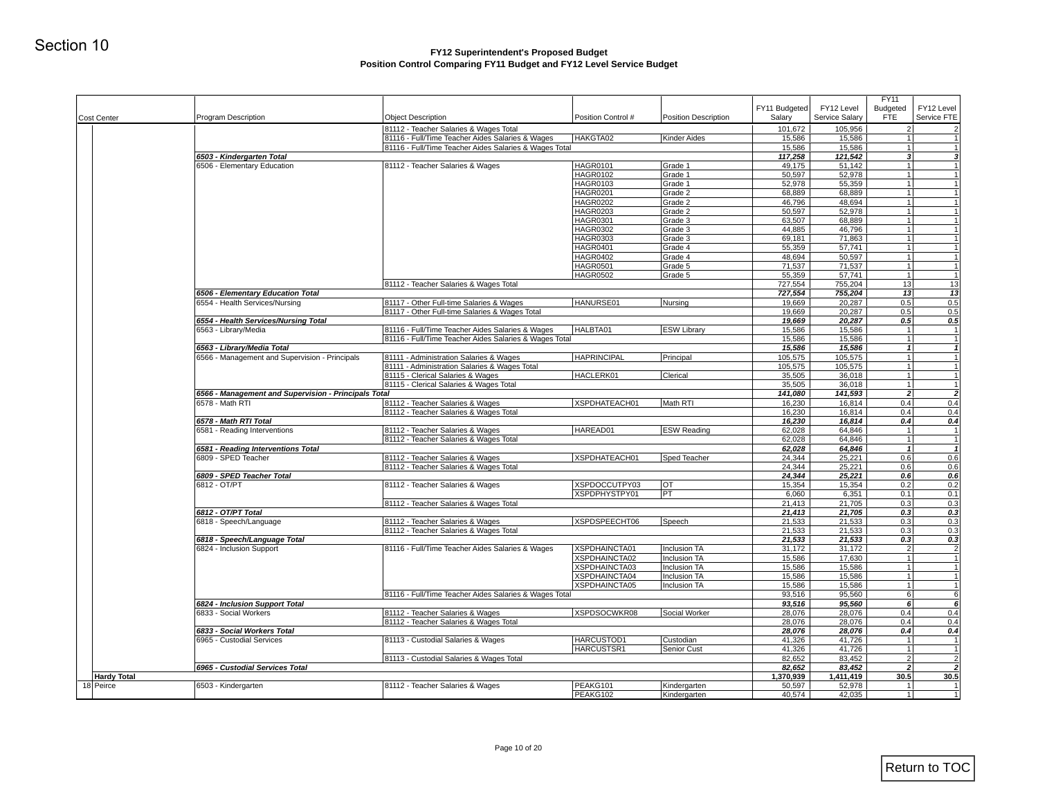Section 10

**FY12 Superintendent's Proposed Budget**
**Position Control Comparing FY11 Budget and FY12 Level Service Budget**

| Cost Center | Program Description | Object Description | Position Control # | Position Description | FY11 Budgeted Salary | FY12 Level Service Salary | FY11 Budgeted FTE | FY12 Level Service FTE |
|---|---|---|---|---|---|---|---|---|
| | | 81112 - Teacher Salaries & Wages Total | | | 101,672 | 105,956 | 2 | 2 |
| | | 81116 - Full/Time Teacher Aides Salaries & Wages | HAKGTA02 | Kinder Aides | 15,586 | 15,586 | 1 | 1 |
| | | 81116 - Full/Time Teacher Aides Salaries & Wages Total | | | 15,586 | 15,586 | 1 | 1 |
| | ***6503 - Kindergarten Total*** | | | | ***117,258*** | ***121,542*** | ***3*** | ***3*** |
| | 6506 - Elementary Education | 81112 - Teacher Salaries & Wages | HAGR0101 | Grade 1 | 49,175 | 51,142 | 1 | 1 |
| | | | HAGR0102 | Grade 1 | 50,597 | 52,978 | 1 | 1 |
| | | | HAGR0103 | Grade 1 | 52,978 | 55,359 | 1 | 1 |
| | | | HAGR0201 | Grade 2 | 68,889 | 68,889 | 1 | 1 |
| | | | HAGR0202 | Grade 2 | 46,796 | 48,694 | 1 | 1 |
| | | | HAGR0203 | Grade 2 | 50,597 | 52,978 | 1 | 1 |
| | | | HAGR0301 | Grade 3 | 63,507 | 68,889 | 1 | 1 |
| | | | HAGR0302 | Grade 3 | 44,885 | 46,796 | 1 | 1 |
| | | | HAGR0303 | Grade 3 | 69,181 | 71,863 | 1 | 1 |
| | | | HAGR0401 | Grade 4 | 55,359 | 57,741 | 1 | 1 |
| | | | HAGR0402 | Grade 4 | 48,694 | 50,597 | 1 | 1 |
| | | | HAGR0501 | Grade 5 | 71,537 | 71,537 | 1 | 1 |
| | | | HAGR0502 | Grade 5 | 55,359 | 57,741 | 1 | 1 |
| | | 81112 - Teacher Salaries & Wages Total | | | 727,554 | 755,204 | 13 | 13 |
| | ***6506 - Elementary Education Total*** | | | | ***727,554*** | ***755,204*** | ***13*** | ***13*** |
| | 6554 - Health Services/Nursing | 81117 - Other Full-time Salaries & Wages | HANURSE01 | Nursing | 19,669 | 20,287 | 0.5 | 0.5 |
| | | 81117 - Other Full-time Salaries & Wages Total | | | 19,669 | 20,287 | 0.5 | 0.5 |
| | ***6554 - Health Services/Nursing Total*** | | | | ***19,669*** | ***20,287*** | ***0.5*** | ***0.5*** |
| | 6563 - Library/Media | 81116 - Full/Time Teacher Aides Salaries & Wages | HALBTA01 | ESW Library | 15,586 | 15,586 | 1 | 1 |
| | | 81116 - Full/Time Teacher Aides Salaries & Wages Total | | | 15,586 | 15,586 | 1 | 1 |
| | ***6563 - Library/Media Total*** | | | | ***15,586*** | ***15,586*** | ***1*** | ***1*** |
| | 6566 - Management and Supervision - Principals | 81111 - Administration Salaries & Wages | HAPRINCIPAL | Principal | 105,575 | 105,575 | 1 | 1 |
| | | 81111 - Administration Salaries & Wages Total | | | 105,575 | 105,575 | 1 | 1 |
| | | 81115 - Clerical Salaries & Wages | HACLERK01 | Clerical | 35,505 | 36,018 | 1 | 1 |
| | | 81115 - Clerical Salaries & Wages Total | | | 35,505 | 36,018 | 1 | 1 |
| | ***6566 - Management and Supervision - Principals Total*** | | | | ***141,080*** | ***141,593*** | ***2*** | ***2*** |
| | 6578 - Math RTI | 81112 - Teacher Salaries & Wages | XSPDHATEACH01 | Math RTI | 16,230 | 16,814 | 0.4 | 0.4 |
| | | 81112 - Teacher Salaries & Wages Total | | | 16,230 | 16,814 | 0.4 | 0.4 |
| | ***6578 - Math RTI Total*** | | | | ***16,230*** | ***16,814*** | ***0.4*** | ***0.4*** |
| | 6581 - Reading Interventions | 81112 - Teacher Salaries & Wages | HAREAD01 | ESW Reading | 62,028 | 64,846 | 1 | 1 |
| | | 81112 - Teacher Salaries & Wages Total | | | 62,028 | 64,846 | 1 | 1 |
| | ***6581 - Reading Interventions Total*** | | | | ***62,028*** | ***64,846*** | ***1*** | ***1*** |
| | 6809 - SPED Teacher | 81112 - Teacher Salaries & Wages | XSPDHATEACH01 | Sped Teacher | 24,344 | 25,221 | 0.6 | 0.6 |
| | | 81112 - Teacher Salaries & Wages Total | | | 24,344 | 25,221 | 0.6 | 0.6 |
| | ***6809 - SPED Teacher Total*** | | | | ***24,344*** | ***25,221*** | ***0.6*** | ***0.6*** |
| | 6812 - OT/PT | 81112 - Teacher Salaries & Wages | XSPDOCCUTPY03 | OT | 15,354 | 15,354 | 0.2 | 0.2 |
| | | | XSPDPHYSTPY01 | PT | 6,060 | 6,351 | 0.1 | 0.1 |
| | | 81112 - Teacher Salaries & Wages Total | | | 21,413 | 21,705 | 0.3 | 0.3 |
| | ***6812 - OT/PT Total*** | | | | ***21,413*** | ***21,705*** | ***0.3*** | ***0.3*** |
| | 6818 - Speech/Language | 81112 - Teacher Salaries & Wages | XSPDSPEECHT06 | Speech | 21,533 | 21,533 | 0.3 | 0.3 |
| | | 81112 - Teacher Salaries & Wages Total | | | 21,533 | 21,533 | 0.3 | 0.3 |
| | ***6818 - Speech/Language Total*** | | | | ***21,533*** | ***21,533*** | ***0.3*** | ***0.3*** |
| | 6824 - Inclusion Support | 81116 - Full/Time Teacher Aides Salaries & Wages | XSPDHAINCTA01 | Inclusion TA | 31,172 | 31,172 | 2 | 2 |
| | | | XSPDHAINCTA02 | Inclusion TA | 15,586 | 17,630 | 1 | 1 |
| | | | XSPDHAINCTA03 | Inclusion TA | 15,586 | 15,586 | 1 | 1 |
| | | | XSPDHAINCTA04 | Inclusion TA | 15,586 | 15,586 | 1 | 1 |
| | | | XSPDHAINCTA05 | Inclusion TA | 15,586 | 15,586 | 1 | 1 |
| | | 81116 - Full/Time Teacher Aides Salaries & Wages Total | | | 93,516 | 95,560 | 6 | 6 |
| | ***6824 - Inclusion Support Total*** | | | | ***93,516*** | ***95,560*** | ***6*** | ***6*** |
| | 6833 - Social Workers | 81112 - Teacher Salaries & Wages | XSPDSOCWKR08 | Social Worker | 28,076 | 28,076 | 0.4 | 0.4 |
| | | 81112 - Teacher Salaries & Wages Total | | | 28,076 | 28,076 | 0.4 | 0.4 |
| | ***6833 - Social Workers Total*** | | | | ***28,076*** | ***28,076*** | ***0.4*** | ***0.4*** |
| | 6965 - Custodial Services | 81113 - Custodial Salaries & Wages | HARCUSTOD1 | Custodian | 41,326 | 41,726 | 1 | 1 |
| | | | HARCUSTSR1 | Senior Cust | 41,326 | 41,726 | 1 | 1 |
| | | 81113 - Custodial Salaries & Wages Total | | | 82,652 | 83,452 | 2 | 2 |
| | ***6965 - Custodial Services Total*** | | | | ***82,652*** | ***83,452*** | ***2*** | ***2*** |
| **Hardy Total** | | | | | **1,370,939** | **1,411,419** | **30.5** | **30.5** |
| 18 Peirce | 6503 - Kindergarten | 81112 - Teacher Salaries & Wages | PEAKG101 | Kindergarten | 50,597 | 52,978 | 1 | 1 |
| | | | PEAKG102 | Kindergarten | 40,574 | 42,035 | 1 | 1 |

Return to TOC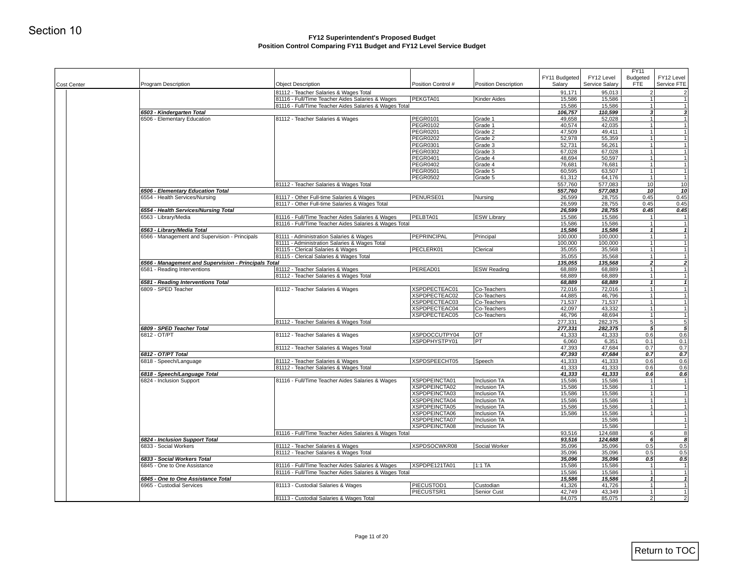Section 10

**FY12 Superintendent's Proposed Budget**
**Position Control Comparing FY11 Budget and FY12 Level Service Budget**

| Cost Center | Program Description | Object Description | Position Control # | Position Description | FY11 Budgeted Salary | FY12 Level Service Salary | FY11 Budgeted FTE | FY12 Level Service FTE |
|---|---|---|---|---|---|---|---|---|
| | | 81112 - Teacher Salaries & Wages Total | | | 91,171 | 95,013 | 2 | 2 |
| | | 81116 - Full/Time Teacher Aides Salaries & Wages | PEKGTA01 | Kinder Aides | 15,586 | 15,586 | 1 | 1 |
| | | 81116 - Full/Time Teacher Aides Salaries & Wages Total | | | 15,586 | 15,586 | 1 | 1 |
| | ***6503 - Kindergarten Total*** | | | | ***106,757*** | ***110,599*** | ***3*** | ***3*** |
| | 6506 - Elementary Education | 81112 - Teacher Salaries & Wages | PEGR0101 | Grade 1 | 49,658 | 52,028 | 1 | 1 |
| | | | PEGR0102 | Grade 1 | 40,574 | 42,035 | 1 | 1 |
| | | | PEGR0201 | Grade 2 | 47,509 | 49,411 | 1 | 1 |
| | | | PEGR0202 | Grade 2 | 52,978 | 55,359 | 1 | 1 |
| | | | PEGR0301 | Grade 3 | 52,731 | 56,261 | 1 | 1 |
| | | | PEGR0302 | Grade 3 | 67,028 | 67,028 | 1 | 1 |
| | | | PEGR0401 | Grade 4 | 48,694 | 50,597 | 1 | 1 |
| | | | PEGR0402 | Grade 4 | 76,681 | 76,681 | 1 | 1 |
| | | | PEGR0501 | Grade 5 | 60,595 | 63,507 | 1 | 1 |
| | | | PEGR0502 | Grade 5 | 61,312 | 64,176 | 1 | 1 |
| | | 81112 - Teacher Salaries & Wages Total | | | 557,760 | 577,083 | 10 | 10 |
| | ***6506 - Elementary Education Total*** | | | | ***557,760*** | ***577,083*** | ***10*** | ***10*** |
| | 6554 - Health Services/Nursing | 81117 - Other Full-time Salaries & Wages | PENURSE01 | Nursing | 26,599 | 28,755 | 0.45 | 0.45 |
| | | 81117 - Other Full-time Salaries & Wages Total | | | 26,599 | 28,755 | 0.45 | 0.45 |
| | ***6554 - Health Services/Nursing Total*** | | | | ***26,599*** | ***28,755*** | ***0.45*** | ***0.45*** |
| | 6563 - Library/Media | 81116 - Full/Time Teacher Aides Salaries & Wages | PELBTA01 | ESW Library | 15,586 | 15,586 | 1 | 1 |
| | | 81116 - Full/Time Teacher Aides Salaries & Wages Total | | | 15,586 | 15,586 | 1 | 1 |
| | ***6563 - Library/Media Total*** | | | | ***15,586*** | ***15,586*** | ***1*** | ***1*** |
| | 6566 - Management and Supervision - Principals | 81111 - Administration Salaries & Wages | PEPRINCIPAL | Principal | 100,000 | 100,000 | 1 | 1 |
| | | 81111 - Administration Salaries & Wages Total | | | 100,000 | 100,000 | 1 | 1 |
| | | 81115 - Clerical Salaries & Wages | PECLERK01 | Clerical | 35,055 | 35,568 | 1 | 1 |
| | | 81115 - Clerical Salaries & Wages Total | | | 35,055 | 35,568 | 1 | 1 |
| | ***6566 - Management and Supervision - Principals Total*** | | | | ***135,055*** | ***135,568*** | ***2*** | ***2*** |
| | 6581 - Reading Interventions | 81112 - Teacher Salaries & Wages | PEREAD01 | ESW Reading | 68,889 | 68,889 | 1 | 1 |
| | | 81112 - Teacher Salaries & Wages Total | | | 68,889 | 68,889 | 1 | 1 |
| | ***6581 - Reading Interventions Total*** | | | | ***68,889*** | ***68,889*** | ***1*** | ***1*** |
| | 6809 - SPED Teacher | 81112 - Teacher Salaries & Wages | XSPDPECTEAC01 | Co-Teachers | 72,016 | 72,016 | 1 | 1 |
| | | | XSPDPECTEAC02 | Co-Teachers | 44,885 | 46,796 | 1 | 1 |
| | | | XSPDPECTEAC03 | Co-Teachers | 71,537 | 71,537 | 1 | 1 |
| | | | XSPDPECTEAC04 | Co-Teachers | 42,097 | 43,332 | 1 | 1 |
| | | | XSPDPECTEAC05 | Co-Teachers | 46,796 | 48,694 | 1 | 1 |
| | | 81112 - Teacher Salaries & Wages Total | | | 277,331 | 282,375 | 5 | 5 |
| | ***6809 - SPED Teacher Total*** | | | | ***277,331*** | ***282,375*** | ***5*** | ***5*** |
| | 6812 - OT/PT | 81112 - Teacher Salaries & Wages | XSPDOCCUTPY04 | OT | 41,333 | 41,333 | 0.6 | 0.6 |
| | | | XSPDPHYSTPY01 | PT | 6,060 | 6,351 | 0.1 | 0.1 |
| | | 81112 - Teacher Salaries & Wages Total | | | 47,393 | 47,684 | 0.7 | 0.7 |
| | ***6812 - OT/PT Total*** | | | | ***47,393*** | ***47,684*** | ***0.7*** | ***0.7*** |
| | 6818 - Speech/Language | 81112 - Teacher Salaries & Wages | XSPDSPEECHT05 | Speech | 41,333 | 41,333 | 0.6 | 0.6 |
| | | 81112 - Teacher Salaries & Wages Total | | | 41,333 | 41,333 | 0.6 | 0.6 |
| | ***6818 - Speech/Language Total*** | | | | ***41,333*** | ***41,333*** | ***0.6*** | ***0.6*** |
| | 6824 - Inclusion Support | 81116 - Full/Time Teacher Aides Salaries & Wages | XSPDPEINCTA01 | Inclusion TA | 15,586 | 15,586 | 1 | 1 |
| | | | XSPDPEINCTA02 | Inclusion TA | 15,586 | 15,586 | 1 | 1 |
| | | | XSPDPEINCTA03 | Inclusion TA | 15,586 | 15,586 | 1 | 1 |
| | | | XSPDPEINCTA04 | Inclusion TA | 15,586 | 15,586 | 1 | 1 |
| | | | XSPDPEINCTA05 | Inclusion TA | 15,586 | 15,586 | 1 | 1 |
| | | | XSPDPEINCTA06 | Inclusion TA | 15,586 | 15,586 | 1 | 1 |
| | | | XSPDPEINCTA07 | Inclusion TA | | 15,586 | | 1 |
| | | | XSPDPEINCTA08 | Inclusion TA | | 15,586 | | 1 |
| | | 81116 - Full/Time Teacher Aides Salaries & Wages Total | | | 93,516 | 124,688 | 6 | 8 |
| | ***6824 - Inclusion Support Total*** | | | | ***93,516*** | ***124,688*** | ***6*** | ***8*** |
| | 6833 - Social Workers | 81112 - Teacher Salaries & Wages | XSPDSOCWKR08 | Social Worker | 35,096 | 35,096 | 0.5 | 0.5 |
| | | 81112 - Teacher Salaries & Wages Total | | | 35,096 | 35,096 | 0.5 | 0.5 |
| | ***6833 - Social Workers Total*** | | | | ***35,096*** | ***35,096*** | ***0.5*** | ***0.5*** |
| | 6845 - One to One Assistance | 81116 - Full/Time Teacher Aides Salaries & Wages | XSPDPE121TA01 | 1:1 TA | 15,586 | 15,586 | 1 | 1 |
| | | 81116 - Full/Time Teacher Aides Salaries & Wages Total | | | 15,586 | 15,586 | 1 | 1 |
| | ***6845 - One to One Assistance Total*** | | | | ***15,586*** | ***15,586*** | ***1*** | ***1*** |
| | 6965 - Custodial Services | 81113 - Custodial Salaries & Wages | PIECUSTOD1 | Custodian | 41,326 | 41,726 | 1 | 1 |
| | | | PIECUSTSR1 | Senior Cust | 42,749 | 43,349 | 1 | 1 |
| | | 81113 - Custodial Salaries & Wages Total | | | 84,075 | 85,075 | 2 | 2 |

Return to TOC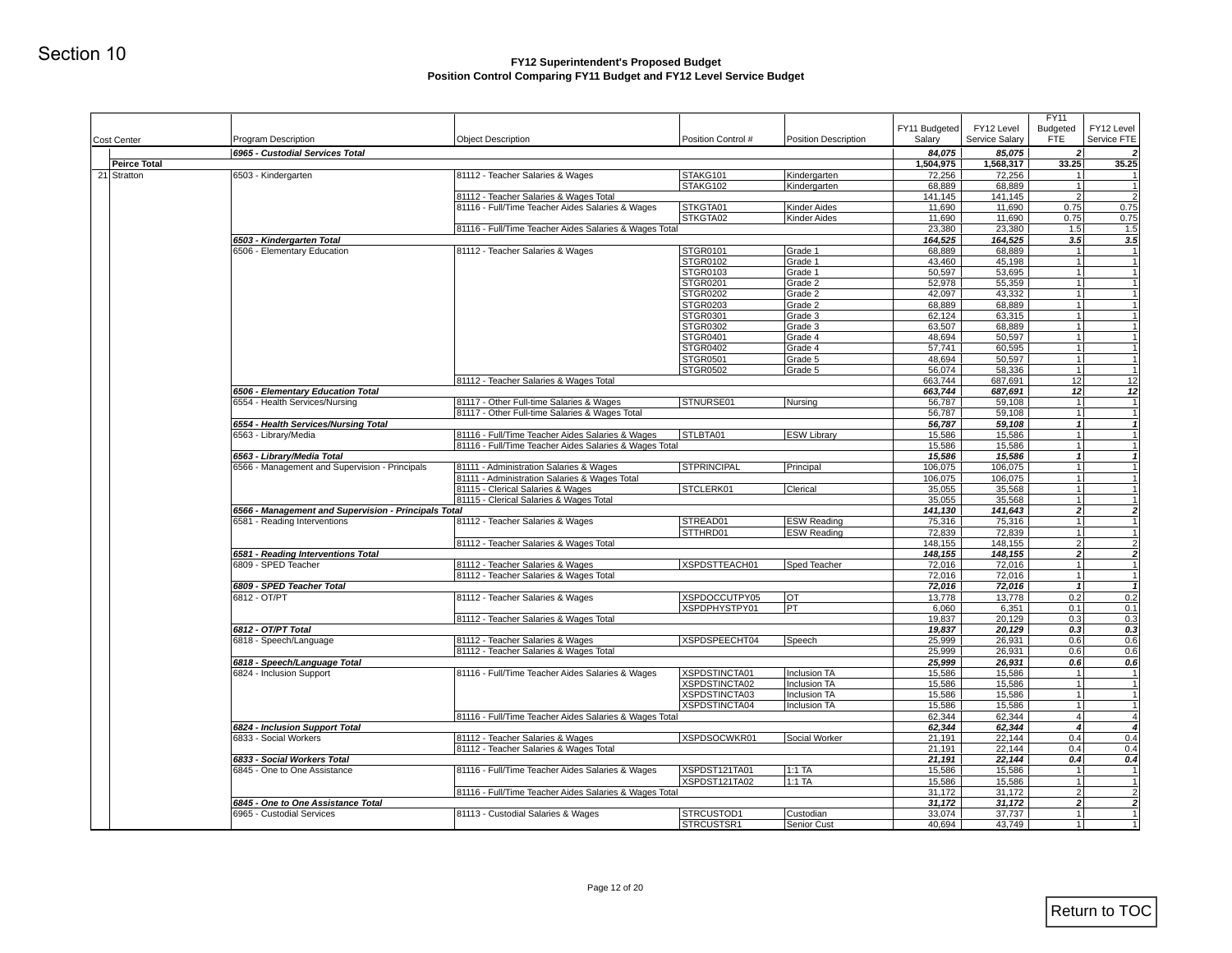Section 10

## FY12 Superintendent's Proposed Budget
## Position Control Comparing FY11 Budget and FY12 Level Service Budget

| Cost Center | Program Description | Object Description | Position Control # | Position Description | FY11 Budgeted Salary | FY12 Level Service Salary | FY11 Budgeted FTE | FY12 Level Service FTE |
|---|---|---|---|---|---|---|---|---|
| | ***6965 - Custodial Services Total*** | | | | ***84,075*** | ***85,075*** | ***2*** | ***2*** |
| **Peirce Total** | | | | | **1,504,975** | **1,568,317** | **33.25** | **35.25** |
| 21 Stratton | 6503 - Kindergarten | 81112 - Teacher Salaries & Wages | STAKG101 | Kindergarten | 72,256 | 72,256 | 1 | 1 |
| | | | STAKG102 | Kindergarten | 68,889 | 68,889 | 1 | 1 |
| | | 81112 - Teacher Salaries & Wages Total | | | 141,145 | 141,145 | 2 | 2 |
| | | 81116 - Full/Time Teacher Aides Salaries & Wages | STKGTA01 | Kinder Aides | 11,690 | 11,690 | 0.75 | 0.75 |
| | | | STKGTA02 | Kinder Aides | 11,690 | 11,690 | 0.75 | 0.75 |
| | | 81116 - Full/Time Teacher Aides Salaries & Wages Total | | | 23,380 | 23,380 | 1.5 | 1.5 |
| | ***6503 - Kindergarten Total*** | | | | ***164,525*** | ***164,525*** | ***3.5*** | ***3.5*** |
| | 6506 - Elementary Education | 81112 - Teacher Salaries & Wages | STGR0101 | Grade 1 | 68,889 | 68,889 | 1 | 1 |
| | | | STGR0102 | Grade 1 | 43,460 | 45,198 | 1 | 1 |
| | | | STGR0103 | Grade 1 | 50,597 | 53,695 | 1 | 1 |
| | | | STGR0201 | Grade 2 | 52,978 | 55,359 | 1 | 1 |
| | | | STGR0202 | Grade 2 | 42,097 | 43,332 | 1 | 1 |
| | | | STGR0203 | Grade 2 | 68,889 | 68,889 | 1 | 1 |
| | | | STGR0301 | Grade 3 | 62,124 | 63,315 | 1 | 1 |
| | | | STGR0302 | Grade 3 | 63,507 | 68,889 | 1 | 1 |
| | | | STGR0401 | Grade 4 | 48,694 | 50,597 | 1 | 1 |
| | | | STGR0402 | Grade 4 | 57,741 | 60,595 | 1 | 1 |
| | | | STGR0501 | Grade 5 | 48,694 | 50,597 | 1 | 1 |
| | | | STGR0502 | Grade 5 | 56,074 | 58,336 | 1 | 1 |
| | | 81112 - Teacher Salaries & Wages Total | | | 663,744 | 687,691 | 12 | 12 |
| | ***6506 - Elementary Education Total*** | | | | ***663,744*** | ***687,691*** | ***12*** | ***12*** |
| | 6554 - Health Services/Nursing | 81117 - Other Full-time Salaries & Wages | STNURSE01 | Nursing | 56,787 | 59,108 | 1 | 1 |
| | | 81117 - Other Full-time Salaries & Wages Total | | | 56,787 | 59,108 | 1 | 1 |
| | ***6554 - Health Services/Nursing Total*** | | | | ***56,787*** | ***59,108*** | ***1*** | ***1*** |
| | 6563 - Library/Media | 81116 - Full/Time Teacher Aides Salaries & Wages | STLBTA01 | ESW Library | 15,586 | 15,586 | 1 | 1 |
| | | 81116 - Full/Time Teacher Aides Salaries & Wages Total | | | 15,586 | 15,586 | 1 | 1 |
| | ***6563 - Library/Media Total*** | | | | ***15,586*** | ***15,586*** | ***1*** | ***1*** |
| | 6566 - Management and Supervision - Principals | 81111 - Administration Salaries & Wages | STPRINCIPAL | Principal | 106,075 | 106,075 | 1 | 1 |
| | | 81111 - Administration Salaries & Wages Total | | | 106,075 | 106,075 | 1 | 1 |
| | | 81115 - Clerical Salaries & Wages | STCLERK01 | Clerical | 35,055 | 35,568 | 1 | 1 |
| | | 81115 - Clerical Salaries & Wages Total | | | 35,055 | 35,568 | 1 | 1 |
| | ***6566 - Management and Supervision - Principals Total*** | | | | ***141,130*** | ***141,643*** | ***2*** | ***2*** |
| | 6581 - Reading Interventions | 81112 - Teacher Salaries & Wages | STREAD01 | ESW Reading | 75,316 | 75,316 | 1 | 1 |
| | | | STTHRD01 | ESW Reading | 72,839 | 72,839 | 1 | 1 |
| | | 81112 - Teacher Salaries & Wages Total | | | 148,155 | 148,155 | 2 | 2 |
| | ***6581 - Reading Interventions Total*** | | | | ***148,155*** | ***148,155*** | ***2*** | ***2*** |
| | 6809 - SPED Teacher | 81112 - Teacher Salaries & Wages | XSPDSTTEACH01 | Sped Teacher | 72,016 | 72,016 | 1 | 1 |
| | | 81112 - Teacher Salaries & Wages Total | | | 72,016 | 72,016 | 1 | 1 |
| | ***6809 - SPED Teacher Total*** | | | | ***72,016*** | ***72,016*** | ***1*** | ***1*** |
| | 6812 - OT/PT | 81112 - Teacher Salaries & Wages | XSPDOCCUTPY05 | OT | 13,778 | 13,778 | 0.2 | 0.2 |
| | | | XSPDPHYSTPY01 | PT | 6,060 | 6,351 | 0.1 | 0.1 |
| | | 81112 - Teacher Salaries & Wages Total | | | 19,837 | 20,129 | 0.3 | 0.3 |
| | ***6812 - OT/PT Total*** | | | | ***19,837*** | ***20,129*** | ***0.3*** | ***0.3*** |
| | 6818 - Speech/Language | 81112 - Teacher Salaries & Wages | XSPDSPEECHT04 | Speech | 25,999 | 26,931 | 0.6 | 0.6 |
| | | 81112 - Teacher Salaries & Wages Total | | | 25,999 | 26,931 | 0.6 | 0.6 |
| | ***6818 - Speech/Language Total*** | | | | ***25,999*** | ***26,931*** | ***0.6*** | ***0.6*** |
| | 6824 - Inclusion Support | 81116 - Full/Time Teacher Aides Salaries & Wages | XSPDSTINCTA01 | Inclusion TA | 15,586 | 15,586 | 1 | 1 |
| | | | XSPDSTINCTA02 | Inclusion TA | 15,586 | 15,586 | 1 | 1 |
| | | | XSPDSTINCTA03 | Inclusion TA | 15,586 | 15,586 | 1 | 1 |
| | | | XSPDSTINCTA04 | Inclusion TA | 15,586 | 15,586 | 1 | 1 |
| | | 81116 - Full/Time Teacher Aides Salaries & Wages Total | | | 62,344 | 62,344 | 4 | 4 |
| | ***6824 - Inclusion Support Total*** | | | | ***62,344*** | ***62,344*** | ***4*** | ***4*** |
| | 6833 - Social Workers | 81112 - Teacher Salaries & Wages | XSPDSOCWKR01 | Social Worker | 21,191 | 22,144 | 0.4 | 0.4 |
| | | 81112 - Teacher Salaries & Wages Total | | | 21,191 | 22,144 | 0.4 | 0.4 |
| | ***6833 - Social Workers Total*** | | | | ***21,191*** | ***22,144*** | ***0.4*** | ***0.4*** |
| | 6845 - One to One Assistance | 81116 - Full/Time Teacher Aides Salaries & Wages | XSPDST121TA01 | 1:1 TA | 15,586 | 15,586 | 1 | 1 |
| | | | XSPDST121TA02 | 1:1 TA | 15,586 | 15,586 | 1 | 1 |
| | | 81116 - Full/Time Teacher Aides Salaries & Wages Total | | | 31,172 | 31,172 | 2 | 2 |
| | ***6845 - One to One Assistance Total*** | | | | ***31,172*** | ***31,172*** | ***2*** | ***2*** |
| | 6965 - Custodial Services | 81113 - Custodial Salaries & Wages | STRCUSTOD1 | Custodian | 33,074 | 37,737 | 1 | 1 |
| | | | STRCUSTSR1 | Senior Cust | 40,694 | 43,749 | 1 | 1 |

Return to TOC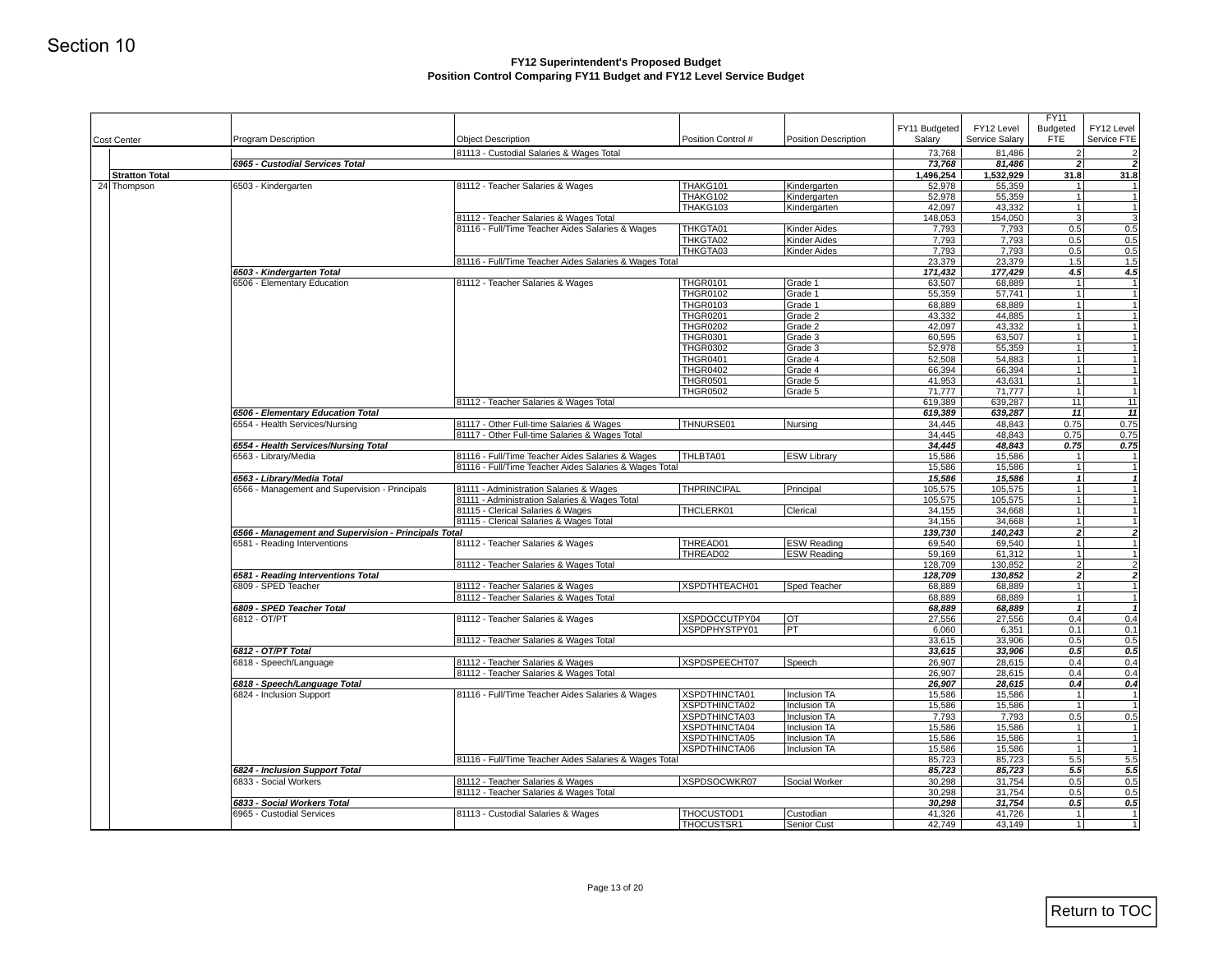Section 10

**FY12 Superintendent's Proposed Budget**
**Position Control Comparing FY11 Budget and FY12 Level Service Budget**

| Cost Center | Program Description | Object Description | Position Control # | Position Description | FY11 Budgeted Salary | FY12 Level Service Salary | FY11 Budgeted FTE | FY12 Level Service FTE |
|---|---|---|---|---|---|---|---|---|
| | | 81113 - Custodial Salaries & Wages Total | | | 73,768 | 81,486 | 2 | 2 |
| | ***6965 - Custodial Services Total*** | | | | ***73,768*** | ***81,486*** | ***2*** | ***2*** |
| **Stratton Total** | | | | | **1,496,254** | **1,532,929** | **31.8** | **31.8** |
| 24 Thompson | 6503 - Kindergarten | 81112 - Teacher Salaries & Wages | THAKG101 | Kindergarten | 52,978 | 55,359 | 1 | 1 |
| | | | THAKG102 | Kindergarten | 52,978 | 55,359 | 1 | 1 |
| | | | THAKG103 | Kindergarten | 42,097 | 43,332 | 1 | 1 |
| | | 81112 - Teacher Salaries & Wages Total | | | 148,053 | 154,050 | 3 | 3 |
| | | 81116 - Full/Time Teacher Aides Salaries & Wages | THKGTA01 | Kinder Aides | 7,793 | 7,793 | 0.5 | 0.5 |
| | | | THKGTA02 | Kinder Aides | 7,793 | 7,793 | 0.5 | 0.5 |
| | | | THKGTA03 | Kinder Aides | 7,793 | 7,793 | 0.5 | 0.5 |
| | | 81116 - Full/Time Teacher Aides Salaries & Wages Total | | | 23,379 | 23,379 | 1.5 | 1.5 |
| | ***6503 - Kindergarten Total*** | | | | ***171,432*** | ***177,429*** | ***4.5*** | ***4.5*** |
| | 6506 - Elementary Education | 81112 - Teacher Salaries & Wages | THGR0101 | Grade 1 | 63,507 | 68,889 | 1 | 1 |
| | | | THGR0102 | Grade 1 | 55,359 | 57,741 | 1 | 1 |
| | | | THGR0103 | Grade 1 | 68,889 | 68,889 | 1 | 1 |
| | | | THGR0201 | Grade 2 | 43,332 | 44,885 | 1 | 1 |
| | | | THGR0202 | Grade 2 | 42,097 | 43,332 | 1 | 1 |
| | | | THGR0301 | Grade 3 | 60,595 | 63,507 | 1 | 1 |
| | | | THGR0302 | Grade 3 | 52,978 | 55,359 | 1 | 1 |
| | | | THGR0401 | Grade 4 | 52,508 | 54,883 | 1 | 1 |
| | | | THGR0402 | Grade 4 | 66,394 | 66,394 | 1 | 1 |
| | | | THGR0501 | Grade 5 | 41,953 | 43,631 | 1 | 1 |
| | | | THGR0502 | Grade 5 | 71,777 | 71,777 | 1 | 1 |
| | | 81112 - Teacher Salaries & Wages Total | | | 619,389 | 639,287 | 11 | 11 |
| | ***6506 - Elementary Education Total*** | | | | ***619,389*** | ***639,287*** | ***11*** | ***11*** |
| | 6554 - Health Services/Nursing | 81117 - Other Full-time Salaries & Wages | THNURSE01 | Nursing | 34,445 | 48,843 | 0.75 | 0.75 |
| | | 81117 - Other Full-time Salaries & Wages Total | | | 34,445 | 48,843 | 0.75 | 0.75 |
| | ***6554 - Health Services/Nursing Total*** | | | | ***34,445*** | ***48,843*** | ***0.75*** | ***0.75*** |
| | 6563 - Library/Media | 81116 - Full/Time Teacher Aides Salaries & Wages | THLBTA01 | ESW Library | 15,586 | 15,586 | 1 | 1 |
| | | 81116 - Full/Time Teacher Aides Salaries & Wages Total | | | 15,586 | 15,586 | 1 | 1 |
| | ***6563 - Library/Media Total*** | | | | ***15,586*** | ***15,586*** | ***1*** | ***1*** |
| | 6566 - Management and Supervision - Principals | 81111 - Administration Salaries & Wages | THPRINCIPAL | Principal | 105,575 | 105,575 | 1 | 1 |
| | | 81111 - Administration Salaries & Wages Total | | | 105,575 | 105,575 | 1 | 1 |
| | | 81115 - Clerical Salaries & Wages | THCLERK01 | Clerical | 34,155 | 34,668 | 1 | 1 |
| | | 81115 - Clerical Salaries & Wages Total | | | 34,155 | 34,668 | 1 | 1 |
| | ***6566 - Management and Supervision - Principals Total*** | | | | ***139,730*** | ***140,243*** | ***2*** | ***2*** |
| | 6581 - Reading Interventions | 81112 - Teacher Salaries & Wages | THREAD01 | ESW Reading | 69,540 | 69,540 | 1 | 1 |
| | | | THREAD02 | ESW Reading | 59,169 | 61,312 | 1 | 1 |
| | | 81112 - Teacher Salaries & Wages Total | | | 128,709 | 130,852 | 2 | 2 |
| | ***6581 - Reading Interventions Total*** | | | | ***128,709*** | ***130,852*** | ***2*** | ***2*** |
| | 6809 - SPED Teacher | 81112 - Teacher Salaries & Wages | XSPDTHTEACH01 | Sped Teacher | 68,889 | 68,889 | 1 | 1 |
| | | 81112 - Teacher Salaries & Wages Total | | | 68,889 | 68,889 | 1 | 1 |
| | ***6809 - SPED Teacher Total*** | | | | ***68,889*** | ***68,889*** | ***1*** | ***1*** |
| | 6812 - OT/PT | 81112 - Teacher Salaries & Wages | XSPDOCCUTPY04 | OT | 27,556 | 27,556 | 0.4 | 0.4 |
| | | | XSPDPHYSTPY01 | PT | 6,060 | 6,351 | 0.1 | 0.1 |
| | | 81112 - Teacher Salaries & Wages Total | | | 33,615 | 33,906 | 0.5 | 0.5 |
| | ***6812 - OT/PT Total*** | | | | ***33,615*** | ***33,906*** | ***0.5*** | ***0.5*** |
| | 6818 - Speech/Language | 81112 - Teacher Salaries & Wages | XSPDSPEECHT07 | Speech | 26,907 | 28,615 | 0.4 | 0.4 |
| | | 81112 - Teacher Salaries & Wages Total | | | 26,907 | 28,615 | 0.4 | 0.4 |
| | ***6818 - Speech/Language Total*** | | | | ***26,907*** | ***28,615*** | ***0.4*** | ***0.4*** |
| | 6824 - Inclusion Support | 81116 - Full/Time Teacher Aides Salaries & Wages | XSPDTHINCTA01 | Inclusion TA | 15,586 | 15,586 | 1 | 1 |
| | | | XSPDTHINCTA02 | Inclusion TA | 15,586 | 15,586 | 1 | 1 |
| | | | XSPDTHINCTA03 | Inclusion TA | 7,793 | 7,793 | 0.5 | 0.5 |
| | | | XSPDTHINCTA04 | Inclusion TA | 15,586 | 15,586 | 1 | 1 |
| | | | XSPDTHINCTA05 | Inclusion TA | 15,586 | 15,586 | 1 | 1 |
| | | | XSPDTHINCTA06 | Inclusion TA | 15,586 | 15,586 | 1 | 1 |
| | | 81116 - Full/Time Teacher Aides Salaries & Wages Total | | | 85,723 | 85,723 | 5.5 | 5.5 |
| | ***6824 - Inclusion Support Total*** | | | | ***85,723*** | ***85,723*** | ***5.5*** | ***5.5*** |
| | 6833 - Social Workers | 81112 - Teacher Salaries & Wages | XSPDSOCWKR07 | Social Worker | 30,298 | 31,754 | 0.5 | 0.5 |
| | | 81112 - Teacher Salaries & Wages Total | | | 30,298 | 31,754 | 0.5 | 0.5 |
| | ***6833 - Social Workers Total*** | | | | ***30,298*** | ***31,754*** | ***0.5*** | ***0.5*** |
| | 6965 - Custodial Services | 81113 - Custodial Salaries & Wages | THOCUSTOD1 | Custodian | 41,326 | 41,726 | 1 | 1 |
| | | | THOCUSTSR1 | Senior Cust | 42,749 | 43,149 | 1 | 1 |

Return to TOC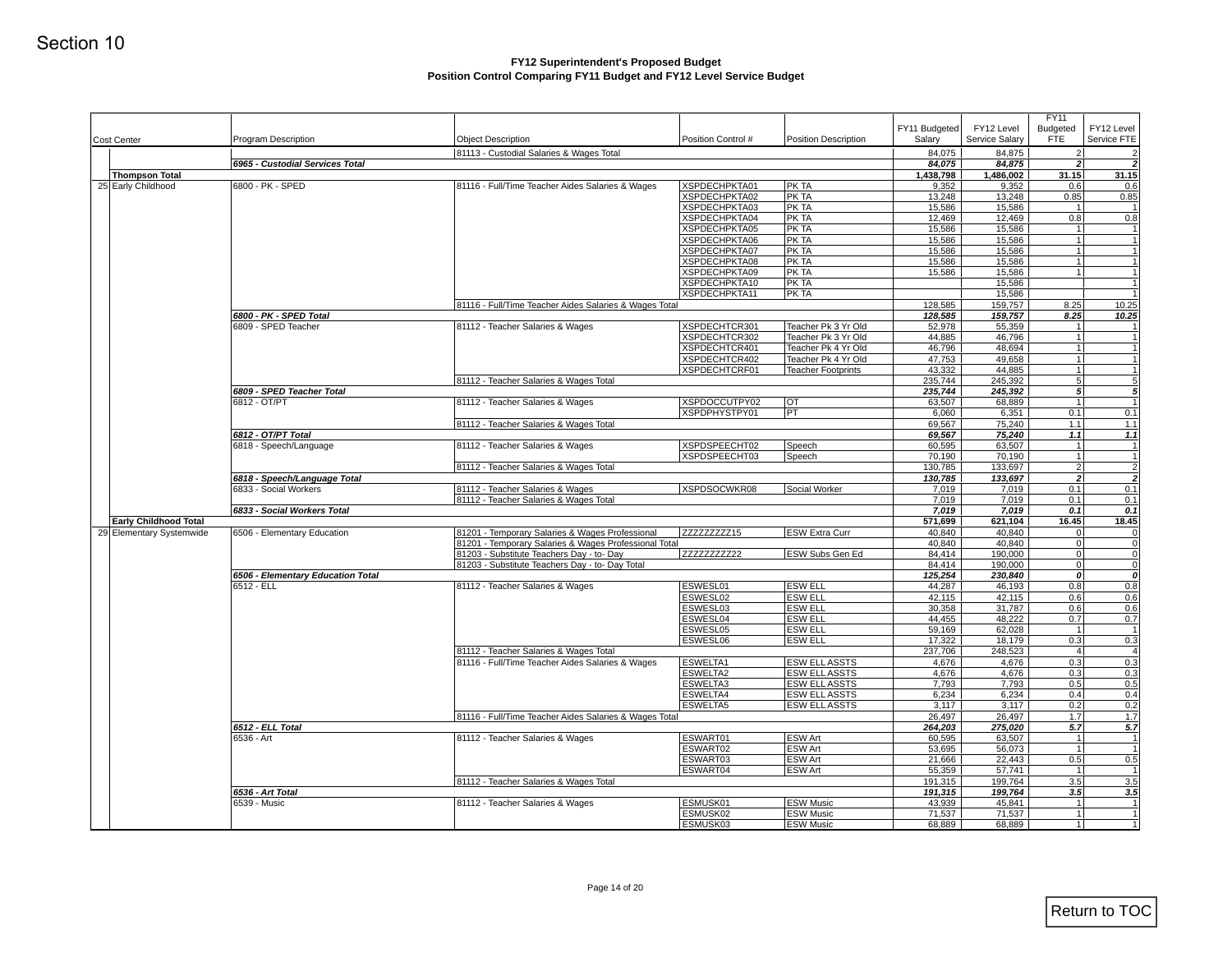Section 10

**FY12 Superintendent's Proposed Budget**
**Position Control Comparing FY11 Budget and FY12 Level Service Budget**

| Cost Center | Program Description | Object Description | Position Control # | Position Description | FY11 Budgeted Salary | FY12 Level Service Salary | FY11 Budgeted FTE | FY12 Level Service FTE |
|---|---|---|---|---|---|---|---|---|
| | | 81113 - Custodial Salaries & Wages Total | | | 84,075 | 84,875 | 2 | 2 |
| | ***6965 - Custodial Services Total*** | | | | ***84,075*** | ***84,875*** | ***2*** | ***2*** |
| **Thompson Total** | | | | | **1,438,798** | **1,486,002** | **31.15** | **31.15** |
| 25 Early Childhood | 6800 - PK - SPED | 81116 - Full/Time Teacher Aides Salaries & Wages | XSPDECHPKTA01 | PK TA | 9,352 | 9,352 | 0.6 | 0.6 |
| | | | XSPDECHPKTA02 | PK TA | 13,248 | 13,248 | 0.85 | 0.85 |
| | | | XSPDECHPKTA03 | PK TA | 15,586 | 15,586 | 1 | 1 |
| | | | XSPDECHPKTA04 | PK TA | 12,469 | 12,469 | 0.8 | 0.8 |
| | | | XSPDECHPKTA05 | PK TA | 15,586 | 15,586 | 1 | 1 |
| | | | XSPDECHPKTA06 | PK TA | 15,586 | 15,586 | 1 | 1 |
| | | | XSPDECHPKTA07 | PK TA | 15,586 | 15,586 | 1 | 1 |
| | | | XSPDECHPKTA08 | PK TA | 15,586 | 15,586 | 1 | 1 |
| | | | XSPDECHPKTA09 | PK TA | 15,586 | 15,586 | 1 | 1 |
| | | | XSPDECHPKTA10 | PK TA | | 15,586 | | 1 |
| | | | XSPDECHPKTA11 | PK TA | | 15,586 | | 1 |
| | | 81116 - Full/Time Teacher Aides Salaries & Wages Total | | | 128,585 | 159,757 | 8.25 | 10.25 |
| | ***6800 - PK - SPED Total*** | | | | ***128,585*** | ***159,757*** | ***8.25*** | ***10.25*** |
| | 6809 - SPED Teacher | 81112 - Teacher Salaries & Wages | XSPDECHTCR301 | Teacher Pk 3 Yr Old | 52,978 | 55,359 | 1 | 1 |
| | | | XSPDECHTCR302 | Teacher Pk 3 Yr Old | 44,885 | 46,796 | 1 | 1 |
| | | | XSPDECHTCR401 | Teacher Pk 4 Yr Old | 46,796 | 48,694 | 1 | 1 |
| | | | XSPDECHTCR402 | Teacher Pk 4 Yr Old | 47,753 | 49,658 | 1 | 1 |
| | | | XSPDECHTCRF01 | Teacher Footprints | 43,332 | 44,885 | 1 | 1 |
| | | 81112 - Teacher Salaries & Wages Total | | | 235,744 | 245,392 | 5 | 5 |
| | ***6809 - SPED Teacher Total*** | | | | ***235,744*** | ***245,392*** | ***5*** | ***5*** |
| | 6812 - OT/PT | 81112 - Teacher Salaries & Wages | XSPDOCCUTPY02 | OT | 63,507 | 68,889 | 1 | 1 |
| | | | XSPDPHYSTPY01 | PT | 6,060 | 6,351 | 0.1 | 0.1 |
| | | 81112 - Teacher Salaries & Wages Total | | | 69,567 | 75,240 | 1.1 | 1.1 |
| | ***6812 - OT/PT Total*** | | | | ***69,567*** | ***75,240*** | ***1.1*** | ***1.1*** |
| | 6818 - Speech/Language | 81112 - Teacher Salaries & Wages | XSPDSPEECHT02 | Speech | 60,595 | 63,507 | 1 | 1 |
| | | | XSPDSPEECHT03 | Speech | 70,190 | 70,190 | 1 | 1 |
| | | 81112 - Teacher Salaries & Wages Total | | | 130,785 | 133,697 | 2 | 2 |
| | ***6818 - Speech/Language Total*** | | | | ***130,785*** | ***133,697*** | ***2*** | ***2*** |
| | 6833 - Social Workers | 81112 - Teacher Salaries & Wages | XSPDSOCWKR08 | Social Worker | 7,019 | 7,019 | 0.1 | 0.1 |
| | | 81112 - Teacher Salaries & Wages Total | | | 7,019 | 7,019 | 0.1 | 0.1 |
| | ***6833 - Social Workers Total*** | | | | ***7,019*** | ***7,019*** | ***0.1*** | ***0.1*** |
| **Early Childhood Total** | | | | | **571,699** | **621,104** | **16.45** | **18.45** |
| 29 Elementary Systemwide | 6506 - Elementary Education | 81201 - Temporary Salaries & Wages Professional | ZZZZZZZZZ15 | ESW Extra Curr | 40,840 | 40,840 | 0 | 0 |
| | | 81201 - Temporary Salaries & Wages Professional Total | | | 40,840 | 40,840 | 0 | 0 |
| | | 81203 - Substitute Teachers Day - to- Day | ZZZZZZZZZ22 | ESW Subs Gen Ed | 84,414 | 190,000 | 0 | 0 |
| | | 81203 - Substitute Teachers Day - to- Day Total | | | 84,414 | 190,000 | 0 | 0 |
| | ***6506 - Elementary Education Total*** | | | | ***125,254*** | ***230,840*** | ***0*** | ***0*** |
| | 6512 - ELL | 81112 - Teacher Salaries & Wages | ESWESL01 | ESW ELL | 44,287 | 46,193 | 0.8 | 0.8 |
| | | | ESWESL02 | ESW ELL | 42,115 | 42,115 | 0.6 | 0.6 |
| | | | ESWESL03 | ESW ELL | 30,358 | 31,787 | 0.6 | 0.6 |
| | | | ESWESL04 | ESW ELL | 44,455 | 48,222 | 0.7 | 0.7 |
| | | | ESWESL05 | ESW ELL | 59,169 | 62,028 | 1 | 1 |
| | | | ESWESL06 | ESW ELL | 17,322 | 18,179 | 0.3 | 0.3 |
| | | 81112 - Teacher Salaries & Wages Total | | | 237,706 | 248,523 | 4 | 4 |
| | | 81116 - Full/Time Teacher Aides Salaries & Wages | ESWELTA1 | ESW ELL ASSTS | 4,676 | 4,676 | 0.3 | 0.3 |
| | | | ESWELTA2 | ESW ELL ASSTS | 4,676 | 4,676 | 0.3 | 0.3 |
| | | | ESWELTA3 | ESW ELL ASSTS | 7,793 | 7,793 | 0.5 | 0.5 |
| | | | ESWELTA4 | ESW ELL ASSTS | 6,234 | 6,234 | 0.4 | 0.4 |
| | | | ESWELTA5 | ESW ELL ASSTS | 3,117 | 3,117 | 0.2 | 0.2 |
| | | 81116 - Full/Time Teacher Aides Salaries & Wages Total | | | 26,497 | 26,497 | 1.7 | 1.7 |
| | ***6512 - ELL Total*** | | | | ***264,203*** | ***275,020*** | ***5.7*** | ***5.7*** |
| | 6536 - Art | 81112 - Teacher Salaries & Wages | ESWART01 | ESW Art | 60,595 | 63,507 | 1 | 1 |
| | | | ESWART02 | ESW Art | 53,695 | 56,073 | 1 | 1 |
| | | | ESWART03 | ESW Art | 21,666 | 22,443 | 0.5 | 0.5 |
| | | | ESWART04 | ESW Art | 55,359 | 57,741 | 1 | 1 |
| | | 81112 - Teacher Salaries & Wages Total | | | 191,315 | 199,764 | 3.5 | 3.5 |
| | ***6536 - Art Total*** | | | | ***191,315*** | ***199,764*** | ***3.5*** | ***3.5*** |
| | 6539 - Music | 81112 - Teacher Salaries & Wages | ESMUSK01 | ESW Music | 43,939 | 45,841 | 1 | 1 |
| | | | ESMUSK02 | ESW Music | 71,537 | 71,537 | 1 | 1 |
| | | | ESMUSK03 | ESW Music | 68,889 | 68,889 | 1 | 1 |

Return to TOC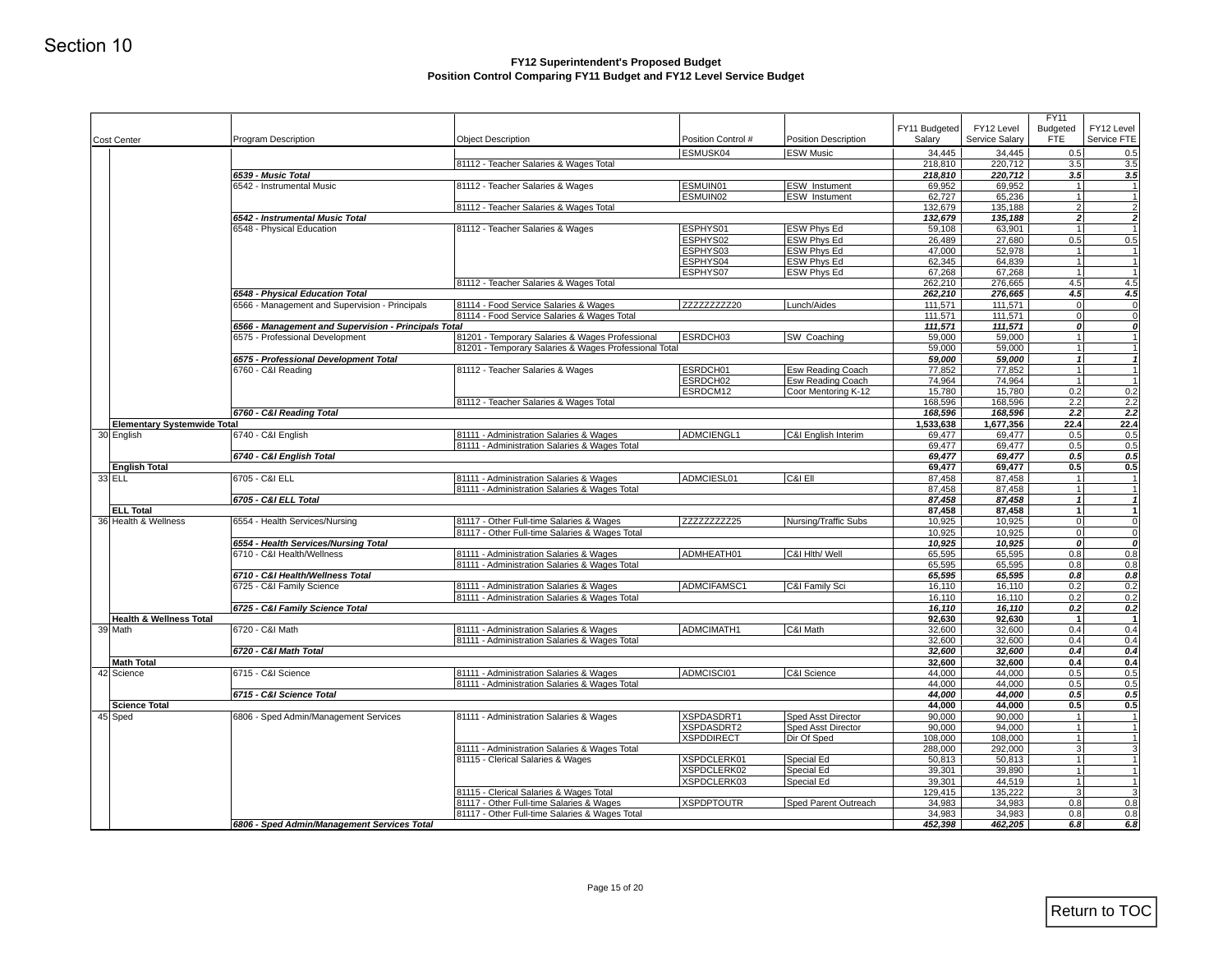Section 10

**FY12 Superintendent's Proposed Budget**
**Position Control Comparing FY11 Budget and FY12 Level Service Budget**

| Cost Center | Program Description | Object Description | Position Control # | Position Description | FY11 Budgeted Salary | FY12 Level Service Salary | FY11 Budgeted FTE | FY12 Level Service FTE |
|---|---|---|---|---|---|---|---|---|
| | | | ESMUSK04 | ESW Music | 34,445 | 34,445 | 0.5 | 0.5 |
| | | 81112 - Teacher Salaries & Wages Total | | | 218,810 | 220,712 | 3.5 | 3.5 |
| | ***6539 - Music Total*** | | | | ***218,810*** | ***220,712*** | ***3.5*** | ***3.5*** |
| | 6542 - Instrumental Music | 81112 - Teacher Salaries & Wages | ESMUIN01 | ESW Instument | 69,952 | 69,952 | 1 | 1 |
| | | | ESMUIN02 | ESW Instument | 62,727 | 65,236 | 1 | 1 |
| | | 81112 - Teacher Salaries & Wages Total | | | 132,679 | 135,188 | 2 | 2 |
| | ***6542 - Instrumental Music Total*** | | | | ***132,679*** | ***135,188*** | ***2*** | ***2*** |
| | 6548 - Physical Education | 81112 - Teacher Salaries & Wages | ESPHYS01 | ESW Phys Ed | 59,108 | 63,901 | 1 | 1 |
| | | | ESPHYS02 | ESW Phys Ed | 26,489 | 27,680 | 0.5 | 0.5 |
| | | | ESPHYS03 | ESW Phys Ed | 47,000 | 52,978 | 1 | 1 |
| | | | ESPHYS04 | ESW Phys Ed | 62,345 | 64,839 | 1 | 1 |
| | | | ESPHYS07 | ESW Phys Ed | 67,268 | 67,268 | 1 | 1 |
| | | 81112 - Teacher Salaries & Wages Total | | | 262,210 | 276,665 | 4.5 | 4.5 |
| | ***6548 - Physical Education Total*** | | | | ***262,210*** | ***276,665*** | ***4.5*** | ***4.5*** |
| | 6566 - Management and Supervision - Principals | 81114 - Food Service Salaries & Wages | ZZZZZZZZZ20 | Lunch/Aides | 111,571 | 111,571 | 0 | 0 |
| | | 81114 - Food Service Salaries & Wages Total | | | 111,571 | 111,571 | 0 | 0 |
| | ***6566 - Management and Supervision - Principals Total*** | | | | ***111,571*** | ***111,571*** | ***0*** | ***0*** |
| | 6575 - Professional Development | 81201 - Temporary Salaries & Wages Professional | ESRDCH03 | SW Coaching | 59,000 | 59,000 | 1 | 1 |
| | | 81201 - Temporary Salaries & Wages Professional Total | | | 59,000 | 59,000 | 1 | 1 |
| | ***6575 - Professional Development Total*** | | | | ***59,000*** | ***59,000*** | ***1*** | ***1*** |
| | 6760 - C&I Reading | 81112 - Teacher Salaries & Wages | ESRDCH01 | Esw Reading Coach | 77,852 | 77,852 | 1 | 1 |
| | | | ESRDCH02 | Esw Reading Coach | 74,964 | 74,964 | 1 | 1 |
| | | | ESRDCM12 | Coor Mentoring K-12 | 15,780 | 15,780 | 0.2 | 0.2 |
| | | 81112 - Teacher Salaries & Wages Total | | | 168,596 | 168,596 | 2.2 | 2.2 |
| | ***6760 - C&I Reading Total*** | | | | ***168,596*** | ***168,596*** | ***2.2*** | ***2.2*** |
| **Elementary Systemwide Total** | | | | | **1,533,638** | **1,677,356** | **22.4** | **22.4** |
| 30 English | 6740 - C&I English | 81111 - Administration Salaries & Wages | ADMCIENGL1 | C&I English Interim | 69,477 | 69,477 | 0.5 | 0.5 |
| | | 81111 - Administration Salaries & Wages Total | | | 69,477 | 69,477 | 0.5 | 0.5 |
| | ***6740 - C&I English Total*** | | | | ***69,477*** | ***69,477*** | ***0.5*** | ***0.5*** |
| **English Total** | | | | | **69,477** | **69,477** | **0.5** | **0.5** |
| 33 ELL | 6705 - C&I ELL | 81111 - Administration Salaries & Wages | ADMCIESL01 | C&I Ell | 87,458 | 87,458 | 1 | 1 |
| | | 81111 - Administration Salaries & Wages Total | | | 87,458 | 87,458 | 1 | 1 |
| | ***6705 - C&I ELL Total*** | | | | ***87,458*** | ***87,458*** | ***1*** | ***1*** |
| **ELL Total** | | | | | **87,458** | **87,458** | **1** | **1** |
| 36 Health & Wellness | 6554 - Health Services/Nursing | 81117 - Other Full-time Salaries & Wages | ZZZZZZZZZ25 | Nursing/Traffic Subs | 10,925 | 10,925 | 0 | 0 |
| | | 81117 - Other Full-time Salaries & Wages Total | | | 10,925 | 10,925 | 0 | 0 |
| | ***6554 - Health Services/Nursing Total*** | | | | ***10,925*** | ***10,925*** | ***0*** | ***0*** |
| | 6710 - C&I Health/Wellness | 81111 - Administration Salaries & Wages | ADMHEATH01 | C&I Hlth/ Well | 65,595 | 65,595 | 0.8 | 0.8 |
| | | 81111 - Administration Salaries & Wages Total | | | 65,595 | 65,595 | 0.8 | 0.8 |
| | ***6710 - C&I Health/Wellness Total*** | | | | ***65,595*** | ***65,595*** | ***0.8*** | ***0.8*** |
| | 6725 - C&I Family Science | 81111 - Administration Salaries & Wages | ADMCIFAMSC1 | C&I Family Sci | 16,110 | 16,110 | 0.2 | 0.2 |
| | | 81111 - Administration Salaries & Wages Total | | | 16,110 | 16,110 | 0.2 | 0.2 |
| | ***6725 - C&I Family Science Total*** | | | | ***16,110*** | ***16,110*** | ***0.2*** | ***0.2*** |
| **Health & Wellness Total** | | | | | **92,630** | **92,630** | **1** | **1** |
| 39 Math | 6720 - C&I Math | 81111 - Administration Salaries & Wages | ADMCIMATH1 | C&I Math | 32,600 | 32,600 | 0.4 | 0.4 |
| | | 81111 - Administration Salaries & Wages Total | | | 32,600 | 32,600 | 0.4 | 0.4 |
| | ***6720 - C&I Math Total*** | | | | ***32,600*** | ***32,600*** | ***0.4*** | ***0.4*** |
| **Math Total** | | | | | **32,600** | **32,600** | **0.4** | **0.4** |
| 42 Science | 6715 - C&I Science | 81111 - Administration Salaries & Wages | ADMCISCI01 | C&I Science | 44,000 | 44,000 | 0.5 | 0.5 |
| | | 81111 - Administration Salaries & Wages Total | | | 44,000 | 44,000 | 0.5 | 0.5 |
| | ***6715 - C&I Science Total*** | | | | ***44,000*** | ***44,000*** | ***0.5*** | ***0.5*** |
| **Science Total** | | | | | **44,000** | **44,000** | **0.5** | **0.5** |
| 45 Sped | 6806 - Sped Admin/Management Services | 81111 - Administration Salaries & Wages | XSPDASDRT1 | Sped Asst Director | 90,000 | 90,000 | 1 | 1 |
| | | | XSPDASDRT2 | Sped Asst Director | 90,000 | 94,000 | 1 | 1 |
| | | | XSPDDIRECT | Dir Of Sped | 108,000 | 108,000 | 1 | 1 |
| | | 81111 - Administration Salaries & Wages Total | | | 288,000 | 292,000 | 3 | 3 |
| | | 81115 - Clerical Salaries & Wages | XSPDCLERK01 | Special Ed | 50,813 | 50,813 | 1 | 1 |
| | | | XSPDCLERK02 | Special Ed | 39,301 | 39,890 | 1 | 1 |
| | | | XSPDCLERK03 | Special Ed | 39,301 | 44,519 | 1 | 1 |
| | | 81115 - Clerical Salaries & Wages Total | | | 129,415 | 135,222 | 3 | 3 |
| | | 81117 - Other Full-time Salaries & Wages | XSPDPTOUTR | Sped Parent Outreach | 34,983 | 34,983 | 0.8 | 0.8 |
| | | 81117 - Other Full-time Salaries & Wages Total | | | 34,983 | 34,983 | 0.8 | 0.8 |
| | ***6806 - Sped Admin/Management Services Total*** | | | | ***452,398*** | ***462,205*** | ***6.8*** | ***6.8*** |

Return to TOC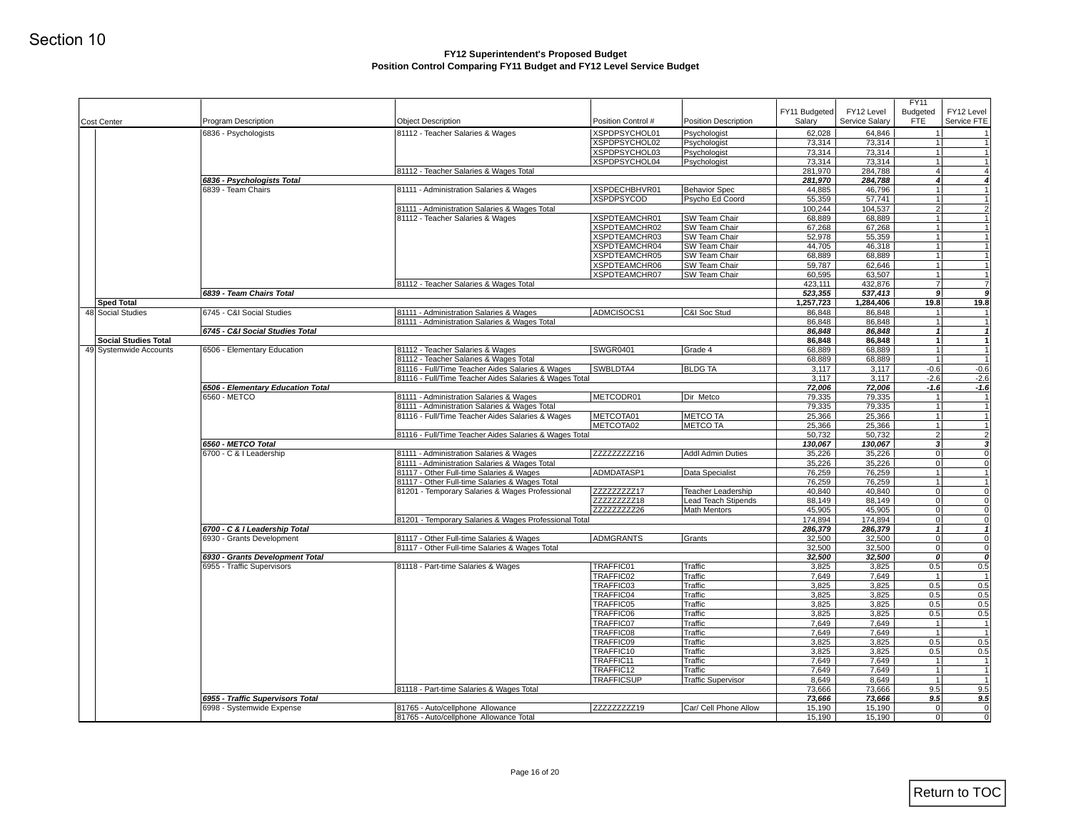Section 10

## FY12 Superintendent's Proposed Budget
### Position Control Comparing FY11 Budget and FY12 Level Service Budget

| Cost Center | Program Description | Object Description | Position Control # | Position Description | FY11 Budgeted Salary | FY12 Level Service Salary | FY11 Budgeted FTE | FY12 Level Service FTE |
|---|---|---|---|---|---|---|---|---|
| | 6836 - Psychologists | 81112 - Teacher Salaries & Wages | XSPDPSYCHOL01 | Psychologist | 62,028 | 64,846 | 1 | 1 |
| | | | XSPDPSYCHOL02 | Psychologist | 73,314 | 73,314 | 1 | 1 |
| | | | XSPDPSYCHOL03 | Psychologist | 73,314 | 73,314 | 1 | 1 |
| | | | XSPDPSYCHOL04 | Psychologist | 73,314 | 73,314 | 1 | 1 |
| | | 81112 - Teacher Salaries & Wages Total | | | 281,970 | 284,788 | 4 | 4 |
| | ***6836 - Psychologists Total*** | | | | ***281,970*** | ***284,788*** | ***4*** | ***4*** |
| | 6839 - Team Chairs | 81111 - Administration Salaries & Wages | XSPDECHBHVR01 | Behavior Spec | 44,885 | 46,796 | 1 | 1 |
| | | | XSPDPSYCOD | Psycho Ed Coord | 55,359 | 57,741 | 1 | 1 |
| | | 81111 - Administration Salaries & Wages Total | | | 100,244 | 104,537 | 2 | 2 |
| | | 81112 - Teacher Salaries & Wages | XSPDTEAMCHR01 | SW Team Chair | 68,889 | 68,889 | 1 | 1 |
| | | | XSPDTEAMCHR02 | SW Team Chair | 67,268 | 67,268 | 1 | 1 |
| | | | XSPDTEAMCHR03 | SW Team Chair | 52,978 | 55,359 | 1 | 1 |
| | | | XSPDTEAMCHR04 | SW Team Chair | 44,705 | 46,318 | 1 | 1 |
| | | | XSPDTEAMCHR05 | SW Team Chair | 68,889 | 68,889 | 1 | 1 |
| | | | XSPDTEAMCHR06 | SW Team Chair | 59,787 | 62,646 | 1 | 1 |
| | | | XSPDTEAMCHR07 | SW Team Chair | 60,595 | 63,507 | 1 | 1 |
| | | 81112 - Teacher Salaries & Wages Total | | | 423,111 | 432,876 | 7 | 7 |
| | ***6839 - Team Chairs Total*** | | | | ***523,355*** | ***537,413*** | ***9*** | ***9*** |
| **Sped Total** | | | | | **1,257,723** | **1,284,406** | **19.8** | **19.8** |
| 48 Social Studies | 6745 - C&I Social Studies | 81111 - Administration Salaries & Wages | ADMCISOCS1 | C&I Soc Stud | 86,848 | 86,848 | 1 | 1 |
| | | 81111 - Administration Salaries & Wages Total | | | 86,848 | 86,848 | 1 | 1 |
| | ***6745 - C&I Social Studies Total*** | | | | ***86,848*** | ***86,848*** | ***1*** | ***1*** |
| **Social Studies Total** | | | | | **86,848** | **86,848** | **1** | **1** |
| 49 Systemwide Accounts | 6506 - Elementary Education | 81112 - Teacher Salaries & Wages | SWGR0401 | Grade 4 | 68,889 | 68,889 | 1 | 1 |
| | | 81112 - Teacher Salaries & Wages Total | | | 68,889 | 68,889 | 1 | 1 |
| | | 81116 - Full/Time Teacher Aides Salaries & Wages | SWBLDTA4 | BLDG TA | 3,117 | 3,117 | -0.6 | -0.6 |
| | | 81116 - Full/Time Teacher Aides Salaries & Wages Total | | | 3,117 | 3,117 | -2.6 | -2.6 |
| | ***6506 - Elementary Education Total*** | | | | ***72,006*** | ***72,006*** | ***-1.6*** | ***-1.6*** |
| | 6560 - METCO | 81111 - Administration Salaries & Wages | METCODR01 | Dir Metco | 79,335 | 79,335 | 1 | 1 |
| | | 81111 - Administration Salaries & Wages Total | | | 79,335 | 79,335 | 1 | 1 |
| | | 81116 - Full/Time Teacher Aides Salaries & Wages | METCOTA01 | METCO TA | 25,366 | 25,366 | 1 | 1 |
| | | | METCOTA02 | METCO TA | 25,366 | 25,366 | 1 | 1 |
| | | 81116 - Full/Time Teacher Aides Salaries & Wages Total | | | 50,732 | 50,732 | 2 | 2 |
| | ***6560 - METCO Total*** | | | | ***130,067*** | ***130,067*** | ***3*** | ***3*** |
| | 6700 - C & I Leadership | 81111 - Administration Salaries & Wages | ZZZZZZZZZ16 | Addl Admin Duties | 35,226 | 35,226 | 0 | 0 |
| | | 81111 - Administration Salaries & Wages Total | | | 35,226 | 35,226 | 0 | 0 |
| | | 81117 - Other Full-time Salaries & Wages | ADMDATASP1 | Data Specialist | 76,259 | 76,259 | 1 | 1 |
| | | 81117 - Other Full-time Salaries & Wages Total | | | 76,259 | 76,259 | 1 | 1 |
| | | 81201 - Temporary Salaries & Wages Professional | ZZZZZZZZZ17 | Teacher Leadership | 40,840 | 40,840 | 0 | 0 |
| | | | ZZZZZZZZZ18 | Lead Teach Stipends | 88,149 | 88,149 | 0 | 0 |
| | | | ZZZZZZZZZ26 | Math Mentors | 45,905 | 45,905 | 0 | 0 |
| | | 81201 - Temporary Salaries & Wages Professional Total | | | 174,894 | 174,894 | 0 | 0 |
| | ***6700 - C & I Leadership Total*** | | | | ***286,379*** | ***286,379*** | ***1*** | ***1*** |
| | 6930 - Grants Development | 81117 - Other Full-time Salaries & Wages | ADMGRANTS | Grants | 32,500 | 32,500 | 0 | 0 |
| | | 81117 - Other Full-time Salaries & Wages Total | | | 32,500 | 32,500 | 0 | 0 |
| | ***6930 - Grants Development Total*** | | | | ***32,500*** | ***32,500*** | ***0*** | ***0*** |
| | 6955 - Traffic Supervisors | 81118 - Part-time Salaries & Wages | TRAFFIC01 | Traffic | 3,825 | 3,825 | 0.5 | 0.5 |
| | | | TRAFFIC02 | Traffic | 7,649 | 7,649 | 1 | 1 |
| | | | TRAFFIC03 | Traffic | 3,825 | 3,825 | 0.5 | 0.5 |
| | | | TRAFFIC04 | Traffic | 3,825 | 3,825 | 0.5 | 0.5 |
| | | | TRAFFIC05 | Traffic | 3,825 | 3,825 | 0.5 | 0.5 |
| | | | TRAFFIC06 | Traffic | 3,825 | 3,825 | 0.5 | 0.5 |
| | | | TRAFFIC07 | Traffic | 7,649 | 7,649 | 1 | 1 |
| | | | TRAFFIC08 | Traffic | 7,649 | 7,649 | 1 | 1 |
| | | | TRAFFIC09 | Traffic | 3,825 | 3,825 | 0.5 | 0.5 |
| | | | TRAFFIC10 | Traffic | 3,825 | 3,825 | 0.5 | 0.5 |
| | | | TRAFFIC11 | Traffic | 7,649 | 7,649 | 1 | 1 |
| | | | TRAFFIC12 | Traffic | 7,649 | 7,649 | 1 | 1 |
| | | | TRAFFICSUP | Traffic Supervisor | 8,649 | 8,649 | 1 | 1 |
| | | 81118 - Part-time Salaries & Wages Total | | | 73,666 | 73,666 | 9.5 | 9.5 |
| | ***6955 - Traffic Supervisors Total*** | | | | ***73,666*** | ***73,666*** | ***9.5*** | ***9.5*** |
| | 6998 - Systemwide Expense | 81765 - Auto/cellphone Allowance | ZZZZZZZZZ19 | Car/ Cell Phone Allow | 15,190 | 15,190 | 0 | 0 |
| | | 81765 - Auto/cellphone Allowance Total | | | 15,190 | 15,190 | 0 | 0 |

Return to TOC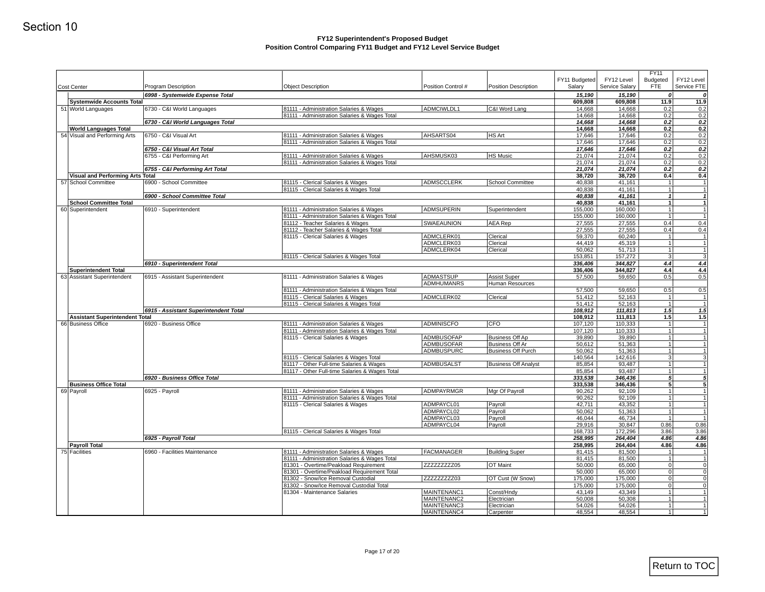Section 10

**FY12 Superintendent's Proposed Budget**
**Position Control Comparing FY11 Budget and FY12 Level Service Budget**

| Cost Center | Program Description | Object Description | Position Control # | Position Description | FY11 Budgeted Salary | FY12 Level Service Salary | FY11 Budgeted FTE | FY12 Level Service FTE |
|---|---|---|---|---|---|---|---|---|
| | *6998 - Systemwide Expense Total* | | | | *15,190* | *15,190* | *0* | *0* |
| **Systemwide Accounts Total** | | | | | **609,808** | **609,808** | **11.9** | **11.9** |
| 51 World Languages | 6730 - C&I World Languages | 81111 - Administration Salaries & Wages | ADMCIWLDL1 | C&I Word Lang | 14,668 | 14,668 | 0.2 | 0.2 |
| | | 81111 - Administration Salaries & Wages Total | | | 14,668 | 14,668 | 0.2 | 0.2 |
| | *6730 - C&I World Languages Total* | | | | *14,668* | *14,668* | *0.2* | *0.2* |
| **World Languages Total** | | | | | **14,668** | **14,668** | **0.2** | **0.2** |
| 54 Visual and Performing Arts | 6750 - C&I Visual Art | 81111 - Administration Salaries & Wages | AHSARTS04 | HS Art | 17,646 | 17,646 | 0.2 | 0.2 |
| | | 81111 - Administration Salaries & Wages Total | | | 17,646 | 17,646 | 0.2 | 0.2 |
| | *6750 - C&I Visual Art Total* | | | | *17,646* | *17,646* | *0.2* | *0.2* |
| | 6755 - C&I Performing Art | 81111 - Administration Salaries & Wages | AHSMUSK03 | HS Music | 21,074 | 21,074 | 0.2 | 0.2 |
| | | 81111 - Administration Salaries & Wages Total | | | 21,074 | 21,074 | 0.2 | 0.2 |
| | *6755 - C&I Performing Art Total* | | | | *21,074* | *21,074* | *0.2* | *0.2* |
| **Visual and Performing Arts Total** | | | | | **38,720** | **38,720** | **0.4** | **0.4** |
| 57 School Committee | 6900 - School Committee | 81115 - Clerical Salaries & Wages | ADMSCCLERK | School Committee | 40,838 | 41,161 | 1 | 1 |
| | | 81115 - Clerical Salaries & Wages Total | | | 40,838 | 41,161 | 1 | 1 |
| | *6900 - School Committee Total* | | | | *40,838* | *41,161* | *1* | *1* |
| **School Committee Total** | | | | | **40,838** | **41,161** | **1** | **1** |
| 60 Superintendent | 6910 - Superintendent | 81111 - Administration Salaries & Wages | ADMSUPERIN | Superintendent | 155,000 | 160,000 | 1 | 1 |
| | | 81111 - Administration Salaries & Wages Total | | | 155,000 | 160,000 | 1 | 1 |
| | | 81112 - Teacher Salaries & Wages | SWAEAUNION | AEA Rep | 27,555 | 27,555 | 0.4 | 0.4 |
| | | 81112 - Teacher Salaries & Wages Total | | | 27,555 | 27,555 | 0.4 | 0.4 |
| | | 81115 - Clerical Salaries & Wages | ADMCLERK01 | Clerical | 59,370 | 60,240 | 1 | 1 |
| | | | ADMCLERK03 | Clerical | 44,419 | 45,319 | 1 | 1 |
| | | | ADMCLERK04 | Clerical | 50,062 | 51,713 | 1 | 1 |
| | | 81115 - Clerical Salaries & Wages Total | | | 153,851 | 157,272 | 3 | 3 |
| | *6910 - Superintendent Total* | | | | *336,406* | *344,827* | *4.4* | *4.4* |
| **Superintendent Total** | | | | | **336,406** | **344,827** | **4.4** | **4.4** |
| 63 Assistant Superintendent | 6915 - Assistant Superintendent | 81111 - Administration Salaries & Wages | ADMASTSUP | Assist Super | 57,500 | 59,650 | 0.5 | 0.5 |
| | | | ADMHUMANRS | Human Resources | | | | |
| | | 81111 - Administration Salaries & Wages Total | | | 57,500 | 59,650 | 0.5 | 0.5 |
| | | 81115 - Clerical Salaries & Wages | ADMCLERK02 | Clerical | 51,412 | 52,163 | 1 | 1 |
| | | 81115 - Clerical Salaries & Wages Total | | | 51,412 | 52,163 | 1 | 1 |
| | *6915 - Assistant Superintendent Total* | | | | *108,912* | *111,813* | *1.5* | *1.5* |
| **Assistant Superintendent Total** | | | | | **108,912** | **111,813** | **1.5** | **1.5** |
| 66 Business Office | 6920 - Business Office | 81111 - Administration Salaries & Wages | ADMINISCFO | CFO | 107,120 | 110,333 | 1 | 1 |
| | | 81111 - Administration Salaries & Wages Total | | | 107,120 | 110,333 | 1 | 1 |
| | | 81115 - Clerical Salaries & Wages | ADMBUSOFAP | Business Off Ap | 39,890 | 39,890 | 1 | 1 |
| | | | ADMBUSOFAR | Business Off Ar | 50,612 | 51,363 | 1 | 1 |
| | | | ADMBUSPURC | Business Off Purch | 50,062 | 51,363 | 1 | 1 |
| | | 81115 - Clerical Salaries & Wages Total | | | 140,564 | 142,616 | 3 | 3 |
| | | 81117 - Other Full-time Salaries & Wages | ADMBUSALST | Business Off Analyst | 85,854 | 93,487 | 1 | 1 |
| | | 81117 - Other Full-time Salaries & Wages Total | | | 85,854 | 93,487 | 1 | 1 |
| | *6920 - Business Office Total* | | | | *333,538* | *346,436* | *5* | *5* |
| **Business Office Total** | | | | | **333,538** | **346,436** | **5** | **5** |
| 69 Payroll | 6925 - Payroll | 81111 - Administration Salaries & Wages | ADMPAYRMGR | Mgr Of Payroll | 90,262 | 92,109 | 1 | 1 |
| | | 81111 - Administration Salaries & Wages Total | | | 90,262 | 92,109 | 1 | 1 |
| | | 81115 - Clerical Salaries & Wages | ADMPAYCL01 | Payroll | 42,711 | 43,352 | 1 | 1 |
| | | | ADMPAYCL02 | Payroll | 50,062 | 51,363 | 1 | 1 |
| | | | ADMPAYCL03 | Payroll | 46,044 | 46,734 | 1 | 1 |
| | | | ADMPAYCL04 | Payroll | 29,916 | 30,847 | 0.86 | 0.86 |
| | | 81115 - Clerical Salaries & Wages Total | | | 168,733 | 172,296 | 3.86 | 3.86 |
| | *6925 - Payroll Total* | | | | *258,995* | *264,404* | *4.86* | *4.86* |
| **Payroll Total** | | | | | **258,995** | **264,404** | **4.86** | **4.86** |
| 75 Facilities | 6960 - Facilities Maintenance | 81111 - Administration Salaries & Wages | FACMANAGER | Building Super | 81,415 | 81,500 | 1 | 1 |
| | | 81111 - Administration Salaries & Wages Total | | | 81,415 | 81,500 | 1 | 1 |
| | | 81301 - Overtime/Peakload Requirement | ZZZZZZZZZ05 | OT Maint | 50,000 | 65,000 | 0 | 0 |
| | | 81301 - Overtime/Peakload Requirement Total | | | 50,000 | 65,000 | 0 | 0 |
| | | 81302 - Snow/Ice Removal Custodial | ZZZZZZZZZ03 | OT Cust (W Snow) | 175,000 | 175,000 | 0 | 0 |
| | | 81302 - Snow/Ice Removal Custodial Total | | | 175,000 | 175,000 | 0 | 0 |
| | | 81304 - Maintenance Salaries | MAINTENANC1 | Const/Hndy | 43,149 | 43,349 | 1 | 1 |
| | | | MAINTENANC2 | Electrician | 50,008 | 50,308 | 1 | 1 |
| | | | MAINTENANC3 | Electrician | 54,026 | 54,026 | 1 | 1 |
| | | | MAINTENANC4 | Carpenter | 48,554 | 48,554 | 1 | 1 |

Return to TOC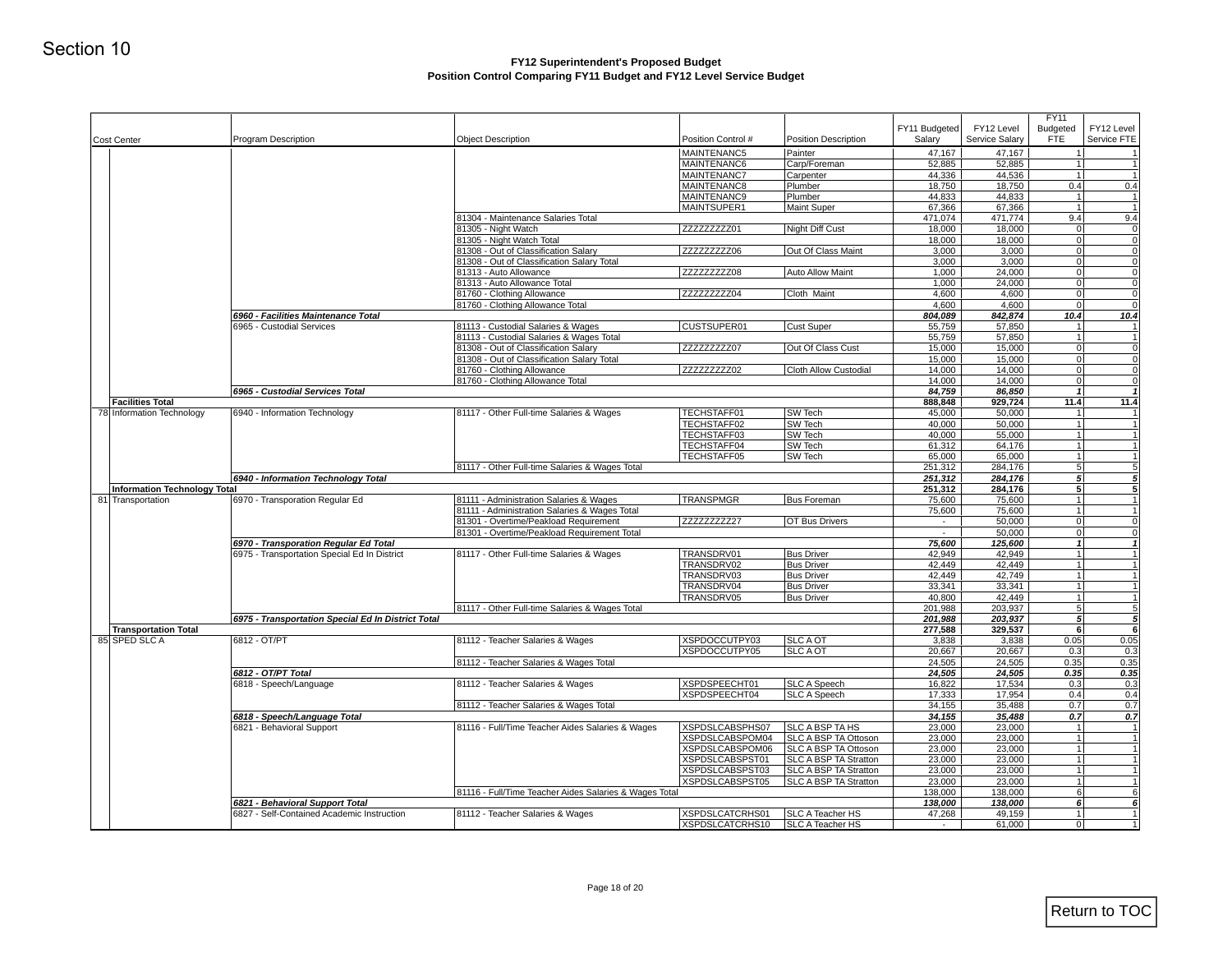Section 10

**FY12 Superintendent's Proposed Budget**
**Position Control Comparing FY11 Budget and FY12 Level Service Budget**

| Cost Center | Program Description | Object Description | Position Control # | Position Description | FY11 Budgeted Salary | FY12 Level Service Salary | FY11 Budgeted FTE | FY12 Level Service FTE |
|---|---|---|---|---|---|---|---|---|
| | | | MAINTENANC5 | Painter | 47,167 | 47,167 | 1 | 1 |
| | | | MAINTENANC6 | Carp/Foreman | 52,885 | 52,885 | 1 | 1 |
| | | | MAINTENANC7 | Carpenter | 44,336 | 44,536 | 1 | 1 |
| | | | MAINTENANC8 | Plumber | 18,750 | 18,750 | 0.4 | 0.4 |
| | | | MAINTENANC9 | Plumber | 44,833 | 44,833 | 1 | 1 |
| | | | MAINTSUPER1 | Maint Super | 67,366 | 67,366 | 1 | 1 |
| | | 81304 - Maintenance Salaries Total | | | 471,074 | 471,774 | 9.4 | 9.4 |
| | | 81305 - Night Watch | ZZZZZZZZZ01 | Night Diff Cust | 18,000 | 18,000 | 0 | 0 |
| | | 81305 - Night Watch Total | | | 18,000 | 18,000 | 0 | 0 |
| | | 81308 - Out of Classification Salary | ZZZZZZZZZ06 | Out Of Class Maint | 3,000 | 3,000 | 0 | 0 |
| | | 81308 - Out of Classification Salary Total | | | 3,000 | 3,000 | 0 | 0 |
| | | 81313 - Auto Allowance | ZZZZZZZZZ08 | Auto Allow Maint | 1,000 | 24,000 | 0 | 0 |
| | | 81313 - Auto Allowance Total | | | 1,000 | 24,000 | 0 | 0 |
| | | 81760 - Clothing Allowance | ZZZZZZZZZ04 | Cloth Maint | 4,600 | 4,600 | 0 | 0 |
| | | 81760 - Clothing Allowance Total | | | 4,600 | 4,600 | 0 | 0 |
| | ***6960 - Facilities Maintenance Total*** | | | | ***804,089*** | ***842,874*** | ***10.4*** | ***10.4*** |
| | 6965 - Custodial Services | 81113 - Custodial Salaries & Wages | CUSTSUPER01 | Cust Super | 55,759 | 57,850 | 1 | 1 |
| | | 81113 - Custodial Salaries & Wages Total | | | 55,759 | 57,850 | 1 | 1 |
| | | 81308 - Out of Classification Salary | ZZZZZZZZZ07 | Out Of Class Cust | 15,000 | 15,000 | 0 | 0 |
| | | 81308 - Out of Classification Salary Total | | | 15,000 | 15,000 | 0 | 0 |
| | | 81760 - Clothing Allowance | ZZZZZZZZZ02 | Cloth Allow Custodial | 14,000 | 14,000 | 0 | 0 |
| | | 81760 - Clothing Allowance Total | | | 14,000 | 14,000 | 0 | 0 |
| | ***6965 - Custodial Services Total*** | | | | ***84,759*** | ***86,850*** | ***1*** | ***1*** |
| **Facilities Total** | | | | | **888,848** | **929,724** | **11.4** | **11.4** |
| 78 Information Technology | 6940 - Information Technology | 81117 - Other Full-time Salaries & Wages | TECHSTAFF01 | SW Tech | 45,000 | 50,000 | 1 | 1 |
| | | | TECHSTAFF02 | SW Tech | 40,000 | 50,000 | 1 | 1 |
| | | | TECHSTAFF03 | SW Tech | 40,000 | 55,000 | 1 | 1 |
| | | | TECHSTAFF04 | SW Tech | 61,312 | 64,176 | 1 | 1 |
| | | | TECHSTAFF05 | SW Tech | 65,000 | 65,000 | 1 | 1 |
| | | 81117 - Other Full-time Salaries & Wages Total | | | 251,312 | 284,176 | 5 | 5 |
| | ***6940 - Information Technology Total*** | | | | ***251,312*** | ***284,176*** | ***5*** | ***5*** |
| **Information Technology Total** | | | | | **251,312** | **284,176** | **5** | **5** |
| 81 Transportation | 6970 - Transporation Regular Ed | 81111 - Administration Salaries & Wages | TRANSPMGR | Bus Foreman | 75,600 | 75,600 | 1 | 1 |
| | | 81111 - Administration Salaries & Wages Total | | | 75,600 | 75,600 | 1 | 1 |
| | | 81301 - Overtime/Peakload Requirement | ZZZZZZZZZ27 | OT Bus Drivers | - | 50,000 | 0 | 0 |
| | | 81301 - Overtime/Peakload Requirement Total | | | - | 50,000 | 0 | 0 |
| | ***6970 - Transporation Regular Ed Total*** | | | | ***75,600*** | ***125,600*** | ***1*** | ***1*** |
| | 6975 - Transportation Special Ed In District | 81117 - Other Full-time Salaries & Wages | TRANSDRV01 | Bus Driver | 42,949 | 42,949 | 1 | 1 |
| | | | TRANSDRV02 | Bus Driver | 42,449 | 42,449 | 1 | 1 |
| | | | TRANSDRV03 | Bus Driver | 42,449 | 42,749 | 1 | 1 |
| | | | TRANSDRV04 | Bus Driver | 33,341 | 33,341 | 1 | 1 |
| | | | TRANSDRV05 | Bus Driver | 40,800 | 42,449 | 1 | 1 |
| | | 81117 - Other Full-time Salaries & Wages Total | | | 201,988 | 203,937 | 5 | 5 |
| | ***6975 - Transportation Special Ed In District Total*** | | | | ***201,988*** | ***203,937*** | ***5*** | ***5*** |
| **Transportation Total** | | | | | **277,588** | **329,537** | **6** | **6** |
| 85 SPED SLC A | 6812 - OT/PT | 81112 - Teacher Salaries & Wages | XSPDOCCUTPY03 | SLC A OT | 3,838 | 3,838 | 0.05 | 0.05 |
| | | | XSPDOCCUTPY05 | SLC A OT | 20,667 | 20,667 | 0.3 | 0.3 |
| | | 81112 - Teacher Salaries & Wages Total | | | 24,505 | 24,505 | 0.35 | 0.35 |
| | ***6812 - OT/PT Total*** | | | | ***24,505*** | ***24,505*** | ***0.35*** | ***0.35*** |
| | 6818 - Speech/Language | 81112 - Teacher Salaries & Wages | XSPDSPEECHT01 | SLC A Speech | 16,822 | 17,534 | 0.3 | 0.3 |
| | | | XSPDSPEECHT04 | SLC A Speech | 17,333 | 17,954 | 0.4 | 0.4 |
| | | 81112 - Teacher Salaries & Wages Total | | | 34,155 | 35,488 | 0.7 | 0.7 |
| | ***6818 - Speech/Language Total*** | | | | ***34,155*** | ***35,488*** | ***0.7*** | ***0.7*** |
| | 6821 - Behavioral Support | 81116 - Full/Time Teacher Aides Salaries & Wages | XSPDSLCABSPHS07 | SLC A BSP TA HS | 23,000 | 23,000 | 1 | 1 |
| | | | XSPDSLCABSPOM04 | SLC A BSP TA Ottoson | 23,000 | 23,000 | 1 | 1 |
| | | | XSPDSLCABSPOM06 | SLC A BSP TA Ottoson | 23,000 | 23,000 | 1 | 1 |
| | | | XSPDSLCABSPST01 | SLC A BSP TA Stratton | 23,000 | 23,000 | 1 | 1 |
| | | | XSPDSLCABSPST03 | SLC A BSP TA Stratton | 23,000 | 23,000 | 1 | 1 |
| | | | XSPDSLCABSPST05 | SLC A BSP TA Stratton | 23,000 | 23,000 | 1 | 1 |
| | | 81116 - Full/Time Teacher Aides Salaries & Wages Total | | | 138,000 | 138,000 | 6 | 6 |
| | ***6821 - Behavioral Support Total*** | | | | ***138,000*** | ***138,000*** | ***6*** | ***6*** |
| | 6827 - Self-Contained Academic Instruction | 81112 - Teacher Salaries & Wages | XSPDSLCATCRHS01 | SLC A Teacher HS | 47,268 | 49,159 | 1 | 1 |
| | | | XSPDSLCATCRHS10 | SLC A Teacher HS | - | 61,000 | 0 | 1 |

Return to TOC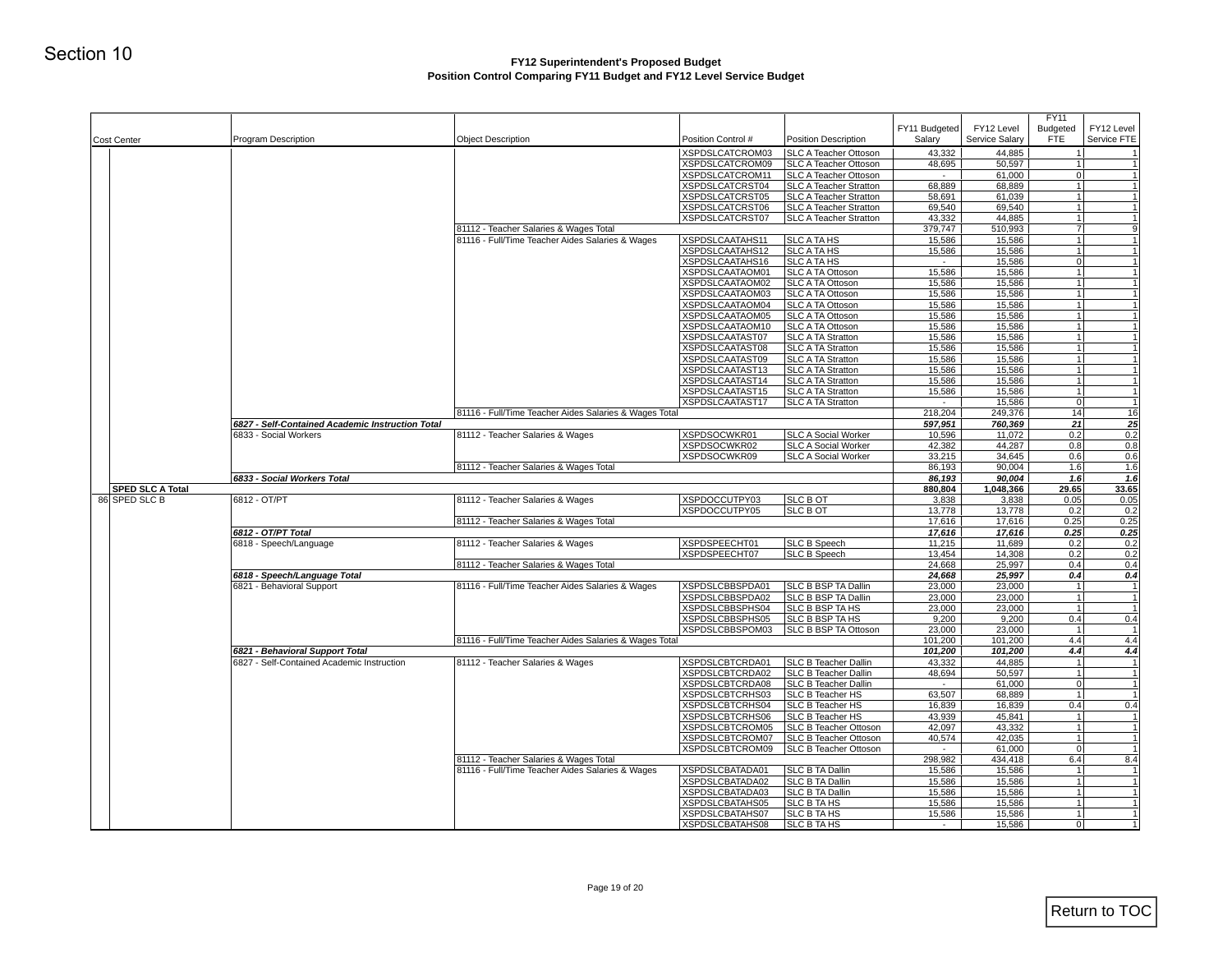Section 10

## FY12 Superintendent's Proposed Budget
## Position Control Comparing FY11 Budget and FY12 Level Service Budget

| Cost Center | Program Description | Object Description | Position Control # | Position Description | FY11 Budgeted Salary | FY12 Level Service Salary | FY11 Budgeted FTE | FY12 Level Service FTE |
|---|---|---|---|---|---|---|---|---|
| | | | XSPDSLCATCROM03 | SLC A Teacher Ottoson | 43,332 | 44,885 | 1 | 1 |
| | | | XSPDSLCATCROM09 | SLC A Teacher Ottoson | 48,695 | 50,597 | 1 | 1 |
| | | | XSPDSLCATCROM11 | SLC A Teacher Ottoson | - | 61,000 | 0 | 1 |
| | | | XSPDSLCATCRST04 | SLC A Teacher Stratton | 68,889 | 68,889 | 1 | 1 |
| | | | XSPDSLCATCRST05 | SLC A Teacher Stratton | 58,691 | 61,039 | 1 | 1 |
| | | | XSPDSLCATCRST06 | SLC A Teacher Stratton | 69,540 | 69,540 | 1 | 1 |
| | | | XSPDSLCATCRST07 | SLC A Teacher Stratton | 43,332 | 44,885 | 1 | 1 |
| | | 81112 - Teacher Salaries & Wages Total | | | 379,747 | 510,993 | 7 | 9 |
| | | 81116 - Full/Time Teacher Aides Salaries & Wages | XSPDSLCAATAHS11 | SLC A TA HS | 15,586 | 15,586 | 1 | 1 |
| | | | XSPDSLCAATAHS12 | SLC A TA HS | 15,586 | 15,586 | 1 | 1 |
| | | | XSPDSLCAATAHS16 | SLC A TA HS | - | 15,586 | 0 | 1 |
| | | | XSPDSLCAATAOM01 | SLC A TA Ottoson | 15,586 | 15,586 | 1 | 1 |
| | | | XSPDSLCAATAOM02 | SLC A TA Ottoson | 15,586 | 15,586 | 1 | 1 |
| | | | XSPDSLCAATAOM03 | SLC A TA Ottoson | 15,586 | 15,586 | 1 | 1 |
| | | | XSPDSLCAATAOM04 | SLC A TA Ottoson | 15,586 | 15,586 | 1 | 1 |
| | | | XSPDSLCAATAOM05 | SLC A TA Ottoson | 15,586 | 15,586 | 1 | 1 |
| | | | XSPDSLCAATAOM10 | SLC A TA Ottoson | 15,586 | 15,586 | 1 | 1 |
| | | | XSPDSLCAATAST07 | SLC A TA Stratton | 15,586 | 15,586 | 1 | 1 |
| | | | XSPDSLCAATAST08 | SLC A TA Stratton | 15,586 | 15,586 | 1 | 1 |
| | | | XSPDSLCAATAST09 | SLC A TA Stratton | 15,586 | 15,586 | 1 | 1 |
| | | | XSPDSLCAATAST13 | SLC A TA Stratton | 15,586 | 15,586 | 1 | 1 |
| | | | XSPDSLCAATAST14 | SLC A TA Stratton | 15,586 | 15,586 | 1 | 1 |
| | | | XSPDSLCAATAST15 | SLC A TA Stratton | 15,586 | 15,586 | 1 | 1 |
| | | | XSPDSLCAATAST17 | SLC A TA Stratton | - | 15,586 | 0 | 1 |
| | | 81116 - Full/Time Teacher Aides Salaries & Wages Total | | | 218,204 | 249,376 | 14 | 16 |
| | ***6827 - Self-Contained Academic Instruction Total*** | | | | ***597,951*** | ***760,369*** | ***21*** | ***25*** |
| | 6833 - Social Workers | 81112 - Teacher Salaries & Wages | XSPDSOCWKR01 | SLC A Social Worker | 10,596 | 11,072 | 0.2 | 0.2 |
| | | | XSPDSOCWKR02 | SLC A Social Worker | 42,382 | 44,287 | 0.8 | 0.8 |
| | | | XSPDSOCWKR09 | SLC A Social Worker | 33,215 | 34,645 | 0.6 | 0.6 |
| | | 81112 - Teacher Salaries & Wages Total | | | 86,193 | 90,004 | 1.6 | 1.6 |
| | ***6833 - Social Workers Total*** | | | | ***86,193*** | ***90,004*** | ***1.6*** | ***1.6*** |
| **SPED SLC A Total** | | | | | **880,804** | **1,048,366** | **29.65** | **33.65** |
| 86 SPED SLC B | 6812 - OT/PT | 81112 - Teacher Salaries & Wages | XSPDOCCUTPY03 | SLC B OT | 3,838 | 3,838 | 0.05 | 0.05 |
| | | | XSPDOCCUTPY05 | SLC B OT | 13,778 | 13,778 | 0.2 | 0.2 |
| | | 81112 - Teacher Salaries & Wages Total | | | 17,616 | 17,616 | 0.25 | 0.25 |
| | ***6812 - OT/PT Total*** | | | | ***17,616*** | ***17,616*** | ***0.25*** | ***0.25*** |
| | 6818 - Speech/Language | 81112 - Teacher Salaries & Wages | XSPDSPEECHT01 | SLC B Speech | 11,215 | 11,689 | 0.2 | 0.2 |
| | | | XSPDSPEECHT07 | SLC B Speech | 13,454 | 14,308 | 0.2 | 0.2 |
| | | 81112 - Teacher Salaries & Wages Total | | | 24,668 | 25,997 | 0.4 | 0.4 |
| | ***6818 - Speech/Language Total*** | | | | ***24,668*** | ***25,997*** | ***0.4*** | ***0.4*** |
| | 6821 - Behavioral Support | 81116 - Full/Time Teacher Aides Salaries & Wages | XSPDSLCBBSPDA01 | SLC B BSP TA Dallin | 23,000 | 23,000 | 1 | 1 |
| | | | XSPDSLCBBSPDA02 | SLC B BSP TA Dallin | 23,000 | 23,000 | 1 | 1 |
| | | | XSPDSLCBBSPHS04 | SLC B BSP TA HS | 23,000 | 23,000 | 1 | 1 |
| | | | XSPDSLCBBSPHS05 | SLC B BSP TA HS | 9,200 | 9,200 | 0.4 | 0.4 |
| | | | XSPDSLCBBSPOM03 | SLC B BSP TA Ottoson | 23,000 | 23,000 | 1 | 1 |
| | | 81116 - Full/Time Teacher Aides Salaries & Wages Total | | | 101,200 | 101,200 | 4.4 | 4.4 |
| | ***6821 - Behavioral Support Total*** | | | | ***101,200*** | ***101,200*** | ***4.4*** | ***4.4*** |
| | 6827 - Self-Contained Academic Instruction | 81112 - Teacher Salaries & Wages | XSPDSLCBTCRDA01 | SLC B Teacher Dallin | 43,332 | 44,885 | 1 | 1 |
| | | | XSPDSLCBTCRDA02 | SLC B Teacher Dallin | 48,694 | 50,597 | 1 | 1 |
| | | | XSPDSLCBTCRDA08 | SLC B Teacher Dallin | - | 61,000 | 0 | 1 |
| | | | XSPDSLCBTCRHS03 | SLC B Teacher HS | 63,507 | 68,889 | 1 | 1 |
| | | | XSPDSLCBTCRHS04 | SLC B Teacher HS | 16,839 | 16,839 | 0.4 | 0.4 |
| | | | XSPDSLCBTCRHS06 | SLC B Teacher HS | 43,939 | 45,841 | 1 | 1 |
| | | | XSPDSLCBTCROM05 | SLC B Teacher Ottoson | 42,097 | 43,332 | 1 | 1 |
| | | | XSPDSLCBTCROM07 | SLC B Teacher Ottoson | 40,574 | 42,035 | 1 | 1 |
| | | | XSPDSLCBTCROM09 | SLC B Teacher Ottoson | - | 61,000 | 0 | 1 |
| | | 81112 - Teacher Salaries & Wages Total | | | 298,982 | 434,418 | 6.4 | 8.4 |
| | | 81116 - Full/Time Teacher Aides Salaries & Wages | XSPDSLCBATADA01 | SLC B TA Dallin | 15,586 | 15,586 | 1 | 1 |
| | | | XSPDSLCBATADA02 | SLC B TA Dallin | 15,586 | 15,586 | 1 | 1 |
| | | | XSPDSLCBATADA03 | SLC B TA Dallin | 15,586 | 15,586 | 1 | 1 |
| | | | XSPDSLCBATAHS05 | SLC B TA HS | 15,586 | 15,586 | 1 | 1 |
| | | | XSPDSLCBATAHS07 | SLC B TA HS | 15,586 | 15,586 | 1 | 1 |
| | | | XSPDSLCBATAHS08 | SLC B TA HS | - | 15,586 | 0 | 1 |

Return to TOC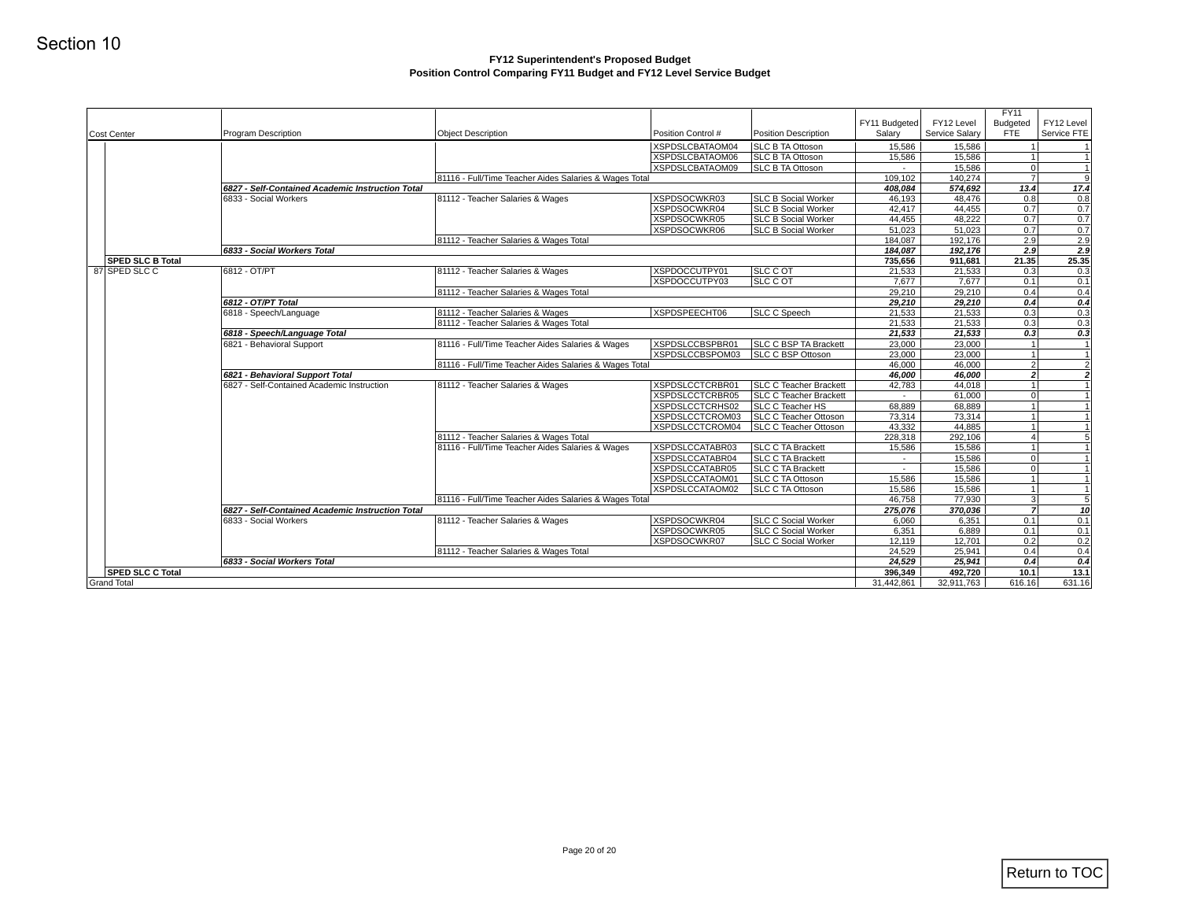Section 10

### FY12 Superintendent's Proposed Budget
### Position Control Comparing FY11 Budget and FY12 Level Service Budget

| Cost Center | Program Description | Object Description | Position Control # | Position Description | FY11 Budgeted Salary | FY12 Level Service Salary | FY11 Budgeted FTE | FY12 Level Service FTE |
|---|---|---|---|---|---|---|---|---|
| | | | XSPDSLCBATAOM04 | SLC B TA Ottoson | 15,586 | 15,586 | 1 | 1 |
| | | | XSPDSLCBATAOM06 | SLC B TA Ottoson | 15,586 | 15,586 | 1 | 1 |
| | | | XSPDSLCBATAOM09 | SLC B TA Ottoson | - | 15,586 | 0 | 1 |
| | | 81116 - Full/Time Teacher Aides Salaries & Wages Total | | | 109,102 | 140,274 | 7 | 9 |
| | *6827 - Self-Contained Academic Instruction Total* | | | | *408,084* | *574,692* | *13.4* | *17.4* |
| | 6833 - Social Workers | 81112 - Teacher Salaries & Wages | XSPDSOCWKR03 | SLC B Social Worker | 46,193 | 48,476 | 0.8 | 0.8 |
| | | | XSPDSOCWKR04 | SLC B Social Worker | 42,417 | 44,455 | 0.7 | 0.7 |
| | | | XSPDSOCWKR05 | SLC B Social Worker | 44,455 | 48,222 | 0.7 | 0.7 |
| | | | XSPDSOCWKR06 | SLC B Social Worker | 51,023 | 51,023 | 0.7 | 0.7 |
| | | 81112 - Teacher Salaries & Wages Total | | | 184,087 | 192,176 | 2.9 | 2.9 |
| | *6833 - Social Workers Total* | | | | *184,087* | *192,176* | *2.9* | *2.9* |
| **SPED SLC B Total** | | | | | **735,656** | **911,681** | **21.35** | **25.35** |
| 87 SPED SLC C | 6812 - OT/PT | 81112 - Teacher Salaries & Wages | XSPDOCCUTPY01 | SLC C OT | 21,533 | 21,533 | 0.3 | 0.3 |
| | | | XSPDOCCUTPY03 | SLC C OT | 7,677 | 7,677 | 0.1 | 0.1 |
| | | 81112 - Teacher Salaries & Wages Total | | | 29,210 | 29,210 | 0.4 | 0.4 |
| | *6812 - OT/PT Total* | | | | *29,210* | *29,210* | *0.4* | *0.4* |
| | 6818 - Speech/Language | 81112 - Teacher Salaries & Wages | XSPDSPEECHT06 | SLC C Speech | 21,533 | 21,533 | 0.3 | 0.3 |
| | | 81112 - Teacher Salaries & Wages Total | | | 21,533 | 21,533 | 0.3 | 0.3 |
| | *6818 - Speech/Language Total* | | | | *21,533* | *21,533* | *0.3* | *0.3* |
| | 6821 - Behavioral Support | 81116 - Full/Time Teacher Aides Salaries & Wages | XSPDSLCCBSPBR01 | SLC C BSP TA Brackett | 23,000 | 23,000 | 1 | 1 |
| | | | XSPDSLCCBSPOM03 | SLC C BSP Ottoson | 23,000 | 23,000 | 1 | 1 |
| | | 81116 - Full/Time Teacher Aides Salaries & Wages Total | | | 46,000 | 46,000 | 2 | 2 |
| | *6821 - Behavioral Support Total* | | | | *46,000* | *46,000* | *2* | *2* |
| | 6827 - Self-Contained Academic Instruction | 81112 - Teacher Salaries & Wages | XSPDSLCCTCRBR01 | SLC C Teacher Brackett | 42,783 | 44,018 | 1 | 1 |
| | | | XSPDSLCCTCRBR05 | SLC C Teacher Brackett | - | 61,000 | 0 | 1 |
| | | | XSPDSLCCTCRHS02 | SLC C Teacher HS | 68,889 | 68,889 | 1 | 1 |
| | | | XSPDSLCCTCROM03 | SLC C Teacher Ottoson | 73,314 | 73,314 | 1 | 1 |
| | | | XSPDSLCCTCROM04 | SLC C Teacher Ottoson | 43,332 | 44,885 | 1 | 1 |
| | | 81112 - Teacher Salaries & Wages Total | | | 228,318 | 292,106 | 4 | 5 |
| | | 81116 - Full/Time Teacher Aides Salaries & Wages | XSPDSLCCATABR03 | SLC C TA Brackett | 15,586 | 15,586 | 1 | 1 |
| | | | XSPDSLCCATABR04 | SLC C TA Brackett | - | 15,586 | 0 | 1 |
| | | | XSPDSLCCATABR05 | SLC C TA Brackett | - | 15,586 | 0 | 1 |
| | | | XSPDSLCCATAOM01 | SLC C TA Ottoson | 15,586 | 15,586 | 1 | 1 |
| | | | XSPDSLCCATAOM02 | SLC C TA Ottoson | 15,586 | 15,586 | 1 | 1 |
| | | 81116 - Full/Time Teacher Aides Salaries & Wages Total | | | 46,758 | 77,930 | 3 | 5 |
| | *6827 - Self-Contained Academic Instruction Total* | | | | *275,076* | *370,036* | *7* | *10* |
| | 6833 - Social Workers | 81112 - Teacher Salaries & Wages | XSPDSOCWKR04 | SLC C Social Worker | 6,060 | 6,351 | 0.1 | 0.1 |
| | | | XSPDSOCWKR05 | SLC C Social Worker | 6,351 | 6,889 | 0.1 | 0.1 |
| | | | XSPDSOCWKR07 | SLC C Social Worker | 12,119 | 12,701 | 0.2 | 0.2 |
| | | 81112 - Teacher Salaries & Wages Total | | | 24,529 | 25,941 | 0.4 | 0.4 |
| | *6833 - Social Workers Total* | | | | *24,529* | *25,941* | *0.4* | *0.4* |
| **SPED SLC C Total** | | | | | **396,349** | **492,720** | **10.1** | **13.1** |
| Grand Total | | | | | 31,442,861 | 32,911,763 | 616.16 | 631.16 |

Return to TOC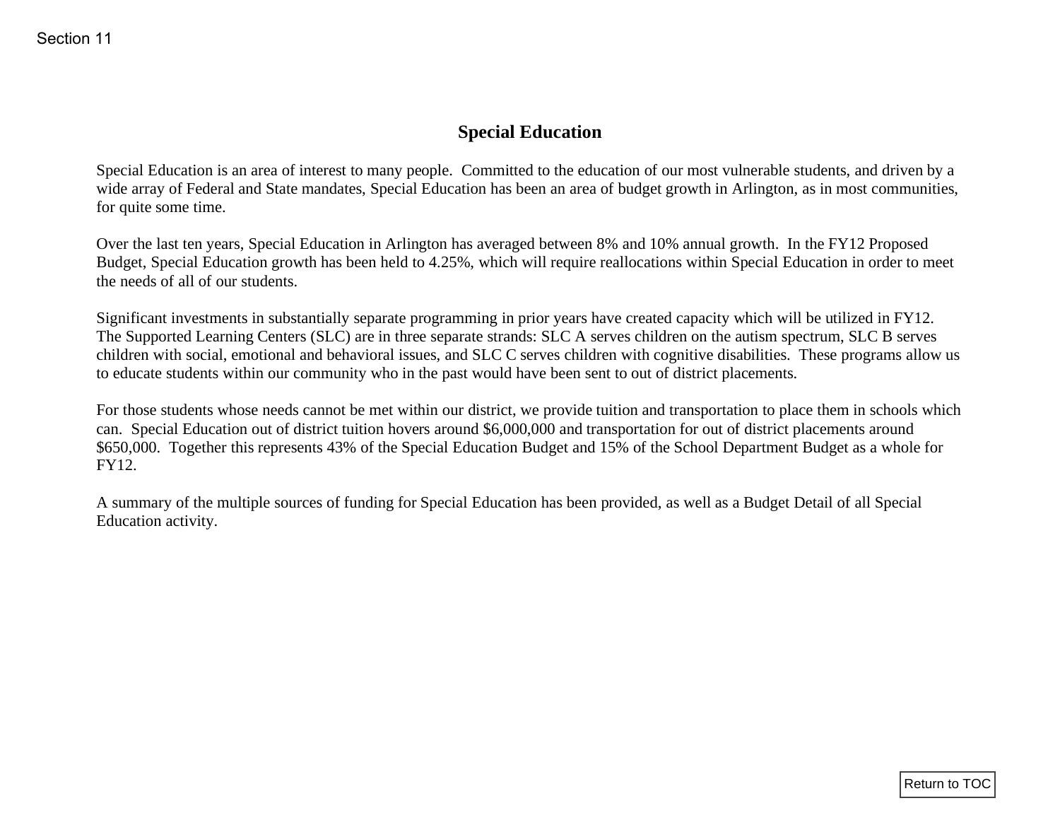# Special Education

Special Education is an area of interest to many people. Committed to the education of our most vulnerable students, and driven by a wide array of Federal and State mandates, Special Education has been an area of budget growth in Arlington, as in most communities, for quite some time.

Over the last ten years, Special Education in Arlington has averaged between 8% and 10% annual growth. In the FY12 Proposed Budget, Special Education growth has been held to 4.25%, which will require reallocations within Special Education in order to meet the needs of all of our students.

Significant investments in substantially separate programming in prior years have created capacity which will be utilized in FY12. The Supported Learning Centers (SLC) are in three separate strands: SLC A serves children on the autism spectrum, SLC B serves children with social, emotional and behavioral issues, and SLC C serves children with cognitive disabilities. These programs allow us to educate students within our community who in the past would have been sent to out of district placements.

For those students whose needs cannot be met within our district, we provide tuition and transportation to place them in schools which can. Special Education out of district tuition hovers around $6,000,000 and transportation for out of district placements around $650,000. Together this represents 43% of the Special Education Budget and 15% of the School Department Budget as a whole for FY12.

A summary of the multiple sources of funding for Special Education has been provided, as well as a Budget Detail of all Special Education activity.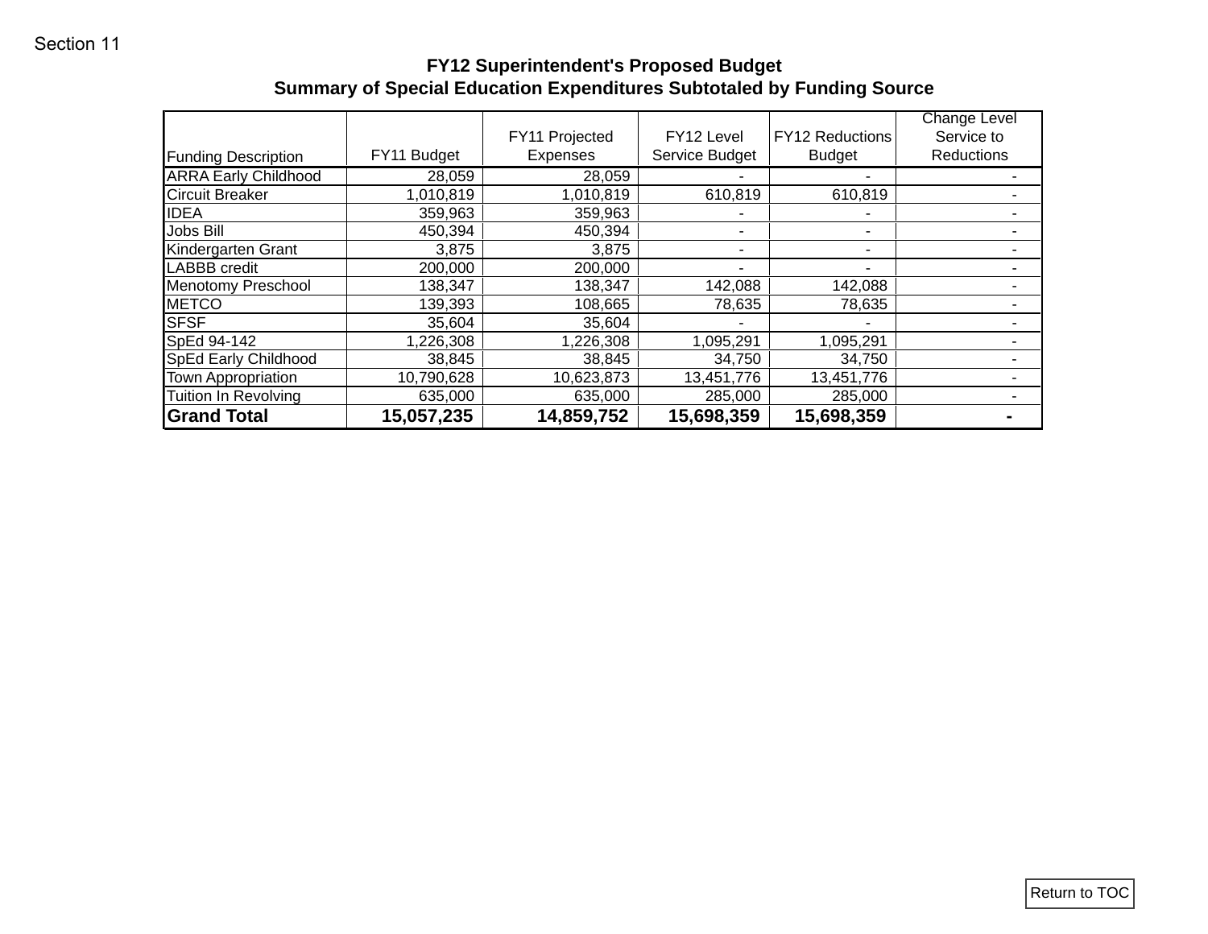Section 11

# FY12 Superintendent's Proposed Budget
## Summary of Special Education Expenditures Subtotaled by Funding Source

| Funding Description | FY11 Budget | FY11 Projected Expenses | FY12 Level Service Budget | FY12 Reductions Budget | Change Level Service to Reductions |
|---|---|---|---|---|---|
| ARRA Early Childhood | 28,059 | 28,059 | - | - | - |
| Circuit Breaker | 1,010,819 | 1,010,819 | 610,819 | 610,819 | - |
| IDEA | 359,963 | 359,963 | - | - | - |
| Jobs Bill | 450,394 | 450,394 | - | - | - |
| Kindergarten Grant | 3,875 | 3,875 | - | - | - |
| LABBB credit | 200,000 | 200,000 | - | - | - |
| Menotomy Preschool | 138,347 | 138,347 | 142,088 | 142,088 | - |
| METCO | 139,393 | 108,665 | 78,635 | 78,635 | - |
| SFSF | 35,604 | 35,604 | - | - | - |
| SpEd 94-142 | 1,226,308 | 1,226,308 | 1,095,291 | 1,095,291 | - |
| SpEd Early Childhood | 38,845 | 38,845 | 34,750 | 34,750 | - |
| Town Appropriation | 10,790,628 | 10,623,873 | 13,451,776 | 13,451,776 | - |
| Tuition In Revolving | 635,000 | 635,000 | 285,000 | 285,000 | - |
| **Grand Total** | **15,057,235** | **14,859,752** | **15,698,359** | **15,698,359** | **-** |

Return to TOC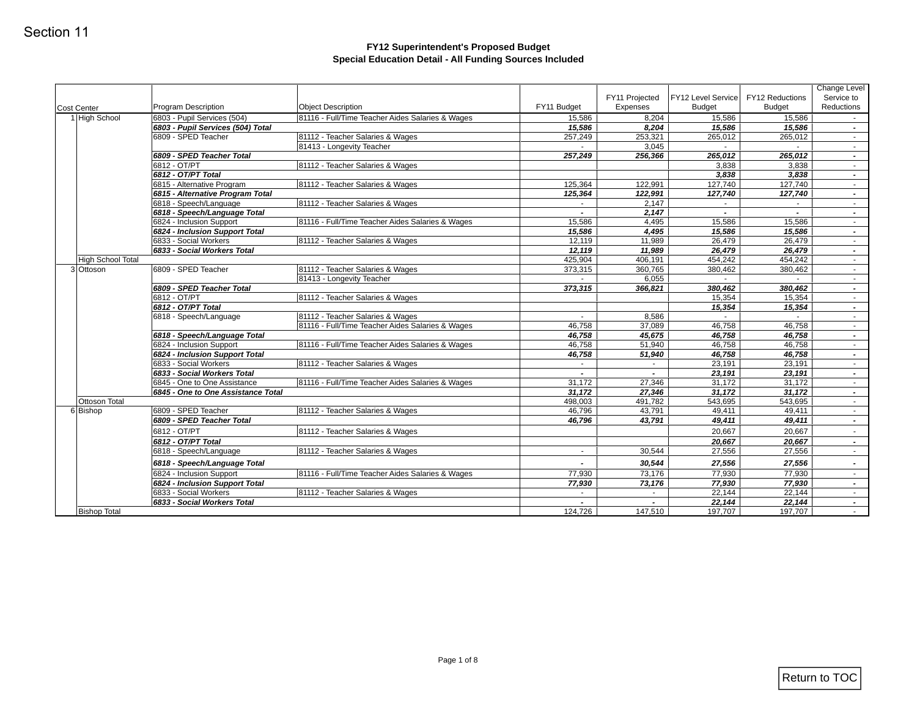Section 11

## FY12 Superintendent's Proposed Budget
## Special Education Detail - All Funding Sources Included

| Cost Center | Program Description | Object Description | FY11 Budget | FY11 Projected Expenses | FY12 Level Service Budget | FY12 Reductions Budget | Change Level Service to Reductions |
|---|---|---|---|---|---|---|---|
| 1 High School | 6803 - Pupil Services (504) | 81116 - Full/Time Teacher Aides Salaries & Wages | 15,586 | 8,204 | 15,586 | 15,586 | - |
| | ***6803 - Pupil Services (504) Total*** | | ***15,586*** | ***8,204*** | ***15,586*** | ***15,586*** | ***-*** |
| | 6809 - SPED Teacher | 81112 - Teacher Salaries & Wages | 257,249 | 253,321 | 265,012 | 265,012 | - |
| | | 81413 - Longevity Teacher | - | 3,045 | - | - | - |
| | ***6809 - SPED Teacher Total*** | | ***257,249*** | ***256,366*** | ***265,012*** | ***265,012*** | ***-*** |
| | 6812 - OT/PT | 81112 - Teacher Salaries & Wages | | | 3,838 | 3,838 | - |
| | ***6812 - OT/PT Total*** | | | | ***3,838*** | ***3,838*** | ***-*** |
| | 6815 - Alternative Program | 81112 - Teacher Salaries & Wages | 125,364 | 122,991 | 127,740 | 127,740 | - |
| | ***6815 - Alternative Program Total*** | | ***125,364*** | ***122,991*** | ***127,740*** | ***127,740*** | ***-*** |
| | 6818 - Speech/Language | 81112 - Teacher Salaries & Wages | - | 2,147 | - | - | - |
| | ***6818 - Speech/Language Total*** | | ***-*** | ***2,147*** | ***-*** | ***-*** | ***-*** |
| | 6824 - Inclusion Support | 81116 - Full/Time Teacher Aides Salaries & Wages | 15,586 | 4,495 | 15,586 | 15,586 | - |
| | ***6824 - Inclusion Support Total*** | | ***15,586*** | ***4,495*** | ***15,586*** | ***15,586*** | ***-*** |
| | 6833 - Social Workers | 81112 - Teacher Salaries & Wages | 12,119 | 11,989 | 26,479 | 26,479 | - |
| | ***6833 - Social Workers Total*** | | ***12,119*** | ***11,989*** | ***26,479*** | ***26,479*** | ***-*** |
| High School Total | | | 425,904 | 406,191 | 454,242 | 454,242 | - |
| 3 Ottoson | 6809 - SPED Teacher | 81112 - Teacher Salaries & Wages | 373,315 | 360,765 | 380,462 | 380,462 | - |
| | | 81413 - Longevity Teacher | - | 6,055 | - | - | - |
| | ***6809 - SPED Teacher Total*** | | ***373,315*** | ***366,821*** | ***380,462*** | ***380,462*** | ***-*** |
| | 6812 - OT/PT | 81112 - Teacher Salaries & Wages | | | 15,354 | 15,354 | - |
| | ***6812 - OT/PT Total*** | | | | ***15,354*** | ***15,354*** | ***-*** |
| | 6818 - Speech/Language | 81112 - Teacher Salaries & Wages | - | 8,586 | - | - | - |
| | | 81116 - Full/Time Teacher Aides Salaries & Wages | 46,758 | 37,089 | 46,758 | 46,758 | - |
| | ***6818 - Speech/Language Total*** | | ***46,758*** | ***45,675*** | ***46,758*** | ***46,758*** | ***-*** |
| | 6824 - Inclusion Support | 81116 - Full/Time Teacher Aides Salaries & Wages | 46,758 | 51,940 | 46,758 | 46,758 | - |
| | ***6824 - Inclusion Support Total*** | | ***46,758*** | ***51,940*** | ***46,758*** | ***46,758*** | ***-*** |
| | 6833 - Social Workers | 81112 - Teacher Salaries & Wages | - | - | 23,191 | 23,191 | - |
| | ***6833 - Social Workers Total*** | | ***-*** | ***-*** | ***23,191*** | ***23,191*** | ***-*** |
| | 6845 - One to One Assistance | 81116 - Full/Time Teacher Aides Salaries & Wages | 31,172 | 27,346 | 31,172 | 31,172 | - |
| | ***6845 - One to One Assistance Total*** | | ***31,172*** | ***27,346*** | ***31,172*** | ***31,172*** | ***-*** |
| Ottoson Total | | | 498,003 | 491,782 | 543,695 | 543,695 | - |
| 6 Bishop | 6809 - SPED Teacher | 81112 - Teacher Salaries & Wages | 46,796 | 43,791 | 49,411 | 49,411 | - |
| | ***6809 - SPED Teacher Total*** | | ***46,796*** | ***43,791*** | ***49,411*** | ***49,411*** | ***-*** |
| | 6812 - OT/PT | 81112 - Teacher Salaries & Wages | | | 20,667 | 20,667 | - |
| | ***6812 - OT/PT Total*** | | | | ***20,667*** | ***20,667*** | ***-*** |
| | 6818 - Speech/Language | 81112 - Teacher Salaries & Wages | - | 30,544 | 27,556 | 27,556 | - |
| | ***6818 - Speech/Language Total*** | | ***-*** | ***30,544*** | ***27,556*** | ***27,556*** | ***-*** |
| | 6824 - Inclusion Support | 81116 - Full/Time Teacher Aides Salaries & Wages | 77,930 | 73,176 | 77,930 | 77,930 | - |
| | ***6824 - Inclusion Support Total*** | | ***77,930*** | ***73,176*** | ***77,930*** | ***77,930*** | ***-*** |
| | 6833 - Social Workers | 81112 - Teacher Salaries & Wages | - | - | 22,144 | 22,144 | - |
| | ***6833 - Social Workers Total*** | | ***-*** | ***-*** | ***22,144*** | ***22,144*** | ***-*** |
| Bishop Total | | | 124,726 | 147,510 | 197,707 | 197,707 | - |

Return to TOC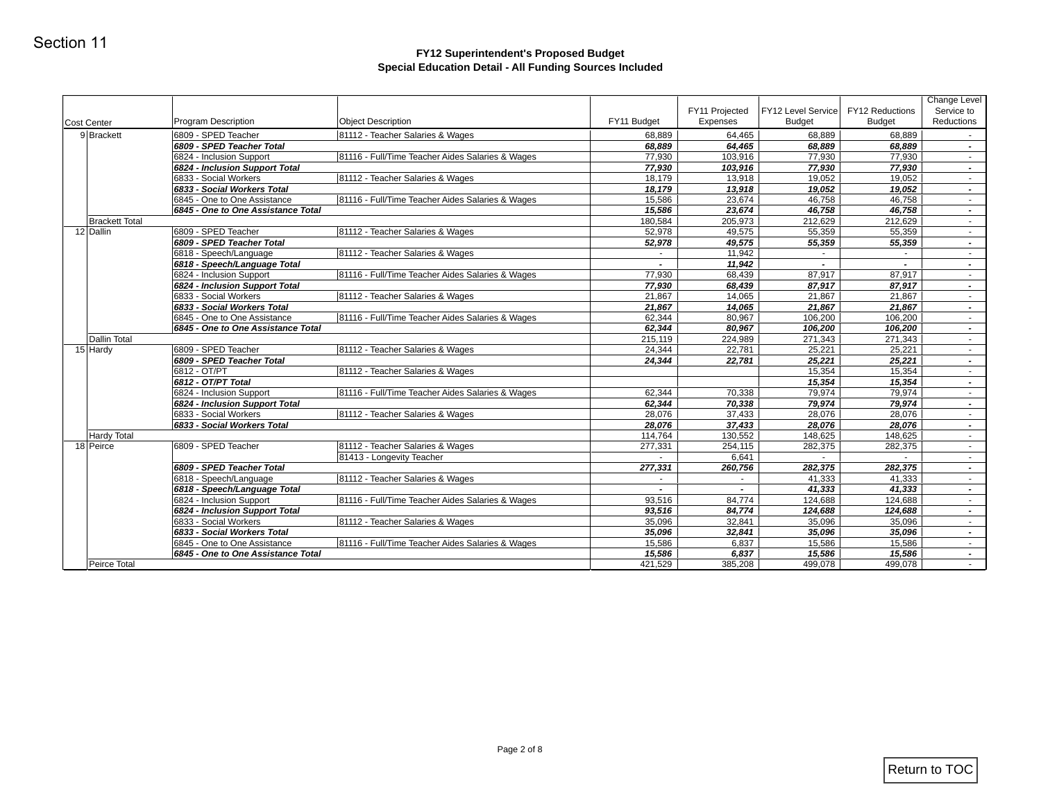Section 11

## FY12 Superintendent's Proposed Budget
## Special Education Detail - All Funding Sources Included

| Cost Center | | Program Description | Object Description | FY11 Budget | FY11 Projected Expenses | FY12 Level Service Budget | FY12 Reductions Budget | Change Level Service to Reductions |
|---|---|---|---|---|---|---|---|---|
| 9 | Brackett | 6809 - SPED Teacher | 81112 - Teacher Salaries & Wages | 68,889 | 64,465 | 68,889 | 68,889 | - |
| | | ***6809 - SPED Teacher Total*** | | ***68,889*** | ***64,465*** | ***68,889*** | ***68,889*** | ***-*** |
| | | 6824 - Inclusion Support | 81116 - Full/Time Teacher Aides Salaries & Wages | 77,930 | 103,916 | 77,930 | 77,930 | - |
| | | ***6824 - Inclusion Support Total*** | | ***77,930*** | ***103,916*** | ***77,930*** | ***77,930*** | ***-*** |
| | | 6833 - Social Workers | 81112 - Teacher Salaries & Wages | 18,179 | 13,918 | 19,052 | 19,052 | - |
| | | ***6833 - Social Workers Total*** | | ***18,179*** | ***13,918*** | ***19,052*** | ***19,052*** | ***-*** |
| | | 6845 - One to One Assistance | 81116 - Full/Time Teacher Aides Salaries & Wages | 15,586 | 23,674 | 46,758 | 46,758 | - |
| | | ***6845 - One to One Assistance Total*** | | ***15,586*** | ***23,674*** | ***46,758*** | ***46,758*** | ***-*** |
| | Brackett Total | | | 180,584 | 205,973 | 212,629 | 212,629 | - |
| 12 | Dallin | 6809 - SPED Teacher | 81112 - Teacher Salaries & Wages | 52,978 | 49,575 | 55,359 | 55,359 | - |
| | | ***6809 - SPED Teacher Total*** | | ***52,978*** | ***49,575*** | ***55,359*** | ***55,359*** | ***-*** |
| | | 6818 - Speech/Language | 81112 - Teacher Salaries & Wages | - | 11,942 | - | - | - |
| | | ***6818 - Speech/Language Total*** | | ***-*** | ***11,942*** | ***-*** | ***-*** | ***-*** |
| | | 6824 - Inclusion Support | 81116 - Full/Time Teacher Aides Salaries & Wages | 77,930 | 68,439 | 87,917 | 87,917 | - |
| | | ***6824 - Inclusion Support Total*** | | ***77,930*** | ***68,439*** | ***87,917*** | ***87,917*** | ***-*** |
| | | 6833 - Social Workers | 81112 - Teacher Salaries & Wages | 21,867 | 14,065 | 21,867 | 21,867 | - |
| | | ***6833 - Social Workers Total*** | | ***21,867*** | ***14,065*** | ***21,867*** | ***21,867*** | ***-*** |
| | | 6845 - One to One Assistance | 81116 - Full/Time Teacher Aides Salaries & Wages | 62,344 | 80,967 | 106,200 | 106,200 | - |
| | | ***6845 - One to One Assistance Total*** | | ***62,344*** | ***80,967*** | ***106,200*** | ***106,200*** | ***-*** |
| | Dallin Total | | | 215,119 | 224,989 | 271,343 | 271,343 | - |
| 15 | Hardy | 6809 - SPED Teacher | 81112 - Teacher Salaries & Wages | 24,344 | 22,781 | 25,221 | 25,221 | - |
| | | ***6809 - SPED Teacher Total*** | | ***24,344*** | ***22,781*** | ***25,221*** | ***25,221*** | ***-*** |
| | | 6812 - OT/PT | 81112 - Teacher Salaries & Wages | | | 15,354 | 15,354 | - |
| | | ***6812 - OT/PT Total*** | | | | ***15,354*** | ***15,354*** | ***-*** |
| | | 6824 - Inclusion Support | 81116 - Full/Time Teacher Aides Salaries & Wages | 62,344 | 70,338 | 79,974 | 79,974 | - |
| | | ***6824 - Inclusion Support Total*** | | ***62,344*** | ***70,338*** | ***79,974*** | ***79,974*** | ***-*** |
| | | 6833 - Social Workers | 81112 - Teacher Salaries & Wages | 28,076 | 37,433 | 28,076 | 28,076 | - |
| | | ***6833 - Social Workers Total*** | | ***28,076*** | ***37,433*** | ***28,076*** | ***28,076*** | ***-*** |
| | Hardy Total | | | 114,764 | 130,552 | 148,625 | 148,625 | - |
| 18 | Peirce | 6809 - SPED Teacher | 81112 - Teacher Salaries & Wages | 277,331 | 254,115 | 282,375 | 282,375 | - |
| | | | 81413 - Longevity Teacher | - | 6,641 | - | - | - |
| | | ***6809 - SPED Teacher Total*** | | ***277,331*** | ***260,756*** | ***282,375*** | ***282,375*** | ***-*** |
| | | 6818 - Speech/Language | 81112 - Teacher Salaries & Wages | - | - | 41,333 | 41,333 | - |
| | | ***6818 - Speech/Language Total*** | | ***-*** | ***-*** | ***41,333*** | ***41,333*** | ***-*** |
| | | 6824 - Inclusion Support | 81116 - Full/Time Teacher Aides Salaries & Wages | 93,516 | 84,774 | 124,688 | 124,688 | - |
| | | ***6824 - Inclusion Support Total*** | | ***93,516*** | ***84,774*** | ***124,688*** | ***124,688*** | ***-*** |
| | | 6833 - Social Workers | 81112 - Teacher Salaries & Wages | 35,096 | 32,841 | 35,096 | 35,096 | - |
| | | ***6833 - Social Workers Total*** | | ***35,096*** | ***32,841*** | ***35,096*** | ***35,096*** | ***-*** |
| | | 6845 - One to One Assistance | 81116 - Full/Time Teacher Aides Salaries & Wages | 15,586 | 6,837 | 15,586 | 15,586 | - |
| | | ***6845 - One to One Assistance Total*** | | ***15,586*** | ***6,837*** | ***15,586*** | ***15,586*** | ***-*** |
| | Peirce Total | | | 421,529 | 385,208 | 499,078 | 499,078 | - |

Return to TOC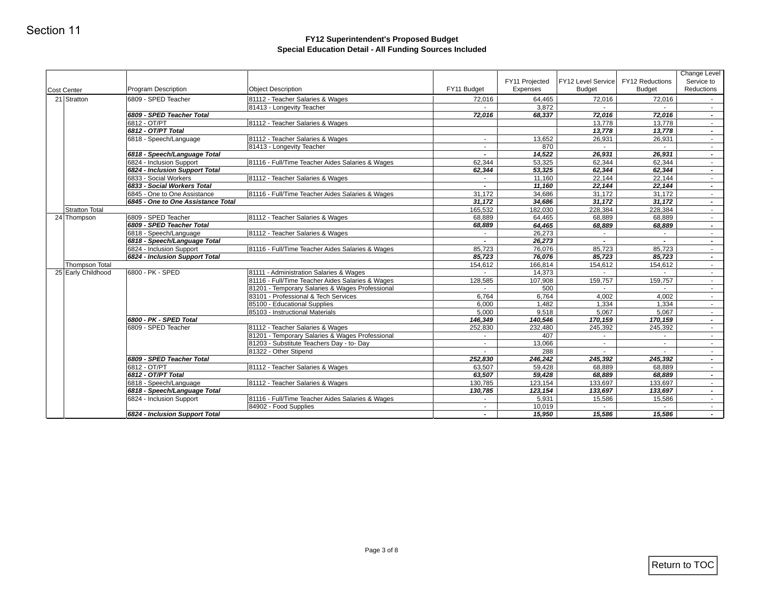Section 11

# FY12 Superintendent's Proposed Budget
## Special Education Detail - All Funding Sources Included

| Cost Center | Program Description | Object Description | FY11 Budget | FY11 Projected Expenses | FY12 Level Service Budget | FY12 Reductions Budget | Change Level Service to Reductions |
|---|---|---|---|---|---|---|---|
| 21 Stratton | 6809 - SPED Teacher | 81112 - Teacher Salaries & Wages | 72,016 | 64,465 | 72,016 | 72,016 | - |
| | | 81413 - Longevity Teacher | - | 3,872 | - | - | - |
| | ***6809 - SPED Teacher Total*** | | ***72,016*** | ***68,337*** | ***72,016*** | ***72,016*** | ***-*** |
| | 6812 - OT/PT | 81112 - Teacher Salaries & Wages | | | 13,778 | 13,778 | - |
| | ***6812 - OT/PT Total*** | | | | ***13,778*** | ***13,778*** | ***-*** |
| | 6818 - Speech/Language | 81112 - Teacher Salaries & Wages | - | 13,652 | 26,931 | 26,931 | - |
| | | 81413 - Longevity Teacher | - | 870 | - | - | - |
| | ***6818 - Speech/Language Total*** | | ***-*** | ***14,522*** | ***26,931*** | ***26,931*** | ***-*** |
| | 6824 - Inclusion Support | 81116 - Full/Time Teacher Aides Salaries & Wages | 62,344 | 53,325 | 62,344 | 62,344 | - |
| | ***6824 - Inclusion Support Total*** | | ***62,344*** | ***53,325*** | ***62,344*** | ***62,344*** | ***-*** |
| | 6833 - Social Workers | 81112 - Teacher Salaries & Wages | - | 11,160 | 22,144 | 22,144 | - |
| | ***6833 - Social Workers Total*** | | ***-*** | ***11,160*** | ***22,144*** | ***22,144*** | ***-*** |
| | 6845 - One to One Assistance | 81116 - Full/Time Teacher Aides Salaries & Wages | 31,172 | 34,686 | 31,172 | 31,172 | - |
| | ***6845 - One to One Assistance Total*** | | ***31,172*** | ***34,686*** | ***31,172*** | ***31,172*** | ***-*** |
| Stratton Total | | | 165,532 | 182,030 | 228,384 | 228,384 | - |
| 24 Thompson | 6809 - SPED Teacher | 81112 - Teacher Salaries & Wages | 68,889 | 64,465 | 68,889 | 68,889 | - |
| | ***6809 - SPED Teacher Total*** | | ***68,889*** | ***64,465*** | ***68,889*** | ***68,889*** | ***-*** |
| | 6818 - Speech/Language | 81112 - Teacher Salaries & Wages | - | 26,273 | - | - | - |
| | ***6818 - Speech/Language Total*** | | ***-*** | ***26,273*** | ***-*** | ***-*** | ***-*** |
| | 6824 - Inclusion Support | 81116 - Full/Time Teacher Aides Salaries & Wages | 85,723 | 76,076 | 85,723 | 85,723 | - |
| | ***6824 - Inclusion Support Total*** | | ***85,723*** | ***76,076*** | ***85,723*** | ***85,723*** | ***-*** |
| Thompson Total | | | 154,612 | 166,814 | 154,612 | 154,612 | - |
| 25 Early Childhood | 6800 - PK - SPED | 81111 - Administration Salaries & Wages | - | 14,373 | - | - | - |
| | | 81116 - Full/Time Teacher Aides Salaries & Wages | 128,585 | 107,908 | 159,757 | 159,757 | - |
| | | 81201 - Temporary Salaries & Wages Professional | - | 500 | - | - | - |
| | | 83101 - Professional & Tech Services | 6,764 | 6,764 | 4,002 | 4,002 | - |
| | | 85100 - Educational Supplies | 6,000 | 1,482 | 1,334 | 1,334 | - |
| | | 85103 - Instructional Materials | 5,000 | 9,518 | 5,067 | 5,067 | - |
| | ***6800 - PK - SPED Total*** | | ***146,349*** | ***140,546*** | ***170,159*** | ***170,159*** | ***-*** |
| | 6809 - SPED Teacher | 81112 - Teacher Salaries & Wages | 252,830 | 232,480 | 245,392 | 245,392 | - |
| | | 81201 - Temporary Salaries & Wages Professional | - | 407 | - | - | - |
| | | 81203 - Substitute Teachers Day - to- Day | - | 13,066 | - | - | - |
| | | 81322 - Other Stipend | - | 288 | - | - | - |
| | ***6809 - SPED Teacher Total*** | | ***252,830*** | ***246,242*** | ***245,392*** | ***245,392*** | ***-*** |
| | 6812 - OT/PT | 81112 - Teacher Salaries & Wages | 63,507 | 59,428 | 68,889 | 68,889 | - |
| | ***6812 - OT/PT Total*** | | ***63,507*** | ***59,428*** | ***68,889*** | ***68,889*** | ***-*** |
| | 6818 - Speech/Language | 81112 - Teacher Salaries & Wages | 130,785 | 123,154 | 133,697 | 133,697 | - |
| | ***6818 - Speech/Language Total*** | | ***130,785*** | ***123,154*** | ***133,697*** | ***133,697*** | ***-*** |
| | 6824 - Inclusion Support | 81116 - Full/Time Teacher Aides Salaries & Wages | - | 5,931 | 15,586 | 15,586 | - |
| | | 84902 - Food Supplies | - | 10,019 | - | - | - |
| | ***6824 - Inclusion Support Total*** | | ***-*** | ***15,950*** | ***15,586*** | ***15,586*** | ***-*** |

Return to TOC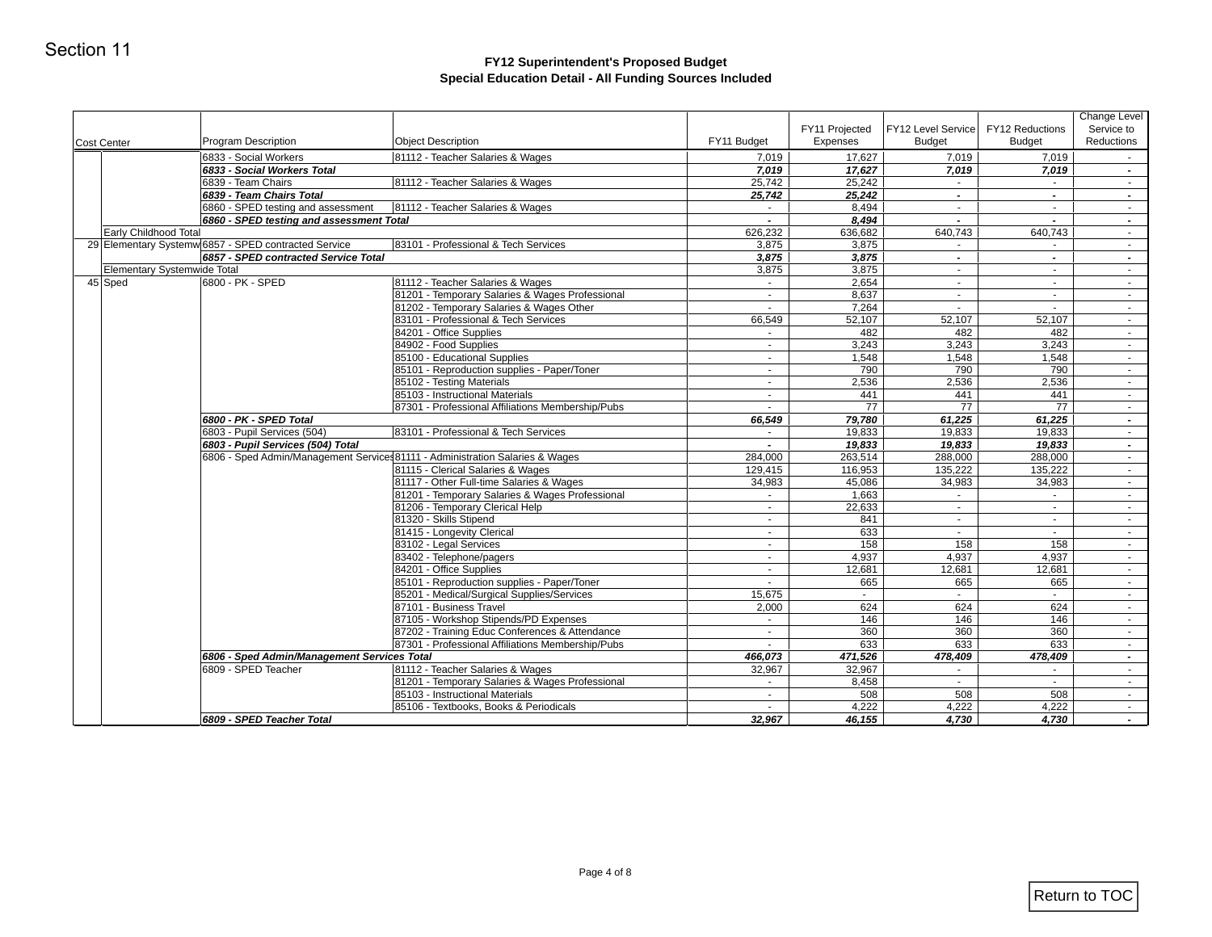Section 11

## FY12 Superintendent's Proposed Budget
## Special Education Detail - All Funding Sources Included

| Cost Center | | Program Description | Object Description | FY11 Budget | FY11 Projected Expenses | FY12 Level Service Budget | FY12 Reductions Budget | Change Level Service to Reductions |
|---|---|---|---|---|---|---|---|---|
| | | 6833 - Social Workers | 81112 - Teacher Salaries & Wages | 7,019 | 17,627 | 7,019 | 7,019 | - |
| | | ***6833 - Social Workers Total*** | | ***7,019*** | ***17,627*** | ***7,019*** | ***7,019*** | ***-*** |
| | | 6839 - Team Chairs | 81112 - Teacher Salaries & Wages | 25,742 | 25,242 | - | - | - |
| | | ***6839 - Team Chairs Total*** | | ***25,742*** | ***25,242*** | ***-*** | ***-*** | ***-*** |
| | | 6860 - SPED testing and assessment | 81112 - Teacher Salaries & Wages | - | 8,494 | - | - | - |
| | | ***6860 - SPED testing and assessment Total*** | | ***-*** | ***8,494*** | ***-*** | ***-*** | ***-*** |
| | Early Childhood Total | | | 626,232 | 636,682 | 640,743 | 640,743 | - |
| 29 | Elementary Systemw | 6857 - SPED contracted Service | 83101 - Professional & Tech Services | 3,875 | 3,875 | - | - | - |
| | | ***6857 - SPED contracted Service Total*** | | ***3,875*** | ***3,875*** | ***-*** | ***-*** | ***-*** |
| | Elementary Systemwide Total | | | 3,875 | 3,875 | - | - | - |
| 45 | Sped | 6800 - PK - SPED | 81112 - Teacher Salaries & Wages | - | 2,654 | - | - | - |
| | | | 81201 - Temporary Salaries & Wages Professional | - | 8,637 | - | - | - |
| | | | 81202 - Temporary Salaries & Wages Other | - | 7,264 | - | - | - |
| | | | 83101 - Professional & Tech Services | 66,549 | 52,107 | 52,107 | 52,107 | - |
| | | | 84201 - Office Supplies | - | 482 | 482 | 482 | - |
| | | | 84902 - Food Supplies | - | 3,243 | 3,243 | 3,243 | - |
| | | | 85100 - Educational Supplies | - | 1,548 | 1,548 | 1,548 | - |
| | | | 85101 - Reproduction supplies - Paper/Toner | - | 790 | 790 | 790 | - |
| | | | 85102 - Testing Materials | - | 2,536 | 2,536 | 2,536 | - |
| | | | 85103 - Instructional Materials | - | 441 | 441 | 441 | - |
| | | | 87301 - Professional Affiliations Membership/Pubs | - | 77 | 77 | 77 | - |
| | | ***6800 - PK - SPED Total*** | | ***66,549*** | ***79,780*** | ***61,225*** | ***61,225*** | ***-*** |
| | | 6803 - Pupil Services (504) | 83101 - Professional & Tech Services | - | 19,833 | 19,833 | 19,833 | - |
| | | ***6803 - Pupil Services (504) Total*** | | ***-*** | ***19,833*** | ***19,833*** | ***19,833*** | ***-*** |
| | | 6806 - Sped Admin/Management Services | 81111 - Administration Salaries & Wages | 284,000 | 263,514 | 288,000 | 288,000 | - |
| | | | 81115 - Clerical Salaries & Wages | 129,415 | 116,953 | 135,222 | 135,222 | - |
| | | | 81117 - Other Full-time Salaries & Wages | 34,983 | 45,086 | 34,983 | 34,983 | - |
| | | | 81201 - Temporary Salaries & Wages Professional | - | 1,663 | - | - | - |
| | | | 81206 - Temporary Clerical Help | - | 22,633 | - | - | - |
| | | | 81320 - Skills Stipend | - | 841 | - | - | - |
| | | | 81415 - Longevity Clerical | - | 633 | - | - | - |
| | | | 83102 - Legal Services | - | 158 | 158 | 158 | - |
| | | | 83402 - Telephone/pagers | - | 4,937 | 4,937 | 4,937 | - |
| | | | 84201 - Office Supplies | - | 12,681 | 12,681 | 12,681 | - |
| | | | 85101 - Reproduction supplies - Paper/Toner | - | 665 | 665 | 665 | - |
| | | | 85201 - Medical/Surgical Supplies/Services | 15,675 | - | - | - | - |
| | | | 87101 - Business Travel | 2,000 | 624 | 624 | 624 | - |
| | | | 87105 - Workshop Stipends/PD Expenses | - | 146 | 146 | 146 | - |
| | | | 87202 - Training Educ Conferences & Attendance | - | 360 | 360 | 360 | - |
| | | | 87301 - Professional Affiliations Membership/Pubs | - | 633 | 633 | 633 | - |
| | | ***6806 - Sped Admin/Management Services Total*** | | ***466,073*** | ***471,526*** | ***478,409*** | ***478,409*** | ***-*** |
| | | 6809 - SPED Teacher | 81112 - Teacher Salaries & Wages | 32,967 | 32,967 | - | - | - |
| | | | 81201 - Temporary Salaries & Wages Professional | - | 8,458 | - | - | - |
| | | | 85103 - Instructional Materials | - | 508 | 508 | 508 | - |
| | | | 85106 - Textbooks, Books & Periodicals | - | 4,222 | 4,222 | 4,222 | - |
| | | ***6809 - SPED Teacher Total*** | | ***32,967*** | ***46,155*** | ***4,730*** | ***4,730*** | ***-*** |

Return to TOC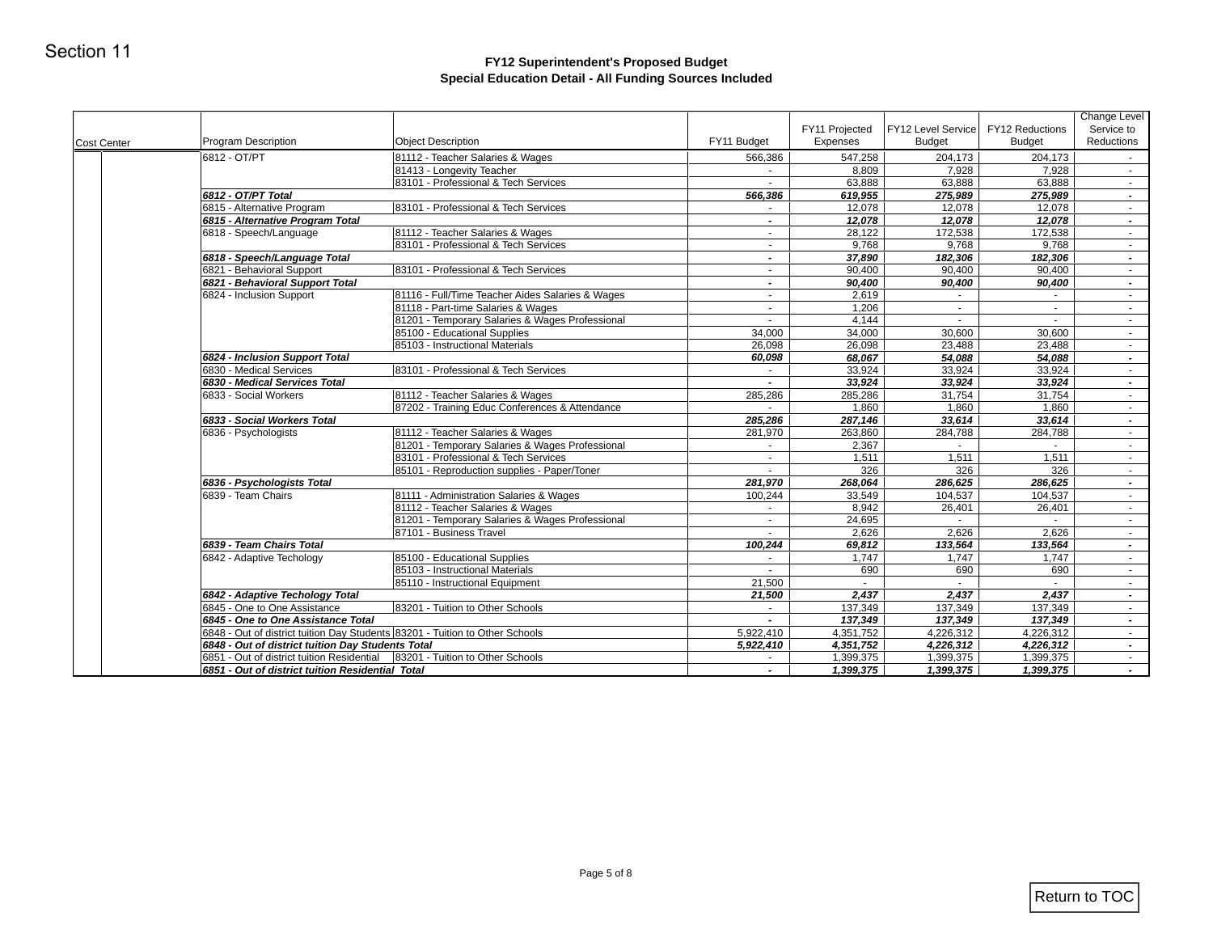Section 11

# FY12 Superintendent's Proposed Budget
## Special Education Detail - All Funding Sources Included

| Cost Center | Program Description | Object Description | FY11 Budget | FY11 Projected Expenses | FY12 Level Service Budget | FY12 Reductions Budget | Change Level Service to Reductions |
|---|---|---|---|---|---|---|---|
| | 6812 - OT/PT | 81112 - Teacher Salaries & Wages | 566,386 | 547,258 | 204,173 | 204,173 | - |
| | | 81413 - Longevity Teacher | - | 8,809 | 7,928 | 7,928 | - |
| | | 83101 - Professional & Tech Services | - | 63,888 | 63,888 | 63,888 | - |
| | ***6812 - OT/PT Total*** | | ***566,386*** | ***619,955*** | ***275,989*** | ***275,989*** | ***-*** |
| | 6815 - Alternative Program | 83101 - Professional & Tech Services | - | 12,078 | 12,078 | 12,078 | - |
| | ***6815 - Alternative Program Total*** | | ***-*** | ***12,078*** | ***12,078*** | ***12,078*** | ***-*** |
| | 6818 - Speech/Language | 81112 - Teacher Salaries & Wages | - | 28,122 | 172,538 | 172,538 | - |
| | | 83101 - Professional & Tech Services | - | 9,768 | 9,768 | 9,768 | - |
| | ***6818 - Speech/Language Total*** | | ***-*** | ***37,890*** | ***182,306*** | ***182,306*** | ***-*** |
| | 6821 - Behavioral Support | 83101 - Professional & Tech Services | - | 90,400 | 90,400 | 90,400 | - |
| | ***6821 - Behavioral Support Total*** | | ***-*** | ***90,400*** | ***90,400*** | ***90,400*** | ***-*** |
| | 6824 - Inclusion Support | 81116 - Full/Time Teacher Aides Salaries & Wages | - | 2,619 | - | - | - |
| | | 81118 - Part-time Salaries & Wages | - | 1,206 | - | - | - |
| | | 81201 - Temporary Salaries & Wages Professional | - | 4,144 | - | - | - |
| | | 85100 - Educational Supplies | 34,000 | 34,000 | 30,600 | 30,600 | - |
| | | 85103 - Instructional Materials | 26,098 | 26,098 | 23,488 | 23,488 | - |
| | ***6824 - Inclusion Support Total*** | | ***60,098*** | ***68,067*** | ***54,088*** | ***54,088*** | ***-*** |
| | 6830 - Medical Services | 83101 - Professional & Tech Services | - | 33,924 | 33,924 | 33,924 | - |
| | ***6830 - Medical Services Total*** | | ***-*** | ***33,924*** | ***33,924*** | ***33,924*** | ***-*** |
| | 6833 - Social Workers | 81112 - Teacher Salaries & Wages | 285,286 | 285,286 | 31,754 | 31,754 | - |
| | | 87202 - Training Educ Conferences & Attendance | - | 1,860 | 1,860 | 1,860 | - |
| | ***6833 - Social Workers Total*** | | ***285,286*** | ***287,146*** | ***33,614*** | ***33,614*** | ***-*** |
| | 6836 - Psychologists | 81112 - Teacher Salaries & Wages | 281,970 | 263,860 | 284,788 | 284,788 | - |
| | | 81201 - Temporary Salaries & Wages Professional | - | 2,367 | - | - | - |
| | | 83101 - Professional & Tech Services | - | 1,511 | 1,511 | 1,511 | - |
| | | 85101 - Reproduction supplies - Paper/Toner | - | 326 | 326 | 326 | - |
| | ***6836 - Psychologists Total*** | | ***281,970*** | ***268,064*** | ***286,625*** | ***286,625*** | ***-*** |
| | 6839 - Team Chairs | 81111 - Administration Salaries & Wages | 100,244 | 33,549 | 104,537 | 104,537 | - |
| | | 81112 - Teacher Salaries & Wages | - | 8,942 | 26,401 | 26,401 | - |
| | | 81201 - Temporary Salaries & Wages Professional | - | 24,695 | - | - | - |
| | | 87101 - Business Travel | - | 2,626 | 2,626 | 2,626 | - |
| | ***6839 - Team Chairs Total*** | | ***100,244*** | ***69,812*** | ***133,564*** | ***133,564*** | ***-*** |
| | 6842 - Adaptive Techology | 85100 - Educational Supplies | - | 1,747 | 1,747 | 1,747 | - |
| | | 85103 - Instructional Materials | - | 690 | 690 | 690 | - |
| | | 85110 - Instructional Equipment | 21,500 | - | - | - | - |
| | ***6842 - Adaptive Techology Total*** | | ***21,500*** | ***2,437*** | ***2,437*** | ***2,437*** | ***-*** |
| | 6845 - One to One Assistance | 83201 - Tuition to Other Schools | - | 137,349 | 137,349 | 137,349 | - |
| | ***6845 - One to One Assistance Total*** | | ***-*** | ***137,349*** | ***137,349*** | ***137,349*** | ***-*** |
| | 6848 - Out of district tuition Day Students | 83201 - Tuition to Other Schools | 5,922,410 | 4,351,752 | 4,226,312 | 4,226,312 | - |
| | ***6848 - Out of district tuition Day Students Total*** | | ***5,922,410*** | ***4,351,752*** | ***4,226,312*** | ***4,226,312*** | ***-*** |
| | 6851 - Out of district tuition Residential | 83201 - Tuition to Other Schools | - | 1,399,375 | 1,399,375 | 1,399,375 | - |
| | ***6851 - Out of district tuition Residential Total*** | | ***-*** | ***1,399,375*** | ***1,399,375*** | ***1,399,375*** | ***-*** |

Return to TOC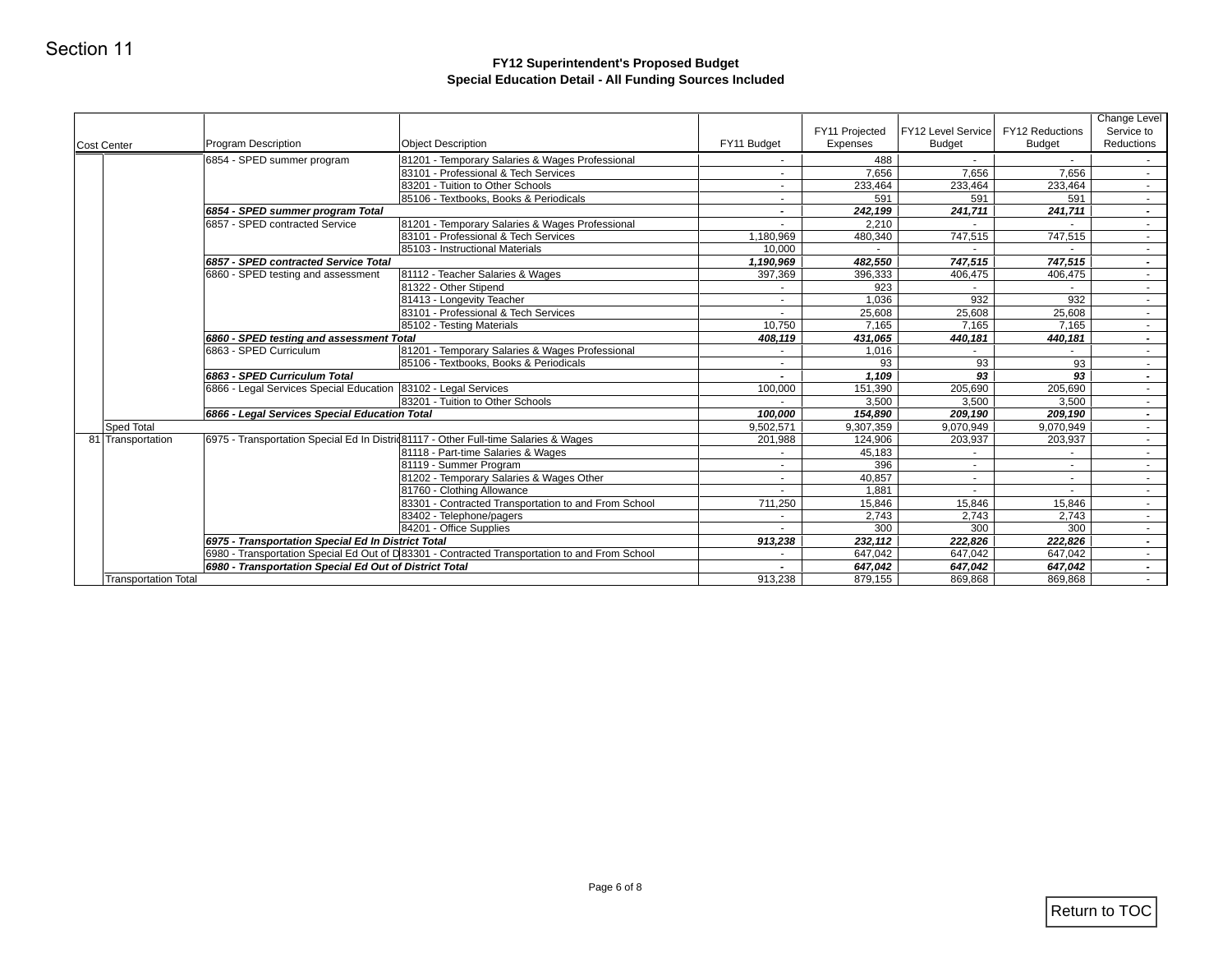Section 11

**FY12 Superintendent's Proposed Budget**
**Special Education Detail - All Funding Sources Included**

| Cost Center | | Program Description | Object Description | FY11 Budget | FY11 Projected Expenses | FY12 Level Service Budget | FY12 Reductions Budget | Change Level Service to Reductions |
|---|---|---|---|---|---|---|---|---|
| | | 6854 - SPED summer program | 81201 - Temporary Salaries & Wages Professional | - | 488 | - | - | - |
| | | | 83101 - Professional & Tech Services | - | 7,656 | 7,656 | 7,656 | - |
| | | | 83201 - Tuition to Other Schools | - | 233,464 | 233,464 | 233,464 | - |
| | | | 85106 - Textbooks, Books & Periodicals | - | 591 | 591 | 591 | - |
| | | ***6854 - SPED summer program Total*** | | - | ***242,199*** | ***241,711*** | ***241,711*** | - |
| | | 6857 - SPED contracted Service | 81201 - Temporary Salaries & Wages Professional | - | 2,210 | - | - | - |
| | | | 83101 - Professional & Tech Services | 1,180,969 | 480,340 | 747,515 | 747,515 | - |
| | | | 85103 - Instructional Materials | 10,000 | - | - | - | - |
| | | ***6857 - SPED contracted Service Total*** | | ***1,190,969*** | ***482,550*** | ***747,515*** | ***747,515*** | - |
| | | 6860 - SPED testing and assessment | 81112 - Teacher Salaries & Wages | 397,369 | 396,333 | 406,475 | 406,475 | - |
| | | | 81322 - Other Stipend | - | 923 | - | - | - |
| | | | 81413 - Longevity Teacher | - | 1,036 | 932 | 932 | - |
| | | | 83101 - Professional & Tech Services | - | 25,608 | 25,608 | 25,608 | - |
| | | | 85102 - Testing Materials | 10,750 | 7,165 | 7,165 | 7,165 | - |
| | | ***6860 - SPED testing and assessment Total*** | | ***408,119*** | ***431,065*** | ***440,181*** | ***440,181*** | - |
| | | 6863 - SPED Curriculum | 81201 - Temporary Salaries & Wages Professional | - | 1,016 | - | - | - |
| | | | 85106 - Textbooks, Books & Periodicals | - | 93 | 93 | 93 | - |
| | | ***6863 - SPED Curriculum Total*** | | - | ***1,109*** | ***93*** | ***93*** | - |
| | | 6866 - Legal Services Special Education | 83102 - Legal Services | 100,000 | 151,390 | 205,690 | 205,690 | - |
| | | | 83201 - Tuition to Other Schools | - | 3,500 | 3,500 | 3,500 | - |
| | | ***6866 - Legal Services Special Education Total*** | | ***100,000*** | ***154,890*** | ***209,190*** | ***209,190*** | - |
| | Sped Total | | | 9,502,571 | 9,307,359 | 9,070,949 | 9,070,949 | - |
| 81 | Transportation | 6975 - Transportation Special Ed In Distric | 81117 - Other Full-time Salaries & Wages | 201,988 | 124,906 | 203,937 | 203,937 | - |
| | | | 81118 - Part-time Salaries & Wages | - | 45,183 | - | - | - |
| | | | 81119 - Summer Program | - | 396 | - | - | - |
| | | | 81202 - Temporary Salaries & Wages Other | - | 40,857 | - | - | - |
| | | | 81760 - Clothing Allowance | - | 1,881 | - | - | - |
| | | | 83301 - Contracted Transportation to and From School | 711,250 | 15,846 | 15,846 | 15,846 | - |
| | | | 83402 - Telephone/pagers | - | 2,743 | 2,743 | 2,743 | - |
| | | | 84201 - Office Supplies | - | 300 | 300 | 300 | - |
| | | ***6975 - Transportation Special Ed In District Total*** | | ***913,238*** | ***232,112*** | ***222,826*** | ***222,826*** | - |
| | | 6980 - Transportation Special Ed Out of D | 83301 - Contracted Transportation to and From School | - | 647,042 | 647,042 | 647,042 | - |
| | | ***6980 - Transportation Special Ed Out of District Total*** | | - | ***647,042*** | ***647,042*** | ***647,042*** | - |
| | Transportation Total | | | 913,238 | 879,155 | 869,868 | 869,868 | - |

Return to TOC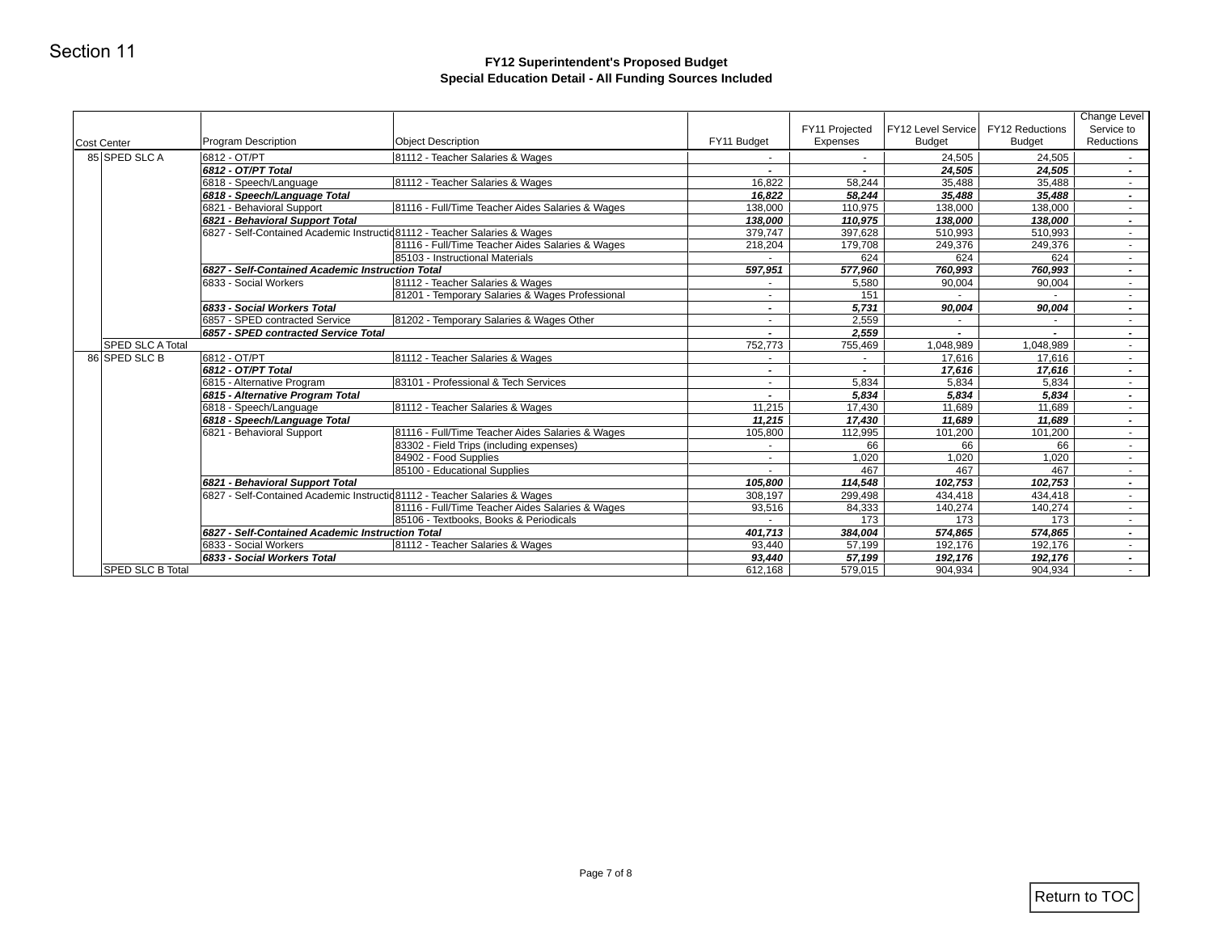Section 11

## FY12 Superintendent's Proposed Budget
## Special Education Detail - All Funding Sources Included

| Cost Center | Program Description | Object Description | FY11 Budget | FY11 Projected Expenses | FY12 Level Service Budget | FY12 Reductions Budget | Change Level Service to Reductions |
|---|---|---|---|---|---|---|---|
| 85 SPED SLC A | 6812 - OT/PT | 81112 - Teacher Salaries & Wages | - | - | 24,505 | 24,505 | - |
| | ***6812 - OT/PT Total*** | | ***-*** | ***-*** | ***24,505*** | ***24,505*** | ***-*** |
| | 6818 - Speech/Language | 81112 - Teacher Salaries & Wages | 16,822 | 58,244 | 35,488 | 35,488 | - |
| | ***6818 - Speech/Language Total*** | | ***16,822*** | ***58,244*** | ***35,488*** | ***35,488*** | ***-*** |
| | 6821 - Behavioral Support | 81116 - Full/Time Teacher Aides Salaries & Wages | 138,000 | 110,975 | 138,000 | 138,000 | - |
| | ***6821 - Behavioral Support Total*** | | ***138,000*** | ***110,975*** | ***138,000*** | ***138,000*** | ***-*** |
| | 6827 - Self-Contained Academic Instructio | 81112 - Teacher Salaries & Wages | 379,747 | 397,628 | 510,993 | 510,993 | - |
| | | 81116 - Full/Time Teacher Aides Salaries & Wages | 218,204 | 179,708 | 249,376 | 249,376 | - |
| | | 85103 - Instructional Materials | - | 624 | 624 | 624 | - |
| | ***6827 - Self-Contained Academic Instruction Total*** | | ***597,951*** | ***577,960*** | ***760,993*** | ***760,993*** | ***-*** |
| | 6833 - Social Workers | 81112 - Teacher Salaries & Wages | - | 5,580 | 90,004 | 90,004 | - |
| | | 81201 - Temporary Salaries & Wages Professional | - | 151 | - | - | - |
| | ***6833 - Social Workers Total*** | | ***-*** | ***5,731*** | ***90,004*** | ***90,004*** | ***-*** |
| | 6857 - SPED contracted Service | 81202 - Temporary Salaries & Wages Other | - | 2,559 | - | - | - |
| | ***6857 - SPED contracted Service Total*** | | ***-*** | ***2,559*** | ***-*** | ***-*** | ***-*** |
| SPED SLC A Total | | | 752,773 | 755,469 | 1,048,989 | 1,048,989 | - |
| 86 SPED SLC B | 6812 - OT/PT | 81112 - Teacher Salaries & Wages | - | - | 17,616 | 17,616 | - |
| | ***6812 - OT/PT Total*** | | ***-*** | ***-*** | ***17,616*** | ***17,616*** | ***-*** |
| | 6815 - Alternative Program | 83101 - Professional & Tech Services | - | 5,834 | 5,834 | 5,834 | - |
| | ***6815 - Alternative Program Total*** | | ***-*** | ***5,834*** | ***5,834*** | ***5,834*** | ***-*** |
| | 6818 - Speech/Language | 81112 - Teacher Salaries & Wages | 11,215 | 17,430 | 11,689 | 11,689 | - |
| | ***6818 - Speech/Language Total*** | | ***11,215*** | ***17,430*** | ***11,689*** | ***11,689*** | ***-*** |
| | 6821 - Behavioral Support | 81116 - Full/Time Teacher Aides Salaries & Wages | 105,800 | 112,995 | 101,200 | 101,200 | - |
| | | 83302 - Field Trips (including expenses) | - | 66 | 66 | 66 | - |
| | | 84902 - Food Supplies | - | 1,020 | 1,020 | 1,020 | - |
| | | 85100 - Educational Supplies | - | 467 | 467 | 467 | - |
| | ***6821 - Behavioral Support Total*** | | ***105,800*** | ***114,548*** | ***102,753*** | ***102,753*** | ***-*** |
| | 6827 - Self-Contained Academic Instructio | 81112 - Teacher Salaries & Wages | 308,197 | 299,498 | 434,418 | 434,418 | - |
| | | 81116 - Full/Time Teacher Aides Salaries & Wages | 93,516 | 84,333 | 140,274 | 140,274 | - |
| | | 85106 - Textbooks, Books & Periodicals | - | 173 | 173 | 173 | - |
| | ***6827 - Self-Contained Academic Instruction Total*** | | ***401,713*** | ***384,004*** | ***574,865*** | ***574,865*** | ***-*** |
| | 6833 - Social Workers | 81112 - Teacher Salaries & Wages | 93,440 | 57,199 | 192,176 | 192,176 | - |
| | ***6833 - Social Workers Total*** | | ***93,440*** | ***57,199*** | ***192,176*** | ***192,176*** | ***-*** |
| SPED SLC B Total | | | 612,168 | 579,015 | 904,934 | 904,934 | - |

Return to TOC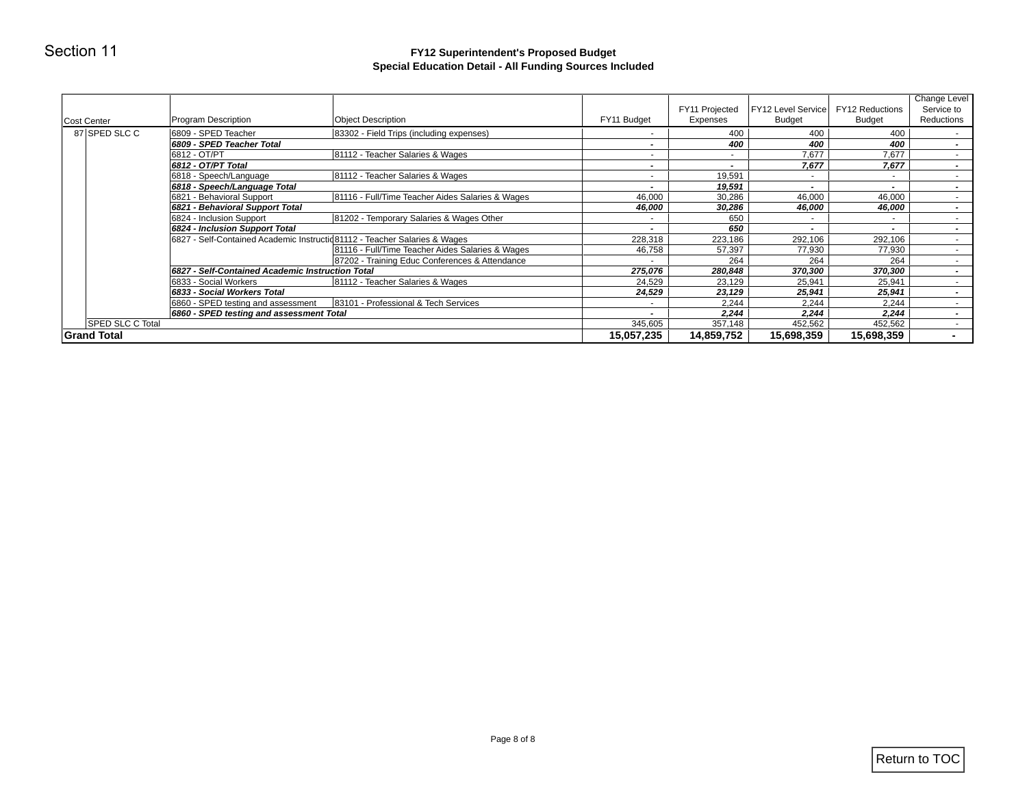Section 11

## FY12 Superintendent's Proposed Budget
## Special Education Detail - All Funding Sources Included

| Cost Center | | Program Description | Object Description | FY11 Budget | FY11 Projected Expenses | FY12 Level Service Budget | FY12 Reductions Budget | Change Level Service to Reductions |
|---|---|---|---|---|---|---|---|---|
| 87 | SPED SLC C | 6809 - SPED Teacher | 83302 - Field Trips (including expenses) | - | 400 | 400 | 400 | - |
| | | ***6809 - SPED Teacher Total*** | | - | ***400*** | ***400*** | ***400*** | - |
| | | 6812 - OT/PT | 81112 - Teacher Salaries & Wages | - | - | 7,677 | 7,677 | - |
| | | ***6812 - OT/PT Total*** | | - | - | ***7,677*** | ***7,677*** | - |
| | | 6818 - Speech/Language | 81112 - Teacher Salaries & Wages | - | 19,591 | - | - | - |
| | | ***6818 - Speech/Language Total*** | | - | ***19,591*** | - | - | - |
| | | 6821 - Behavioral Support | 81116 - Full/Time Teacher Aides Salaries & Wages | 46,000 | 30,286 | 46,000 | 46,000 | - |
| | | ***6821 - Behavioral Support Total*** | | ***46,000*** | ***30,286*** | ***46,000*** | ***46,000*** | - |
| | | 6824 - Inclusion Support | 81202 - Temporary Salaries & Wages Other | - | 650 | - | - | - |
| | | ***6824 - Inclusion Support Total*** | | - | ***650*** | - | - | - |
| | | 6827 - Self-Contained Academic Instructio | 81112 - Teacher Salaries & Wages | 228,318 | 223,186 | 292,106 | 292,106 | - |
| | | | 81116 - Full/Time Teacher Aides Salaries & Wages | 46,758 | 57,397 | 77,930 | 77,930 | - |
| | | | 87202 - Training Educ Conferences & Attendance | - | 264 | 264 | 264 | - |
| | | ***6827 - Self-Contained Academic Instruction Total*** | | ***275,076*** | ***280,848*** | ***370,300*** | ***370,300*** | - |
| | | 6833 - Social Workers | 81112 - Teacher Salaries & Wages | 24,529 | 23,129 | 25,941 | 25,941 | - |
| | | ***6833 - Social Workers Total*** | | ***24,529*** | ***23,129*** | ***25,941*** | ***25,941*** | - |
| | | 6860 - SPED testing and assessment | 83101 - Professional & Tech Services | - | 2,244 | 2,244 | 2,244 | - |
| | | ***6860 - SPED testing and assessment Total*** | | - | ***2,244*** | ***2,244*** | ***2,244*** | - |
| | SPED SLC C Total | | | 345,605 | 357,148 | 452,562 | 452,562 | - |
| **Grand Total** | | | | **15,057,235** | **14,859,752** | **15,698,359** | **15,698,359** | **-** |

Return to TOC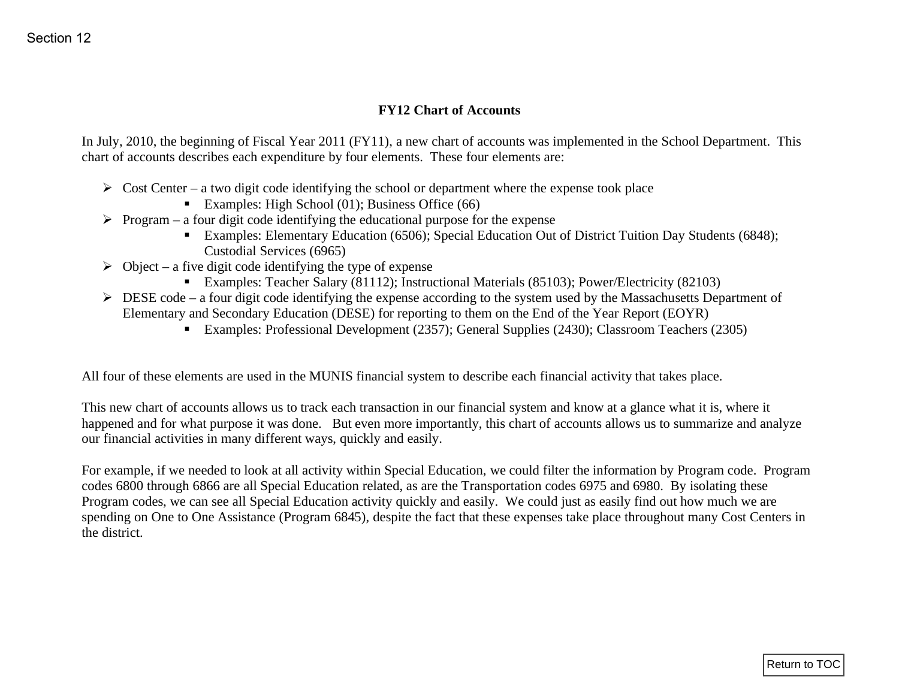Section 12

## FY12 Chart of Accounts

In July, 2010, the beginning of Fiscal Year 2011 (FY11), a new chart of accounts was implemented in the School Department. This chart of accounts describes each expenditure by four elements. These four elements are:

- Cost Center – a two digit code identifying the school or department where the expense took place
    - Examples: High School (01); Business Office (66)
- Program – a four digit code identifying the educational purpose for the expense
    - Examples: Elementary Education (6506); Special Education Out of District Tuition Day Students (6848); Custodial Services (6965)
- Object – a five digit code identifying the type of expense
    - Examples: Teacher Salary (81112); Instructional Materials (85103); Power/Electricity (82103)
- DESE code – a four digit code identifying the expense according to the system used by the Massachusetts Department of Elementary and Secondary Education (DESE) for reporting to them on the End of the Year Report (EOYR)
    - Examples: Professional Development (2357); General Supplies (2430); Classroom Teachers (2305)

All four of these elements are used in the MUNIS financial system to describe each financial activity that takes place.

This new chart of accounts allows us to track each transaction in our financial system and know at a glance what it is, where it happened and for what purpose it was done. But even more importantly, this chart of accounts allows us to summarize and analyze our financial activities in many different ways, quickly and easily.

For example, if we needed to look at all activity within Special Education, we could filter the information by Program code. Program codes 6800 through 6866 are all Special Education related, as are the Transportation codes 6975 and 6980. By isolating these Program codes, we can see all Special Education activity quickly and easily. We could just as easily find out how much we are spending on One to One Assistance (Program 6845), despite the fact that these expenses take place throughout many Cost Centers in the district.

Return to TOC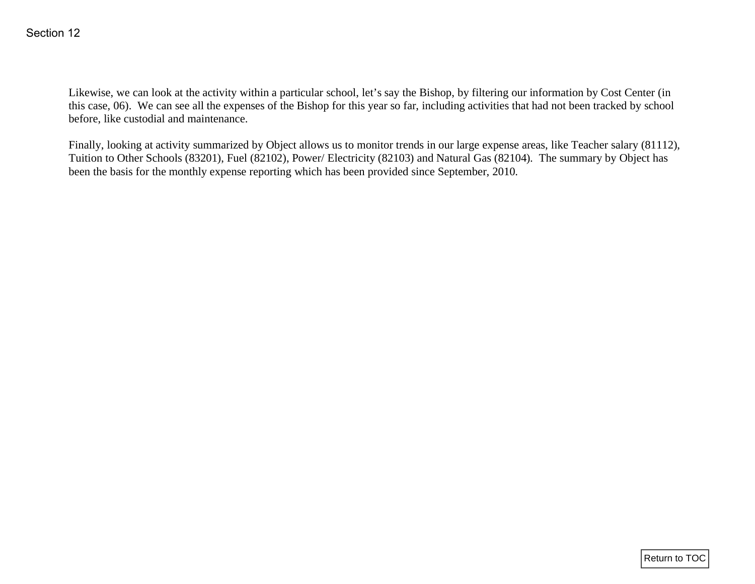Section 12

Likewise, we can look at the activity within a particular school, let's say the Bishop, by filtering our information by Cost Center (in this case, 06). We can see all the expenses of the Bishop for this year so far, including activities that had not been tracked by school before, like custodial and maintenance.

Finally, looking at activity summarized by Object allows us to monitor trends in our large expense areas, like Teacher salary (81112), Tuition to Other Schools (83201), Fuel (82102), Power/ Electricity (82103) and Natural Gas (82104). The summary by Object has been the basis for the monthly expense reporting which has been provided since September, 2010.

Return to TOC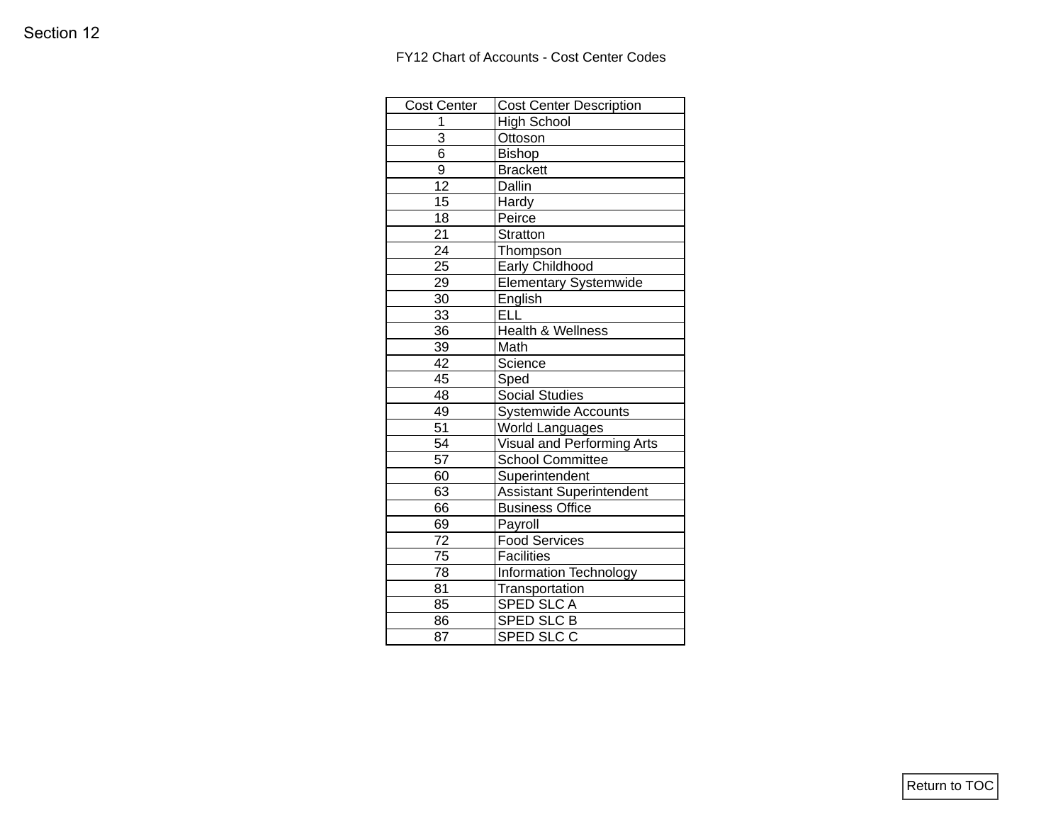Section 12

## FY12 Chart of Accounts - Cost Center Codes

| Cost Center | Cost Center Description |
|---|---|
| 1 | High School |
| 3 | Ottoson |
| 6 | Bishop |
| 9 | Brackett |
| 12 | Dallin |
| 15 | Hardy |
| 18 | Peirce |
| 21 | Stratton |
| 24 | Thompson |
| 25 | Early Childhood |
| 29 | Elementary Systemwide |
| 30 | English |
| 33 | ELL |
| 36 | Health & Wellness |
| 39 | Math |
| 42 | Science |
| 45 | Sped |
| 48 | Social Studies |
| 49 | Systemwide Accounts |
| 51 | World Languages |
| 54 | Visual and Performing Arts |
| 57 | School Committee |
| 60 | Superintendent |
| 63 | Assistant Superintendent |
| 66 | Business Office |
| 69 | Payroll |
| 72 | Food Services |
| 75 | Facilities |
| 78 | Information Technology |
| 81 | Transportation |
| 85 | SPED SLC A |
| 86 | SPED SLC B |
| 87 | SPED SLC C |

Return to TOC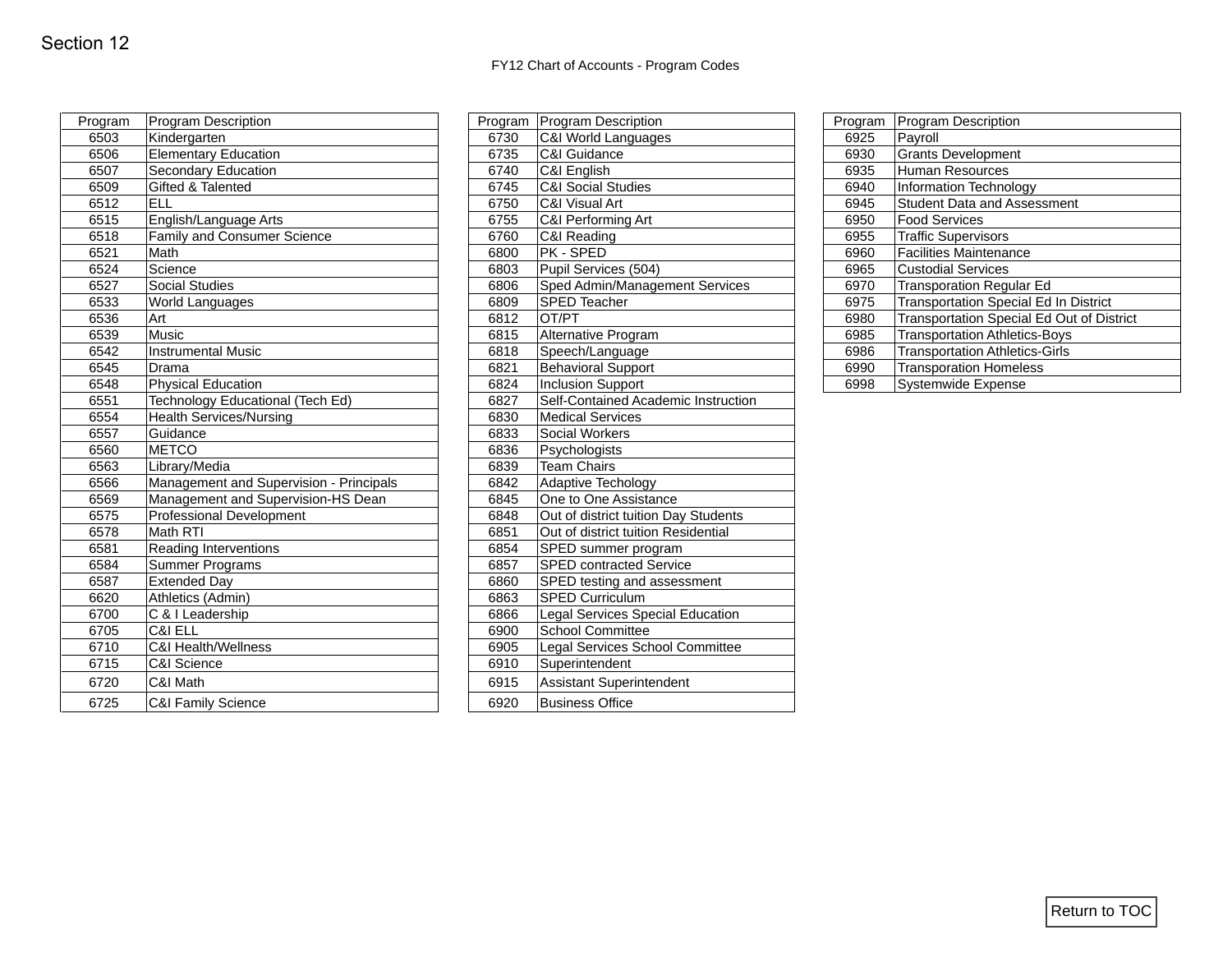Section 12

FY12 Chart of Accounts - Program Codes

| Program | Program Description |
|---|---|
| 6503 | Kindergarten |
| 6506 | Elementary Education |
| 6507 | Secondary Education |
| 6509 | Gifted & Talented |
| 6512 | ELL |
| 6515 | English/Language Arts |
| 6518 | Family and Consumer Science |
| 6521 | Math |
| 6524 | Science |
| 6527 | Social Studies |
| 6533 | World Languages |
| 6536 | Art |
| 6539 | Music |
| 6542 | Instrumental Music |
| 6545 | Drama |
| 6548 | Physical Education |
| 6551 | Technology Educational (Tech Ed) |
| 6554 | Health Services/Nursing |
| 6557 | Guidance |
| 6560 | METCO |
| 6563 | Library/Media |
| 6566 | Management and Supervision - Principals |
| 6569 | Management and Supervision-HS Dean |
| 6575 | Professional Development |
| 6578 | Math RTI |
| 6581 | Reading Interventions |
| 6584 | Summer Programs |
| 6587 | Extended Day |
| 6620 | Athletics (Admin) |
| 6700 | C & I Leadership |
| 6705 | C&I ELL |
| 6710 | C&I Health/Wellness |
| 6715 | C&I Science |
| 6720 | C&I Math |
| 6725 | C&I Family Science |

| Program | Program Description |
|---|---|
| 6730 | C&I World Languages |
| 6735 | C&I Guidance |
| 6740 | C&I English |
| 6745 | C&I Social Studies |
| 6750 | C&I Visual Art |
| 6755 | C&I Performing Art |
| 6760 | C&I Reading |
| 6800 | PK - SPED |
| 6803 | Pupil Services (504) |
| 6806 | Sped Admin/Management Services |
| 6809 | SPED Teacher |
| 6812 | OT/PT |
| 6815 | Alternative Program |
| 6818 | Speech/Language |
| 6821 | Behavioral Support |
| 6824 | Inclusion Support |
| 6827 | Self-Contained Academic Instruction |
| 6830 | Medical Services |
| 6833 | Social Workers |
| 6836 | Psychologists |
| 6839 | Team Chairs |
| 6842 | Adaptive Techology |
| 6845 | One to One Assistance |
| 6848 | Out of district tuition Day Students |
| 6851 | Out of district tuition Residential |
| 6854 | SPED summer program |
| 6857 | SPED contracted Service |
| 6860 | SPED testing and assessment |
| 6863 | SPED Curriculum |
| 6866 | Legal Services Special Education |
| 6900 | School Committee |
| 6905 | Legal Services School Committee |
| 6910 | Superintendent |
| 6915 | Assistant Superintendent |
| 6920 | Business Office |

| Program | Program Description |
|---|---|
| 6925 | Payroll |
| 6930 | Grants Development |
| 6935 | Human Resources |
| 6940 | Information Technology |
| 6945 | Student Data and Assessment |
| 6950 | Food Services |
| 6955 | Traffic Supervisors |
| 6960 | Facilities Maintenance |
| 6965 | Custodial Services |
| 6970 | Transporation Regular Ed |
| 6975 | Transportation Special Ed In District |
| 6980 | Transportation Special Ed Out of District |
| 6985 | Transportation Athletics-Boys |
| 6986 | Transportation Athletics-Girls |
| 6990 | Transporation Homeless |
| 6998 | Systemwide Expense |

Return to TOC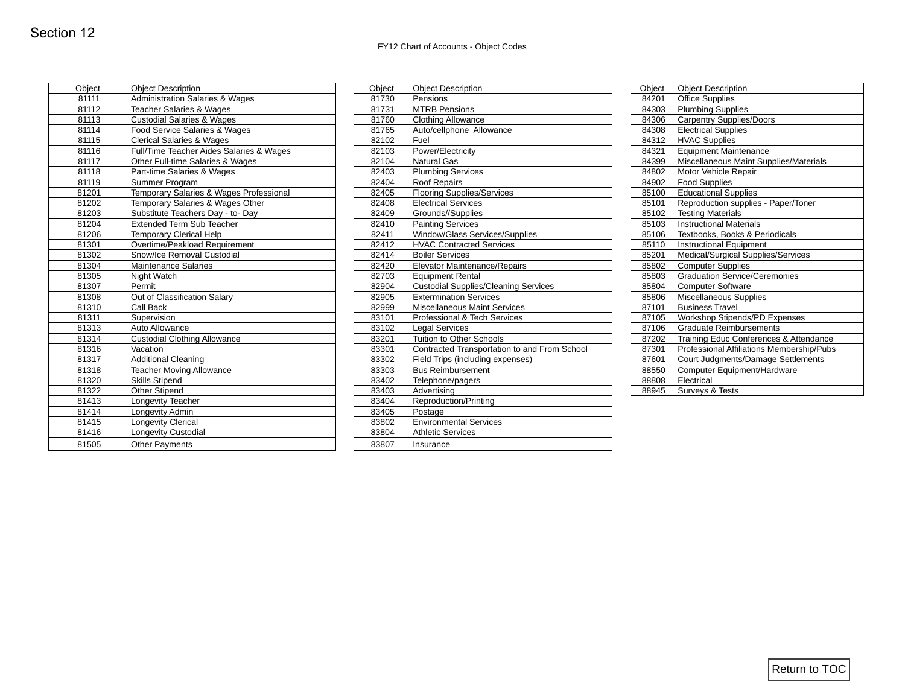# Section 12

FY12 Chart of Accounts - Object Codes

| Object | Object Description |
|---|---|
| 81111 | Administration Salaries & Wages |
| 81112 | Teacher Salaries & Wages |
| 81113 | Custodial Salaries & Wages |
| 81114 | Food Service Salaries & Wages |
| 81115 | Clerical Salaries & Wages |
| 81116 | Full/Time Teacher Aides Salaries & Wages |
| 81117 | Other Full-time Salaries & Wages |
| 81118 | Part-time Salaries & Wages |
| 81119 | Summer Program |
| 81201 | Temporary Salaries & Wages Professional |
| 81202 | Temporary Salaries & Wages Other |
| 81203 | Substitute Teachers Day - to- Day |
| 81204 | Extended Term Sub Teacher |
| 81206 | Temporary Clerical Help |
| 81301 | Overtime/Peakload Requirement |
| 81302 | Snow/Ice Removal Custodial |
| 81304 | Maintenance Salaries |
| 81305 | Night Watch |
| 81307 | Permit |
| 81308 | Out of Classification Salary |
| 81310 | Call Back |
| 81311 | Supervision |
| 81313 | Auto Allowance |
| 81314 | Custodial Clothing Allowance |
| 81316 | Vacation |
| 81317 | Additional Cleaning |
| 81318 | Teacher Moving Allowance |
| 81320 | Skills Stipend |
| 81322 | Other Stipend |
| 81413 | Longevity Teacher |
| 81414 | Longevity Admin |
| 81415 | Longevity Clerical |
| 81416 | Longevity Custodial |
| 81505 | Other Payments |

| Object | Object Description |
|---|---|
| 81730 | Pensions |
| 81731 | MTRB Pensions |
| 81760 | Clothing Allowance |
| 81765 | Auto/cellphone Allowance |
| 82102 | Fuel |
| 82103 | Power/Electricity |
| 82104 | Natural Gas |
| 82403 | Plumbing Services |
| 82404 | Roof Repairs |
| 82405 | Flooring Supplies/Services |
| 82408 | Electrical Services |
| 82409 | Grounds//Supplies |
| 82410 | Painting Services |
| 82411 | Window/Glass Services/Supplies |
| 82412 | HVAC Contracted Services |
| 82414 | Boiler Services |
| 82420 | Elevator Maintenance/Repairs |
| 82703 | Equipment Rental |
| 82904 | Custodial Supplies/Cleaning Services |
| 82905 | Extermination Services |
| 82999 | Miscellaneous Maint Services |
| 83101 | Professional & Tech Services |
| 83102 | Legal Services |
| 83201 | Tuition to Other Schools |
| 83301 | Contracted Transportation to and From School |
| 83302 | Field Trips (including expenses) |
| 83303 | Bus Reimbursement |
| 83402 | Telephone/pagers |
| 83403 | Advertising |
| 83404 | Reproduction/Printing |
| 83405 | Postage |
| 83802 | Environmental Services |
| 83804 | Athletic Services |
| 83807 | Insurance |

| Object | Object Description |
|---|---|
| 84201 | Office Supplies |
| 84303 | Plumbing Supplies |
| 84306 | Carpentry Supplies/Doors |
| 84308 | Electrical Supplies |
| 84312 | HVAC Supplies |
| 84321 | Equipment Maintenance |
| 84399 | Miscellaneous Maint Supplies/Materials |
| 84802 | Motor Vehicle Repair |
| 84902 | Food Supplies |
| 85100 | Educational Supplies |
| 85101 | Reproduction supplies - Paper/Toner |
| 85102 | Testing Materials |
| 85103 | Instructional Materials |
| 85106 | Textbooks, Books & Periodicals |
| 85110 | Instructional Equipment |
| 85201 | Medical/Surgical Supplies/Services |
| 85802 | Computer Supplies |
| 85803 | Graduation Service/Ceremonies |
| 85804 | Computer Software |
| 85806 | Miscellaneous Supplies |
| 87101 | Business Travel |
| 87105 | Workshop Stipends/PD Expenses |
| 87106 | Graduate Reimbursements |
| 87202 | Training Educ Conferences & Attendance |
| 87301 | Professional Affiliations Membership/Pubs |
| 87601 | Court Judgments/Damage Settlements |
| 88550 | Computer Equipment/Hardware |
| 88808 | Electrical |
| 88945 | Surveys & Tests |

Return to TOC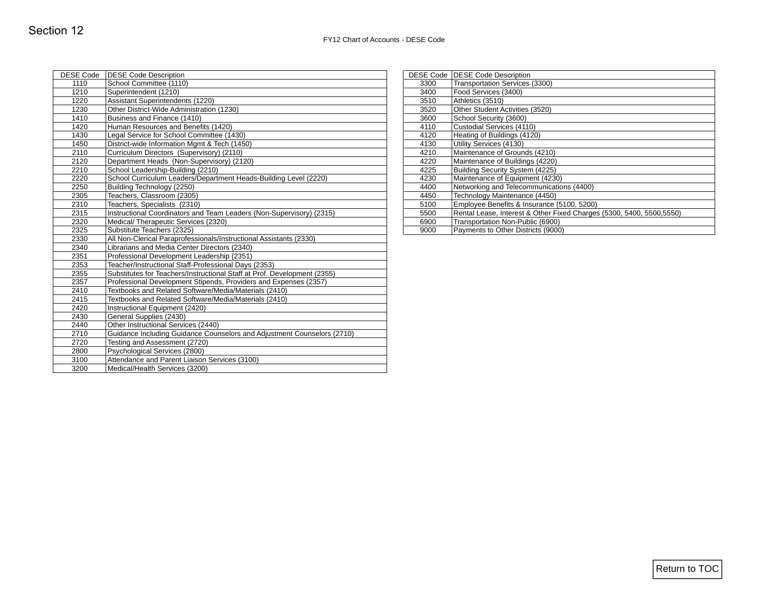# Section 12

FY12 Chart of Accounts - DESE Code

| DESE Code | DESE Code Description |
|---|---|
| 1110 | School Committee (1110) |
| 1210 | Superintendent (1210) |
| 1220 | Assistant Superintendents (1220) |
| 1230 | Other District-Wide Administration (1230) |
| 1410 | Business and Finance (1410) |
| 1420 | Human Resources and Benefits (1420) |
| 1430 | Legal Service for School Committee (1430) |
| 1450 | District-wide Information Mgmt & Tech (1450) |
| 2110 | Curriculum Directors (Supervisory) (2110) |
| 2120 | Department Heads (Non-Supervisory) (2120) |
| 2210 | School Leadership-Building (2210) |
| 2220 | School Curriculum Leaders/Department Heads-Building Level (2220) |
| 2250 | Building Technology (2250) |
| 2305 | Teachers, Classroom (2305) |
| 2310 | Teachers, Specialists (2310) |
| 2315 | Instructional Coordinators and Team Leaders (Non-Supervisory) (2315) |
| 2320 | Medical/ Therapeutic Services (2320) |
| 2325 | Substitute Teachers (2325) |
| 2330 | All Non-Clerical Paraprofessionals/Instructional Assistants (2330) |
| 2340 | Librarians and Media Center Directors (2340) |
| 2351 | Professional Development Leadership (2351) |
| 2353 | Teacher/Instructional Staff-Professional Days (2353) |
| 2355 | Substitutes for Teachers/Instructional Staff at Prof. Development (2355) |
| 2357 | Professional Development Stipends, Providers and Expenses (2357) |
| 2410 | Textbooks and Related Software/Media/Materials (2410) |
| 2415 | Textbooks and Related Software/Media/Materials (2410) |
| 2420 | Instructional Equipment (2420) |
| 2430 | General Supplies (2430) |
| 2440 | Other Instructional Services (2440) |
| 2710 | Guidance Including Guidance Counselors and Adjustment Counselors (2710) |
| 2720 | Testing and Assessment (2720) |
| 2800 | Psychological Services (2800) |
| 3100 | Attendance and Parent Liaison Services (3100) |
| 3200 | Medical/Health Services (3200) |

| DESE Code | DESE Code Description |
|---|---|
| 3300 | Transportation Services (3300) |
| 3400 | Food Services (3400) |
| 3510 | Athletics (3510) |
| 3520 | Other Student Activities (3520) |
| 3600 | School Security (3600) |
| 4110 | Custodial Services (4110) |
| 4120 | Heating of Buildings (4120) |
| 4130 | Utility Services (4130) |
| 4210 | Maintenance of Grounds (4210) |
| 4220 | Maintenance of Buildings (4220) |
| 4225 | Building Security System (4225) |
| 4230 | Maintenance of Equipment (4230) |
| 4400 | Networking and Telecommunications (4400) |
| 4450 | Technology Maintenance (4450) |
| 5100 | Employee Benefits & Insurance (5100, 5200) |
| 5500 | Rental Lease, Interest & Other Fixed Charges (5300, 5400, 5500,5550) |
| 6900 | Transportation Non-Public (6900) |
| 9000 | Payments to Other Districts (9000) |

Return to TOC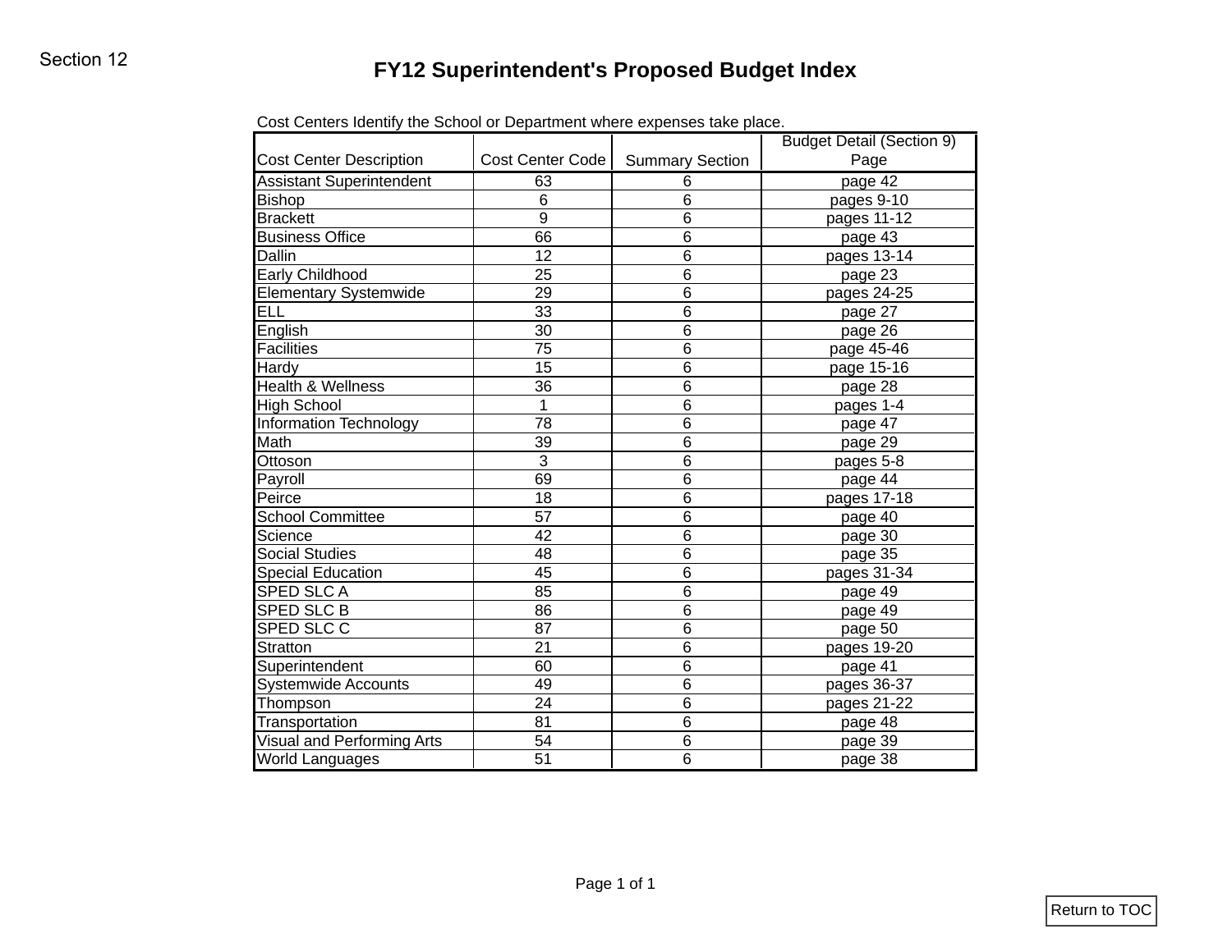Section 12

# FY12 Superintendent's Proposed Budget Index

Cost Centers Identify the School or Department where expenses take place.

| Cost Center Description | Cost Center Code | Summary Section | Budget Detail (Section 9) Page |
|---|---|---|---|
| Assistant Superintendent | 63 | 6 | page 42 |
| Bishop | 6 | 6 | pages 9-10 |
| Brackett | 9 | 6 | pages 11-12 |
| Business Office | 66 | 6 | page 43 |
| Dallin | 12 | 6 | pages 13-14 |
| Early Childhood | 25 | 6 | page 23 |
| Elementary Systemwide | 29 | 6 | pages 24-25 |
| ELL | 33 | 6 | page 27 |
| English | 30 | 6 | page 26 |
| Facilities | 75 | 6 | page 45-46 |
| Hardy | 15 | 6 | page 15-16 |
| Health & Wellness | 36 | 6 | page 28 |
| High School | 1 | 6 | pages 1-4 |
| Information Technology | 78 | 6 | page 47 |
| Math | 39 | 6 | page 29 |
| Ottoson | 3 | 6 | pages 5-8 |
| Payroll | 69 | 6 | page 44 |
| Peirce | 18 | 6 | pages 17-18 |
| School Committee | 57 | 6 | page 40 |
| Science | 42 | 6 | page 30 |
| Social Studies | 48 | 6 | page 35 |
| Special Education | 45 | 6 | pages 31-34 |
| SPED SLC A | 85 | 6 | page 49 |
| SPED SLC B | 86 | 6 | page 49 |
| SPED SLC C | 87 | 6 | page 50 |
| Stratton | 21 | 6 | pages 19-20 |
| Superintendent | 60 | 6 | page 41 |
| Systemwide Accounts | 49 | 6 | pages 36-37 |
| Thompson | 24 | 6 | pages 21-22 |
| Transportation | 81 | 6 | page 48 |
| Visual and Performing Arts | 54 | 6 | page 39 |
| World Languages | 51 | 6 | page 38 |

Return to TOC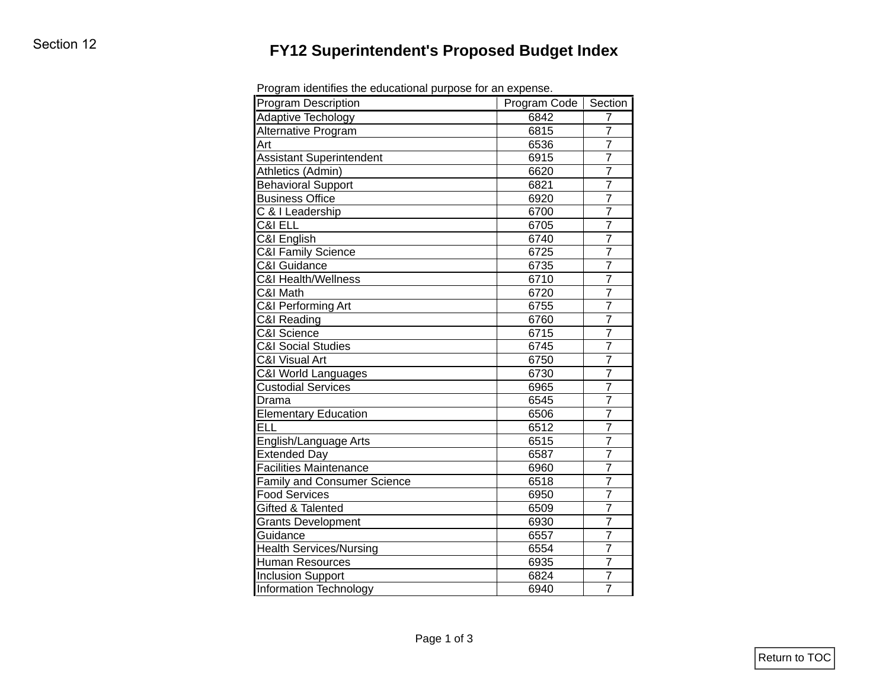Section 12

# FY12 Superintendent's Proposed Budget Index

Program identifies the educational purpose for an expense.

| Program Description | Program Code | Section |
|---|---|---|
| Adaptive Techology | 6842 | 7 |
| Alternative Program | 6815 | 7 |
| Art | 6536 | 7 |
| Assistant Superintendent | 6915 | 7 |
| Athletics (Admin) | 6620 | 7 |
| Behavioral Support | 6821 | 7 |
| Business Office | 6920 | 7 |
| C & I Leadership | 6700 | 7 |
| C&I ELL | 6705 | 7 |
| C&I English | 6740 | 7 |
| C&I Family Science | 6725 | 7 |
| C&I Guidance | 6735 | 7 |
| C&I Health/Wellness | 6710 | 7 |
| C&I Math | 6720 | 7 |
| C&I Performing Art | 6755 | 7 |
| C&I Reading | 6760 | 7 |
| C&I Science | 6715 | 7 |
| C&I Social Studies | 6745 | 7 |
| C&I Visual Art | 6750 | 7 |
| C&I World Languages | 6730 | 7 |
| Custodial Services | 6965 | 7 |
| Drama | 6545 | 7 |
| Elementary Education | 6506 | 7 |
| ELL | 6512 | 7 |
| English/Language Arts | 6515 | 7 |
| Extended Day | 6587 | 7 |
| Facilities Maintenance | 6960 | 7 |
| Family and Consumer Science | 6518 | 7 |
| Food Services | 6950 | 7 |
| Gifted & Talented | 6509 | 7 |
| Grants Development | 6930 | 7 |
| Guidance | 6557 | 7 |
| Health Services/Nursing | 6554 | 7 |
| Human Resources | 6935 | 7 |
| Inclusion Support | 6824 | 7 |
| Information Technology | 6940 | 7 |

Return to TOC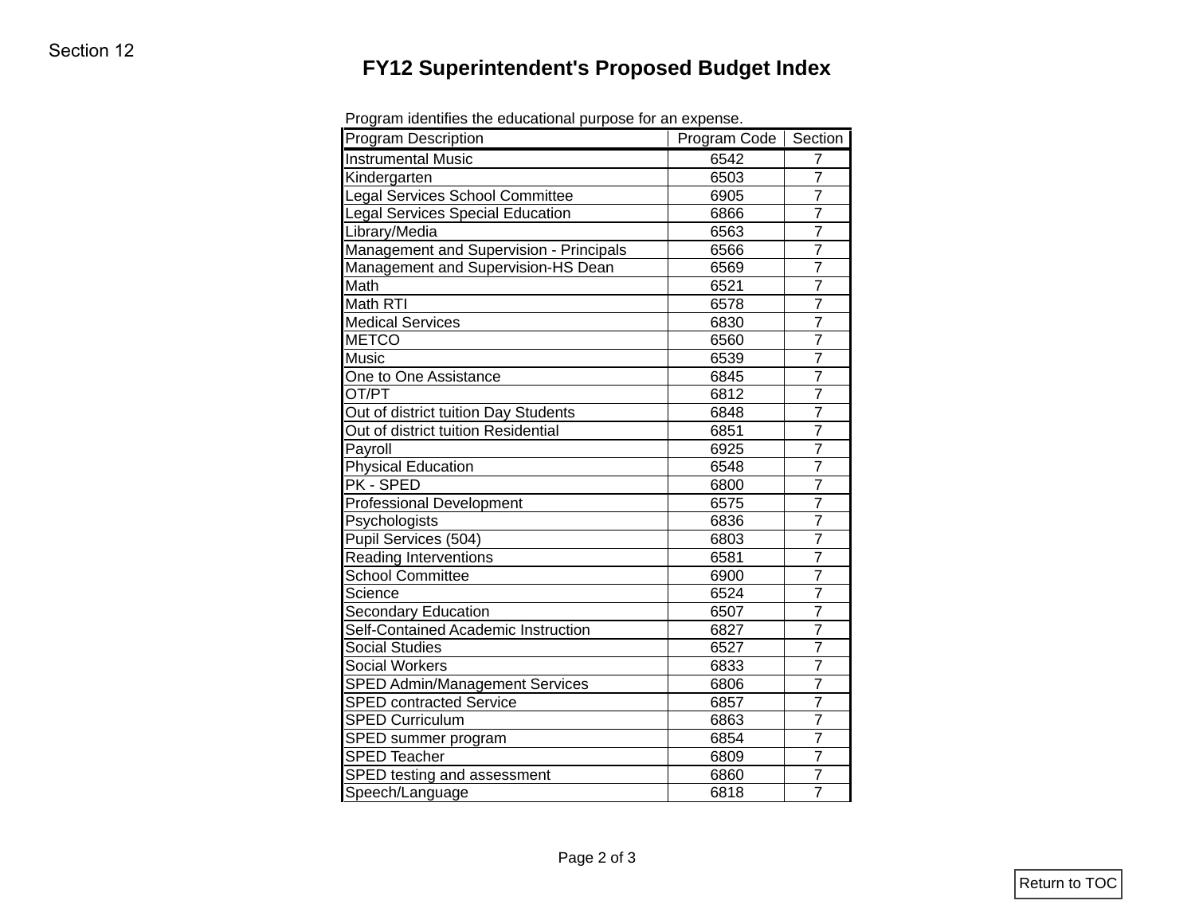Section 12

# FY12 Superintendent's Proposed Budget Index

Program identifies the educational purpose for an expense.

| Program Description | Program Code | Section |
|---|---|---|
| Instrumental Music | 6542 | 7 |
| Kindergarten | 6503 | 7 |
| Legal Services School Committee | 6905 | 7 |
| Legal Services Special Education | 6866 | 7 |
| Library/Media | 6563 | 7 |
| Management and Supervision - Principals | 6566 | 7 |
| Management and Supervision-HS Dean | 6569 | 7 |
| Math | 6521 | 7 |
| Math RTI | 6578 | 7 |
| Medical Services | 6830 | 7 |
| METCO | 6560 | 7 |
| Music | 6539 | 7 |
| One to One Assistance | 6845 | 7 |
| OT/PT | 6812 | 7 |
| Out of district tuition Day Students | 6848 | 7 |
| Out of district tuition Residential | 6851 | 7 |
| Payroll | 6925 | 7 |
| Physical Education | 6548 | 7 |
| PK - SPED | 6800 | 7 |
| Professional Development | 6575 | 7 |
| Psychologists | 6836 | 7 |
| Pupil Services (504) | 6803 | 7 |
| Reading Interventions | 6581 | 7 |
| School Committee | 6900 | 7 |
| Science | 6524 | 7 |
| Secondary Education | 6507 | 7 |
| Self-Contained Academic Instruction | 6827 | 7 |
| Social Studies | 6527 | 7 |
| Social Workers | 6833 | 7 |
| SPED Admin/Management Services | 6806 | 7 |
| SPED contracted Service | 6857 | 7 |
| SPED Curriculum | 6863 | 7 |
| SPED summer program | 6854 | 7 |
| SPED Teacher | 6809 | 7 |
| SPED testing and assessment | 6860 | 7 |
| Speech/Language | 6818 | 7 |

Return to TOC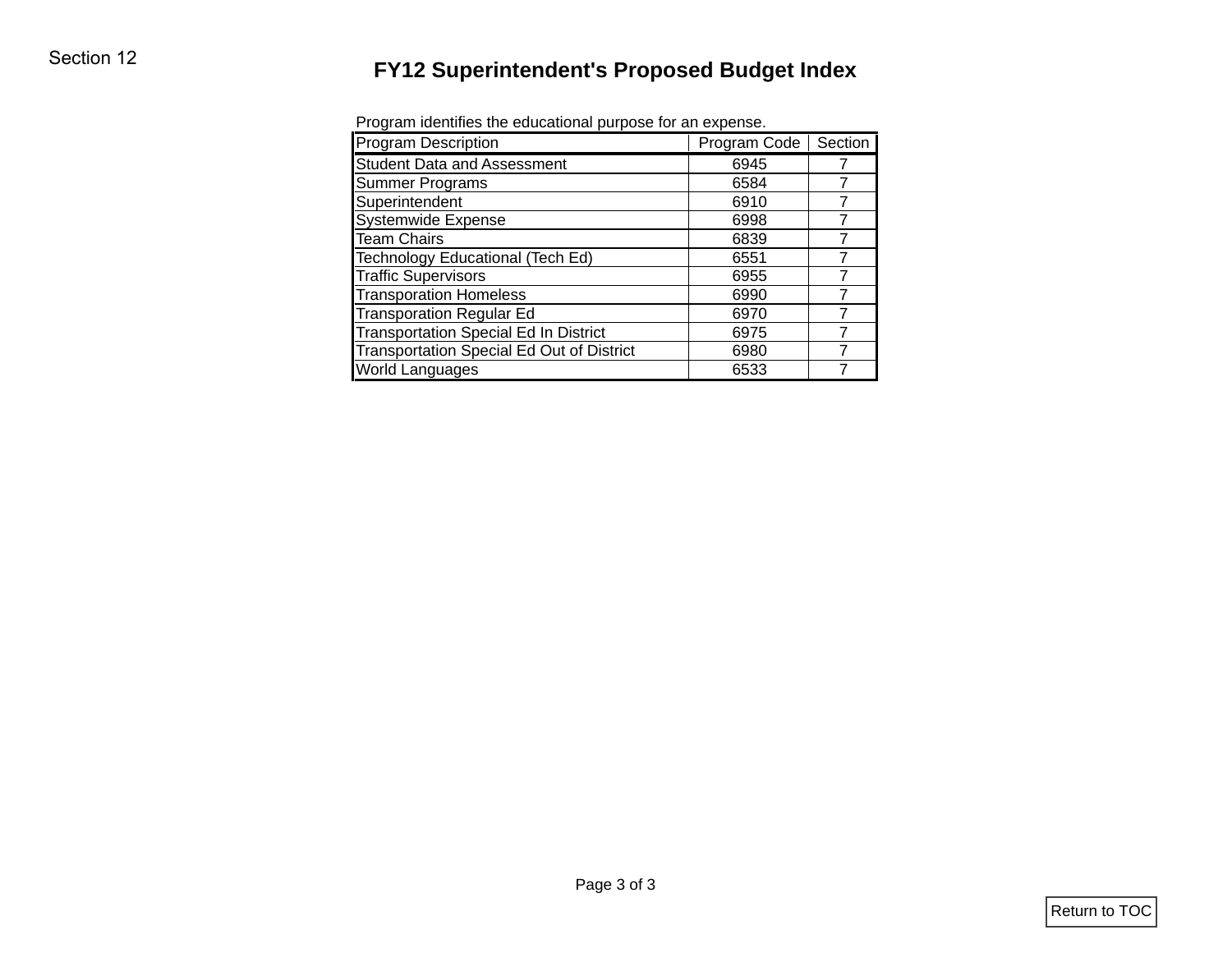Section 12

# FY12 Superintendent's Proposed Budget Index

Program identifies the educational purpose for an expense.

| Program Description | Program Code | Section |
|---|---|---|
| Student Data and Assessment | 6945 | 7 |
| Summer Programs | 6584 | 7 |
| Superintendent | 6910 | 7 |
| Systemwide Expense | 6998 | 7 |
| Team Chairs | 6839 | 7 |
| Technology Educational (Tech Ed) | 6551 | 7 |
| Traffic Supervisors | 6955 | 7 |
| Transporation Homeless | 6990 | 7 |
| Transporation Regular Ed | 6970 | 7 |
| Transportation Special Ed In District | 6975 | 7 |
| Transportation Special Ed Out of District | 6980 | 7 |
| World Languages | 6533 | 7 |

Return to TOC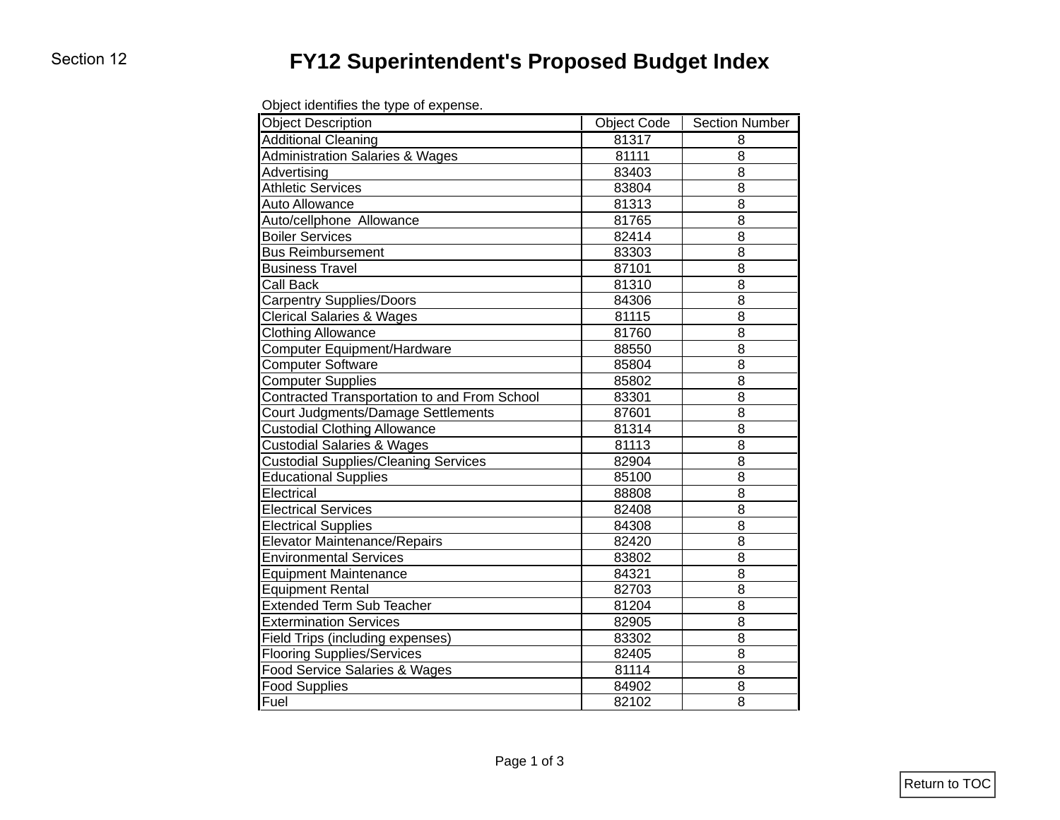Section 12

# FY12 Superintendent's Proposed Budget Index

Object identifies the type of expense.

| Object Description | Object Code | Section Number |
|---|---|---|
| Additional Cleaning | 81317 | 8 |
| Administration Salaries & Wages | 81111 | 8 |
| Advertising | 83403 | 8 |
| Athletic Services | 83804 | 8 |
| Auto Allowance | 81313 | 8 |
| Auto/cellphone  Allowance | 81765 | 8 |
| Boiler Services | 82414 | 8 |
| Bus Reimbursement | 83303 | 8 |
| Business Travel | 87101 | 8 |
| Call Back | 81310 | 8 |
| Carpentry Supplies/Doors | 84306 | 8 |
| Clerical Salaries & Wages | 81115 | 8 |
| Clothing Allowance | 81760 | 8 |
| Computer Equipment/Hardware | 88550 | 8 |
| Computer Software | 85804 | 8 |
| Computer Supplies | 85802 | 8 |
| Contracted Transportation to and From School | 83301 | 8 |
| Court Judgments/Damage Settlements | 87601 | 8 |
| Custodial Clothing Allowance | 81314 | 8 |
| Custodial Salaries & Wages | 81113 | 8 |
| Custodial Supplies/Cleaning Services | 82904 | 8 |
| Educational Supplies | 85100 | 8 |
| Electrical | 88808 | 8 |
| Electrical Services | 82408 | 8 |
| Electrical Supplies | 84308 | 8 |
| Elevator Maintenance/Repairs | 82420 | 8 |
| Environmental Services | 83802 | 8 |
| Equipment Maintenance | 84321 | 8 |
| Equipment Rental | 82703 | 8 |
| Extended Term Sub Teacher | 81204 | 8 |
| Extermination Services | 82905 | 8 |
| Field Trips (including expenses) | 83302 | 8 |
| Flooring Supplies/Services | 82405 | 8 |
| Food Service Salaries & Wages | 81114 | 8 |
| Food Supplies | 84902 | 8 |
| Fuel | 82102 | 8 |

Return to TOC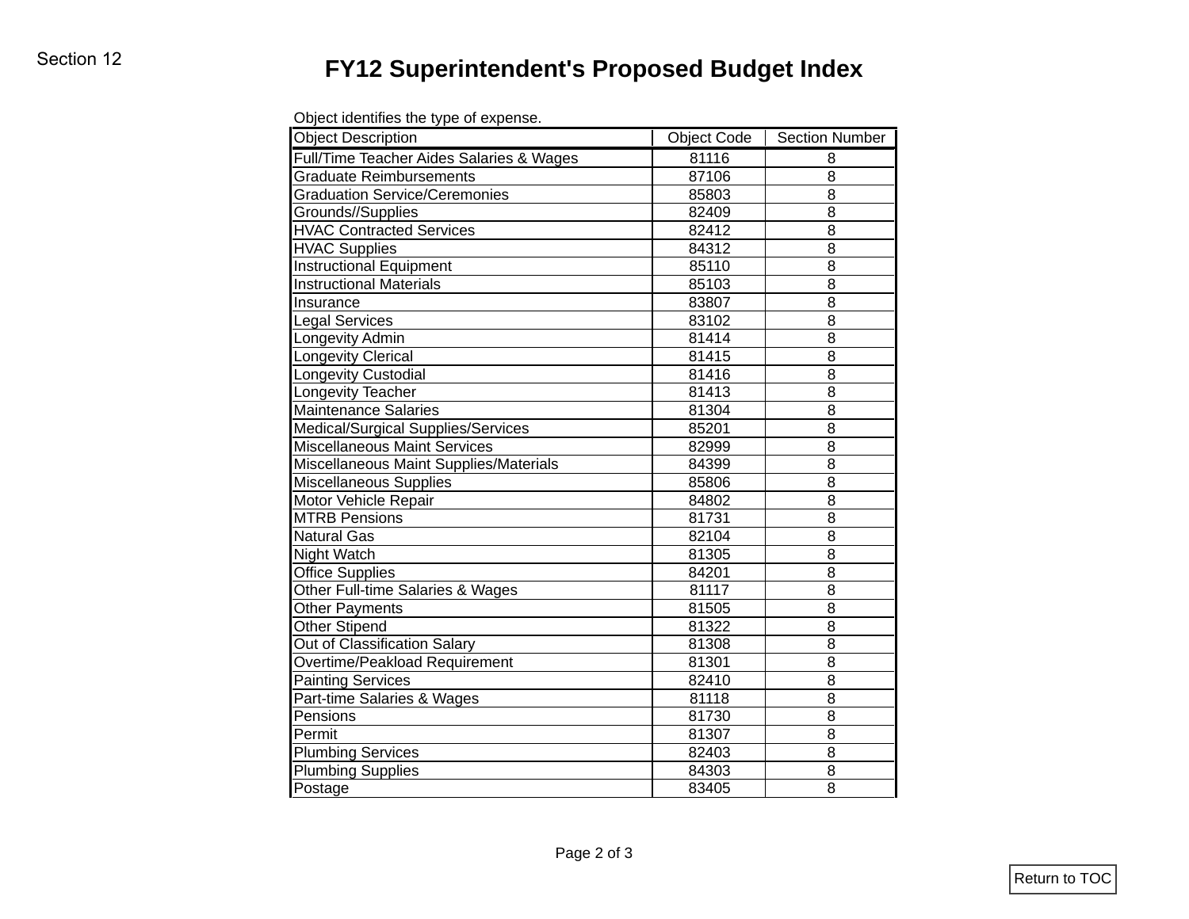Section 12

# FY12 Superintendent's Proposed Budget Index

Object identifies the type of expense.

| Object Description | Object Code | Section Number |
|---|---|---|
| Full/Time Teacher Aides Salaries & Wages | 81116 | 8 |
| Graduate Reimbursements | 87106 | 8 |
| Graduation Service/Ceremonies | 85803 | 8 |
| Grounds//Supplies | 82409 | 8 |
| HVAC Contracted Services | 82412 | 8 |
| HVAC Supplies | 84312 | 8 |
| Instructional Equipment | 85110 | 8 |
| Instructional Materials | 85103 | 8 |
| Insurance | 83807 | 8 |
| Legal Services | 83102 | 8 |
| Longevity Admin | 81414 | 8 |
| Longevity Clerical | 81415 | 8 |
| Longevity Custodial | 81416 | 8 |
| Longevity Teacher | 81413 | 8 |
| Maintenance Salaries | 81304 | 8 |
| Medical/Surgical Supplies/Services | 85201 | 8 |
| Miscellaneous Maint Services | 82999 | 8 |
| Miscellaneous Maint Supplies/Materials | 84399 | 8 |
| Miscellaneous Supplies | 85806 | 8 |
| Motor Vehicle Repair | 84802 | 8 |
| MTRB Pensions | 81731 | 8 |
| Natural Gas | 82104 | 8 |
| Night Watch | 81305 | 8 |
| Office Supplies | 84201 | 8 |
| Other Full-time Salaries & Wages | 81117 | 8 |
| Other Payments | 81505 | 8 |
| Other Stipend | 81322 | 8 |
| Out of Classification Salary | 81308 | 8 |
| Overtime/Peakload Requirement | 81301 | 8 |
| Painting Services | 82410 | 8 |
| Part-time Salaries & Wages | 81118 | 8 |
| Pensions | 81730 | 8 |
| Permit | 81307 | 8 |
| Plumbing Services | 82403 | 8 |
| Plumbing Supplies | 84303 | 8 |
| Postage | 83405 | 8 |

Return to TOC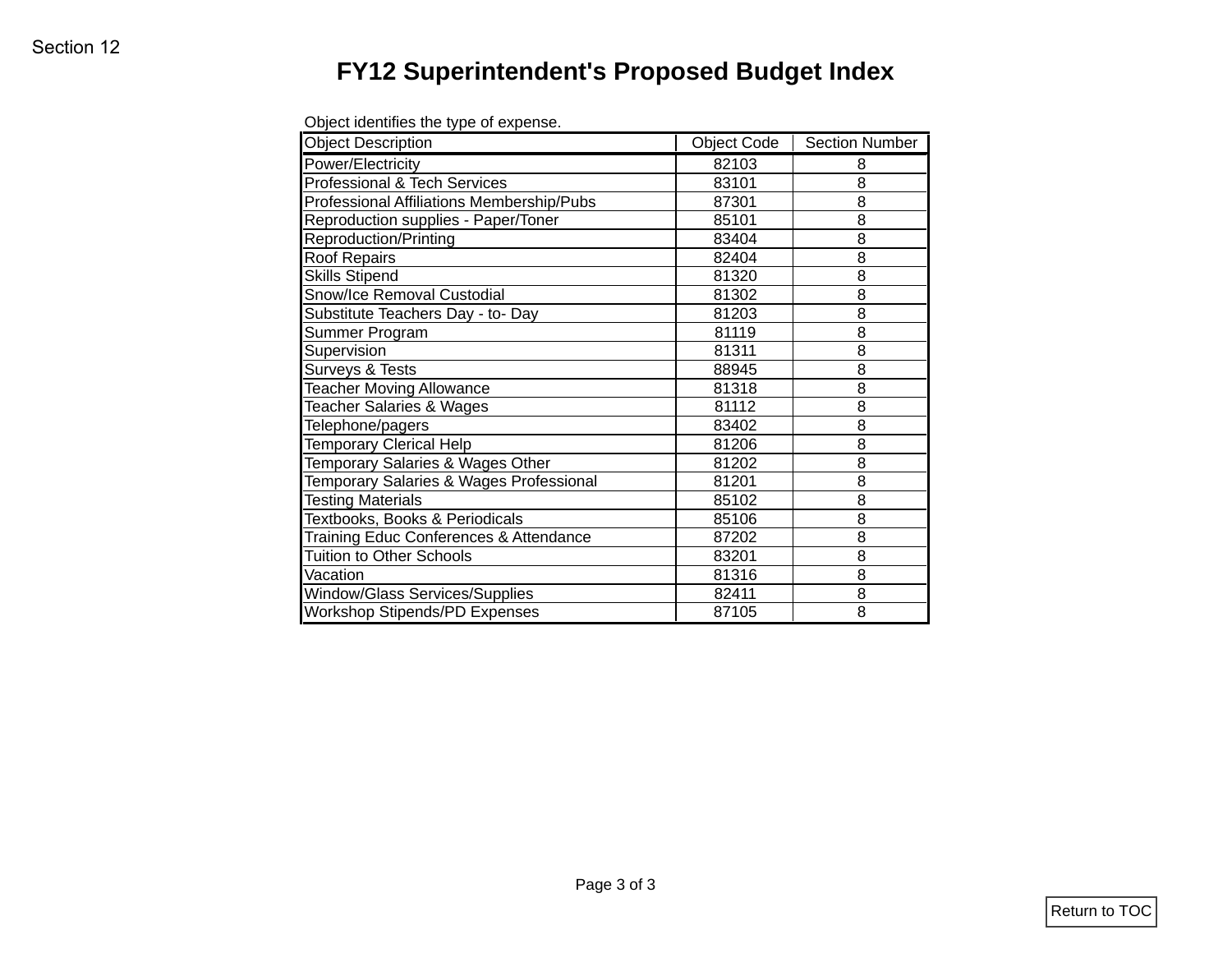Section 12

# FY12 Superintendent's Proposed Budget Index

Object identifies the type of expense.

| Object Description | Object Code | Section Number |
|---|---|---|
| Power/Electricity | 82103 | 8 |
| Professional & Tech Services | 83101 | 8 |
| Professional Affiliations Membership/Pubs | 87301 | 8 |
| Reproduction supplies - Paper/Toner | 85101 | 8 |
| Reproduction/Printing | 83404 | 8 |
| Roof Repairs | 82404 | 8 |
| Skills Stipend | 81320 | 8 |
| Snow/Ice Removal Custodial | 81302 | 8 |
| Substitute Teachers Day - to- Day | 81203 | 8 |
| Summer Program | 81119 | 8 |
| Supervision | 81311 | 8 |
| Surveys & Tests | 88945 | 8 |
| Teacher Moving Allowance | 81318 | 8 |
| Teacher Salaries & Wages | 81112 | 8 |
| Telephone/pagers | 83402 | 8 |
| Temporary Clerical Help | 81206 | 8 |
| Temporary Salaries & Wages Other | 81202 | 8 |
| Temporary Salaries & Wages Professional | 81201 | 8 |
| Testing Materials | 85102 | 8 |
| Textbooks, Books & Periodicals | 85106 | 8 |
| Training Educ Conferences & Attendance | 87202 | 8 |
| Tuition to Other Schools | 83201 | 8 |
| Vacation | 81316 | 8 |
| Window/Glass Services/Supplies | 82411 | 8 |
| Workshop Stipends/PD Expenses | 87105 | 8 |

Return to TOC